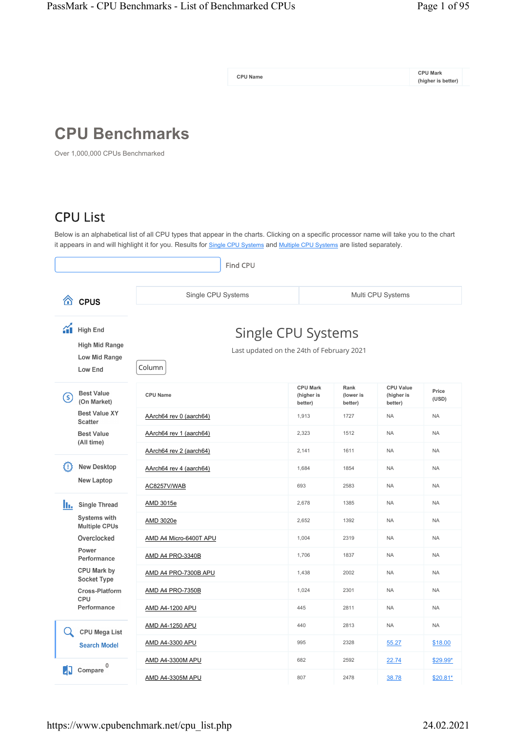| CPU Name | CPU Mark (higher is better) |
|---|---|

# CPU Benchmarks

Over 1,000,000 CPUs Benchmarked

## CPU List

Below is an alphabetical list of all CPU types that appear in the charts. Clicking on a specific processor name will take you to the chart it appears in and will highlight it for you. Results for Single CPU Systems and Multiple CPU Systems are listed separately.

Find CPU

**CPUS**

- High End
- High Mid Range
- Low Mid Range
- Low End

- Best Value (On Market)
- Best Value XY Scatter
- Best Value (All time)

- New Desktop
- New Laptop

- Single Thread
- Systems with Multiple CPUs
- Overclocked
- Power Performance
- CPU Mark by Socket Type
- Cross-Platform CPU Performance

- CPU Mega List
- Search Model

- Compare 0

| Single CPU Systems | Multi CPU Systems |
|---|---|

## Single CPU Systems

Last updated on the 24th of February 2021

Column

| CPU Name | CPU Mark (higher is better) | Rank (lower is better) | CPU Value (higher is better) | Price (USD) |
|---|---|---|---|---|
| AArch64 rev 0 (aarch64) | 1,913 | 1727 | NA | NA |
| AArch64 rev 1 (aarch64) | 2,323 | 1512 | NA | NA |
| AArch64 rev 2 (aarch64) | 2,141 | 1611 | NA | NA |
| AArch64 rev 4 (aarch64) | 1,684 | 1854 | NA | NA |
| AC8257V/WAB | 693 | 2583 | NA | NA |
| AMD 3015e | 2,678 | 1385 | NA | NA |
| AMD 3020e | 2,652 | 1392 | NA | NA |
| AMD A4 Micro-6400T APU | 1,004 | 2319 | NA | NA |
| AMD A4 PRO-3340B | 1,706 | 1837 | NA | NA |
| AMD A4 PRO-7300B APU | 1,438 | 2002 | NA | NA |
| AMD A4 PRO-7350B | 1,024 | 2301 | NA | NA |
| AMD A4-1200 APU | 445 | 2811 | NA | NA |
| AMD A4-1250 APU | 440 | 2813 | NA | NA |
| AMD A4-3300 APU | 995 | 2328 | 55.27 | $18.00 |
| AMD A4-3300M APU | 682 | 2592 | 22.74 | $29.99* |
| AMD A4-3305M APU | 807 | 2478 | 38.78 | $20.81* |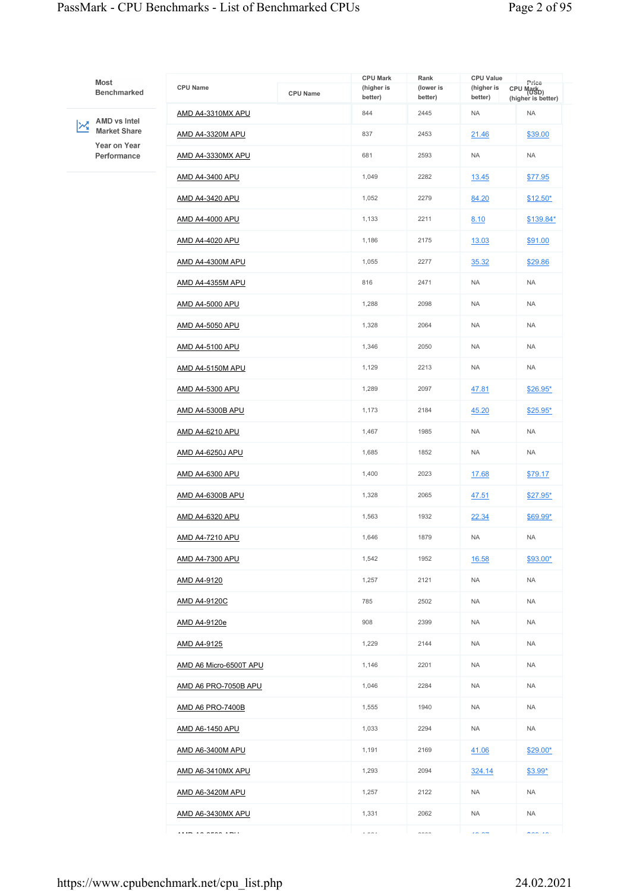Most Benchmarked

AMD vs Intel Market Share

Year on Year Performance

| CPU Name | CPU Mark (higher is better) | Rank (lower is better) | CPU Value (higher is better) | Price (USD) |
|---|---|---|---|---|
| AMD A4-3310MX APU | 844 | 2445 | NA | NA |
| AMD A4-3320M APU | 837 | 2453 | 21.46 | $39.00 |
| AMD A4-3330MX APU | 681 | 2593 | NA | NA |
| AMD A4-3400 APU | 1,049 | 2282 | 13.45 | $77.95 |
| AMD A4-3420 APU | 1,052 | 2279 | 84.20 | $12.50* |
| AMD A4-4000 APU | 1,133 | 2211 | 8.10 | $139.84* |
| AMD A4-4020 APU | 1,186 | 2175 | 13.03 | $91.00 |
| AMD A4-4300M APU | 1,055 | 2277 | 35.32 | $29.86 |
| AMD A4-4355M APU | 816 | 2471 | NA | NA |
| AMD A4-5000 APU | 1,288 | 2098 | NA | NA |
| AMD A4-5050 APU | 1,328 | 2064 | NA | NA |
| AMD A4-5100 APU | 1,346 | 2050 | NA | NA |
| AMD A4-5150M APU | 1,129 | 2213 | NA | NA |
| AMD A4-5300 APU | 1,289 | 2097 | 47.81 | $26.95* |
| AMD A4-5300B APU | 1,173 | 2184 | 45.20 | $25.95* |
| AMD A4-6210 APU | 1,467 | 1985 | NA | NA |
| AMD A4-6250J APU | 1,685 | 1852 | NA | NA |
| AMD A4-6300 APU | 1,400 | 2023 | 17.68 | $79.17 |
| AMD A4-6300B APU | 1,328 | 2065 | 47.51 | $27.95* |
| AMD A4-6320 APU | 1,563 | 1932 | 22.34 | $69.99* |
| AMD A4-7210 APU | 1,646 | 1879 | NA | NA |
| AMD A4-7300 APU | 1,542 | 1952 | 16.58 | $93.00* |
| AMD A4-9120 | 1,257 | 2121 | NA | NA |
| AMD A4-9120C | 785 | 2502 | NA | NA |
| AMD A4-9120e | 908 | 2399 | NA | NA |
| AMD A4-9125 | 1,229 | 2144 | NA | NA |
| AMD A6 Micro-6500T APU | 1,146 | 2201 | NA | NA |
| AMD A6 PRO-7050B APU | 1,046 | 2284 | NA | NA |
| AMD A6 PRO-7400B | 1,555 | 1940 | NA | NA |
| AMD A6-1450 APU | 1,033 | 2294 | NA | NA |
| AMD A6-3400M APU | 1,191 | 2169 | 41.06 | $29.00* |
| AMD A6-3410MX APU | 1,293 | 2094 | 324.14 | $3.99* |
| AMD A6-3420M APU | 1,257 | 2122 | NA | NA |
| AMD A6-3430MX APU | 1,331 | 2062 | NA | NA |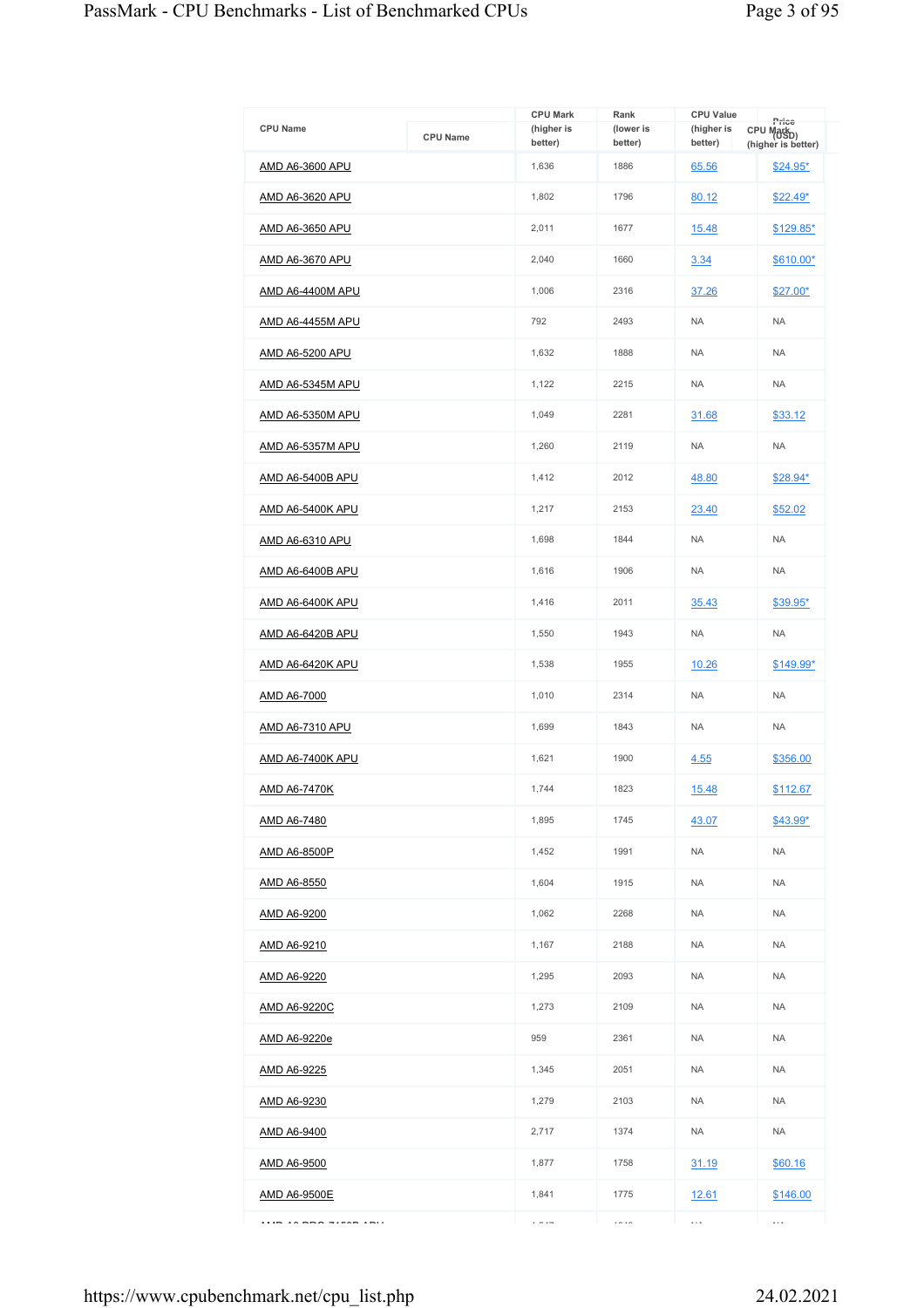| CPU Name | CPU Mark (higher is better) | Rank (lower is better) | CPU Value (higher is better) | Price (USD) |
|---|---|---|---|---|
| AMD A6-3600 APU | 1,636 | 1886 | 65.56 | $24.95* |
| AMD A6-3620 APU | 1,802 | 1796 | 80.12 | $22.49* |
| AMD A6-3650 APU | 2,011 | 1677 | 15.48 | $129.85* |
| AMD A6-3670 APU | 2,040 | 1660 | 3.34 | $610.00* |
| AMD A6-4400M APU | 1,006 | 2316 | 37.26 | $27.00* |
| AMD A6-4455M APU | 792 | 2493 | NA | NA |
| AMD A6-5200 APU | 1,632 | 1888 | NA | NA |
| AMD A6-5345M APU | 1,122 | 2215 | NA | NA |
| AMD A6-5350M APU | 1,049 | 2281 | 31.68 | $33.12 |
| AMD A6-5357M APU | 1,260 | 2119 | NA | NA |
| AMD A6-5400B APU | 1,412 | 2012 | 48.80 | $28.94* |
| AMD A6-5400K APU | 1,217 | 2153 | 23.40 | $52.02 |
| AMD A6-6310 APU | 1,698 | 1844 | NA | NA |
| AMD A6-6400B APU | 1,616 | 1906 | NA | NA |
| AMD A6-6400K APU | 1,416 | 2011 | 35.43 | $39.95* |
| AMD A6-6420B APU | 1,550 | 1943 | NA | NA |
| AMD A6-6420K APU | 1,538 | 1955 | 10.26 | $149.99* |
| AMD A6-7000 | 1,010 | 2314 | NA | NA |
| AMD A6-7310 APU | 1,699 | 1843 | NA | NA |
| AMD A6-7400K APU | 1,621 | 1900 | 4.55 | $356.00 |
| AMD A6-7470K | 1,744 | 1823 | 15.48 | $112.67 |
| AMD A6-7480 | 1,895 | 1745 | 43.07 | $43.99* |
| AMD A6-8500P | 1,452 | 1991 | NA | NA |
| AMD A6-8550 | 1,604 | 1915 | NA | NA |
| AMD A6-9200 | 1,062 | 2268 | NA | NA |
| AMD A6-9210 | 1,167 | 2188 | NA | NA |
| AMD A6-9220 | 1,295 | 2093 | NA | NA |
| AMD A6-9220C | 1,273 | 2109 | NA | NA |
| AMD A6-9220e | 959 | 2361 | NA | NA |
| AMD A6-9225 | 1,345 | 2051 | NA | NA |
| AMD A6-9230 | 1,279 | 2103 | NA | NA |
| AMD A6-9400 | 2,717 | 1374 | NA | NA |
| AMD A6-9500 | 1,877 | 1758 | 31.19 | $60.16 |
| AMD A6-9500E | 1,841 | 1775 | 12.61 | $146.00 |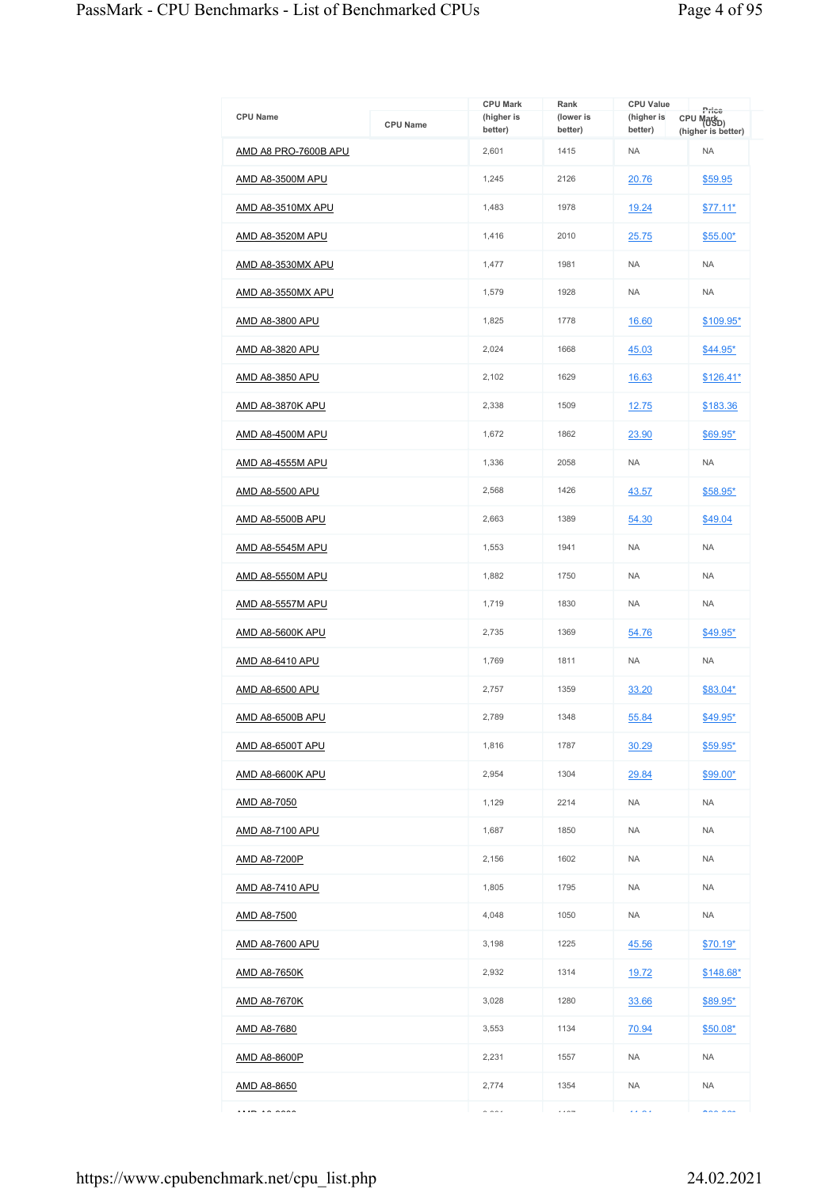| CPU Name | CPU Mark (higher is better) | Rank (lower is better) | CPU Value (higher is better) | Price (USD) |
|---|---|---|---|---|
| AMD A8 PRO-7600B APU | 2,601 | 1415 | NA | NA |
| AMD A8-3500M APU | 1,245 | 2126 | 20.76 | $59.95 |
| AMD A8-3510MX APU | 1,483 | 1978 | 19.24 | $77.11* |
| AMD A8-3520M APU | 1,416 | 2010 | 25.75 | $55.00* |
| AMD A8-3530MX APU | 1,477 | 1981 | NA | NA |
| AMD A8-3550MX APU | 1,579 | 1928 | NA | NA |
| AMD A8-3800 APU | 1,825 | 1778 | 16.60 | $109.95* |
| AMD A8-3820 APU | 2,024 | 1668 | 45.03 | $44.95* |
| AMD A8-3850 APU | 2,102 | 1629 | 16.63 | $126.41* |
| AMD A8-3870K APU | 2,338 | 1509 | 12.75 | $183.36 |
| AMD A8-4500M APU | 1,672 | 1862 | 23.90 | $69.95* |
| AMD A8-4555M APU | 1,336 | 2058 | NA | NA |
| AMD A8-5500 APU | 2,568 | 1426 | 43.57 | $58.95* |
| AMD A8-5500B APU | 2,663 | 1389 | 54.30 | $49.04 |
| AMD A8-5545M APU | 1,553 | 1941 | NA | NA |
| AMD A8-5550M APU | 1,882 | 1750 | NA | NA |
| AMD A8-5557M APU | 1,719 | 1830 | NA | NA |
| AMD A8-5600K APU | 2,735 | 1369 | 54.76 | $49.95* |
| AMD A8-6410 APU | 1,769 | 1811 | NA | NA |
| AMD A8-6500 APU | 2,757 | 1359 | 33.20 | $83.04* |
| AMD A8-6500B APU | 2,789 | 1348 | 55.84 | $49.95* |
| AMD A8-6500T APU | 1,816 | 1787 | 30.29 | $59.95* |
| AMD A8-6600K APU | 2,954 | 1304 | 29.84 | $99.00* |
| AMD A8-7050 | 1,129 | 2214 | NA | NA |
| AMD A8-7100 APU | 1,687 | 1850 | NA | NA |
| AMD A8-7200P | 2,156 | 1602 | NA | NA |
| AMD A8-7410 APU | 1,805 | 1795 | NA | NA |
| AMD A8-7500 | 4,048 | 1050 | NA | NA |
| AMD A8-7600 APU | 3,198 | 1225 | 45.56 | $70.19* |
| AMD A8-7650K | 2,932 | 1314 | 19.72 | $148.68* |
| AMD A8-7670K | 3,028 | 1280 | 33.66 | $89.95* |
| AMD A8-7680 | 3,553 | 1134 | 70.94 | $50.08* |
| AMD A8-8600P | 2,231 | 1557 | NA | NA |
| AMD A8-8650 | 2,774 | 1354 | NA | NA |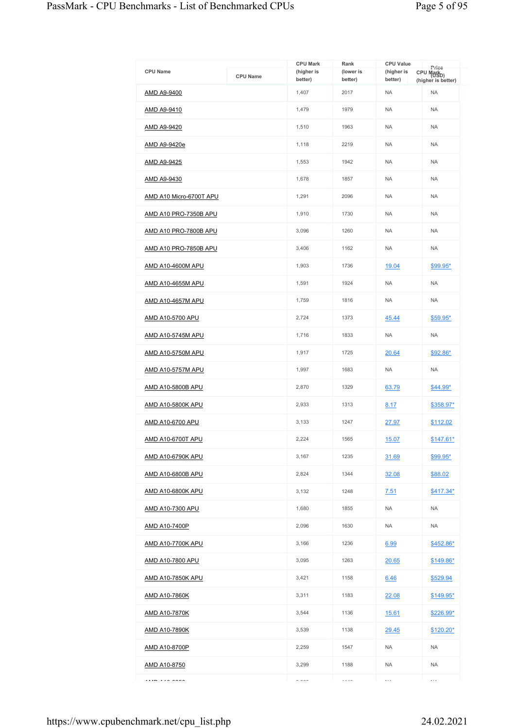| CPU Name | CPU Mark (higher is better) | Rank (lower is better) | CPU Value (higher is better) | Price (USD) |
|---|---|---|---|---|
| AMD A9-9400 | 1,407 | 2017 | NA | NA |
| AMD A9-9410 | 1,479 | 1979 | NA | NA |
| AMD A9-9420 | 1,510 | 1963 | NA | NA |
| AMD A9-9420e | 1,118 | 2219 | NA | NA |
| AMD A9-9425 | 1,553 | 1942 | NA | NA |
| AMD A9-9430 | 1,678 | 1857 | NA | NA |
| AMD A10 Micro-6700T APU | 1,291 | 2096 | NA | NA |
| AMD A10 PRO-7350B APU | 1,910 | 1730 | NA | NA |
| AMD A10 PRO-7800B APU | 3,096 | 1260 | NA | NA |
| AMD A10 PRO-7850B APU | 3,406 | 1162 | NA | NA |
| AMD A10-4600M APU | 1,903 | 1736 | 19.04 | $99.95* |
| AMD A10-4655M APU | 1,591 | 1924 | NA | NA |
| AMD A10-4657M APU | 1,759 | 1816 | NA | NA |
| AMD A10-5700 APU | 2,724 | 1373 | 45.44 | $59.95* |
| AMD A10-5745M APU | 1,716 | 1833 | NA | NA |
| AMD A10-5750M APU | 1,917 | 1725 | 20.64 | $92.86* |
| AMD A10-5757M APU | 1,997 | 1683 | NA | NA |
| AMD A10-5800B APU | 2,870 | 1329 | 63.79 | $44.99* |
| AMD A10-5800K APU | 2,933 | 1313 | 8.17 | $358.97* |
| AMD A10-6700 APU | 3,133 | 1247 | 27.97 | $112.02 |
| AMD A10-6700T APU | 2,224 | 1565 | 15.07 | $147.61* |
| AMD A10-6790K APU | 3,167 | 1235 | 31.69 | $99.95* |
| AMD A10-6800B APU | 2,824 | 1344 | 32.08 | $88.02 |
| AMD A10-6800K APU | 3,132 | 1248 | 7.51 | $417.34* |
| AMD A10-7300 APU | 1,680 | 1855 | NA | NA |
| AMD A10-7400P | 2,096 | 1630 | NA | NA |
| AMD A10-7700K APU | 3,166 | 1236 | 6.99 | $452.86* |
| AMD A10-7800 APU | 3,095 | 1263 | 20.65 | $149.86* |
| AMD A10-7850K APU | 3,421 | 1158 | 6.46 | $529.94 |
| AMD A10-7860K | 3,311 | 1183 | 22.08 | $149.95* |
| AMD A10-7870K | 3,544 | 1136 | 15.61 | $226.99* |
| AMD A10-7890K | 3,539 | 1138 | 29.45 | $120.20* |
| AMD A10-8700P | 2,259 | 1547 | NA | NA |
| AMD A10-8750 | 3,299 | 1188 | NA | NA |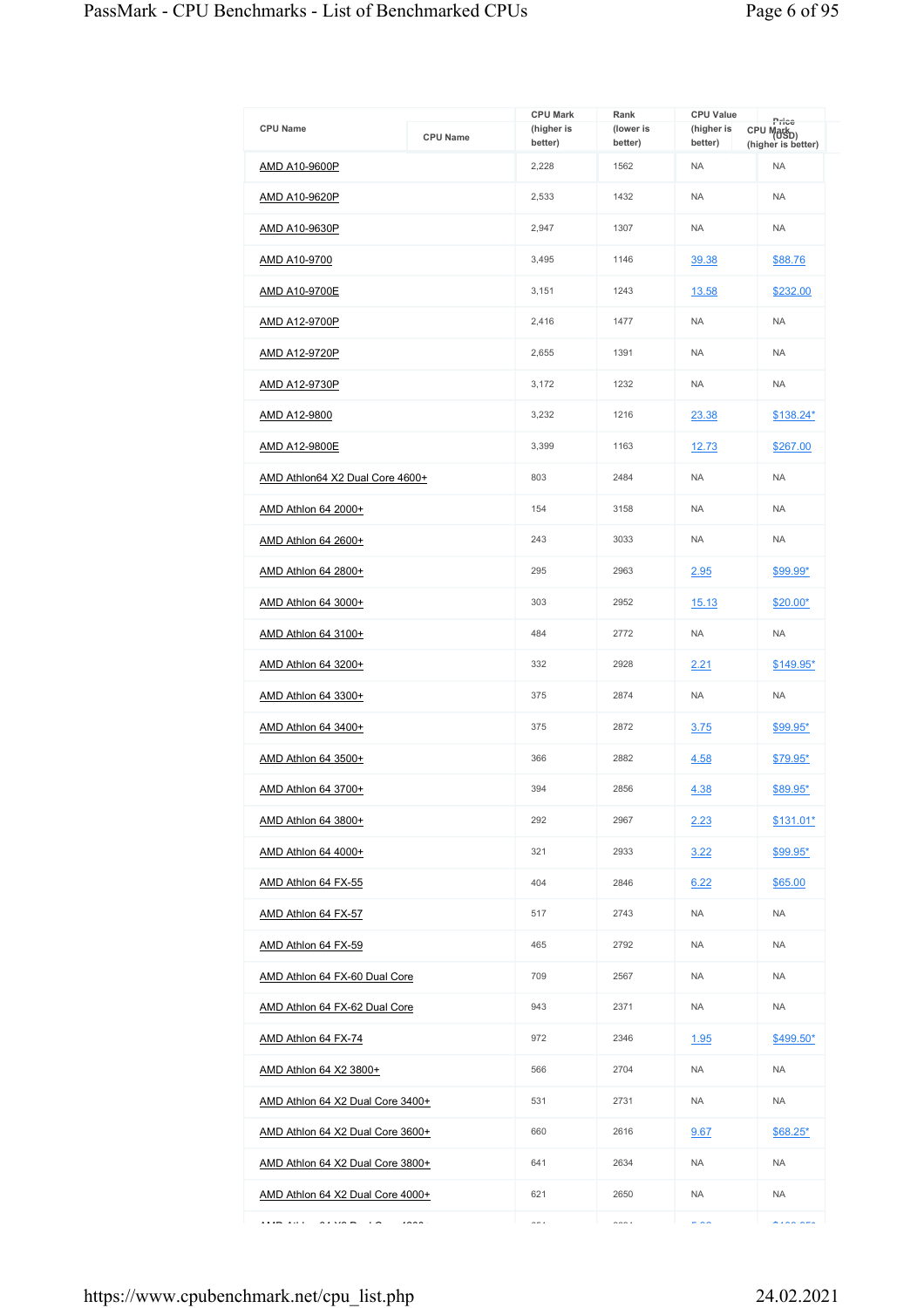| CPU Name | CPU Mark (higher is better) | Rank (lower is better) | CPU Value (higher is better) | Price (USD) |
|---|---|---|---|---|
| AMD A10-9600P | 2,228 | 1562 | NA | NA |
| AMD A10-9620P | 2,533 | 1432 | NA | NA |
| AMD A10-9630P | 2,947 | 1307 | NA | NA |
| AMD A10-9700 | 3,495 | 1146 | 39.38 | $88.76 |
| AMD A10-9700E | 3,151 | 1243 | 13.58 | $232.00 |
| AMD A12-9700P | 2,416 | 1477 | NA | NA |
| AMD A12-9720P | 2,655 | 1391 | NA | NA |
| AMD A12-9730P | 3,172 | 1232 | NA | NA |
| AMD A12-9800 | 3,232 | 1216 | 23.38 | $138.24* |
| AMD A12-9800E | 3,399 | 1163 | 12.73 | $267.00 |
| AMD Athlon64 X2 Dual Core 4600+ | 803 | 2484 | NA | NA |
| AMD Athlon 64 2000+ | 154 | 3158 | NA | NA |
| AMD Athlon 64 2600+ | 243 | 3033 | NA | NA |
| AMD Athlon 64 2800+ | 295 | 2963 | 2.95 | $99.99* |
| AMD Athlon 64 3000+ | 303 | 2952 | 15.13 | $20.00* |
| AMD Athlon 64 3100+ | 484 | 2772 | NA | NA |
| AMD Athlon 64 3200+ | 332 | 2928 | 2.21 | $149.95* |
| AMD Athlon 64 3300+ | 375 | 2874 | NA | NA |
| AMD Athlon 64 3400+ | 375 | 2872 | 3.75 | $99.95* |
| AMD Athlon 64 3500+ | 366 | 2882 | 4.58 | $79.95* |
| AMD Athlon 64 3700+ | 394 | 2856 | 4.38 | $89.95* |
| AMD Athlon 64 3800+ | 292 | 2967 | 2.23 | $131.01* |
| AMD Athlon 64 4000+ | 321 | 2933 | 3.22 | $99.95* |
| AMD Athlon 64 FX-55 | 404 | 2846 | 6.22 | $65.00 |
| AMD Athlon 64 FX-57 | 517 | 2743 | NA | NA |
| AMD Athlon 64 FX-59 | 465 | 2792 | NA | NA |
| AMD Athlon 64 FX-60 Dual Core | 709 | 2567 | NA | NA |
| AMD Athlon 64 FX-62 Dual Core | 943 | 2371 | NA | NA |
| AMD Athlon 64 FX-74 | 972 | 2346 | 1.95 | $499.50* |
| AMD Athlon 64 X2 3800+ | 566 | 2704 | NA | NA |
| AMD Athlon 64 X2 Dual Core 3400+ | 531 | 2731 | NA | NA |
| AMD Athlon 64 X2 Dual Core 3600+ | 660 | 2616 | 9.67 | $68.25* |
| AMD Athlon 64 X2 Dual Core 3800+ | 641 | 2634 | NA | NA |
| AMD Athlon 64 X2 Dual Core 4000+ | 621 | 2650 | NA | NA |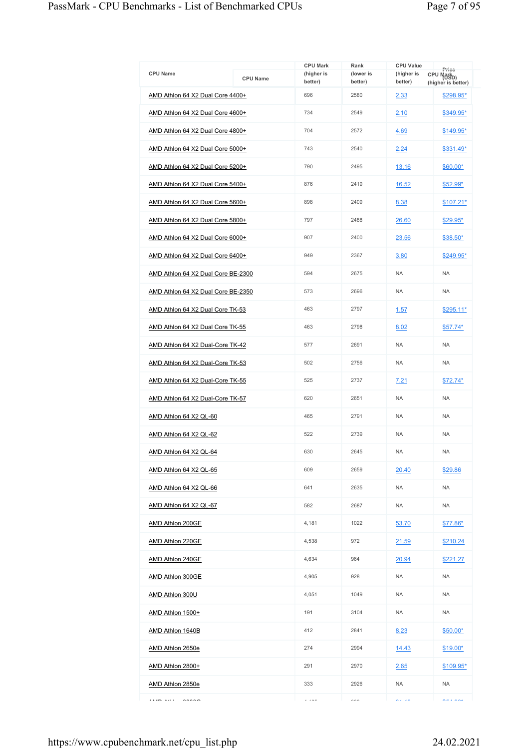| CPU Name | CPU Mark (higher is better) | Rank (lower is better) | CPU Value (higher is better) | Price (USD) |
|---|---|---|---|---|
| AMD Athlon 64 X2 Dual Core 4400+ | 696 | 2580 | 2.33 | $298.95* |
| AMD Athlon 64 X2 Dual Core 4600+ | 734 | 2549 | 2.10 | $349.95* |
| AMD Athlon 64 X2 Dual Core 4800+ | 704 | 2572 | 4.69 | $149.95* |
| AMD Athlon 64 X2 Dual Core 5000+ | 743 | 2540 | 2.24 | $331.49* |
| AMD Athlon 64 X2 Dual Core 5200+ | 790 | 2495 | 13.16 | $60.00* |
| AMD Athlon 64 X2 Dual Core 5400+ | 876 | 2419 | 16.52 | $52.99* |
| AMD Athlon 64 X2 Dual Core 5600+ | 898 | 2409 | 8.38 | $107.21* |
| AMD Athlon 64 X2 Dual Core 5800+ | 797 | 2488 | 26.60 | $29.95* |
| AMD Athlon 64 X2 Dual Core 6000+ | 907 | 2400 | 23.56 | $38.50* |
| AMD Athlon 64 X2 Dual Core 6400+ | 949 | 2367 | 3.80 | $249.95* |
| AMD Athlon 64 X2 Dual Core BE-2300 | 594 | 2675 | NA | NA |
| AMD Athlon 64 X2 Dual Core BE-2350 | 573 | 2696 | NA | NA |
| AMD Athlon 64 X2 Dual Core TK-53 | 463 | 2797 | 1.57 | $295.11* |
| AMD Athlon 64 X2 Dual Core TK-55 | 463 | 2798 | 8.02 | $57.74* |
| AMD Athlon 64 X2 Dual-Core TK-42 | 577 | 2691 | NA | NA |
| AMD Athlon 64 X2 Dual-Core TK-53 | 502 | 2756 | NA | NA |
| AMD Athlon 64 X2 Dual-Core TK-55 | 525 | 2737 | 7.21 | $72.74* |
| AMD Athlon 64 X2 Dual-Core TK-57 | 620 | 2651 | NA | NA |
| AMD Athlon 64 X2 QL-60 | 465 | 2791 | NA | NA |
| AMD Athlon 64 X2 QL-62 | 522 | 2739 | NA | NA |
| AMD Athlon 64 X2 QL-64 | 630 | 2645 | NA | NA |
| AMD Athlon 64 X2 QL-65 | 609 | 2659 | 20.40 | $29.86 |
| AMD Athlon 64 X2 QL-66 | 641 | 2635 | NA | NA |
| AMD Athlon 64 X2 QL-67 | 582 | 2687 | NA | NA |
| AMD Athlon 200GE | 4,181 | 1022 | 53.70 | $77.86* |
| AMD Athlon 220GE | 4,538 | 972 | 21.59 | $210.24 |
| AMD Athlon 240GE | 4,634 | 964 | 20.94 | $221.27 |
| AMD Athlon 300GE | 4,905 | 928 | NA | NA |
| AMD Athlon 300U | 4,051 | 1049 | NA | NA |
| AMD Athlon 1500+ | 191 | 3104 | NA | NA |
| AMD Athlon 1640B | 412 | 2841 | 8.23 | $50.00* |
| AMD Athlon 2650e | 274 | 2994 | 14.43 | $19.00* |
| AMD Athlon 2800+ | 291 | 2970 | 2.65 | $109.95* |
| AMD Athlon 2850e | 333 | 2926 | NA | NA |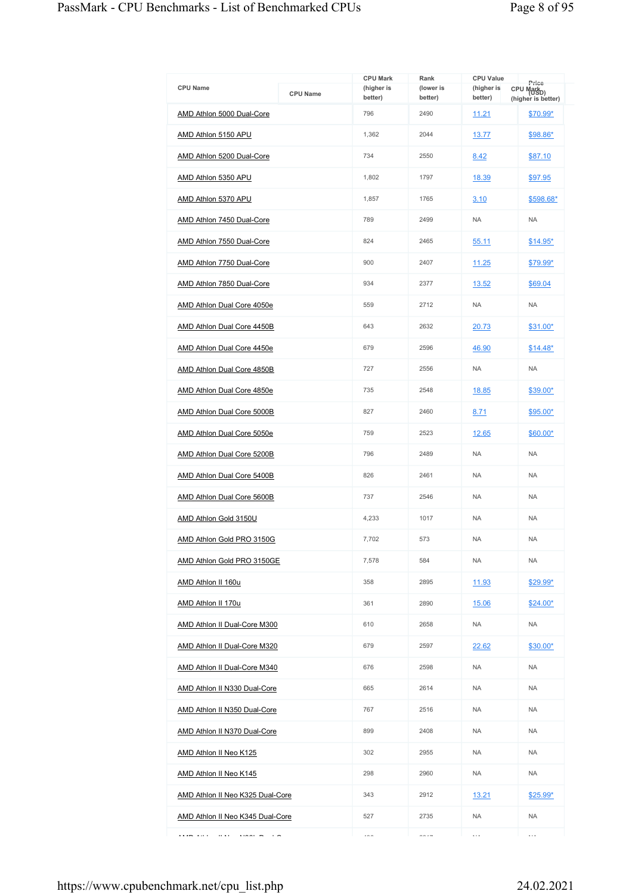| CPU Name | CPU Mark (higher is better) | Rank (lower is better) | CPU Value (higher is better) | Price (USD) |
|---|---|---|---|---|
| AMD Athlon 5000 Dual-Core | 796 | 2490 | 11.21 | $70.99* |
| AMD Athlon 5150 APU | 1,362 | 2044 | 13.77 | $98.86* |
| AMD Athlon 5200 Dual-Core | 734 | 2550 | 8.42 | $87.10 |
| AMD Athlon 5350 APU | 1,802 | 1797 | 18.39 | $97.95 |
| AMD Athlon 5370 APU | 1,857 | 1765 | 3.10 | $598.68* |
| AMD Athlon 7450 Dual-Core | 789 | 2499 | NA | NA |
| AMD Athlon 7550 Dual-Core | 824 | 2465 | 55.11 | $14.95* |
| AMD Athlon 7750 Dual-Core | 900 | 2407 | 11.25 | $79.99* |
| AMD Athlon 7850 Dual-Core | 934 | 2377 | 13.52 | $69.04 |
| AMD Athlon Dual Core 4050e | 559 | 2712 | NA | NA |
| AMD Athlon Dual Core 4450B | 643 | 2632 | 20.73 | $31.00* |
| AMD Athlon Dual Core 4450e | 679 | 2596 | 46.90 | $14.48* |
| AMD Athlon Dual Core 4850B | 727 | 2556 | NA | NA |
| AMD Athlon Dual Core 4850e | 735 | 2548 | 18.85 | $39.00* |
| AMD Athlon Dual Core 5000B | 827 | 2460 | 8.71 | $95.00* |
| AMD Athlon Dual Core 5050e | 759 | 2523 | 12.65 | $60.00* |
| AMD Athlon Dual Core 5200B | 796 | 2489 | NA | NA |
| AMD Athlon Dual Core 5400B | 826 | 2461 | NA | NA |
| AMD Athlon Dual Core 5600B | 737 | 2546 | NA | NA |
| AMD Athlon Gold 3150U | 4,233 | 1017 | NA | NA |
| AMD Athlon Gold PRO 3150G | 7,702 | 573 | NA | NA |
| AMD Athlon Gold PRO 3150GE | 7,578 | 584 | NA | NA |
| AMD Athlon II 160u | 358 | 2895 | 11.93 | $29.99* |
| AMD Athlon II 170u | 361 | 2890 | 15.06 | $24.00* |
| AMD Athlon II Dual-Core M300 | 610 | 2658 | NA | NA |
| AMD Athlon II Dual-Core M320 | 679 | 2597 | 22.62 | $30.00* |
| AMD Athlon II Dual-Core M340 | 676 | 2598 | NA | NA |
| AMD Athlon II N330 Dual-Core | 665 | 2614 | NA | NA |
| AMD Athlon II N350 Dual-Core | 767 | 2516 | NA | NA |
| AMD Athlon II N370 Dual-Core | 899 | 2408 | NA | NA |
| AMD Athlon II Neo K125 | 302 | 2955 | NA | NA |
| AMD Athlon II Neo K145 | 298 | 2960 | NA | NA |
| AMD Athlon II Neo K325 Dual-Core | 343 | 2912 | 13.21 | $25.99* |
| AMD Athlon II Neo K345 Dual-Core | 527 | 2735 | NA | NA |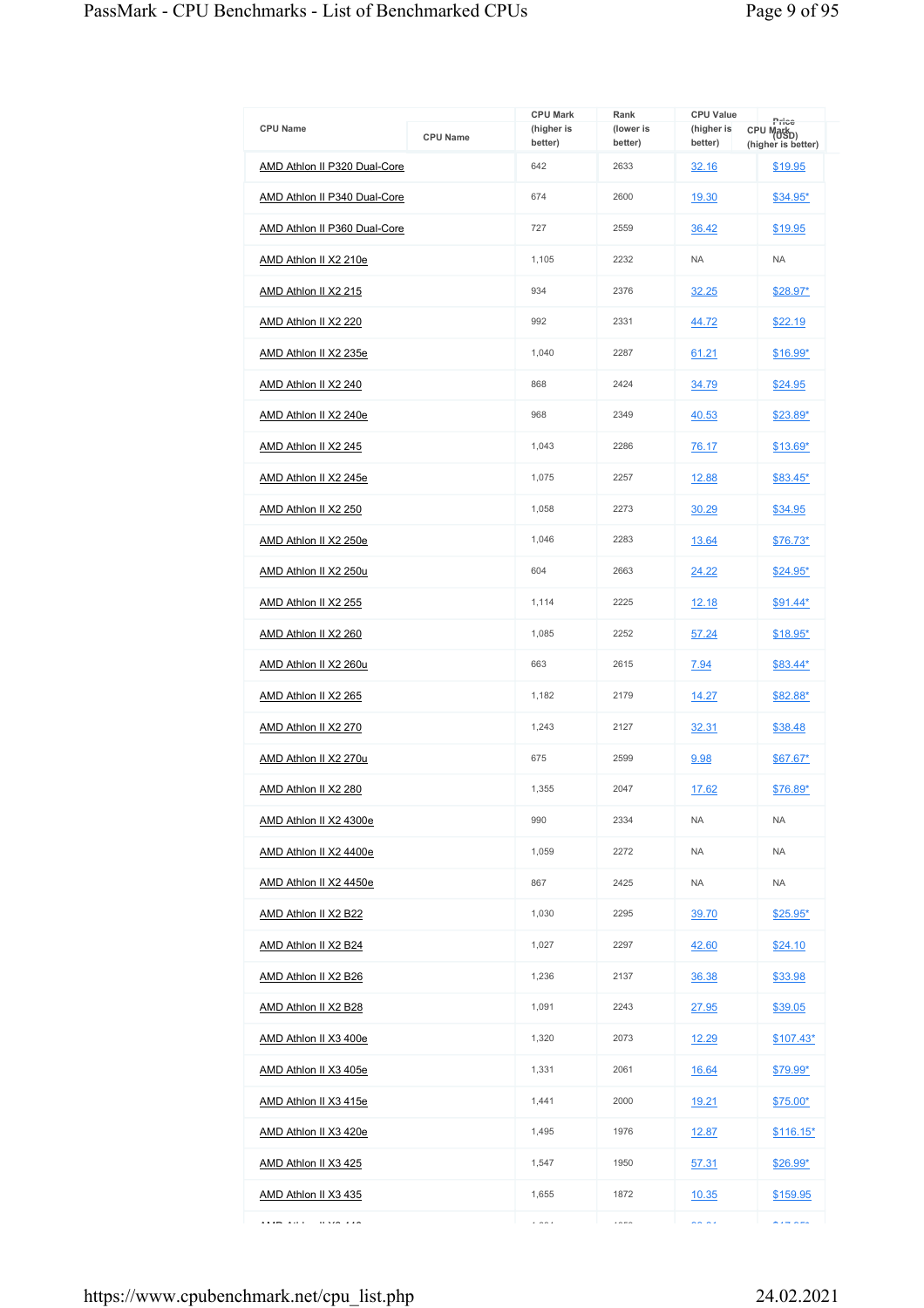| CPU Name | CPU Mark (higher is better) | Rank (lower is better) | CPU Value (higher is better) | Price (USD) |
|---|---|---|---|---|
| AMD Athlon II P320 Dual-Core | 642 | 2633 | 32.16 | $19.95 |
| AMD Athlon II P340 Dual-Core | 674 | 2600 | 19.30 | $34.95* |
| AMD Athlon II P360 Dual-Core | 727 | 2559 | 36.42 | $19.95 |
| AMD Athlon II X2 210e | 1,105 | 2232 | NA | NA |
| AMD Athlon II X2 215 | 934 | 2376 | 32.25 | $28.97* |
| AMD Athlon II X2 220 | 992 | 2331 | 44.72 | $22.19 |
| AMD Athlon II X2 235e | 1,040 | 2287 | 61.21 | $16.99* |
| AMD Athlon II X2 240 | 868 | 2424 | 34.79 | $24.95 |
| AMD Athlon II X2 240e | 968 | 2349 | 40.53 | $23.89* |
| AMD Athlon II X2 245 | 1,043 | 2286 | 76.17 | $13.69* |
| AMD Athlon II X2 245e | 1,075 | 2257 | 12.88 | $83.45* |
| AMD Athlon II X2 250 | 1,058 | 2273 | 30.29 | $34.95 |
| AMD Athlon II X2 250e | 1,046 | 2283 | 13.64 | $76.73* |
| AMD Athlon II X2 250u | 604 | 2663 | 24.22 | $24.95* |
| AMD Athlon II X2 255 | 1,114 | 2225 | 12.18 | $91.44* |
| AMD Athlon II X2 260 | 1,085 | 2252 | 57.24 | $18.95* |
| AMD Athlon II X2 260u | 663 | 2615 | 7.94 | $83.44* |
| AMD Athlon II X2 265 | 1,182 | 2179 | 14.27 | $82.88* |
| AMD Athlon II X2 270 | 1,243 | 2127 | 32.31 | $38.48 |
| AMD Athlon II X2 270u | 675 | 2599 | 9.98 | $67.67* |
| AMD Athlon II X2 280 | 1,355 | 2047 | 17.62 | $76.89* |
| AMD Athlon II X2 4300e | 990 | 2334 | NA | NA |
| AMD Athlon II X2 4400e | 1,059 | 2272 | NA | NA |
| AMD Athlon II X2 4450e | 867 | 2425 | NA | NA |
| AMD Athlon II X2 B22 | 1,030 | 2295 | 39.70 | $25.95* |
| AMD Athlon II X2 B24 | 1,027 | 2297 | 42.60 | $24.10 |
| AMD Athlon II X2 B26 | 1,236 | 2137 | 36.38 | $33.98 |
| AMD Athlon II X2 B28 | 1,091 | 2243 | 27.95 | $39.05 |
| AMD Athlon II X3 400e | 1,320 | 2073 | 12.29 | $107.43* |
| AMD Athlon II X3 405e | 1,331 | 2061 | 16.64 | $79.99* |
| AMD Athlon II X3 415e | 1,441 | 2000 | 19.21 | $75.00* |
| AMD Athlon II X3 420e | 1,495 | 1976 | 12.87 | $116.15* |
| AMD Athlon II X3 425 | 1,547 | 1950 | 57.31 | $26.99* |
| AMD Athlon II X3 435 | 1,655 | 1872 | 10.35 | $159.95 |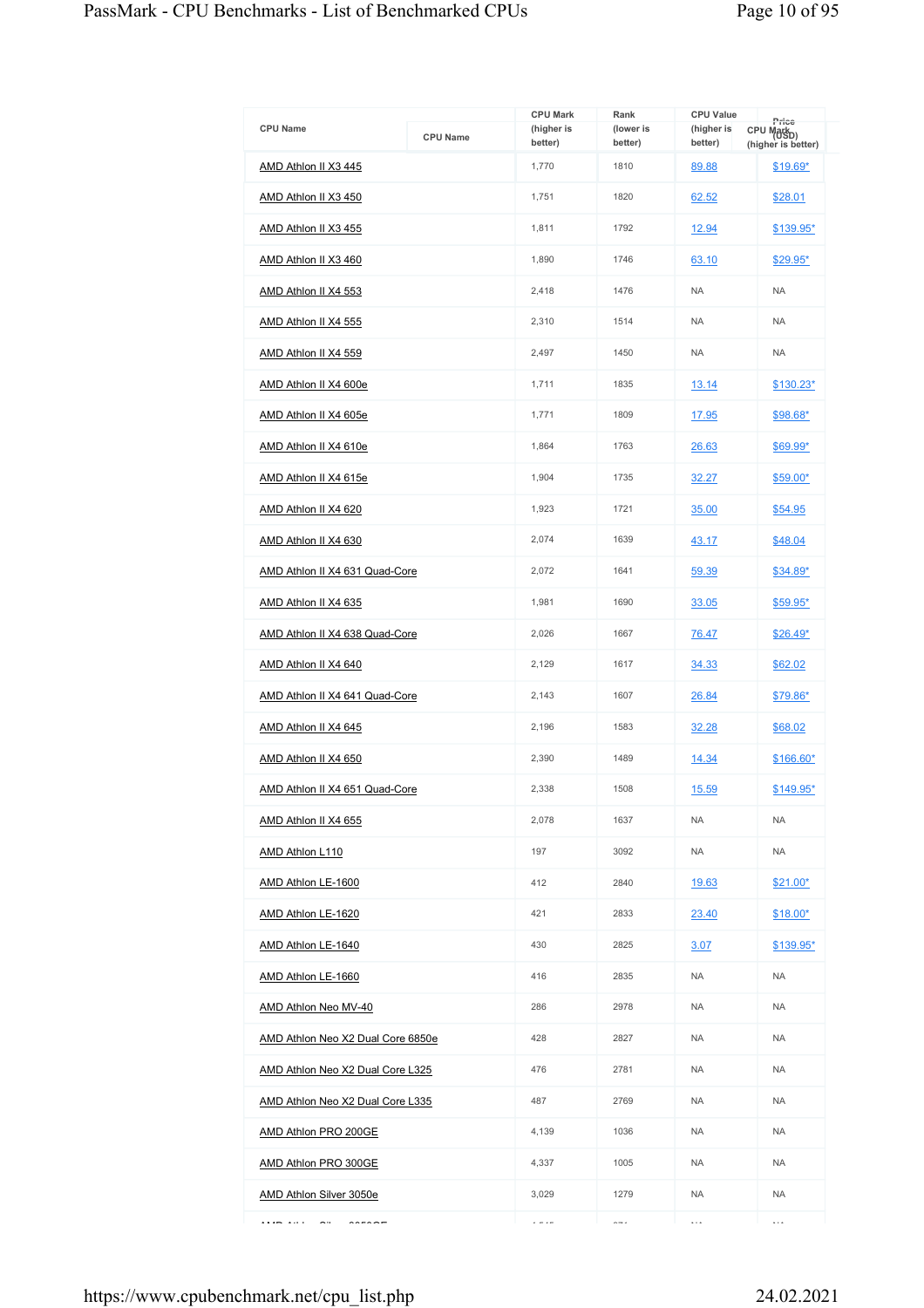| CPU Name | CPU Mark (higher is better) | Rank (lower is better) | CPU Value (higher is better) | Price (USD) |
|---|---|---|---|---|
| AMD Athlon II X3 445 | 1,770 | 1810 | 89.88 | $19.69* |
| AMD Athlon II X3 450 | 1,751 | 1820 | 62.52 | $28.01 |
| AMD Athlon II X3 455 | 1,811 | 1792 | 12.94 | $139.95* |
| AMD Athlon II X3 460 | 1,890 | 1746 | 63.10 | $29.95* |
| AMD Athlon II X4 553 | 2,418 | 1476 | NA | NA |
| AMD Athlon II X4 555 | 2,310 | 1514 | NA | NA |
| AMD Athlon II X4 559 | 2,497 | 1450 | NA | NA |
| AMD Athlon II X4 600e | 1,711 | 1835 | 13.14 | $130.23* |
| AMD Athlon II X4 605e | 1,771 | 1809 | 17.95 | $98.68* |
| AMD Athlon II X4 610e | 1,864 | 1763 | 26.63 | $69.99* |
| AMD Athlon II X4 615e | 1,904 | 1735 | 32.27 | $59.00* |
| AMD Athlon II X4 620 | 1,923 | 1721 | 35.00 | $54.95 |
| AMD Athlon II X4 630 | 2,074 | 1639 | 43.17 | $48.04 |
| AMD Athlon II X4 631 Quad-Core | 2,072 | 1641 | 59.39 | $34.89* |
| AMD Athlon II X4 635 | 1,981 | 1690 | 33.05 | $59.95* |
| AMD Athlon II X4 638 Quad-Core | 2,026 | 1667 | 76.47 | $26.49* |
| AMD Athlon II X4 640 | 2,129 | 1617 | 34.33 | $62.02 |
| AMD Athlon II X4 641 Quad-Core | 2,143 | 1607 | 26.84 | $79.86* |
| AMD Athlon II X4 645 | 2,196 | 1583 | 32.28 | $68.02 |
| AMD Athlon II X4 650 | 2,390 | 1489 | 14.34 | $166.60* |
| AMD Athlon II X4 651 Quad-Core | 2,338 | 1508 | 15.59 | $149.95* |
| AMD Athlon II X4 655 | 2,078 | 1637 | NA | NA |
| AMD Athlon L110 | 197 | 3092 | NA | NA |
| AMD Athlon LE-1600 | 412 | 2840 | 19.63 | $21.00* |
| AMD Athlon LE-1620 | 421 | 2833 | 23.40 | $18.00* |
| AMD Athlon LE-1640 | 430 | 2825 | 3.07 | $139.95* |
| AMD Athlon LE-1660 | 416 | 2835 | NA | NA |
| AMD Athlon Neo MV-40 | 286 | 2978 | NA | NA |
| AMD Athlon Neo X2 Dual Core 6850e | 428 | 2827 | NA | NA |
| AMD Athlon Neo X2 Dual Core L325 | 476 | 2781 | NA | NA |
| AMD Athlon Neo X2 Dual Core L335 | 487 | 2769 | NA | NA |
| AMD Athlon PRO 200GE | 4,139 | 1036 | NA | NA |
| AMD Athlon PRO 300GE | 4,337 | 1005 | NA | NA |
| AMD Athlon Silver 3050e | 3,029 | 1279 | NA | NA |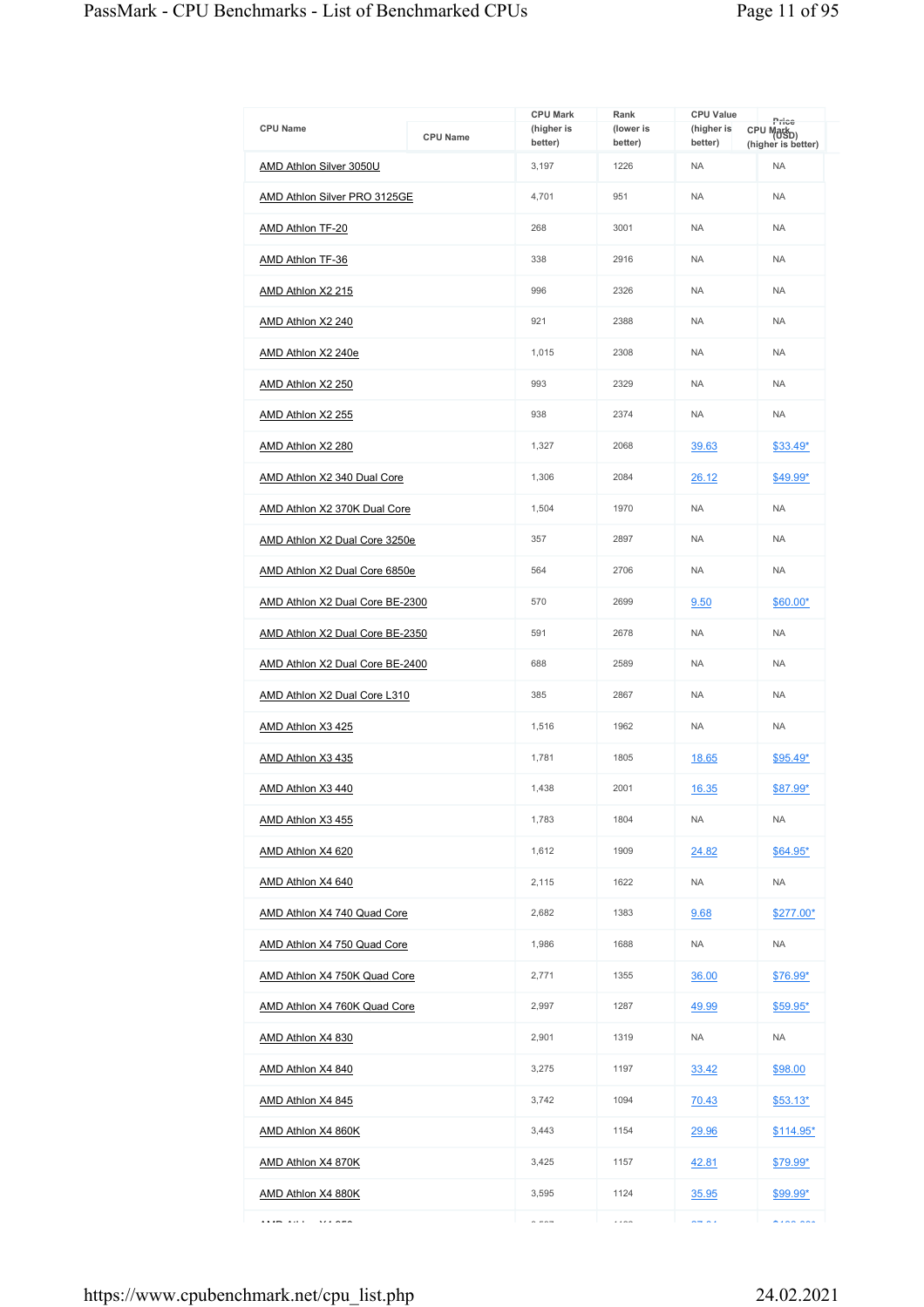| CPU Name | CPU Mark (higher is better) | Rank (lower is better) | CPU Value (higher is better) | Price (USD) |
|---|---|---|---|---|
| AMD Athlon Silver 3050U | 3,197 | 1226 | NA | NA |
| AMD Athlon Silver PRO 3125GE | 4,701 | 951 | NA | NA |
| AMD Athlon TF-20 | 268 | 3001 | NA | NA |
| AMD Athlon TF-36 | 338 | 2916 | NA | NA |
| AMD Athlon X2 215 | 996 | 2326 | NA | NA |
| AMD Athlon X2 240 | 921 | 2388 | NA | NA |
| AMD Athlon X2 240e | 1,015 | 2308 | NA | NA |
| AMD Athlon X2 250 | 993 | 2329 | NA | NA |
| AMD Athlon X2 255 | 938 | 2374 | NA | NA |
| AMD Athlon X2 280 | 1,327 | 2068 | 39.63 | $33.49* |
| AMD Athlon X2 340 Dual Core | 1,306 | 2084 | 26.12 | $49.99* |
| AMD Athlon X2 370K Dual Core | 1,504 | 1970 | NA | NA |
| AMD Athlon X2 Dual Core 3250e | 357 | 2897 | NA | NA |
| AMD Athlon X2 Dual Core 6850e | 564 | 2706 | NA | NA |
| AMD Athlon X2 Dual Core BE-2300 | 570 | 2699 | 9.50 | $60.00* |
| AMD Athlon X2 Dual Core BE-2350 | 591 | 2678 | NA | NA |
| AMD Athlon X2 Dual Core BE-2400 | 688 | 2589 | NA | NA |
| AMD Athlon X2 Dual Core L310 | 385 | 2867 | NA | NA |
| AMD Athlon X3 425 | 1,516 | 1962 | NA | NA |
| AMD Athlon X3 435 | 1,781 | 1805 | 18.65 | $95.49* |
| AMD Athlon X3 440 | 1,438 | 2001 | 16.35 | $87.99* |
| AMD Athlon X3 455 | 1,783 | 1804 | NA | NA |
| AMD Athlon X4 620 | 1,612 | 1909 | 24.82 | $64.95* |
| AMD Athlon X4 640 | 2,115 | 1622 | NA | NA |
| AMD Athlon X4 740 Quad Core | 2,682 | 1383 | 9.68 | $277.00* |
| AMD Athlon X4 750 Quad Core | 1,986 | 1688 | NA | NA |
| AMD Athlon X4 750K Quad Core | 2,771 | 1355 | 36.00 | $76.99* |
| AMD Athlon X4 760K Quad Core | 2,997 | 1287 | 49.99 | $59.95* |
| AMD Athlon X4 830 | 2,901 | 1319 | NA | NA |
| AMD Athlon X4 840 | 3,275 | 1197 | 33.42 | $98.00 |
| AMD Athlon X4 845 | 3,742 | 1094 | 70.43 | $53.13* |
| AMD Athlon X4 860K | 3,443 | 1154 | 29.96 | $114.95* |
| AMD Athlon X4 870K | 3,425 | 1157 | 42.81 | $79.99* |
| AMD Athlon X4 880K | 3,595 | 1124 | 35.95 | $99.99* |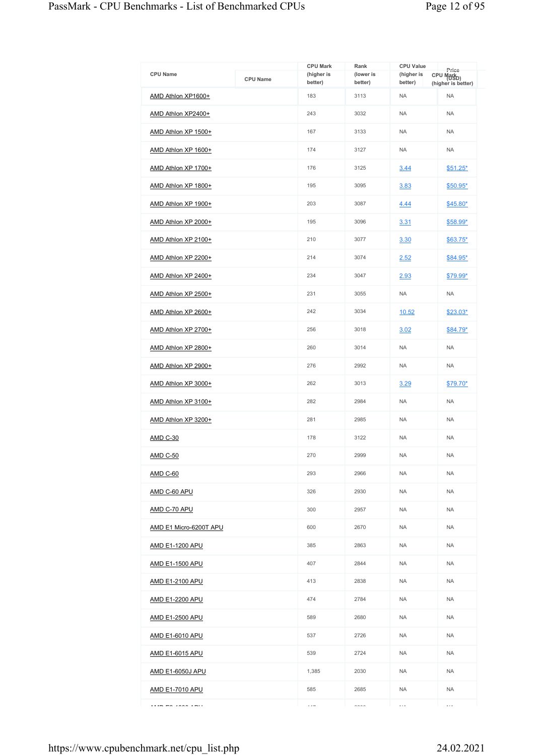| CPU Name | CPU Mark (higher is better) | Rank (lower is better) | CPU Value (higher is better) | Price (USD) |
|---|---|---|---|---|
| AMD Athlon XP1600+ | 183 | 3113 | NA | NA |
| AMD Athlon XP2400+ | 243 | 3032 | NA | NA |
| AMD Athlon XP 1500+ | 167 | 3133 | NA | NA |
| AMD Athlon XP 1600+ | 174 | 3127 | NA | NA |
| AMD Athlon XP 1700+ | 176 | 3125 | 3.44 | $51.25* |
| AMD Athlon XP 1800+ | 195 | 3095 | 3.83 | $50.95* |
| AMD Athlon XP 1900+ | 203 | 3087 | 4.44 | $45.80* |
| AMD Athlon XP 2000+ | 195 | 3096 | 3.31 | $58.99* |
| AMD Athlon XP 2100+ | 210 | 3077 | 3.30 | $63.75* |
| AMD Athlon XP 2200+ | 214 | 3074 | 2.52 | $84.95* |
| AMD Athlon XP 2400+ | 234 | 3047 | 2.93 | $79.99* |
| AMD Athlon XP 2500+ | 231 | 3055 | NA | NA |
| AMD Athlon XP 2600+ | 242 | 3034 | 10.52 | $23.03* |
| AMD Athlon XP 2700+ | 256 | 3018 | 3.02 | $84.79* |
| AMD Athlon XP 2800+ | 260 | 3014 | NA | NA |
| AMD Athlon XP 2900+ | 276 | 2992 | NA | NA |
| AMD Athlon XP 3000+ | 262 | 3013 | 3.29 | $79.70* |
| AMD Athlon XP 3100+ | 282 | 2984 | NA | NA |
| AMD Athlon XP 3200+ | 281 | 2985 | NA | NA |
| AMD C-30 | 178 | 3122 | NA | NA |
| AMD C-50 | 270 | 2999 | NA | NA |
| AMD C-60 | 293 | 2966 | NA | NA |
| AMD C-60 APU | 326 | 2930 | NA | NA |
| AMD C-70 APU | 300 | 2957 | NA | NA |
| AMD E1 Micro-6200T APU | 600 | 2670 | NA | NA |
| AMD E1-1200 APU | 385 | 2863 | NA | NA |
| AMD E1-1500 APU | 407 | 2844 | NA | NA |
| AMD E1-2100 APU | 413 | 2838 | NA | NA |
| AMD E1-2200 APU | 474 | 2784 | NA | NA |
| AMD E1-2500 APU | 589 | 2680 | NA | NA |
| AMD E1-6010 APU | 537 | 2726 | NA | NA |
| AMD E1-6015 APU | 539 | 2724 | NA | NA |
| AMD E1-6050J APU | 1,385 | 2030 | NA | NA |
| AMD E1-7010 APU | 585 | 2685 | NA | NA |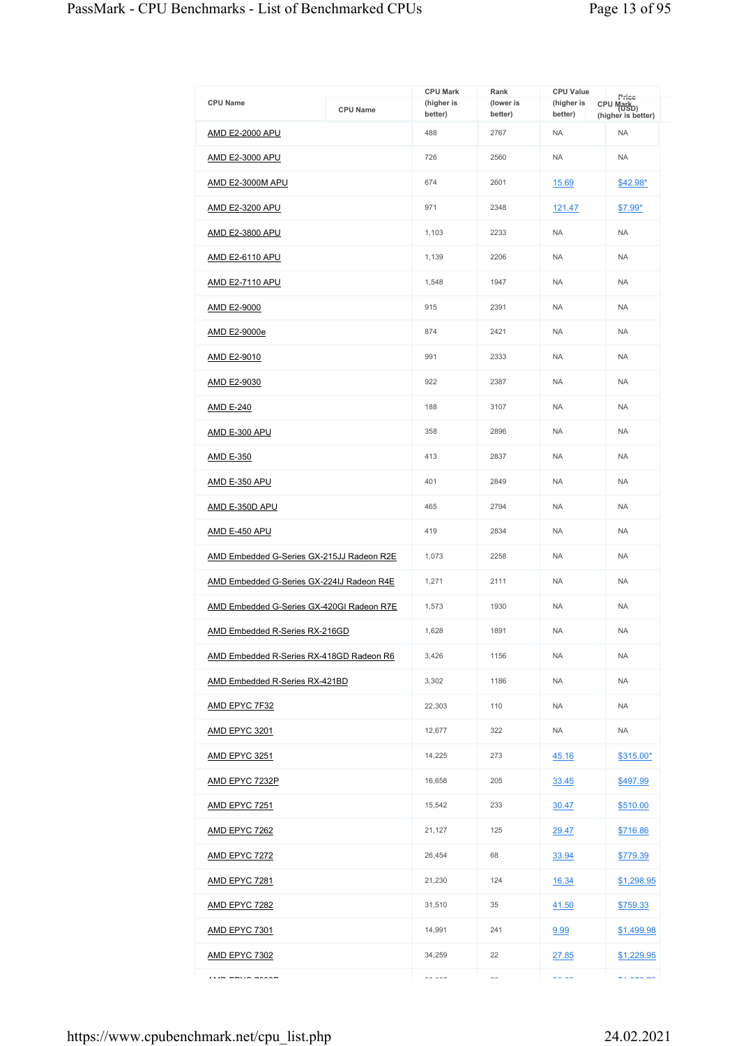| CPU Name | CPU Mark (higher is better) | Rank (lower is better) | CPU Value (higher is better) | Price (USD) |
|---|---|---|---|---|
| AMD E2-2000 APU | 488 | 2767 | NA | NA |
| AMD E2-3000 APU | 726 | 2560 | NA | NA |
| AMD E2-3000M APU | 674 | 2601 | 15.69 | $42.98* |
| AMD E2-3200 APU | 971 | 2348 | 121.47 | $7.99* |
| AMD E2-3800 APU | 1,103 | 2233 | NA | NA |
| AMD E2-6110 APU | 1,139 | 2206 | NA | NA |
| AMD E2-7110 APU | 1,548 | 1947 | NA | NA |
| AMD E2-9000 | 915 | 2391 | NA | NA |
| AMD E2-9000e | 874 | 2421 | NA | NA |
| AMD E2-9010 | 991 | 2333 | NA | NA |
| AMD E2-9030 | 922 | 2387 | NA | NA |
| AMD E-240 | 188 | 3107 | NA | NA |
| AMD E-300 APU | 358 | 2896 | NA | NA |
| AMD E-350 | 413 | 2837 | NA | NA |
| AMD E-350 APU | 401 | 2849 | NA | NA |
| AMD E-350D APU | 465 | 2794 | NA | NA |
| AMD E-450 APU | 419 | 2834 | NA | NA |
| AMD Embedded G-Series GX-215JJ Radeon R2E | 1,073 | 2258 | NA | NA |
| AMD Embedded G-Series GX-224IJ Radeon R4E | 1,271 | 2111 | NA | NA |
| AMD Embedded G-Series GX-420GI Radeon R7E | 1,573 | 1930 | NA | NA |
| AMD Embedded R-Series RX-216GD | 1,628 | 1891 | NA | NA |
| AMD Embedded R-Series RX-418GD Radeon R6 | 3,426 | 1156 | NA | NA |
| AMD Embedded R-Series RX-421BD | 3,302 | 1186 | NA | NA |
| AMD EPYC 7F32 | 22,303 | 110 | NA | NA |
| AMD EPYC 3201 | 12,677 | 322 | NA | NA |
| AMD EPYC 3251 | 14,225 | 273 | 45.16 | $315.00* |
| AMD EPYC 7232P | 16,658 | 205 | 33.45 | $497.99 |
| AMD EPYC 7251 | 15,542 | 233 | 30.47 | $510.00 |
| AMD EPYC 7262 | 21,127 | 125 | 29.47 | $716.86 |
| AMD EPYC 7272 | 26,454 | 68 | 33.94 | $779.39 |
| AMD EPYC 7281 | 21,230 | 124 | 16.34 | $1,298.95 |
| AMD EPYC 7282 | 31,510 | 35 | 41.50 | $759.33 |
| AMD EPYC 7301 | 14,991 | 241 | 9.99 | $1,499.98 |
| AMD EPYC 7302 | 34,259 | 22 | 27.85 | $1,229.95 |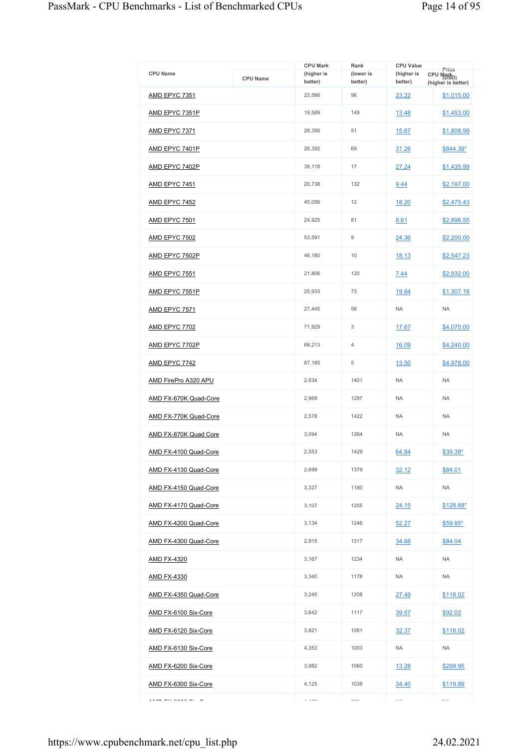| CPU Name | CPU Mark (higher is better) | Rank (lower is better) | CPU Value (higher is better) | Price (USD) |
|---|---|---|---|---|
| AMD EPYC 7351 | 23,566 | 96 | 23.22 | $1,015.00 |
| AMD EPYC 7351P | 19,589 | 149 | 13.48 | $1,453.00 |
| AMD EPYC 7371 | 28,356 | 51 | 15.67 | $1,808.99 |
| AMD EPYC 7401P | 26,392 | 69 | 31.26 | $844.39* |
| AMD EPYC 7402P | 39,118 | 17 | 27.24 | $1,435.99 |
| AMD EPYC 7451 | 20,738 | 132 | 9.44 | $2,197.00 |
| AMD EPYC 7452 | 45,056 | 12 | 18.20 | $2,475.43 |
| AMD EPYC 7501 | 24,925 | 81 | 8.61 | $2,896.55 |
| AMD EPYC 7502 | 53,591 | 9 | 24.36 | $2,200.00 |
| AMD EPYC 7502P | 46,180 | 10 | 18.13 | $2,547.23 |
| AMD EPYC 7551 | 21,806 | 120 | 7.44 | $2,932.00 |
| AMD EPYC 7551P | 25,933 | 73 | 19.84 | $1,307.18 |
| AMD EPYC 7571 | 27,445 | 56 | NA | NA |
| AMD EPYC 7702 | 71,929 | 3 | 17.67 | $4,070.00 |
| AMD EPYC 7702P | 68,213 | 4 | 16.09 | $4,240.00 |
| AMD EPYC 7742 | 67,185 | 5 | 13.50 | $4,978.00 |
| AMD FirePro A320 APU | 2,634 | 1401 | NA | NA |
| AMD FX-670K Quad-Core | 2,969 | 1297 | NA | NA |
| AMD FX-770K Quad-Core | 2,578 | 1422 | NA | NA |
| AMD FX-870K Quad Core | 3,094 | 1264 | NA | NA |
| AMD FX-4100 Quad-Core | 2,553 | 1429 | 64.84 | $39.38* |
| AMD FX-4130 Quad-Core | 2,699 | 1379 | 32.12 | $84.01 |
| AMD FX-4150 Quad-Core | 3,327 | 1180 | NA | NA |
| AMD FX-4170 Quad-Core | 3,107 | 1255 | 24.15 | $128.68* |
| AMD FX-4200 Quad-Core | 3,134 | 1246 | 52.27 | $59.95* |
| AMD FX-4300 Quad-Core | 2,915 | 1317 | 34.68 | $84.04 |
| AMD FX-4320 | 3,167 | 1234 | NA | NA |
| AMD FX-4330 | 3,340 | 1178 | NA | NA |
| AMD FX-4350 Quad-Core | 3,245 | 1208 | 27.49 | $118.02 |
| AMD FX-6100 Six-Core | 3,642 | 1117 | 39.57 | $92.02 |
| AMD FX-6120 Six-Core | 3,821 | 1081 | 32.37 | $118.02 |
| AMD FX-6130 Six-Core | 4,353 | 1003 | NA | NA |
| AMD FX-6200 Six-Core | 3,982 | 1060 | 13.28 | $299.95 |
| AMD FX-6300 Six-Core | 4,125 | 1038 | 34.40 | $119.89 |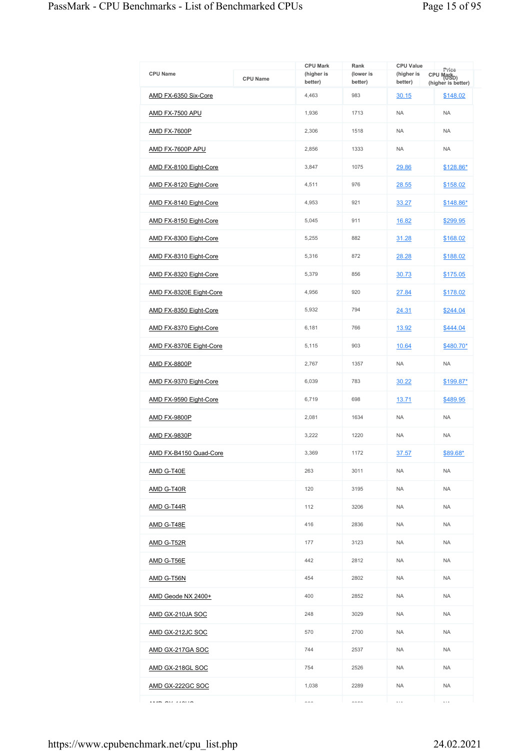| CPU Name | CPU Mark (higher is better) | Rank (lower is better) | CPU Value (higher is better) | Price (USD) |
|---|---|---|---|---|
| AMD FX-6350 Six-Core | 4,463 | 983 | 30.15 | $148.02 |
| AMD FX-7500 APU | 1,936 | 1713 | NA | NA |
| AMD FX-7600P | 2,306 | 1518 | NA | NA |
| AMD FX-7600P APU | 2,856 | 1333 | NA | NA |
| AMD FX-8100 Eight-Core | 3,847 | 1075 | 29.86 | $128.86* |
| AMD FX-8120 Eight-Core | 4,511 | 976 | 28.55 | $158.02 |
| AMD FX-8140 Eight-Core | 4,953 | 921 | 33.27 | $148.86* |
| AMD FX-8150 Eight-Core | 5,045 | 911 | 16.82 | $299.95 |
| AMD FX-8300 Eight-Core | 5,255 | 882 | 31.28 | $168.02 |
| AMD FX-8310 Eight-Core | 5,316 | 872 | 28.28 | $188.02 |
| AMD FX-8320 Eight-Core | 5,379 | 856 | 30.73 | $175.05 |
| AMD FX-8320E Eight-Core | 4,956 | 920 | 27.84 | $178.02 |
| AMD FX-8350 Eight-Core | 5,932 | 794 | 24.31 | $244.04 |
| AMD FX-8370 Eight-Core | 6,181 | 766 | 13.92 | $444.04 |
| AMD FX-8370E Eight-Core | 5,115 | 903 | 10.64 | $480.70* |
| AMD FX-8800P | 2,767 | 1357 | NA | NA |
| AMD FX-9370 Eight-Core | 6,039 | 783 | 30.22 | $199.87* |
| AMD FX-9590 Eight-Core | 6,719 | 698 | 13.71 | $489.95 |
| AMD FX-9800P | 2,081 | 1634 | NA | NA |
| AMD FX-9830P | 3,222 | 1220 | NA | NA |
| AMD FX-B4150 Quad-Core | 3,369 | 1172 | 37.57 | $89.68* |
| AMD G-T40E | 263 | 3011 | NA | NA |
| AMD G-T40R | 120 | 3195 | NA | NA |
| AMD G-T44R | 112 | 3206 | NA | NA |
| AMD G-T48E | 416 | 2836 | NA | NA |
| AMD G-T52R | 177 | 3123 | NA | NA |
| AMD G-T56E | 442 | 2812 | NA | NA |
| AMD G-T56N | 454 | 2802 | NA | NA |
| AMD Geode NX 2400+ | 400 | 2852 | NA | NA |
| AMD GX-210JA SOC | 248 | 3029 | NA | NA |
| AMD GX-212JC SOC | 570 | 2700 | NA | NA |
| AMD GX-217GA SOC | 744 | 2537 | NA | NA |
| AMD GX-218GL SOC | 754 | 2526 | NA | NA |
| AMD GX-222GC SOC | 1,038 | 2289 | NA | NA |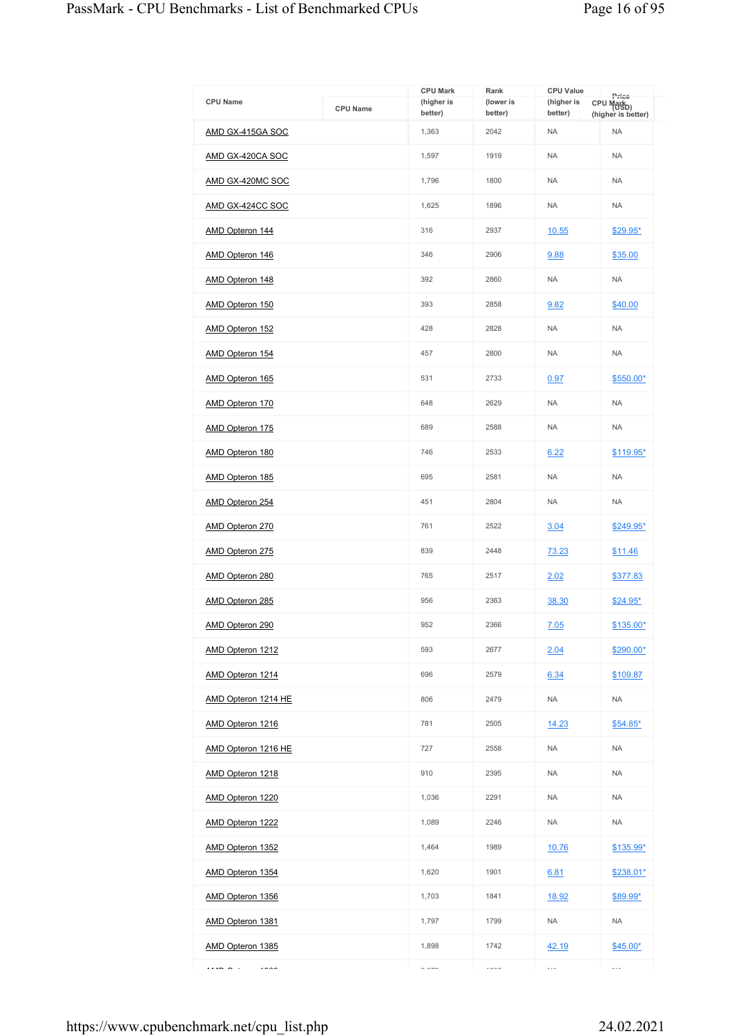| CPU Name | CPU Mark (higher is better) | Rank (lower is better) | CPU Value (higher is better) | Price (USD) |
|---|---|---|---|---|
| AMD GX-415GA SOC | 1,363 | 2042 | NA | NA |
| AMD GX-420CA SOC | 1,597 | 1919 | NA | NA |
| AMD GX-420MC SOC | 1,796 | 1800 | NA | NA |
| AMD GX-424CC SOC | 1,625 | 1896 | NA | NA |
| AMD Opteron 144 | 316 | 2937 | 10.55 | $29.95* |
| AMD Opteron 146 | 346 | 2906 | 9.88 | $35.00 |
| AMD Opteron 148 | 392 | 2860 | NA | NA |
| AMD Opteron 150 | 393 | 2858 | 9.82 | $40.00 |
| AMD Opteron 152 | 428 | 2828 | NA | NA |
| AMD Opteron 154 | 457 | 2800 | NA | NA |
| AMD Opteron 165 | 531 | 2733 | 0.97 | $550.00* |
| AMD Opteron 170 | 648 | 2629 | NA | NA |
| AMD Opteron 175 | 689 | 2588 | NA | NA |
| AMD Opteron 180 | 746 | 2533 | 6.22 | $119.95* |
| AMD Opteron 185 | 695 | 2581 | NA | NA |
| AMD Opteron 254 | 451 | 2804 | NA | NA |
| AMD Opteron 270 | 761 | 2522 | 3.04 | $249.95* |
| AMD Opteron 275 | 839 | 2448 | 73.23 | $11.46 |
| AMD Opteron 280 | 765 | 2517 | 2.02 | $377.83 |
| AMD Opteron 285 | 956 | 2363 | 38.30 | $24.95* |
| AMD Opteron 290 | 952 | 2366 | 7.05 | $135.00* |
| AMD Opteron 1212 | 593 | 2677 | 2.04 | $290.00* |
| AMD Opteron 1214 | 696 | 2579 | 6.34 | $109.87 |
| AMD Opteron 1214 HE | 806 | 2479 | NA | NA |
| AMD Opteron 1216 | 781 | 2505 | 14.23 | $54.85* |
| AMD Opteron 1216 HE | 727 | 2558 | NA | NA |
| AMD Opteron 1218 | 910 | 2395 | NA | NA |
| AMD Opteron 1220 | 1,036 | 2291 | NA | NA |
| AMD Opteron 1222 | 1,089 | 2246 | NA | NA |
| AMD Opteron 1352 | 1,464 | 1989 | 10.76 | $135.99* |
| AMD Opteron 1354 | 1,620 | 1901 | 6.81 | $238.01* |
| AMD Opteron 1356 | 1,703 | 1841 | 18.92 | $89.99* |
| AMD Opteron 1381 | 1,797 | 1799 | NA | NA |
| AMD Opteron 1385 | 1,898 | 1742 | 42.19 | $45.00* |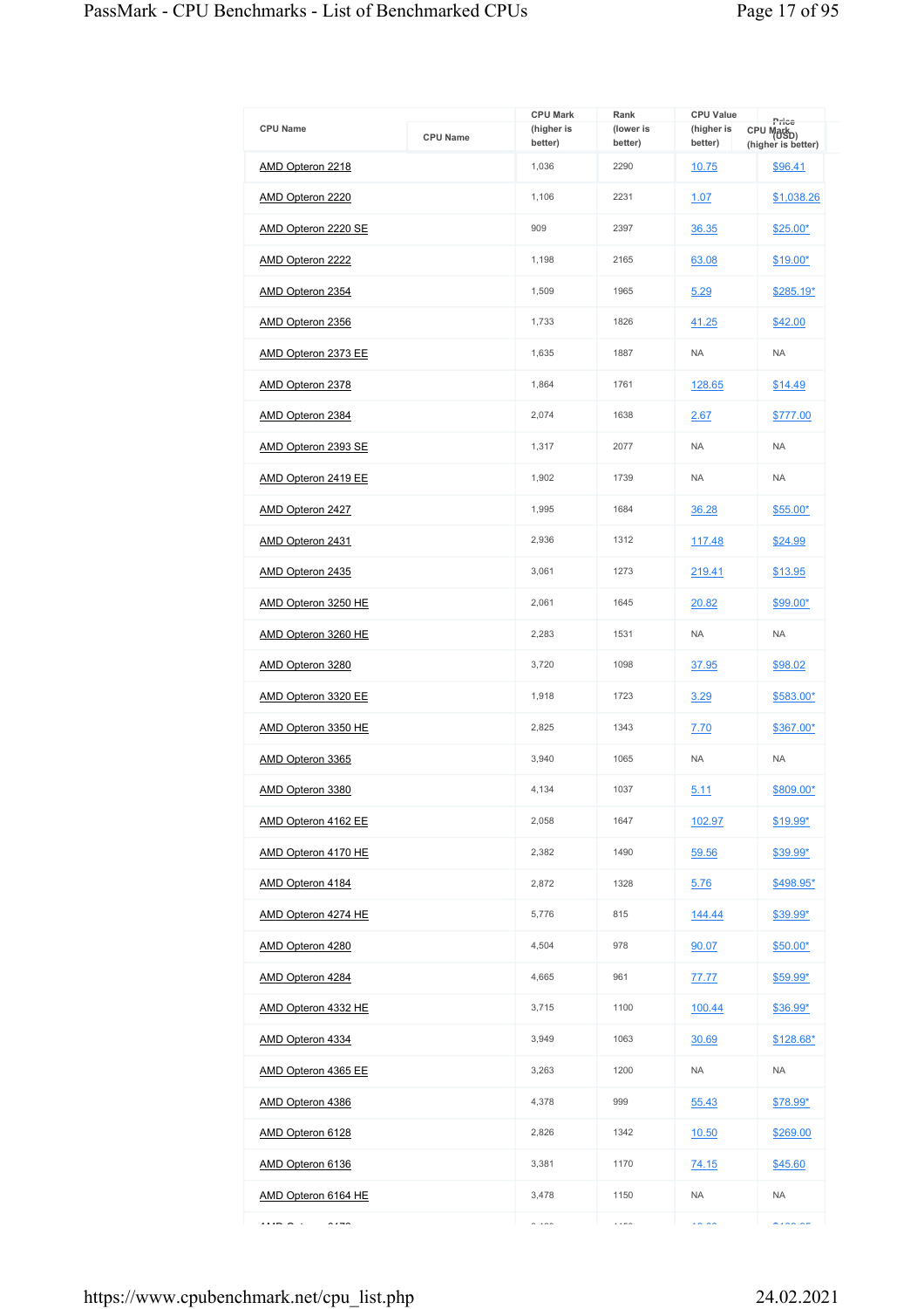| CPU Name | CPU Mark (higher is better) | Rank (lower is better) | CPU Value (higher is better) | Price (USD) |
|---|---|---|---|---|
| AMD Opteron 2218 | 1,036 | 2290 | 10.75 | $96.41 |
| AMD Opteron 2220 | 1,106 | 2231 | 1.07 | $1,038.26 |
| AMD Opteron 2220 SE | 909 | 2397 | 36.35 | $25.00* |
| AMD Opteron 2222 | 1,198 | 2165 | 63.08 | $19.00* |
| AMD Opteron 2354 | 1,509 | 1965 | 5.29 | $285.19* |
| AMD Opteron 2356 | 1,733 | 1826 | 41.25 | $42.00 |
| AMD Opteron 2373 EE | 1,635 | 1887 | NA | NA |
| AMD Opteron 2378 | 1,864 | 1761 | 128.65 | $14.49 |
| AMD Opteron 2384 | 2,074 | 1638 | 2.67 | $777.00 |
| AMD Opteron 2393 SE | 1,317 | 2077 | NA | NA |
| AMD Opteron 2419 EE | 1,902 | 1739 | NA | NA |
| AMD Opteron 2427 | 1,995 | 1684 | 36.28 | $55.00* |
| AMD Opteron 2431 | 2,936 | 1312 | 117.48 | $24.99 |
| AMD Opteron 2435 | 3,061 | 1273 | 219.41 | $13.95 |
| AMD Opteron 3250 HE | 2,061 | 1645 | 20.82 | $99.00* |
| AMD Opteron 3260 HE | 2,283 | 1531 | NA | NA |
| AMD Opteron 3280 | 3,720 | 1098 | 37.95 | $98.02 |
| AMD Opteron 3320 EE | 1,918 | 1723 | 3.29 | $583.00* |
| AMD Opteron 3350 HE | 2,825 | 1343 | 7.70 | $367.00* |
| AMD Opteron 3365 | 3,940 | 1065 | NA | NA |
| AMD Opteron 3380 | 4,134 | 1037 | 5.11 | $809.00* |
| AMD Opteron 4162 EE | 2,058 | 1647 | 102.97 | $19.99* |
| AMD Opteron 4170 HE | 2,382 | 1490 | 59.56 | $39.99* |
| AMD Opteron 4184 | 2,872 | 1328 | 5.76 | $498.95* |
| AMD Opteron 4274 HE | 5,776 | 815 | 144.44 | $39.99* |
| AMD Opteron 4280 | 4,504 | 978 | 90.07 | $50.00* |
| AMD Opteron 4284 | 4,665 | 961 | 77.77 | $59.99* |
| AMD Opteron 4332 HE | 3,715 | 1100 | 100.44 | $36.99* |
| AMD Opteron 4334 | 3,949 | 1063 | 30.69 | $128.68* |
| AMD Opteron 4365 EE | 3,263 | 1200 | NA | NA |
| AMD Opteron 4386 | 4,378 | 999 | 55.43 | $78.99* |
| AMD Opteron 6128 | 2,826 | 1342 | 10.50 | $269.00 |
| AMD Opteron 6136 | 3,381 | 1170 | 74.15 | $45.60 |
| AMD Opteron 6164 HE | 3,478 | 1150 | NA | NA |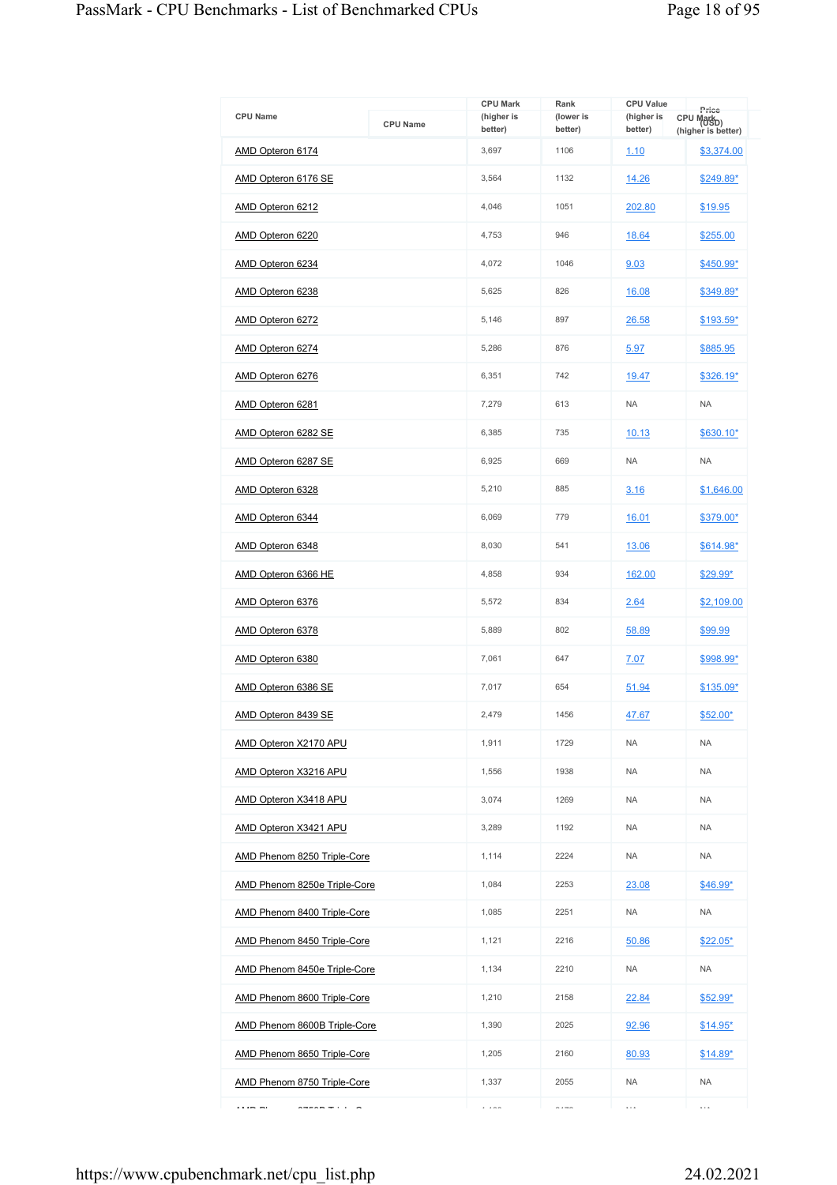| CPU Name | CPU Mark (higher is better) | Rank (lower is better) | CPU Value (higher is better) | Price (USD) |
|---|---|---|---|---|
| AMD Opteron 6174 | 3,697 | 1106 | 1.10 | $3,374.00 |
| AMD Opteron 6176 SE | 3,564 | 1132 | 14.26 | $249.89* |
| AMD Opteron 6212 | 4,046 | 1051 | 202.80 | $19.95 |
| AMD Opteron 6220 | 4,753 | 946 | 18.64 | $255.00 |
| AMD Opteron 6234 | 4,072 | 1046 | 9.03 | $450.99* |
| AMD Opteron 6238 | 5,625 | 826 | 16.08 | $349.89* |
| AMD Opteron 6272 | 5,146 | 897 | 26.58 | $193.59* |
| AMD Opteron 6274 | 5,286 | 876 | 5.97 | $885.95 |
| AMD Opteron 6276 | 6,351 | 742 | 19.47 | $326.19* |
| AMD Opteron 6281 | 7,279 | 613 | NA | NA |
| AMD Opteron 6282 SE | 6,385 | 735 | 10.13 | $630.10* |
| AMD Opteron 6287 SE | 6,925 | 669 | NA | NA |
| AMD Opteron 6328 | 5,210 | 885 | 3.16 | $1,646.00 |
| AMD Opteron 6344 | 6,069 | 779 | 16.01 | $379.00* |
| AMD Opteron 6348 | 8,030 | 541 | 13.06 | $614.98* |
| AMD Opteron 6366 HE | 4,858 | 934 | 162.00 | $29.99* |
| AMD Opteron 6376 | 5,572 | 834 | 2.64 | $2,109.00 |
| AMD Opteron 6378 | 5,889 | 802 | 58.89 | $99.99 |
| AMD Opteron 6380 | 7,061 | 647 | 7.07 | $998.99* |
| AMD Opteron 6386 SE | 7,017 | 654 | 51.94 | $135.09* |
| AMD Opteron 8439 SE | 2,479 | 1456 | 47.67 | $52.00* |
| AMD Opteron X2170 APU | 1,911 | 1729 | NA | NA |
| AMD Opteron X3216 APU | 1,556 | 1938 | NA | NA |
| AMD Opteron X3418 APU | 3,074 | 1269 | NA | NA |
| AMD Opteron X3421 APU | 3,289 | 1192 | NA | NA |
| AMD Phenom 8250 Triple-Core | 1,114 | 2224 | NA | NA |
| AMD Phenom 8250e Triple-Core | 1,084 | 2253 | 23.08 | $46.99* |
| AMD Phenom 8400 Triple-Core | 1,085 | 2251 | NA | NA |
| AMD Phenom 8450 Triple-Core | 1,121 | 2216 | 50.86 | $22.05* |
| AMD Phenom 8450e Triple-Core | 1,134 | 2210 | NA | NA |
| AMD Phenom 8600 Triple-Core | 1,210 | 2158 | 22.84 | $52.99* |
| AMD Phenom 8600B Triple-Core | 1,390 | 2025 | 92.96 | $14.95* |
| AMD Phenom 8650 Triple-Core | 1,205 | 2160 | 80.93 | $14.89* |
| AMD Phenom 8750 Triple-Core | 1,337 | 2055 | NA | NA |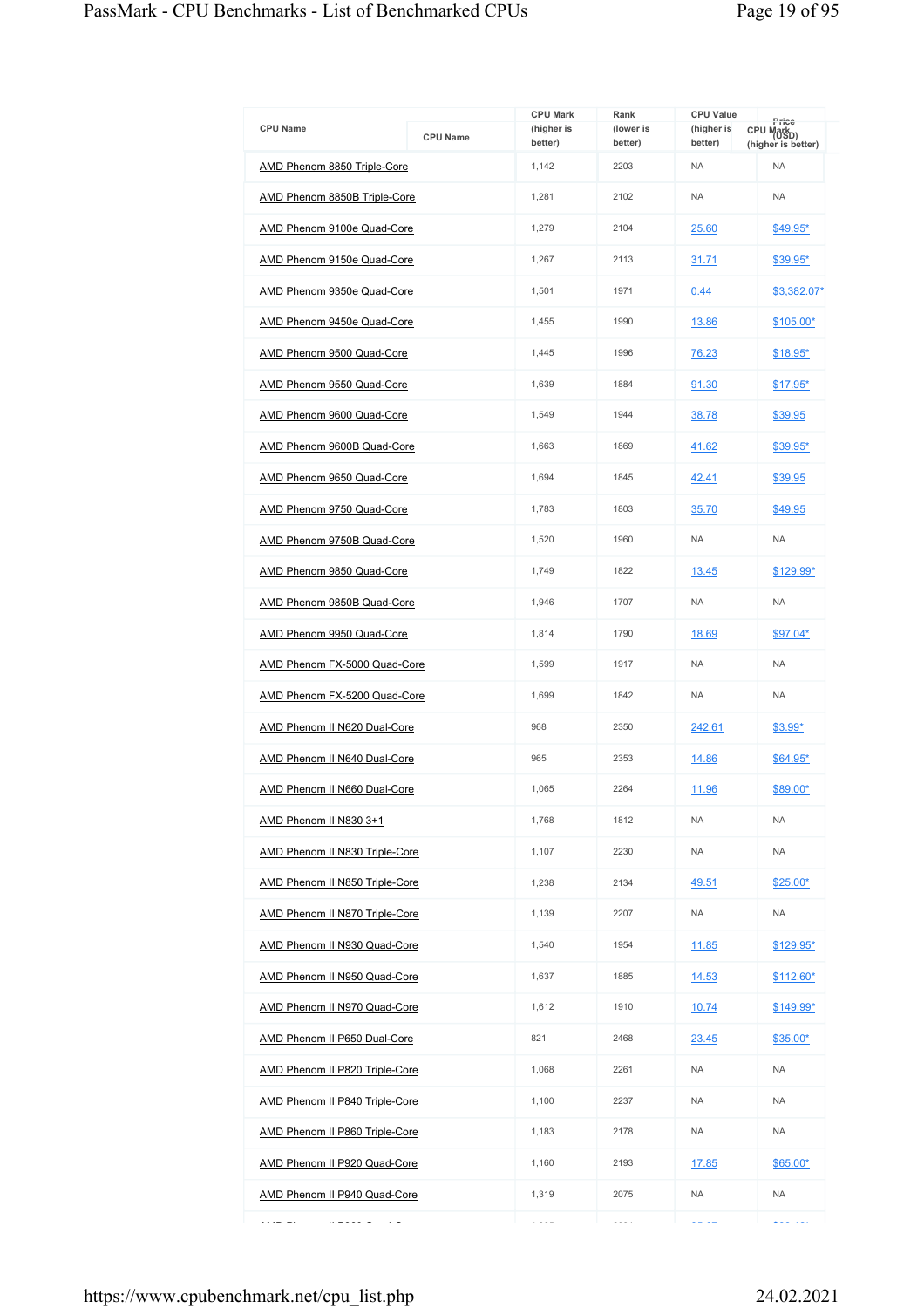| CPU Name | CPU Mark (higher is better) | Rank (lower is better) | CPU Value (higher is better) | Price (USD) |
|---|---|---|---|---|
| AMD Phenom 8850 Triple-Core | 1,142 | 2203 | NA | NA |
| AMD Phenom 8850B Triple-Core | 1,281 | 2102 | NA | NA |
| AMD Phenom 9100e Quad-Core | 1,279 | 2104 | 25.60 | $49.95* |
| AMD Phenom 9150e Quad-Core | 1,267 | 2113 | 31.71 | $39.95* |
| AMD Phenom 9350e Quad-Core | 1,501 | 1971 | 0.44 | $3,382.07* |
| AMD Phenom 9450e Quad-Core | 1,455 | 1990 | 13.86 | $105.00* |
| AMD Phenom 9500 Quad-Core | 1,445 | 1996 | 76.23 | $18.95* |
| AMD Phenom 9550 Quad-Core | 1,639 | 1884 | 91.30 | $17.95* |
| AMD Phenom 9600 Quad-Core | 1,549 | 1944 | 38.78 | $39.95 |
| AMD Phenom 9600B Quad-Core | 1,663 | 1869 | 41.62 | $39.95* |
| AMD Phenom 9650 Quad-Core | 1,694 | 1845 | 42.41 | $39.95 |
| AMD Phenom 9750 Quad-Core | 1,783 | 1803 | 35.70 | $49.95 |
| AMD Phenom 9750B Quad-Core | 1,520 | 1960 | NA | NA |
| AMD Phenom 9850 Quad-Core | 1,749 | 1822 | 13.45 | $129.99* |
| AMD Phenom 9850B Quad-Core | 1,946 | 1707 | NA | NA |
| AMD Phenom 9950 Quad-Core | 1,814 | 1790 | 18.69 | $97.04* |
| AMD Phenom FX-5000 Quad-Core | 1,599 | 1917 | NA | NA |
| AMD Phenom FX-5200 Quad-Core | 1,699 | 1842 | NA | NA |
| AMD Phenom II N620 Dual-Core | 968 | 2350 | 242.61 | $3.99* |
| AMD Phenom II N640 Dual-Core | 965 | 2353 | 14.86 | $64.95* |
| AMD Phenom II N660 Dual-Core | 1,065 | 2264 | 11.96 | $89.00* |
| AMD Phenom II N830 3+1 | 1,768 | 1812 | NA | NA |
| AMD Phenom II N830 Triple-Core | 1,107 | 2230 | NA | NA |
| AMD Phenom II N850 Triple-Core | 1,238 | 2134 | 49.51 | $25.00* |
| AMD Phenom II N870 Triple-Core | 1,139 | 2207 | NA | NA |
| AMD Phenom II N930 Quad-Core | 1,540 | 1954 | 11.85 | $129.95* |
| AMD Phenom II N950 Quad-Core | 1,637 | 1885 | 14.53 | $112.60* |
| AMD Phenom II N970 Quad-Core | 1,612 | 1910 | 10.74 | $149.99* |
| AMD Phenom II P650 Dual-Core | 821 | 2468 | 23.45 | $35.00* |
| AMD Phenom II P820 Triple-Core | 1,068 | 2261 | NA | NA |
| AMD Phenom II P840 Triple-Core | 1,100 | 2237 | NA | NA |
| AMD Phenom II P860 Triple-Core | 1,183 | 2178 | NA | NA |
| AMD Phenom II P920 Quad-Core | 1,160 | 2193 | 17.85 | $65.00* |
| AMD Phenom II P940 Quad-Core | 1,319 | 2075 | NA | NA |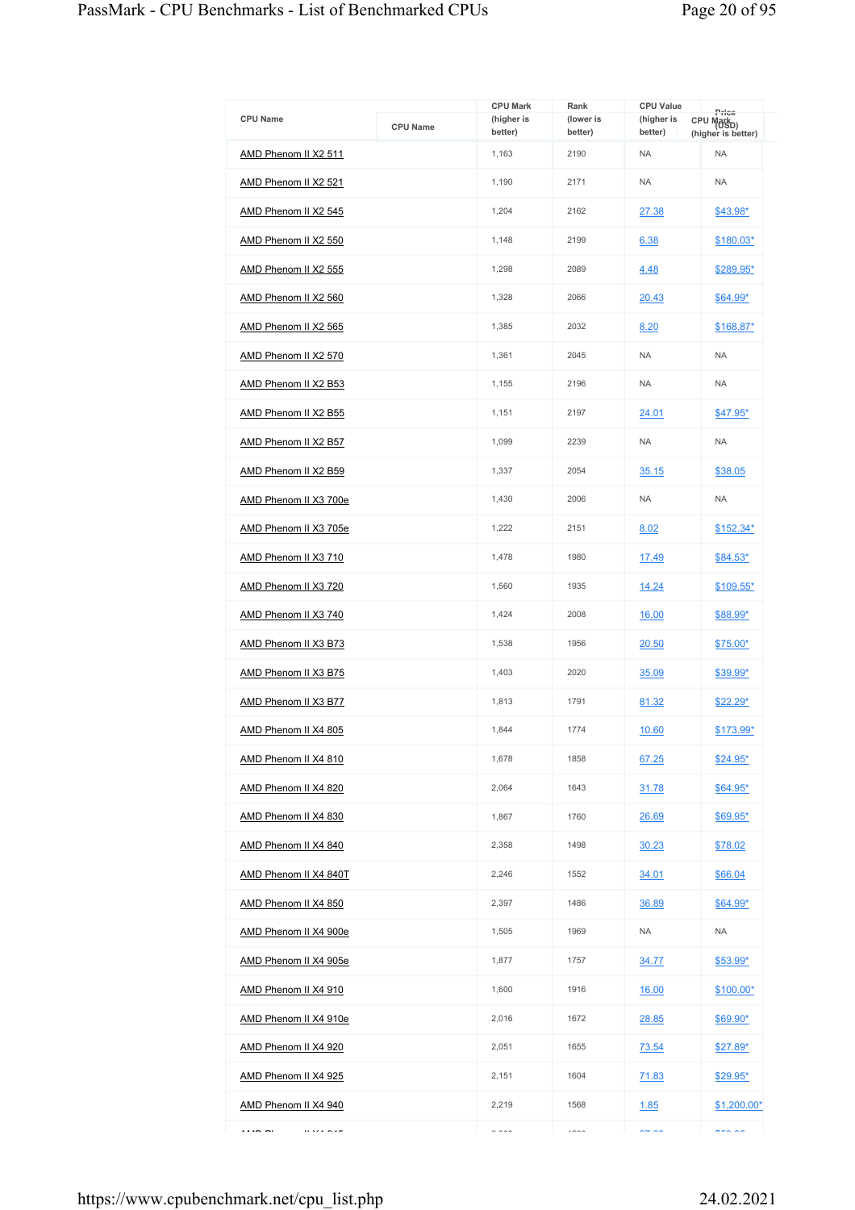| CPU Name | CPU Mark (higher is better) | Rank (lower is better) | CPU Value (higher is better) | Price (USD) |
|---|---|---|---|---|
| AMD Phenom II X2 511 | 1,163 | 2190 | NA | NA |
| AMD Phenom II X2 521 | 1,190 | 2171 | NA | NA |
| AMD Phenom II X2 545 | 1,204 | 2162 | 27.38 | $43.98* |
| AMD Phenom II X2 550 | 1,148 | 2199 | 6.38 | $180.03* |
| AMD Phenom II X2 555 | 1,298 | 2089 | 4.48 | $289.95* |
| AMD Phenom II X2 560 | 1,328 | 2066 | 20.43 | $64.99* |
| AMD Phenom II X2 565 | 1,385 | 2032 | 8.20 | $168.87* |
| AMD Phenom II X2 570 | 1,361 | 2045 | NA | NA |
| AMD Phenom II X2 B53 | 1,155 | 2196 | NA | NA |
| AMD Phenom II X2 B55 | 1,151 | 2197 | 24.01 | $47.95* |
| AMD Phenom II X2 B57 | 1,099 | 2239 | NA | NA |
| AMD Phenom II X2 B59 | 1,337 | 2054 | 35.15 | $38.05 |
| AMD Phenom II X3 700e | 1,430 | 2006 | NA | NA |
| AMD Phenom II X3 705e | 1,222 | 2151 | 8.02 | $152.34* |
| AMD Phenom II X3 710 | 1,478 | 1980 | 17.49 | $84.53* |
| AMD Phenom II X3 720 | 1,560 | 1935 | 14.24 | $109.55* |
| AMD Phenom II X3 740 | 1,424 | 2008 | 16.00 | $88.99* |
| AMD Phenom II X3 B73 | 1,538 | 1956 | 20.50 | $75.00* |
| AMD Phenom II X3 B75 | 1,403 | 2020 | 35.09 | $39.99* |
| AMD Phenom II X3 B77 | 1,813 | 1791 | 81.32 | $22.29* |
| AMD Phenom II X4 805 | 1,844 | 1774 | 10.60 | $173.99* |
| AMD Phenom II X4 810 | 1,678 | 1858 | 67.25 | $24.95* |
| AMD Phenom II X4 820 | 2,064 | 1643 | 31.78 | $64.95* |
| AMD Phenom II X4 830 | 1,867 | 1760 | 26.69 | $69.95* |
| AMD Phenom II X4 840 | 2,358 | 1498 | 30.23 | $78.02 |
| AMD Phenom II X4 840T | 2,246 | 1552 | 34.01 | $66.04 |
| AMD Phenom II X4 850 | 2,397 | 1486 | 36.89 | $64.99* |
| AMD Phenom II X4 900e | 1,505 | 1969 | NA | NA |
| AMD Phenom II X4 905e | 1,877 | 1757 | 34.77 | $53.99* |
| AMD Phenom II X4 910 | 1,600 | 1916 | 16.00 | $100.00* |
| AMD Phenom II X4 910e | 2,016 | 1672 | 28.85 | $69.90* |
| AMD Phenom II X4 920 | 2,051 | 1655 | 73.54 | $27.89* |
| AMD Phenom II X4 925 | 2,151 | 1604 | 71.83 | $29.95* |
| AMD Phenom II X4 940 | 2,219 | 1568 | 1.85 | $1,200.00* |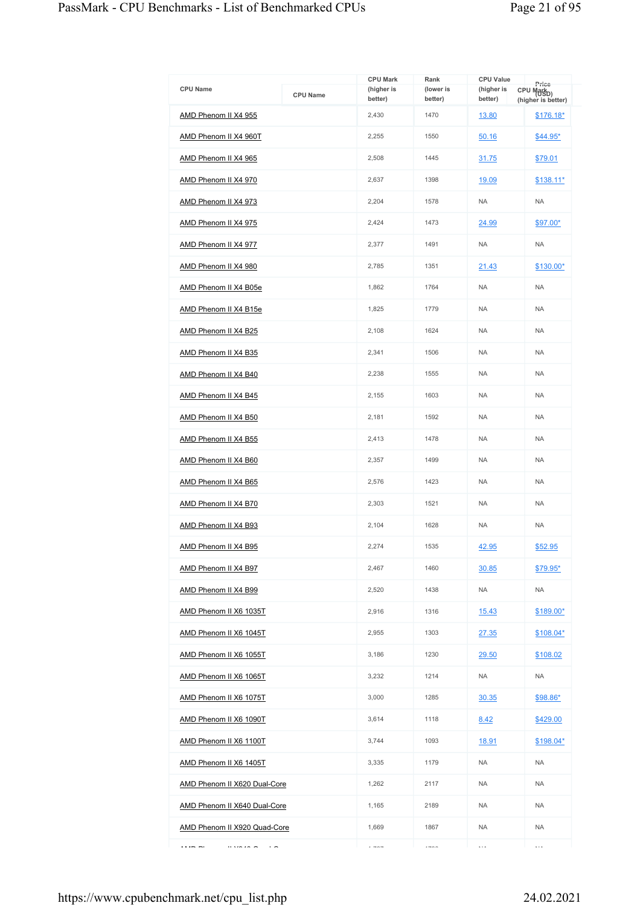| CPU Name | CPU Mark (higher is better) | Rank (lower is better) | CPU Value (higher is better) | Price (USD) |
|---|---|---|---|---|
| AMD Phenom II X4 955 | 2,430 | 1470 | 13.80 | $176.18* |
| AMD Phenom II X4 960T | 2,255 | 1550 | 50.16 | $44.95* |
| AMD Phenom II X4 965 | 2,508 | 1445 | 31.75 | $79.01 |
| AMD Phenom II X4 970 | 2,637 | 1398 | 19.09 | $138.11* |
| AMD Phenom II X4 973 | 2,204 | 1578 | NA | NA |
| AMD Phenom II X4 975 | 2,424 | 1473 | 24.99 | $97.00* |
| AMD Phenom II X4 977 | 2,377 | 1491 | NA | NA |
| AMD Phenom II X4 980 | 2,785 | 1351 | 21.43 | $130.00* |
| AMD Phenom II X4 B05e | 1,862 | 1764 | NA | NA |
| AMD Phenom II X4 B15e | 1,825 | 1779 | NA | NA |
| AMD Phenom II X4 B25 | 2,108 | 1624 | NA | NA |
| AMD Phenom II X4 B35 | 2,341 | 1506 | NA | NA |
| AMD Phenom II X4 B40 | 2,238 | 1555 | NA | NA |
| AMD Phenom II X4 B45 | 2,155 | 1603 | NA | NA |
| AMD Phenom II X4 B50 | 2,181 | 1592 | NA | NA |
| AMD Phenom II X4 B55 | 2,413 | 1478 | NA | NA |
| AMD Phenom II X4 B60 | 2,357 | 1499 | NA | NA |
| AMD Phenom II X4 B65 | 2,576 | 1423 | NA | NA |
| AMD Phenom II X4 B70 | 2,303 | 1521 | NA | NA |
| AMD Phenom II X4 B93 | 2,104 | 1628 | NA | NA |
| AMD Phenom II X4 B95 | 2,274 | 1535 | 42.95 | $52.95 |
| AMD Phenom II X4 B97 | 2,467 | 1460 | 30.85 | $79.95* |
| AMD Phenom II X4 B99 | 2,520 | 1438 | NA | NA |
| AMD Phenom II X6 1035T | 2,916 | 1316 | 15.43 | $189.00* |
| AMD Phenom II X6 1045T | 2,955 | 1303 | 27.35 | $108.04* |
| AMD Phenom II X6 1055T | 3,186 | 1230 | 29.50 | $108.02 |
| AMD Phenom II X6 1065T | 3,232 | 1214 | NA | NA |
| AMD Phenom II X6 1075T | 3,000 | 1285 | 30.35 | $98.86* |
| AMD Phenom II X6 1090T | 3,614 | 1118 | 8.42 | $429.00 |
| AMD Phenom II X6 1100T | 3,744 | 1093 | 18.91 | $198.04* |
| AMD Phenom II X6 1405T | 3,335 | 1179 | NA | NA |
| AMD Phenom II X620 Dual-Core | 1,262 | 2117 | NA | NA |
| AMD Phenom II X640 Dual-Core | 1,165 | 2189 | NA | NA |
| AMD Phenom II X920 Quad-Core | 1,669 | 1867 | NA | NA |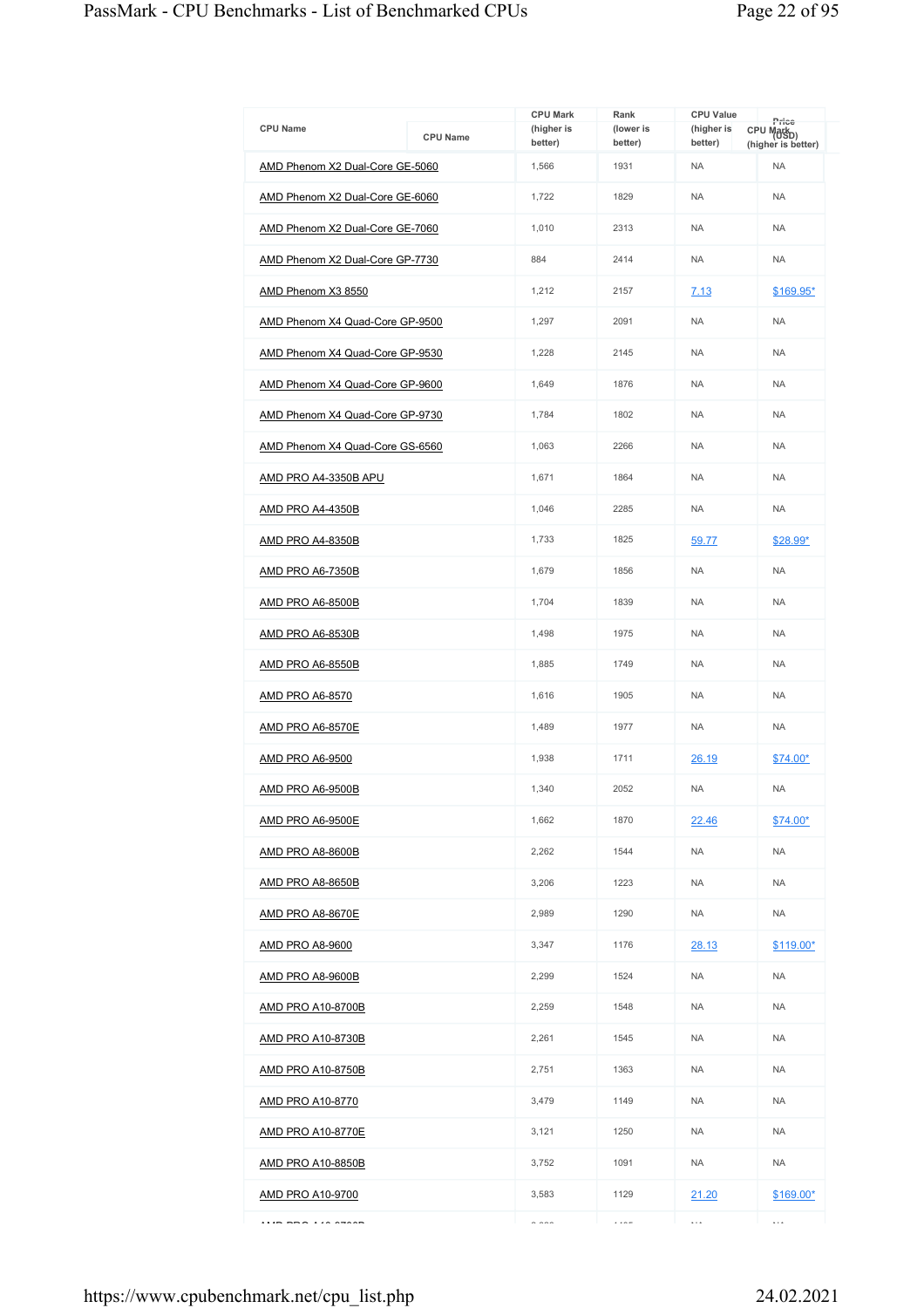| CPU Name | CPU Mark (higher is better) | Rank (lower is better) | CPU Value (higher is better) | Price (USD) |
|---|---|---|---|---|
| AMD Phenom X2 Dual-Core GE-5060 | 1,566 | 1931 | NA | NA |
| AMD Phenom X2 Dual-Core GE-6060 | 1,722 | 1829 | NA | NA |
| AMD Phenom X2 Dual-Core GE-7060 | 1,010 | 2313 | NA | NA |
| AMD Phenom X2 Dual-Core GP-7730 | 884 | 2414 | NA | NA |
| AMD Phenom X3 8550 | 1,212 | 2157 | 7.13 | $169.95* |
| AMD Phenom X4 Quad-Core GP-9500 | 1,297 | 2091 | NA | NA |
| AMD Phenom X4 Quad-Core GP-9530 | 1,228 | 2145 | NA | NA |
| AMD Phenom X4 Quad-Core GP-9600 | 1,649 | 1876 | NA | NA |
| AMD Phenom X4 Quad-Core GP-9730 | 1,784 | 1802 | NA | NA |
| AMD Phenom X4 Quad-Core GS-6560 | 1,063 | 2266 | NA | NA |
| AMD PRO A4-3350B APU | 1,671 | 1864 | NA | NA |
| AMD PRO A4-4350B | 1,046 | 2285 | NA | NA |
| AMD PRO A4-8350B | 1,733 | 1825 | 59.77 | $28.99* |
| AMD PRO A6-7350B | 1,679 | 1856 | NA | NA |
| AMD PRO A6-8500B | 1,704 | 1839 | NA | NA |
| AMD PRO A6-8530B | 1,498 | 1975 | NA | NA |
| AMD PRO A6-8550B | 1,885 | 1749 | NA | NA |
| AMD PRO A6-8570 | 1,616 | 1905 | NA | NA |
| AMD PRO A6-8570E | 1,489 | 1977 | NA | NA |
| AMD PRO A6-9500 | 1,938 | 1711 | 26.19 | $74.00* |
| AMD PRO A6-9500B | 1,340 | 2052 | NA | NA |
| AMD PRO A6-9500E | 1,662 | 1870 | 22.46 | $74.00* |
| AMD PRO A8-8600B | 2,262 | 1544 | NA | NA |
| AMD PRO A8-8650B | 3,206 | 1223 | NA | NA |
| AMD PRO A8-8670E | 2,989 | 1290 | NA | NA |
| AMD PRO A8-9600 | 3,347 | 1176 | 28.13 | $119.00* |
| AMD PRO A8-9600B | 2,299 | 1524 | NA | NA |
| AMD PRO A10-8700B | 2,259 | 1548 | NA | NA |
| AMD PRO A10-8730B | 2,261 | 1545 | NA | NA |
| AMD PRO A10-8750B | 2,751 | 1363 | NA | NA |
| AMD PRO A10-8770 | 3,479 | 1149 | NA | NA |
| AMD PRO A10-8770E | 3,121 | 1250 | NA | NA |
| AMD PRO A10-8850B | 3,752 | 1091 | NA | NA |
| AMD PRO A10-9700 | 3,583 | 1129 | 21.20 | $169.00* |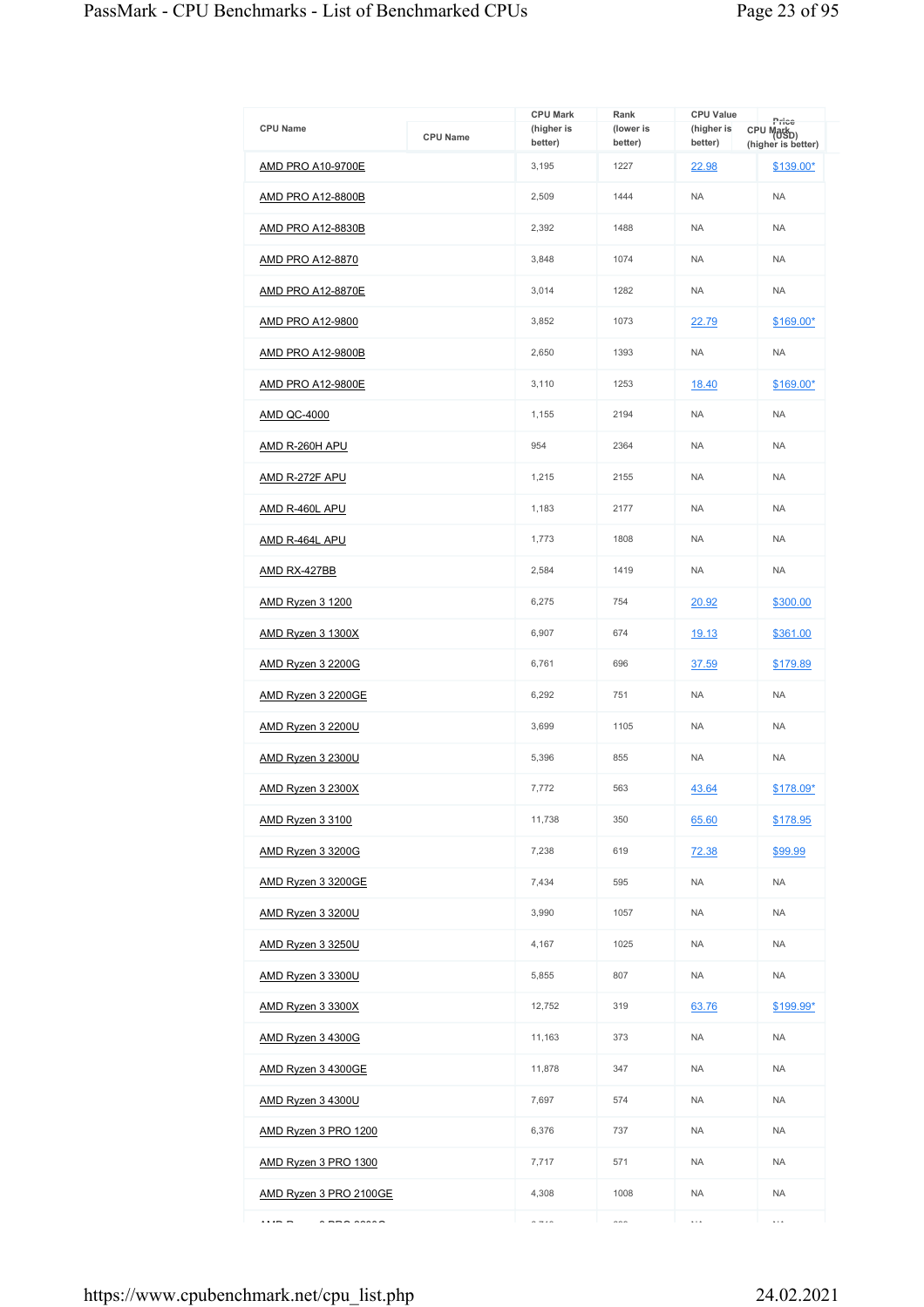| CPU Name | CPU Mark (higher is better) | Rank (lower is better) | CPU Value (higher is better) | Price (USD) |
|---|---|---|---|---|
| AMD PRO A10-9700E | 3,195 | 1227 | 22.98 | $139.00* |
| AMD PRO A12-8800B | 2,509 | 1444 | NA | NA |
| AMD PRO A12-8830B | 2,392 | 1488 | NA | NA |
| AMD PRO A12-8870 | 3,848 | 1074 | NA | NA |
| AMD PRO A12-8870E | 3,014 | 1282 | NA | NA |
| AMD PRO A12-9800 | 3,852 | 1073 | 22.79 | $169.00* |
| AMD PRO A12-9800B | 2,650 | 1393 | NA | NA |
| AMD PRO A12-9800E | 3,110 | 1253 | 18.40 | $169.00* |
| AMD QC-4000 | 1,155 | 2194 | NA | NA |
| AMD R-260H APU | 954 | 2364 | NA | NA |
| AMD R-272F APU | 1,215 | 2155 | NA | NA |
| AMD R-460L APU | 1,183 | 2177 | NA | NA |
| AMD R-464L APU | 1,773 | 1808 | NA | NA |
| AMD RX-427BB | 2,584 | 1419 | NA | NA |
| AMD Ryzen 3 1200 | 6,275 | 754 | 20.92 | $300.00 |
| AMD Ryzen 3 1300X | 6,907 | 674 | 19.13 | $361.00 |
| AMD Ryzen 3 2200G | 6,761 | 696 | 37.59 | $179.89 |
| AMD Ryzen 3 2200GE | 6,292 | 751 | NA | NA |
| AMD Ryzen 3 2200U | 3,699 | 1105 | NA | NA |
| AMD Ryzen 3 2300U | 5,396 | 855 | NA | NA |
| AMD Ryzen 3 2300X | 7,772 | 563 | 43.64 | $178.09* |
| AMD Ryzen 3 3100 | 11,738 | 350 | 65.60 | $178.95 |
| AMD Ryzen 3 3200G | 7,238 | 619 | 72.38 | $99.99 |
| AMD Ryzen 3 3200GE | 7,434 | 595 | NA | NA |
| AMD Ryzen 3 3200U | 3,990 | 1057 | NA | NA |
| AMD Ryzen 3 3250U | 4,167 | 1025 | NA | NA |
| AMD Ryzen 3 3300U | 5,855 | 807 | NA | NA |
| AMD Ryzen 3 3300X | 12,752 | 319 | 63.76 | $199.99* |
| AMD Ryzen 3 4300G | 11,163 | 373 | NA | NA |
| AMD Ryzen 3 4300GE | 11,878 | 347 | NA | NA |
| AMD Ryzen 3 4300U | 7,697 | 574 | NA | NA |
| AMD Ryzen 3 PRO 1200 | 6,376 | 737 | NA | NA |
| AMD Ryzen 3 PRO 1300 | 7,717 | 571 | NA | NA |
| AMD Ryzen 3 PRO 2100GE | 4,308 | 1008 | NA | NA |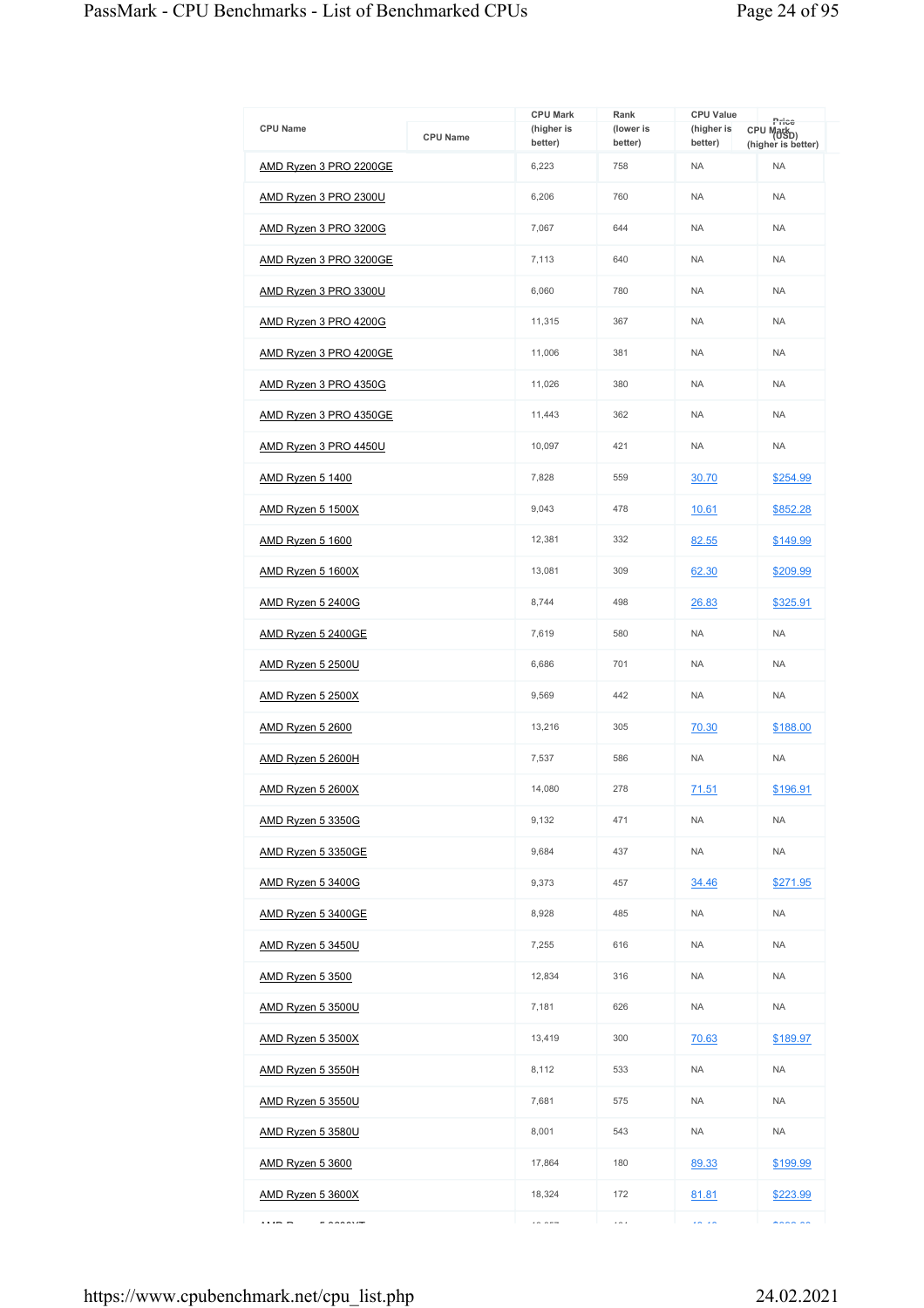| CPU Name | CPU Mark (higher is better) | Rank (lower is better) | CPU Value (higher is better) | Price (USD) |
|---|---|---|---|---|
| AMD Ryzen 3 PRO 2200GE | 6,223 | 758 | NA | NA |
| AMD Ryzen 3 PRO 2300U | 6,206 | 760 | NA | NA |
| AMD Ryzen 3 PRO 3200G | 7,067 | 644 | NA | NA |
| AMD Ryzen 3 PRO 3200GE | 7,113 | 640 | NA | NA |
| AMD Ryzen 3 PRO 3300U | 6,060 | 780 | NA | NA |
| AMD Ryzen 3 PRO 4200G | 11,315 | 367 | NA | NA |
| AMD Ryzen 3 PRO 4200GE | 11,006 | 381 | NA | NA |
| AMD Ryzen 3 PRO 4350G | 11,026 | 380 | NA | NA |
| AMD Ryzen 3 PRO 4350GE | 11,443 | 362 | NA | NA |
| AMD Ryzen 3 PRO 4450U | 10,097 | 421 | NA | NA |
| AMD Ryzen 5 1400 | 7,828 | 559 | 30.70 | $254.99 |
| AMD Ryzen 5 1500X | 9,043 | 478 | 10.61 | $852.28 |
| AMD Ryzen 5 1600 | 12,381 | 332 | 82.55 | $149.99 |
| AMD Ryzen 5 1600X | 13,081 | 309 | 62.30 | $209.99 |
| AMD Ryzen 5 2400G | 8,744 | 498 | 26.83 | $325.91 |
| AMD Ryzen 5 2400GE | 7,619 | 580 | NA | NA |
| AMD Ryzen 5 2500U | 6,686 | 701 | NA | NA |
| AMD Ryzen 5 2500X | 9,569 | 442 | NA | NA |
| AMD Ryzen 5 2600 | 13,216 | 305 | 70.30 | $188.00 |
| AMD Ryzen 5 2600H | 7,537 | 586 | NA | NA |
| AMD Ryzen 5 2600X | 14,080 | 278 | 71.51 | $196.91 |
| AMD Ryzen 5 3350G | 9,132 | 471 | NA | NA |
| AMD Ryzen 5 3350GE | 9,684 | 437 | NA | NA |
| AMD Ryzen 5 3400G | 9,373 | 457 | 34.46 | $271.95 |
| AMD Ryzen 5 3400GE | 8,928 | 485 | NA | NA |
| AMD Ryzen 5 3450U | 7,255 | 616 | NA | NA |
| AMD Ryzen 5 3500 | 12,834 | 316 | NA | NA |
| AMD Ryzen 5 3500U | 7,181 | 626 | NA | NA |
| AMD Ryzen 5 3500X | 13,419 | 300 | 70.63 | $189.97 |
| AMD Ryzen 5 3550H | 8,112 | 533 | NA | NA |
| AMD Ryzen 5 3550U | 7,681 | 575 | NA | NA |
| AMD Ryzen 5 3580U | 8,001 | 543 | NA | NA |
| AMD Ryzen 5 3600 | 17,864 | 180 | 89.33 | $199.99 |
| AMD Ryzen 5 3600X | 18,324 | 172 | 81.81 | $223.99 |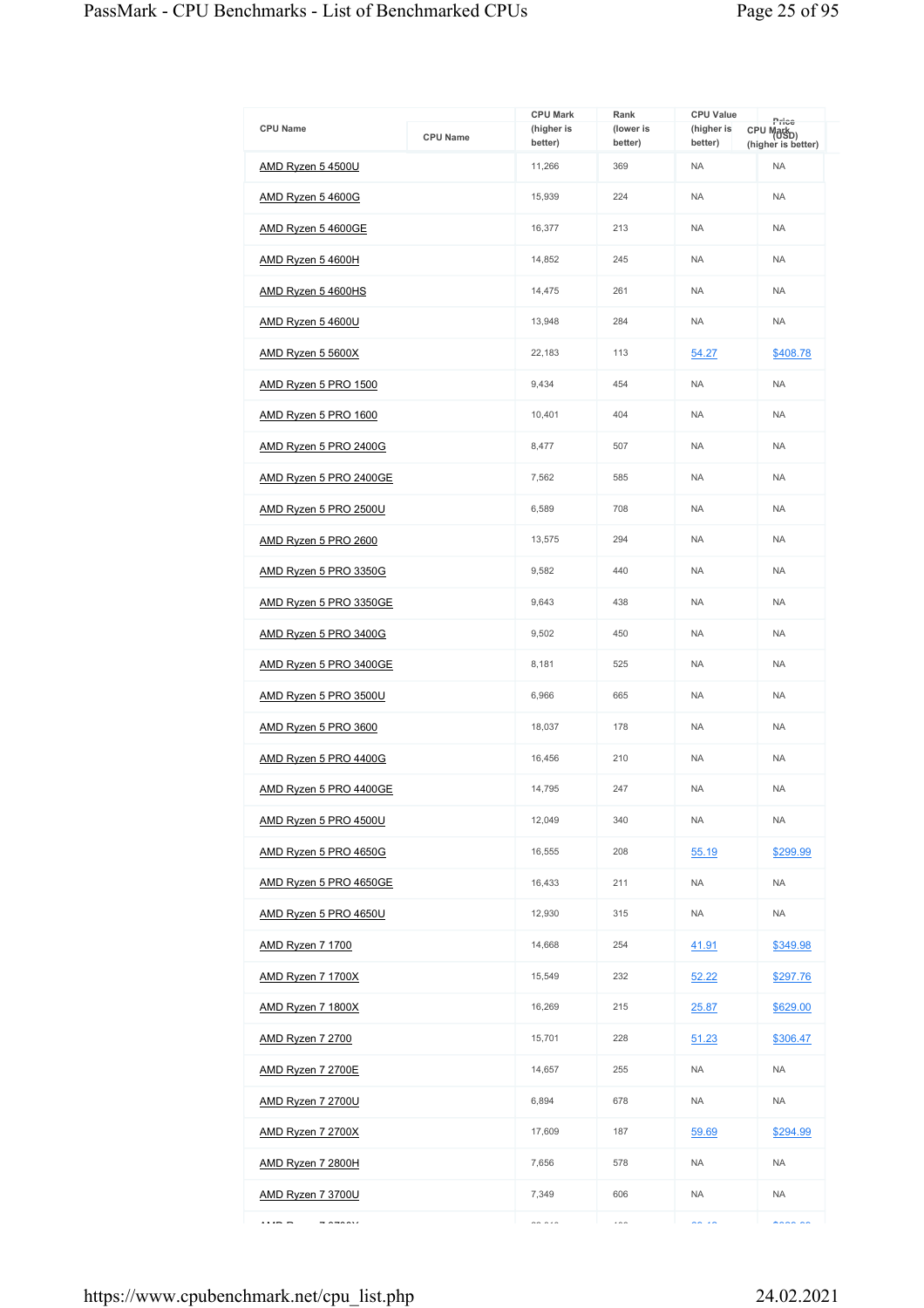| CPU Name | CPU Mark (higher is better) | Rank (lower is better) | CPU Value (higher is better) | Price (USD) |
|---|---|---|---|---|
| AMD Ryzen 5 4500U | 11,266 | 369 | NA | NA |
| AMD Ryzen 5 4600G | 15,939 | 224 | NA | NA |
| AMD Ryzen 5 4600GE | 16,377 | 213 | NA | NA |
| AMD Ryzen 5 4600H | 14,852 | 245 | NA | NA |
| AMD Ryzen 5 4600HS | 14,475 | 261 | NA | NA |
| AMD Ryzen 5 4600U | 13,948 | 284 | NA | NA |
| AMD Ryzen 5 5600X | 22,183 | 113 | 54.27 | $408.78 |
| AMD Ryzen 5 PRO 1500 | 9,434 | 454 | NA | NA |
| AMD Ryzen 5 PRO 1600 | 10,401 | 404 | NA | NA |
| AMD Ryzen 5 PRO 2400G | 8,477 | 507 | NA | NA |
| AMD Ryzen 5 PRO 2400GE | 7,562 | 585 | NA | NA |
| AMD Ryzen 5 PRO 2500U | 6,589 | 708 | NA | NA |
| AMD Ryzen 5 PRO 2600 | 13,575 | 294 | NA | NA |
| AMD Ryzen 5 PRO 3350G | 9,582 | 440 | NA | NA |
| AMD Ryzen 5 PRO 3350GE | 9,643 | 438 | NA | NA |
| AMD Ryzen 5 PRO 3400G | 9,502 | 450 | NA | NA |
| AMD Ryzen 5 PRO 3400GE | 8,181 | 525 | NA | NA |
| AMD Ryzen 5 PRO 3500U | 6,966 | 665 | NA | NA |
| AMD Ryzen 5 PRO 3600 | 18,037 | 178 | NA | NA |
| AMD Ryzen 5 PRO 4400G | 16,456 | 210 | NA | NA |
| AMD Ryzen 5 PRO 4400GE | 14,795 | 247 | NA | NA |
| AMD Ryzen 5 PRO 4500U | 12,049 | 340 | NA | NA |
| AMD Ryzen 5 PRO 4650G | 16,555 | 208 | 55.19 | $299.99 |
| AMD Ryzen 5 PRO 4650GE | 16,433 | 211 | NA | NA |
| AMD Ryzen 5 PRO 4650U | 12,930 | 315 | NA | NA |
| AMD Ryzen 7 1700 | 14,668 | 254 | 41.91 | $349.98 |
| AMD Ryzen 7 1700X | 15,549 | 232 | 52.22 | $297.76 |
| AMD Ryzen 7 1800X | 16,269 | 215 | 25.87 | $629.00 |
| AMD Ryzen 7 2700 | 15,701 | 228 | 51.23 | $306.47 |
| AMD Ryzen 7 2700E | 14,657 | 255 | NA | NA |
| AMD Ryzen 7 2700U | 6,894 | 678 | NA | NA |
| AMD Ryzen 7 2700X | 17,609 | 187 | 59.69 | $294.99 |
| AMD Ryzen 7 2800H | 7,656 | 578 | NA | NA |
| AMD Ryzen 7 3700U | 7,349 | 606 | NA | NA |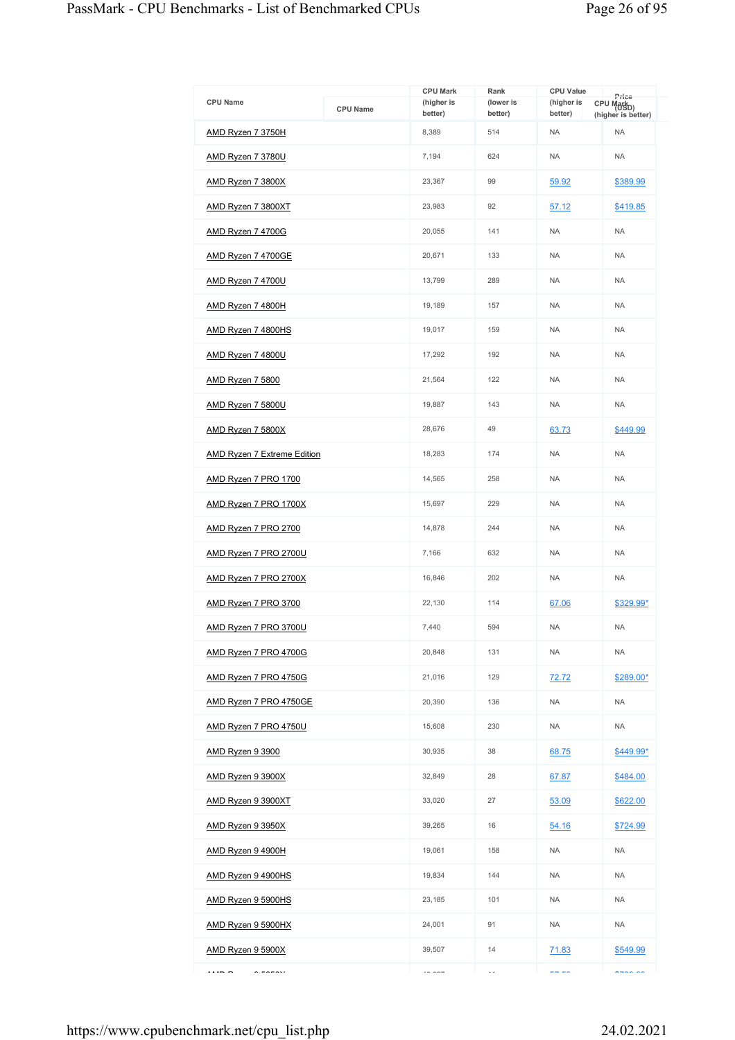| CPU Name | CPU Mark (higher is better) | Rank (lower is better) | CPU Value (higher is better) | Price (USD) |
|---|---|---|---|---|
| AMD Ryzen 7 3750H | 8,389 | 514 | NA | NA |
| AMD Ryzen 7 3780U | 7,194 | 624 | NA | NA |
| AMD Ryzen 7 3800X | 23,367 | 99 | 59.92 | $389.99 |
| AMD Ryzen 7 3800XT | 23,983 | 92 | 57.12 | $419.85 |
| AMD Ryzen 7 4700G | 20,055 | 141 | NA | NA |
| AMD Ryzen 7 4700GE | 20,671 | 133 | NA | NA |
| AMD Ryzen 7 4700U | 13,799 | 289 | NA | NA |
| AMD Ryzen 7 4800H | 19,189 | 157 | NA | NA |
| AMD Ryzen 7 4800HS | 19,017 | 159 | NA | NA |
| AMD Ryzen 7 4800U | 17,292 | 192 | NA | NA |
| AMD Ryzen 7 5800 | 21,564 | 122 | NA | NA |
| AMD Ryzen 7 5800U | 19,887 | 143 | NA | NA |
| AMD Ryzen 7 5800X | 28,676 | 49 | 63.73 | $449.99 |
| AMD Ryzen 7 Extreme Edition | 18,283 | 174 | NA | NA |
| AMD Ryzen 7 PRO 1700 | 14,565 | 258 | NA | NA |
| AMD Ryzen 7 PRO 1700X | 15,697 | 229 | NA | NA |
| AMD Ryzen 7 PRO 2700 | 14,878 | 244 | NA | NA |
| AMD Ryzen 7 PRO 2700U | 7,166 | 632 | NA | NA |
| AMD Ryzen 7 PRO 2700X | 16,846 | 202 | NA | NA |
| AMD Ryzen 7 PRO 3700 | 22,130 | 114 | 67.06 | $329.99* |
| AMD Ryzen 7 PRO 3700U | 7,440 | 594 | NA | NA |
| AMD Ryzen 7 PRO 4700G | 20,848 | 131 | NA | NA |
| AMD Ryzen 7 PRO 4750G | 21,016 | 129 | 72.72 | $289.00* |
| AMD Ryzen 7 PRO 4750GE | 20,390 | 136 | NA | NA |
| AMD Ryzen 7 PRO 4750U | 15,608 | 230 | NA | NA |
| AMD Ryzen 9 3900 | 30,935 | 38 | 68.75 | $449.99* |
| AMD Ryzen 9 3900X | 32,849 | 28 | 67.87 | $484.00 |
| AMD Ryzen 9 3900XT | 33,020 | 27 | 53.09 | $622.00 |
| AMD Ryzen 9 3950X | 39,265 | 16 | 54.16 | $724.99 |
| AMD Ryzen 9 4900H | 19,061 | 158 | NA | NA |
| AMD Ryzen 9 4900HS | 19,834 | 144 | NA | NA |
| AMD Ryzen 9 5900HS | 23,185 | 101 | NA | NA |
| AMD Ryzen 9 5900HX | 24,001 | 91 | NA | NA |
| AMD Ryzen 9 5900X | 39,507 | 14 | 71.83 | $549.99 |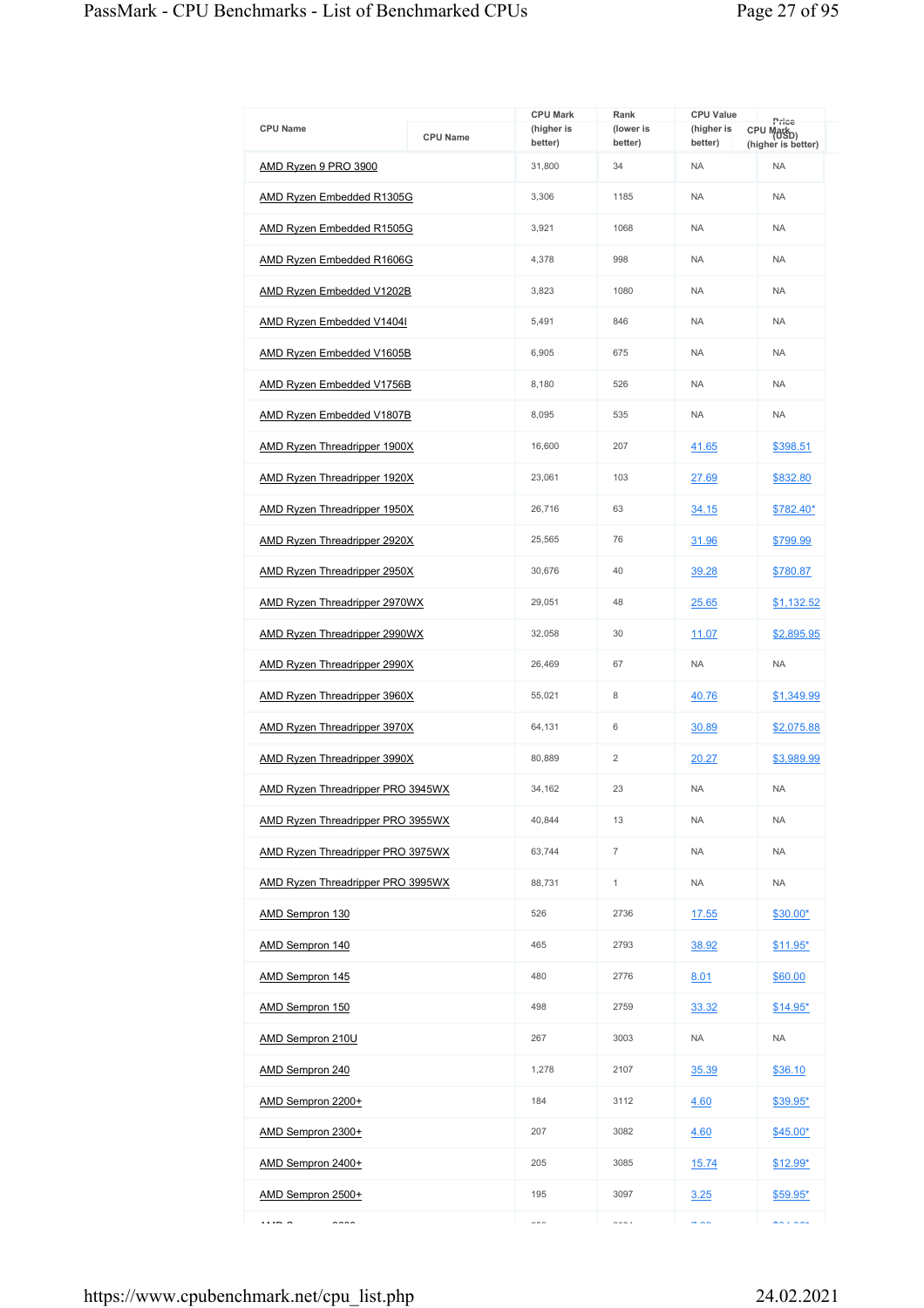| CPU Name | CPU Mark (higher is better) | Rank (lower is better) | CPU Value (higher is better) | Price (USD) |
|---|---|---|---|---|
| AMD Ryzen 9 PRO 3900 | 31,800 | 34 | NA | NA |
| AMD Ryzen Embedded R1305G | 3,306 | 1185 | NA | NA |
| AMD Ryzen Embedded R1505G | 3,921 | 1068 | NA | NA |
| AMD Ryzen Embedded R1606G | 4,378 | 998 | NA | NA |
| AMD Ryzen Embedded V1202B | 3,823 | 1080 | NA | NA |
| AMD Ryzen Embedded V1404I | 5,491 | 846 | NA | NA |
| AMD Ryzen Embedded V1605B | 6,905 | 675 | NA | NA |
| AMD Ryzen Embedded V1756B | 8,180 | 526 | NA | NA |
| AMD Ryzen Embedded V1807B | 8,095 | 535 | NA | NA |
| AMD Ryzen Threadripper 1900X | 16,600 | 207 | 41.65 | $398.51 |
| AMD Ryzen Threadripper 1920X | 23,061 | 103 | 27.69 | $832.80 |
| AMD Ryzen Threadripper 1950X | 26,716 | 63 | 34.15 | $782.40* |
| AMD Ryzen Threadripper 2920X | 25,565 | 76 | 31.96 | $799.99 |
| AMD Ryzen Threadripper 2950X | 30,676 | 40 | 39.28 | $780.87 |
| AMD Ryzen Threadripper 2970WX | 29,051 | 48 | 25.65 | $1,132.52 |
| AMD Ryzen Threadripper 2990WX | 32,058 | 30 | 11.07 | $2,895.95 |
| AMD Ryzen Threadripper 2990X | 26,469 | 67 | NA | NA |
| AMD Ryzen Threadripper 3960X | 55,021 | 8 | 40.76 | $1,349.99 |
| AMD Ryzen Threadripper 3970X | 64,131 | 6 | 30.89 | $2,075.88 |
| AMD Ryzen Threadripper 3990X | 80,889 | 2 | 20.27 | $3,989.99 |
| AMD Ryzen Threadripper PRO 3945WX | 34,162 | 23 | NA | NA |
| AMD Ryzen Threadripper PRO 3955WX | 40,844 | 13 | NA | NA |
| AMD Ryzen Threadripper PRO 3975WX | 63,744 | 7 | NA | NA |
| AMD Ryzen Threadripper PRO 3995WX | 88,731 | 1 | NA | NA |
| AMD Sempron 130 | 526 | 2736 | 17.55 | $30.00* |
| AMD Sempron 140 | 465 | 2793 | 38.92 | $11.95* |
| AMD Sempron 145 | 480 | 2776 | 8.01 | $60.00 |
| AMD Sempron 150 | 498 | 2759 | 33.32 | $14.95* |
| AMD Sempron 210U | 267 | 3003 | NA | NA |
| AMD Sempron 240 | 1,278 | 2107 | 35.39 | $36.10 |
| AMD Sempron 2200+ | 184 | 3112 | 4.60 | $39.95* |
| AMD Sempron 2300+ | 207 | 3082 | 4.60 | $45.00* |
| AMD Sempron 2400+ | 205 | 3085 | 15.74 | $12.99* |
| AMD Sempron 2500+ | 195 | 3097 | 3.25 | $59.95* |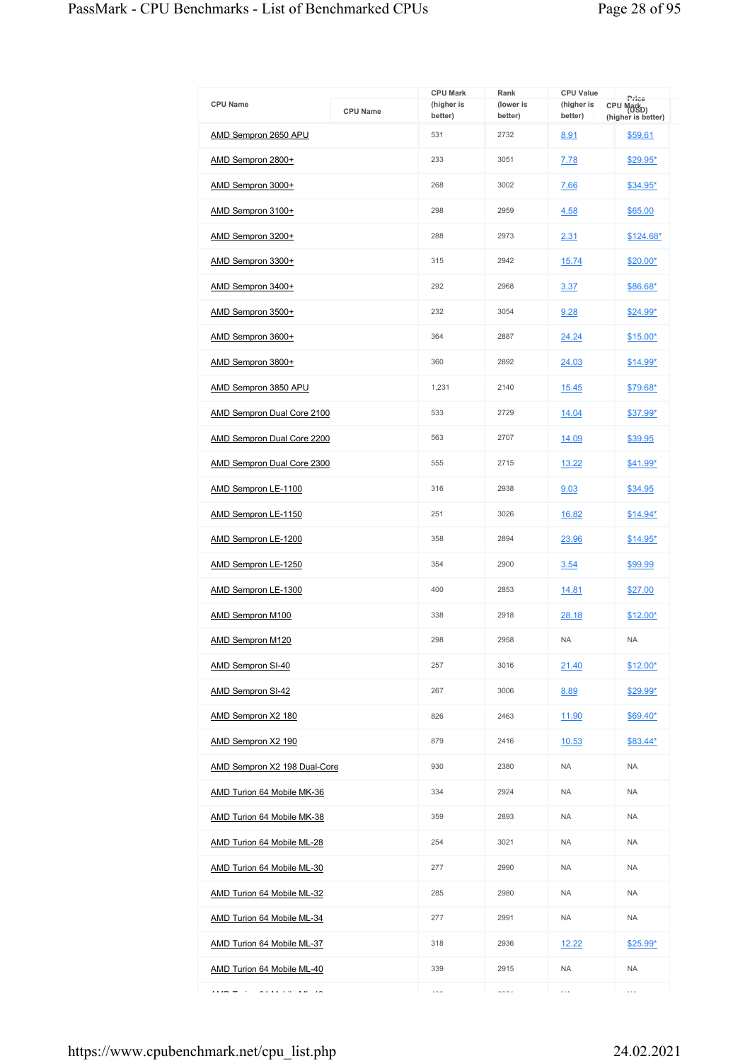| CPU Name | CPU Mark (higher is better) | Rank (lower is better) | CPU Value (higher is better) | Price (USD) |
|---|---|---|---|---|
| AMD Sempron 2650 APU | 531 | 2732 | 8.91 | $59.61 |
| AMD Sempron 2800+ | 233 | 3051 | 7.78 | $29.95* |
| AMD Sempron 3000+ | 268 | 3002 | 7.66 | $34.95* |
| AMD Sempron 3100+ | 298 | 2959 | 4.58 | $65.00 |
| AMD Sempron 3200+ | 288 | 2973 | 2.31 | $124.68* |
| AMD Sempron 3300+ | 315 | 2942 | 15.74 | $20.00* |
| AMD Sempron 3400+ | 292 | 2968 | 3.37 | $86.68* |
| AMD Sempron 3500+ | 232 | 3054 | 9.28 | $24.99* |
| AMD Sempron 3600+ | 364 | 2887 | 24.24 | $15.00* |
| AMD Sempron 3800+ | 360 | 2892 | 24.03 | $14.99* |
| AMD Sempron 3850 APU | 1,231 | 2140 | 15.45 | $79.68* |
| AMD Sempron Dual Core 2100 | 533 | 2729 | 14.04 | $37.99* |
| AMD Sempron Dual Core 2200 | 563 | 2707 | 14.09 | $39.95 |
| AMD Sempron Dual Core 2300 | 555 | 2715 | 13.22 | $41.99* |
| AMD Sempron LE-1100 | 316 | 2938 | 9.03 | $34.95 |
| AMD Sempron LE-1150 | 251 | 3026 | 16.82 | $14.94* |
| AMD Sempron LE-1200 | 358 | 2894 | 23.96 | $14.95* |
| AMD Sempron LE-1250 | 354 | 2900 | 3.54 | $99.99 |
| AMD Sempron LE-1300 | 400 | 2853 | 14.81 | $27.00 |
| AMD Sempron M100 | 338 | 2918 | 28.18 | $12.00* |
| AMD Sempron M120 | 298 | 2958 | NA | NA |
| AMD Sempron SI-40 | 257 | 3016 | 21.40 | $12.00* |
| AMD Sempron SI-42 | 267 | 3006 | 8.89 | $29.99* |
| AMD Sempron X2 180 | 826 | 2463 | 11.90 | $69.40* |
| AMD Sempron X2 190 | 879 | 2416 | 10.53 | $83.44* |
| AMD Sempron X2 198 Dual-Core | 930 | 2380 | NA | NA |
| AMD Turion 64 Mobile MK-36 | 334 | 2924 | NA | NA |
| AMD Turion 64 Mobile MK-38 | 359 | 2893 | NA | NA |
| AMD Turion 64 Mobile ML-28 | 254 | 3021 | NA | NA |
| AMD Turion 64 Mobile ML-30 | 277 | 2990 | NA | NA |
| AMD Turion 64 Mobile ML-32 | 285 | 2980 | NA | NA |
| AMD Turion 64 Mobile ML-34 | 277 | 2991 | NA | NA |
| AMD Turion 64 Mobile ML-37 | 318 | 2936 | 12.22 | $25.99* |
| AMD Turion 64 Mobile ML-40 | 339 | 2915 | NA | NA |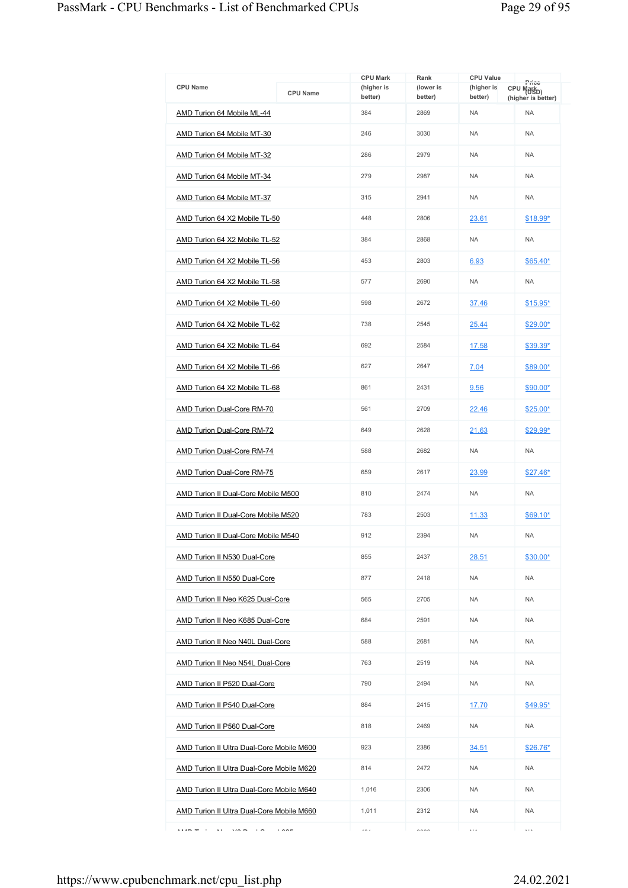| CPU Name | CPU Mark (higher is better) | Rank (lower is better) | CPU Value (higher is better) | Price (USD) |
|---|---|---|---|---|
| AMD Turion 64 Mobile ML-44 | 384 | 2869 | NA | NA |
| AMD Turion 64 Mobile MT-30 | 246 | 3030 | NA | NA |
| AMD Turion 64 Mobile MT-32 | 286 | 2979 | NA | NA |
| AMD Turion 64 Mobile MT-34 | 279 | 2987 | NA | NA |
| AMD Turion 64 Mobile MT-37 | 315 | 2941 | NA | NA |
| AMD Turion 64 X2 Mobile TL-50 | 448 | 2806 | 23.61 | $18.99* |
| AMD Turion 64 X2 Mobile TL-52 | 384 | 2868 | NA | NA |
| AMD Turion 64 X2 Mobile TL-56 | 453 | 2803 | 6.93 | $65.40* |
| AMD Turion 64 X2 Mobile TL-58 | 577 | 2690 | NA | NA |
| AMD Turion 64 X2 Mobile TL-60 | 598 | 2672 | 37.46 | $15.95* |
| AMD Turion 64 X2 Mobile TL-62 | 738 | 2545 | 25.44 | $29.00* |
| AMD Turion 64 X2 Mobile TL-64 | 692 | 2584 | 17.58 | $39.39* |
| AMD Turion 64 X2 Mobile TL-66 | 627 | 2647 | 7.04 | $89.00* |
| AMD Turion 64 X2 Mobile TL-68 | 861 | 2431 | 9.56 | $90.00* |
| AMD Turion Dual-Core RM-70 | 561 | 2709 | 22.46 | $25.00* |
| AMD Turion Dual-Core RM-72 | 649 | 2628 | 21.63 | $29.99* |
| AMD Turion Dual-Core RM-74 | 588 | 2682 | NA | NA |
| AMD Turion Dual-Core RM-75 | 659 | 2617 | 23.99 | $27.46* |
| AMD Turion II Dual-Core Mobile M500 | 810 | 2474 | NA | NA |
| AMD Turion II Dual-Core Mobile M520 | 783 | 2503 | 11.33 | $69.10* |
| AMD Turion II Dual-Core Mobile M540 | 912 | 2394 | NA | NA |
| AMD Turion II N530 Dual-Core | 855 | 2437 | 28.51 | $30.00* |
| AMD Turion II N550 Dual-Core | 877 | 2418 | NA | NA |
| AMD Turion II Neo K625 Dual-Core | 565 | 2705 | NA | NA |
| AMD Turion II Neo K685 Dual-Core | 684 | 2591 | NA | NA |
| AMD Turion II Neo N40L Dual-Core | 588 | 2681 | NA | NA |
| AMD Turion II Neo N54L Dual-Core | 763 | 2519 | NA | NA |
| AMD Turion II P520 Dual-Core | 790 | 2494 | NA | NA |
| AMD Turion II P540 Dual-Core | 884 | 2415 | 17.70 | $49.95* |
| AMD Turion II P560 Dual-Core | 818 | 2469 | NA | NA |
| AMD Turion II Ultra Dual-Core Mobile M600 | 923 | 2386 | 34.51 | $26.76* |
| AMD Turion II Ultra Dual-Core Mobile M620 | 814 | 2472 | NA | NA |
| AMD Turion II Ultra Dual-Core Mobile M640 | 1,016 | 2306 | NA | NA |
| AMD Turion II Ultra Dual-Core Mobile M660 | 1,011 | 2312 | NA | NA |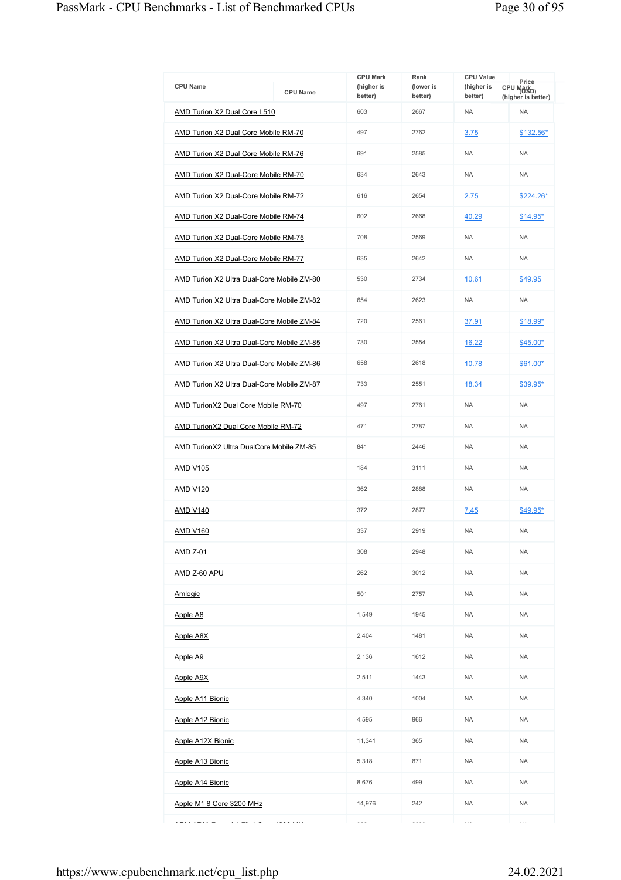| CPU Name | CPU Mark (higher is better) | Rank (lower is better) | CPU Value (higher is better) | Price (USD) |
|---|---|---|---|---|
| AMD Turion X2 Dual Core L510 | 603 | 2667 | NA | NA |
| AMD Turion X2 Dual Core Mobile RM-70 | 497 | 2762 | 3.75 | $132.56* |
| AMD Turion X2 Dual Core Mobile RM-76 | 691 | 2585 | NA | NA |
| AMD Turion X2 Dual-Core Mobile RM-70 | 634 | 2643 | NA | NA |
| AMD Turion X2 Dual-Core Mobile RM-72 | 616 | 2654 | 2.75 | $224.26* |
| AMD Turion X2 Dual-Core Mobile RM-74 | 602 | 2668 | 40.29 | $14.95* |
| AMD Turion X2 Dual-Core Mobile RM-75 | 708 | 2569 | NA | NA |
| AMD Turion X2 Dual-Core Mobile RM-77 | 635 | 2642 | NA | NA |
| AMD Turion X2 Ultra Dual-Core Mobile ZM-80 | 530 | 2734 | 10.61 | $49.95 |
| AMD Turion X2 Ultra Dual-Core Mobile ZM-82 | 654 | 2623 | NA | NA |
| AMD Turion X2 Ultra Dual-Core Mobile ZM-84 | 720 | 2561 | 37.91 | $18.99* |
| AMD Turion X2 Ultra Dual-Core Mobile ZM-85 | 730 | 2554 | 16.22 | $45.00* |
| AMD Turion X2 Ultra Dual-Core Mobile ZM-86 | 658 | 2618 | 10.78 | $61.00* |
| AMD Turion X2 Ultra Dual-Core Mobile ZM-87 | 733 | 2551 | 18.34 | $39.95* |
| AMD TurionX2 Dual Core Mobile RM-70 | 497 | 2761 | NA | NA |
| AMD TurionX2 Dual Core Mobile RM-72 | 471 | 2787 | NA | NA |
| AMD TurionX2 Ultra DualCore Mobile ZM-85 | 841 | 2446 | NA | NA |
| AMD V105 | 184 | 3111 | NA | NA |
| AMD V120 | 362 | 2888 | NA | NA |
| AMD V140 | 372 | 2877 | 7.45 | $49.95* |
| AMD V160 | 337 | 2919 | NA | NA |
| AMD Z-01 | 308 | 2948 | NA | NA |
| AMD Z-60 APU | 262 | 3012 | NA | NA |
| Amlogic | 501 | 2757 | NA | NA |
| Apple A8 | 1,549 | 1945 | NA | NA |
| Apple A8X | 2,404 | 1481 | NA | NA |
| Apple A9 | 2,136 | 1612 | NA | NA |
| Apple A9X | 2,511 | 1443 | NA | NA |
| Apple A11 Bionic | 4,340 | 1004 | NA | NA |
| Apple A12 Bionic | 4,595 | 966 | NA | NA |
| Apple A12X Bionic | 11,341 | 365 | NA | NA |
| Apple A13 Bionic | 5,318 | 871 | NA | NA |
| Apple A14 Bionic | 8,676 | 499 | NA | NA |
| Apple M1 8 Core 3200 MHz | 14,976 | 242 | NA | NA |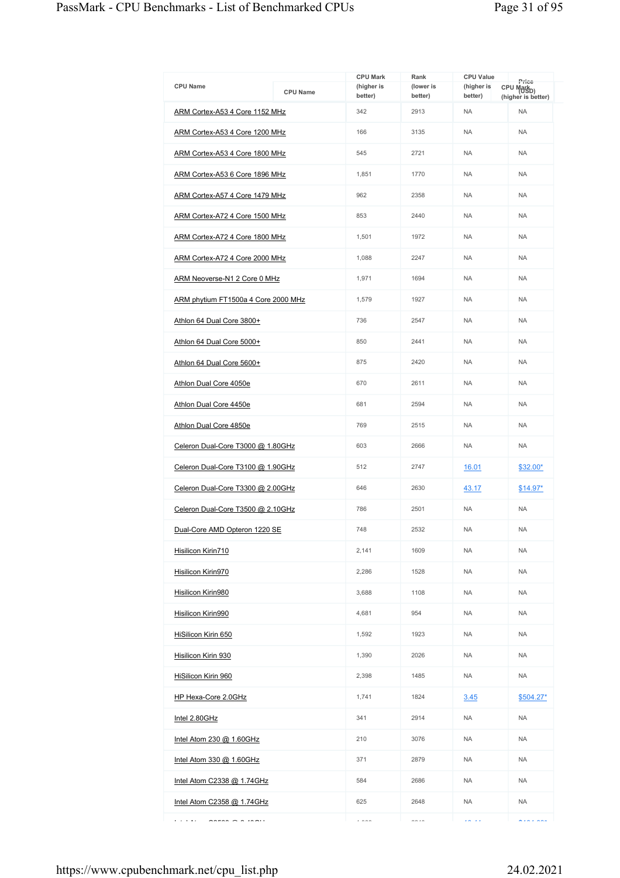| CPU Name | CPU Mark (higher is better) | Rank (lower is better) | CPU Value (higher is better) | Price (USD) |
|---|---|---|---|---|
| ARM Cortex-A53 4 Core 1152 MHz | 342 | 2913 | NA | NA |
| ARM Cortex-A53 4 Core 1200 MHz | 166 | 3135 | NA | NA |
| ARM Cortex-A53 4 Core 1800 MHz | 545 | 2721 | NA | NA |
| ARM Cortex-A53 6 Core 1896 MHz | 1,851 | 1770 | NA | NA |
| ARM Cortex-A57 4 Core 1479 MHz | 962 | 2358 | NA | NA |
| ARM Cortex-A72 4 Core 1500 MHz | 853 | 2440 | NA | NA |
| ARM Cortex-A72 4 Core 1800 MHz | 1,501 | 1972 | NA | NA |
| ARM Cortex-A72 4 Core 2000 MHz | 1,088 | 2247 | NA | NA |
| ARM Neoverse-N1 2 Core 0 MHz | 1,971 | 1694 | NA | NA |
| ARM phytium FT1500a 4 Core 2000 MHz | 1,579 | 1927 | NA | NA |
| Athlon 64 Dual Core 3800+ | 736 | 2547 | NA | NA |
| Athlon 64 Dual Core 5000+ | 850 | 2441 | NA | NA |
| Athlon 64 Dual Core 5600+ | 875 | 2420 | NA | NA |
| Athlon Dual Core 4050e | 670 | 2611 | NA | NA |
| Athlon Dual Core 4450e | 681 | 2594 | NA | NA |
| Athlon Dual Core 4850e | 769 | 2515 | NA | NA |
| Celeron Dual-Core T3000 @ 1.80GHz | 603 | 2666 | NA | NA |
| Celeron Dual-Core T3100 @ 1.90GHz | 512 | 2747 | 16.01 | $32.00* |
| Celeron Dual-Core T3300 @ 2.00GHz | 646 | 2630 | 43.17 | $14.97* |
| Celeron Dual-Core T3500 @ 2.10GHz | 786 | 2501 | NA | NA |
| Dual-Core AMD Opteron 1220 SE | 748 | 2532 | NA | NA |
| Hisilicon Kirin710 | 2,141 | 1609 | NA | NA |
| Hisilicon Kirin970 | 2,286 | 1528 | NA | NA |
| Hisilicon Kirin980 | 3,688 | 1108 | NA | NA |
| Hisilicon Kirin990 | 4,681 | 954 | NA | NA |
| HiSilicon Kirin 650 | 1,592 | 1923 | NA | NA |
| Hisilicon Kirin 930 | 1,390 | 2026 | NA | NA |
| HiSilicon Kirin 960 | 2,398 | 1485 | NA | NA |
| HP Hexa-Core 2.0GHz | 1,741 | 1824 | 3.45 | $504.27* |
| Intel 2.80GHz | 341 | 2914 | NA | NA |
| Intel Atom 230 @ 1.60GHz | 210 | 3076 | NA | NA |
| Intel Atom 330 @ 1.60GHz | 371 | 2879 | NA | NA |
| Intel Atom C2338 @ 1.74GHz | 584 | 2686 | NA | NA |
| Intel Atom C2358 @ 1.74GHz | 625 | 2648 | NA | NA |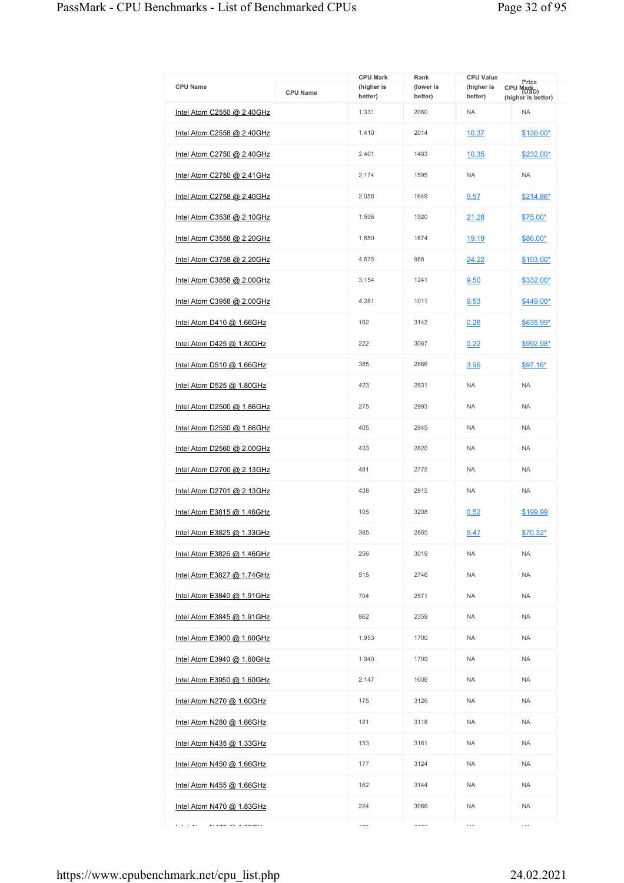| CPU Name | CPU Mark (higher is better) | Rank (lower is better) | CPU Value (higher is better) | Price (USD) |
|---|---|---|---|---|
| Intel Atom C2550 @ 2.40GHz | 1,331 | 2060 | NA | NA |
| Intel Atom C2558 @ 2.40GHz | 1,410 | 2014 | 10.37 | $136.00* |
| Intel Atom C2750 @ 2.40GHz | 2,401 | 1483 | 10.35 | $232.00* |
| Intel Atom C2750 @ 2.41GHz | 2,174 | 1595 | NA | NA |
| Intel Atom C2758 @ 2.40GHz | 2,056 | 1649 | 9.57 | $214.86* |
| Intel Atom C3538 @ 2.10GHz | 1,596 | 1920 | 21.28 | $75.00* |
| Intel Atom C3558 @ 2.20GHz | 1,650 | 1874 | 19.19 | $86.00* |
| Intel Atom C3758 @ 2.20GHz | 4,675 | 958 | 24.22 | $193.00* |
| Intel Atom C3858 @ 2.00GHz | 3,154 | 1241 | 9.50 | $332.00* |
| Intel Atom C3958 @ 2.00GHz | 4,281 | 1011 | 9.53 | $449.00* |
| Intel Atom D410 @ 1.66GHz | 162 | 3142 | 0.26 | $635.99* |
| Intel Atom D425 @ 1.80GHz | 222 | 3067 | 0.22 | $992.98* |
| Intel Atom D510 @ 1.66GHz | 385 | 2866 | 3.96 | $97.16* |
| Intel Atom D525 @ 1.80GHz | 423 | 2831 | NA | NA |
| Intel Atom D2500 @ 1.86GHz | 275 | 2993 | NA | NA |
| Intel Atom D2550 @ 1.86GHz | 405 | 2845 | NA | NA |
| Intel Atom D2560 @ 2.00GHz | 433 | 2820 | NA | NA |
| Intel Atom D2700 @ 2.13GHz | 481 | 2775 | NA | NA |
| Intel Atom D2701 @ 2.13GHz | 438 | 2815 | NA | NA |
| Intel Atom E3815 @ 1.46GHz | 105 | 3208 | 0.52 | $199.99 |
| Intel Atom E3825 @ 1.33GHz | 385 | 2865 | 5.47 | $70.32* |
| Intel Atom E3826 @ 1.46GHz | 256 | 3019 | NA | NA |
| Intel Atom E3827 @ 1.74GHz | 515 | 2746 | NA | NA |
| Intel Atom E3840 @ 1.91GHz | 704 | 2571 | NA | NA |
| Intel Atom E3845 @ 1.91GHz | 962 | 2359 | NA | NA |
| Intel Atom E3900 @ 1.60GHz | 1,953 | 1700 | NA | NA |
| Intel Atom E3940 @ 1.60GHz | 1,940 | 1709 | NA | NA |
| Intel Atom E3950 @ 1.60GHz | 2,147 | 1606 | NA | NA |
| Intel Atom N270 @ 1.60GHz | 175 | 3126 | NA | NA |
| Intel Atom N280 @ 1.66GHz | 181 | 3118 | NA | NA |
| Intel Atom N435 @ 1.33GHz | 153 | 3161 | NA | NA |
| Intel Atom N450 @ 1.66GHz | 177 | 3124 | NA | NA |
| Intel Atom N455 @ 1.66GHz | 162 | 3144 | NA | NA |
| Intel Atom N470 @ 1.83GHz | 224 | 3066 | NA | NA |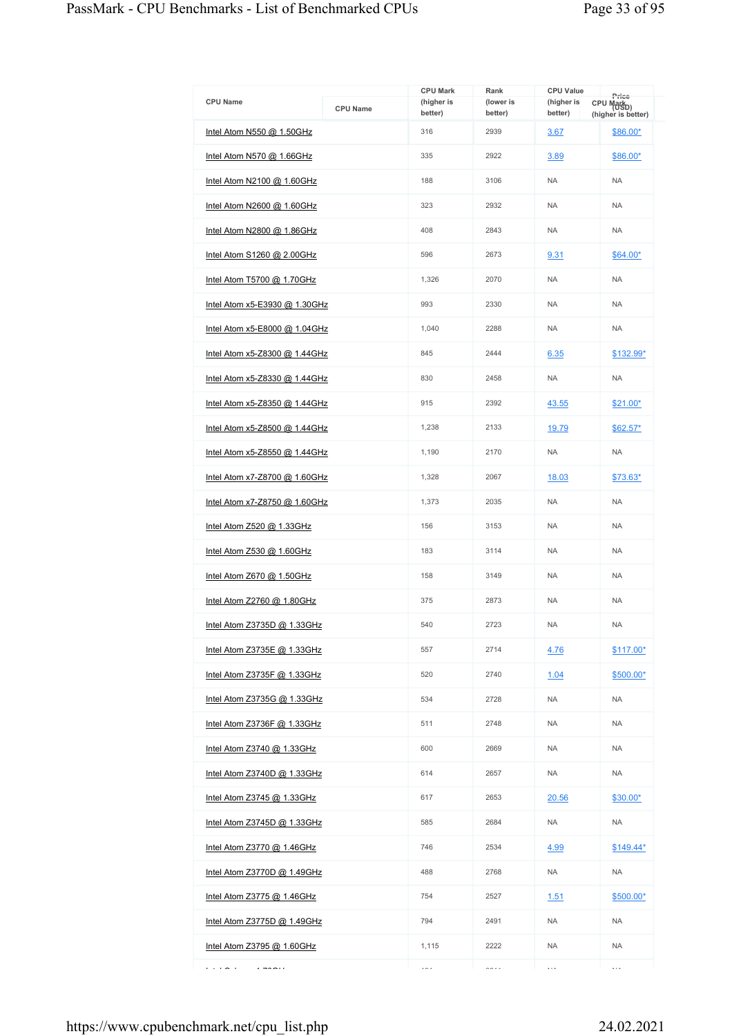| CPU Name | CPU Mark (higher is better) | Rank (lower is better) | CPU Value (higher is better) | Price (USD) |
|---|---|---|---|---|
| Intel Atom N550 @ 1.50GHz | 316 | 2939 | 3.67 | $86.00* |
| Intel Atom N570 @ 1.66GHz | 335 | 2922 | 3.89 | $86.00* |
| Intel Atom N2100 @ 1.60GHz | 188 | 3106 | NA | NA |
| Intel Atom N2600 @ 1.60GHz | 323 | 2932 | NA | NA |
| Intel Atom N2800 @ 1.86GHz | 408 | 2843 | NA | NA |
| Intel Atom S1260 @ 2.00GHz | 596 | 2673 | 9.31 | $64.00* |
| Intel Atom T5700 @ 1.70GHz | 1,326 | 2070 | NA | NA |
| Intel Atom x5-E3930 @ 1.30GHz | 993 | 2330 | NA | NA |
| Intel Atom x5-E8000 @ 1.04GHz | 1,040 | 2288 | NA | NA |
| Intel Atom x5-Z8300 @ 1.44GHz | 845 | 2444 | 6.35 | $132.99* |
| Intel Atom x5-Z8330 @ 1.44GHz | 830 | 2458 | NA | NA |
| Intel Atom x5-Z8350 @ 1.44GHz | 915 | 2392 | 43.55 | $21.00* |
| Intel Atom x5-Z8500 @ 1.44GHz | 1,238 | 2133 | 19.79 | $62.57* |
| Intel Atom x5-Z8550 @ 1.44GHz | 1,190 | 2170 | NA | NA |
| Intel Atom x7-Z8700 @ 1.60GHz | 1,328 | 2067 | 18.03 | $73.63* |
| Intel Atom x7-Z8750 @ 1.60GHz | 1,373 | 2035 | NA | NA |
| Intel Atom Z520 @ 1.33GHz | 156 | 3153 | NA | NA |
| Intel Atom Z530 @ 1.60GHz | 183 | 3114 | NA | NA |
| Intel Atom Z670 @ 1.50GHz | 158 | 3149 | NA | NA |
| Intel Atom Z2760 @ 1.80GHz | 375 | 2873 | NA | NA |
| Intel Atom Z3735D @ 1.33GHz | 540 | 2723 | NA | NA |
| Intel Atom Z3735E @ 1.33GHz | 557 | 2714 | 4.76 | $117.00* |
| Intel Atom Z3735F @ 1.33GHz | 520 | 2740 | 1.04 | $500.00* |
| Intel Atom Z3735G @ 1.33GHz | 534 | 2728 | NA | NA |
| Intel Atom Z3736F @ 1.33GHz | 511 | 2748 | NA | NA |
| Intel Atom Z3740 @ 1.33GHz | 600 | 2669 | NA | NA |
| Intel Atom Z3740D @ 1.33GHz | 614 | 2657 | NA | NA |
| Intel Atom Z3745 @ 1.33GHz | 617 | 2653 | 20.56 | $30.00* |
| Intel Atom Z3745D @ 1.33GHz | 585 | 2684 | NA | NA |
| Intel Atom Z3770 @ 1.46GHz | 746 | 2534 | 4.99 | $149.44* |
| Intel Atom Z3770D @ 1.49GHz | 488 | 2768 | NA | NA |
| Intel Atom Z3775 @ 1.46GHz | 754 | 2527 | 1.51 | $500.00* |
| Intel Atom Z3775D @ 1.49GHz | 794 | 2491 | NA | NA |
| Intel Atom Z3795 @ 1.60GHz | 1,115 | 2222 | NA | NA |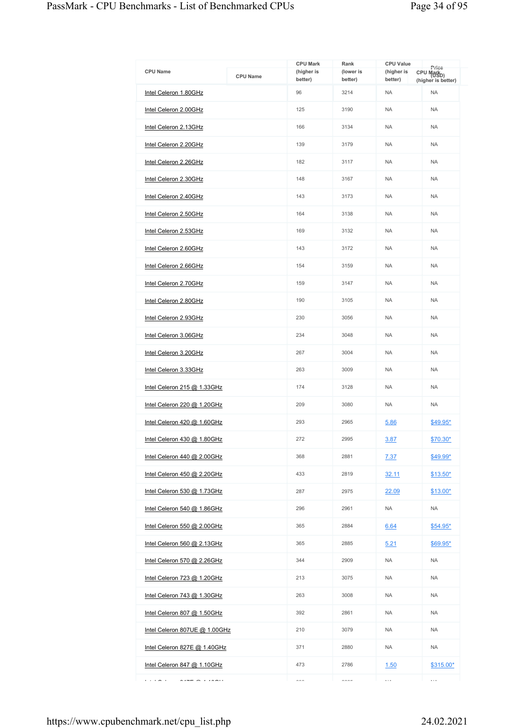| CPU Name | CPU Mark (higher is better) | Rank (lower is better) | CPU Value (higher is better) | Price (USD) |
|---|---|---|---|---|
| Intel Celeron 1.80GHz | 96 | 3214 | NA | NA |
| Intel Celeron 2.00GHz | 125 | 3190 | NA | NA |
| Intel Celeron 2.13GHz | 166 | 3134 | NA | NA |
| Intel Celeron 2.20GHz | 139 | 3179 | NA | NA |
| Intel Celeron 2.26GHz | 182 | 3117 | NA | NA |
| Intel Celeron 2.30GHz | 148 | 3167 | NA | NA |
| Intel Celeron 2.40GHz | 143 | 3173 | NA | NA |
| Intel Celeron 2.50GHz | 164 | 3138 | NA | NA |
| Intel Celeron 2.53GHz | 169 | 3132 | NA | NA |
| Intel Celeron 2.60GHz | 143 | 3172 | NA | NA |
| Intel Celeron 2.66GHz | 154 | 3159 | NA | NA |
| Intel Celeron 2.70GHz | 159 | 3147 | NA | NA |
| Intel Celeron 2.80GHz | 190 | 3105 | NA | NA |
| Intel Celeron 2.93GHz | 230 | 3056 | NA | NA |
| Intel Celeron 3.06GHz | 234 | 3048 | NA | NA |
| Intel Celeron 3.20GHz | 267 | 3004 | NA | NA |
| Intel Celeron 3.33GHz | 263 | 3009 | NA | NA |
| Intel Celeron 215 @ 1.33GHz | 174 | 3128 | NA | NA |
| Intel Celeron 220 @ 1.20GHz | 209 | 3080 | NA | NA |
| Intel Celeron 420 @ 1.60GHz | 293 | 2965 | 5.86 | $49.95* |
| Intel Celeron 430 @ 1.80GHz | 272 | 2995 | 3.87 | $70.30* |
| Intel Celeron 440 @ 2.00GHz | 368 | 2881 | 7.37 | $49.99* |
| Intel Celeron 450 @ 2.20GHz | 433 | 2819 | 32.11 | $13.50* |
| Intel Celeron 530 @ 1.73GHz | 287 | 2975 | 22.09 | $13.00* |
| Intel Celeron 540 @ 1.86GHz | 296 | 2961 | NA | NA |
| Intel Celeron 550 @ 2.00GHz | 365 | 2884 | 6.64 | $54.95* |
| Intel Celeron 560 @ 2.13GHz | 365 | 2885 | 5.21 | $69.95* |
| Intel Celeron 570 @ 2.26GHz | 344 | 2909 | NA | NA |
| Intel Celeron 723 @ 1.20GHz | 213 | 3075 | NA | NA |
| Intel Celeron 743 @ 1.30GHz | 263 | 3008 | NA | NA |
| Intel Celeron 807 @ 1.50GHz | 392 | 2861 | NA | NA |
| Intel Celeron 807UE @ 1.00GHz | 210 | 3079 | NA | NA |
| Intel Celeron 827E @ 1.40GHz | 371 | 2880 | NA | NA |
| Intel Celeron 847 @ 1.10GHz | 473 | 2786 | 1.50 | $315.00* |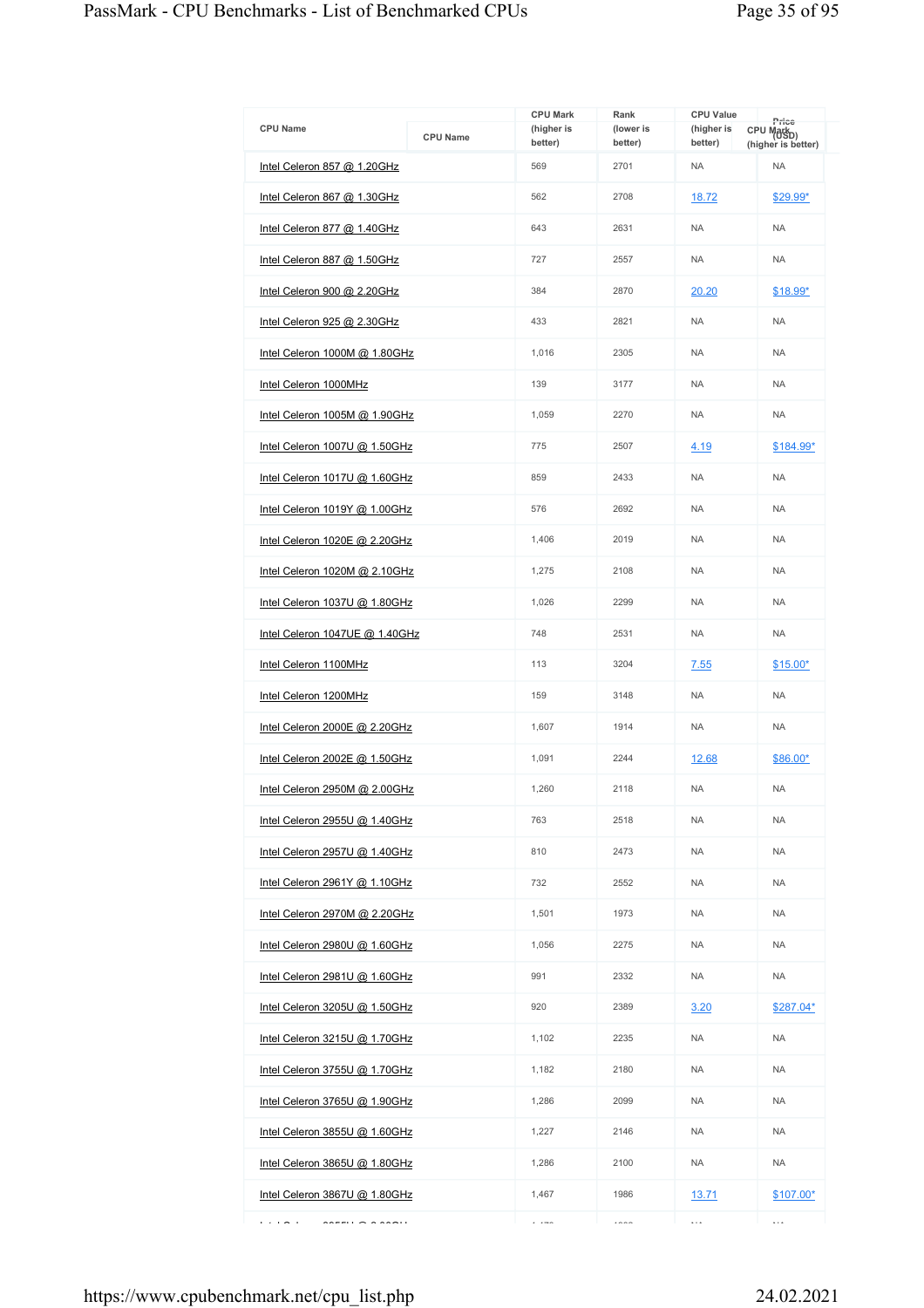| CPU Name | CPU Mark (higher is better) | Rank (lower is better) | CPU Value (higher is better) | Price (USD) |
|---|---|---|---|---|
| Intel Celeron 857 @ 1.20GHz | 569 | 2701 | NA | NA |
| Intel Celeron 867 @ 1.30GHz | 562 | 2708 | 18.72 | $29.99* |
| Intel Celeron 877 @ 1.40GHz | 643 | 2631 | NA | NA |
| Intel Celeron 887 @ 1.50GHz | 727 | 2557 | NA | NA |
| Intel Celeron 900 @ 2.20GHz | 384 | 2870 | 20.20 | $18.99* |
| Intel Celeron 925 @ 2.30GHz | 433 | 2821 | NA | NA |
| Intel Celeron 1000M @ 1.80GHz | 1,016 | 2305 | NA | NA |
| Intel Celeron 1000MHz | 139 | 3177 | NA | NA |
| Intel Celeron 1005M @ 1.90GHz | 1,059 | 2270 | NA | NA |
| Intel Celeron 1007U @ 1.50GHz | 775 | 2507 | 4.19 | $184.99* |
| Intel Celeron 1017U @ 1.60GHz | 859 | 2433 | NA | NA |
| Intel Celeron 1019Y @ 1.00GHz | 576 | 2692 | NA | NA |
| Intel Celeron 1020E @ 2.20GHz | 1,406 | 2019 | NA | NA |
| Intel Celeron 1020M @ 2.10GHz | 1,275 | 2108 | NA | NA |
| Intel Celeron 1037U @ 1.80GHz | 1,026 | 2299 | NA | NA |
| Intel Celeron 1047UE @ 1.40GHz | 748 | 2531 | NA | NA |
| Intel Celeron 1100MHz | 113 | 3204 | 7.55 | $15.00* |
| Intel Celeron 1200MHz | 159 | 3148 | NA | NA |
| Intel Celeron 2000E @ 2.20GHz | 1,607 | 1914 | NA | NA |
| Intel Celeron 2002E @ 1.50GHz | 1,091 | 2244 | 12.68 | $86.00* |
| Intel Celeron 2950M @ 2.00GHz | 1,260 | 2118 | NA | NA |
| Intel Celeron 2955U @ 1.40GHz | 763 | 2518 | NA | NA |
| Intel Celeron 2957U @ 1.40GHz | 810 | 2473 | NA | NA |
| Intel Celeron 2961Y @ 1.10GHz | 732 | 2552 | NA | NA |
| Intel Celeron 2970M @ 2.20GHz | 1,501 | 1973 | NA | NA |
| Intel Celeron 2980U @ 1.60GHz | 1,056 | 2275 | NA | NA |
| Intel Celeron 2981U @ 1.60GHz | 991 | 2332 | NA | NA |
| Intel Celeron 3205U @ 1.50GHz | 920 | 2389 | 3.20 | $287.04* |
| Intel Celeron 3215U @ 1.70GHz | 1,102 | 2235 | NA | NA |
| Intel Celeron 3755U @ 1.70GHz | 1,182 | 2180 | NA | NA |
| Intel Celeron 3765U @ 1.90GHz | 1,286 | 2099 | NA | NA |
| Intel Celeron 3855U @ 1.60GHz | 1,227 | 2146 | NA | NA |
| Intel Celeron 3865U @ 1.80GHz | 1,286 | 2100 | NA | NA |
| Intel Celeron 3867U @ 1.80GHz | 1,467 | 1986 | 13.71 | $107.00* |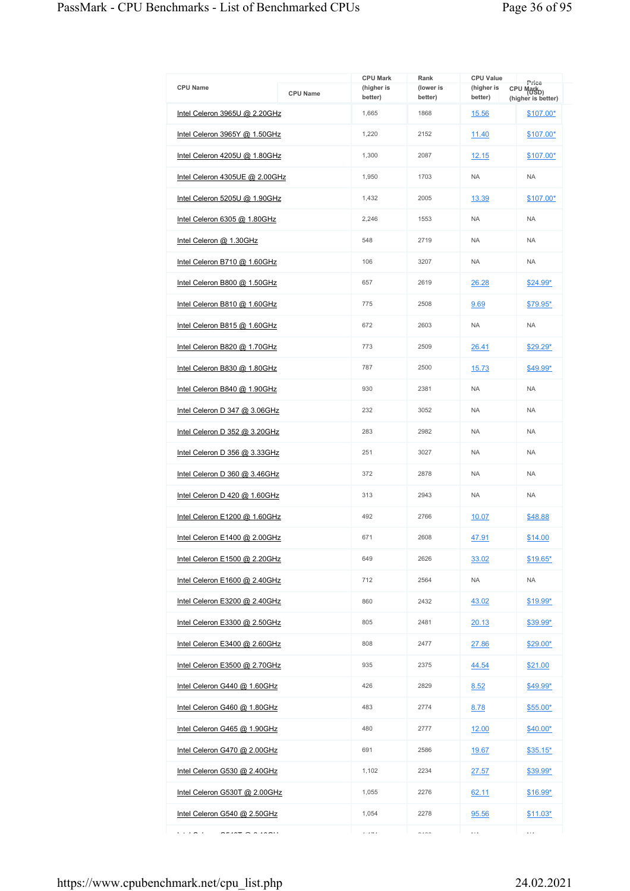| CPU Name | CPU Mark (higher is better) | Rank (lower is better) | CPU Value (higher is better) | Price (USD) |
|---|---|---|---|---|
| Intel Celeron 3965U @ 2.20GHz | 1,665 | 1868 | 15.56 | $107.00* |
| Intel Celeron 3965Y @ 1.50GHz | 1,220 | 2152 | 11.40 | $107.00* |
| Intel Celeron 4205U @ 1.80GHz | 1,300 | 2087 | 12.15 | $107.00* |
| Intel Celeron 4305UE @ 2.00GHz | 1,950 | 1703 | NA | NA |
| Intel Celeron 5205U @ 1.90GHz | 1,432 | 2005 | 13.39 | $107.00* |
| Intel Celeron 6305 @ 1.80GHz | 2,246 | 1553 | NA | NA |
| Intel Celeron @ 1.30GHz | 548 | 2719 | NA | NA |
| Intel Celeron B710 @ 1.60GHz | 106 | 3207 | NA | NA |
| Intel Celeron B800 @ 1.50GHz | 657 | 2619 | 26.28 | $24.99* |
| Intel Celeron B810 @ 1.60GHz | 775 | 2508 | 9.69 | $79.95* |
| Intel Celeron B815 @ 1.60GHz | 672 | 2603 | NA | NA |
| Intel Celeron B820 @ 1.70GHz | 773 | 2509 | 26.41 | $29.29* |
| Intel Celeron B830 @ 1.80GHz | 787 | 2500 | 15.73 | $49.99* |
| Intel Celeron B840 @ 1.90GHz | 930 | 2381 | NA | NA |
| Intel Celeron D 347 @ 3.06GHz | 232 | 3052 | NA | NA |
| Intel Celeron D 352 @ 3.20GHz | 283 | 2982 | NA | NA |
| Intel Celeron D 356 @ 3.33GHz | 251 | 3027 | NA | NA |
| Intel Celeron D 360 @ 3.46GHz | 372 | 2878 | NA | NA |
| Intel Celeron D 420 @ 1.60GHz | 313 | 2943 | NA | NA |
| Intel Celeron E1200 @ 1.60GHz | 492 | 2766 | 10.07 | $48.88 |
| Intel Celeron E1400 @ 2.00GHz | 671 | 2608 | 47.91 | $14.00 |
| Intel Celeron E1500 @ 2.20GHz | 649 | 2626 | 33.02 | $19.65* |
| Intel Celeron E1600 @ 2.40GHz | 712 | 2564 | NA | NA |
| Intel Celeron E3200 @ 2.40GHz | 860 | 2432 | 43.02 | $19.99* |
| Intel Celeron E3300 @ 2.50GHz | 805 | 2481 | 20.13 | $39.99* |
| Intel Celeron E3400 @ 2.60GHz | 808 | 2477 | 27.86 | $29.00* |
| Intel Celeron E3500 @ 2.70GHz | 935 | 2375 | 44.54 | $21.00 |
| Intel Celeron G440 @ 1.60GHz | 426 | 2829 | 8.52 | $49.99* |
| Intel Celeron G460 @ 1.80GHz | 483 | 2774 | 8.78 | $55.00* |
| Intel Celeron G465 @ 1.90GHz | 480 | 2777 | 12.00 | $40.00* |
| Intel Celeron G470 @ 2.00GHz | 691 | 2586 | 19.67 | $35.15* |
| Intel Celeron G530 @ 2.40GHz | 1,102 | 2234 | 27.57 | $39.99* |
| Intel Celeron G530T @ 2.00GHz | 1,055 | 2276 | 62.11 | $16.99* |
| Intel Celeron G540 @ 2.50GHz | 1,054 | 2278 | 95.56 | $11.03* |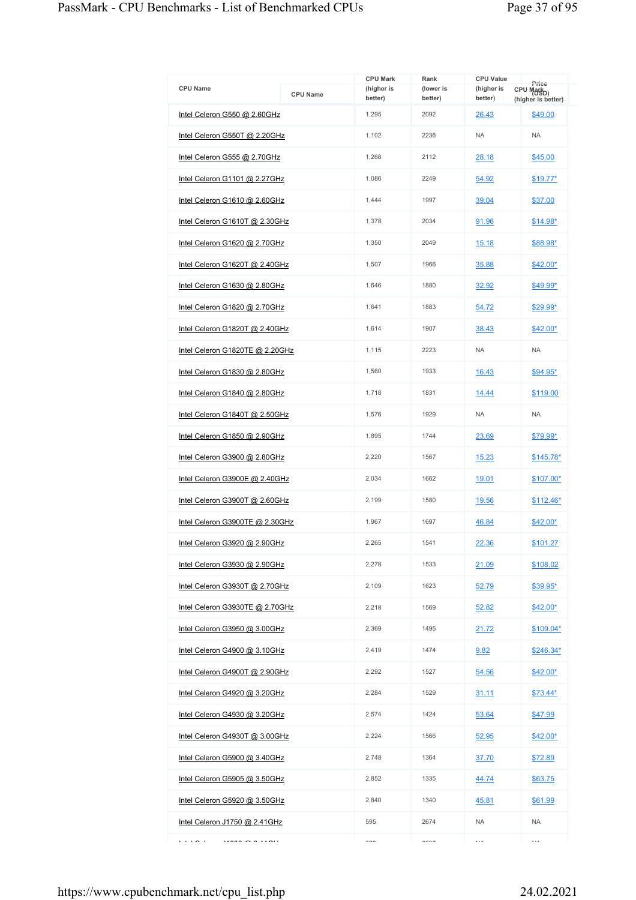| CPU Name | CPU Mark (higher is better) | Rank (lower is better) | CPU Value (higher is better) | Price (USD) |
|---|---|---|---|---|
| Intel Celeron G550 @ 2.60GHz | 1,295 | 2092 | 26.43 | $49.00 |
| Intel Celeron G550T @ 2.20GHz | 1,102 | 2236 | NA | NA |
| Intel Celeron G555 @ 2.70GHz | 1,268 | 2112 | 28.18 | $45.00 |
| Intel Celeron G1101 @ 2.27GHz | 1,086 | 2249 | 54.92 | $19.77* |
| Intel Celeron G1610 @ 2.60GHz | 1,444 | 1997 | 39.04 | $37.00 |
| Intel Celeron G1610T @ 2.30GHz | 1,378 | 2034 | 91.96 | $14.98* |
| Intel Celeron G1620 @ 2.70GHz | 1,350 | 2049 | 15.18 | $88.98* |
| Intel Celeron G1620T @ 2.40GHz | 1,507 | 1966 | 35.88 | $42.00* |
| Intel Celeron G1630 @ 2.80GHz | 1,646 | 1880 | 32.92 | $49.99* |
| Intel Celeron G1820 @ 2.70GHz | 1,641 | 1883 | 54.72 | $29.99* |
| Intel Celeron G1820T @ 2.40GHz | 1,614 | 1907 | 38.43 | $42.00* |
| Intel Celeron G1820TE @ 2.20GHz | 1,115 | 2223 | NA | NA |
| Intel Celeron G1830 @ 2.80GHz | 1,560 | 1933 | 16.43 | $94.95* |
| Intel Celeron G1840 @ 2.80GHz | 1,718 | 1831 | 14.44 | $119.00 |
| Intel Celeron G1840T @ 2.50GHz | 1,576 | 1929 | NA | NA |
| Intel Celeron G1850 @ 2.90GHz | 1,895 | 1744 | 23.69 | $79.99* |
| Intel Celeron G3900 @ 2.80GHz | 2,220 | 1567 | 15.23 | $145.78* |
| Intel Celeron G3900E @ 2.40GHz | 2,034 | 1662 | 19.01 | $107.00* |
| Intel Celeron G3900T @ 2.60GHz | 2,199 | 1580 | 19.56 | $112.46* |
| Intel Celeron G3900TE @ 2.30GHz | 1,967 | 1697 | 46.84 | $42.00* |
| Intel Celeron G3920 @ 2.90GHz | 2,265 | 1541 | 22.36 | $101.27 |
| Intel Celeron G3930 @ 2.90GHz | 2,278 | 1533 | 21.09 | $108.02 |
| Intel Celeron G3930T @ 2.70GHz | 2,109 | 1623 | 52.79 | $39.95* |
| Intel Celeron G3930TE @ 2.70GHz | 2,218 | 1569 | 52.82 | $42.00* |
| Intel Celeron G3950 @ 3.00GHz | 2,369 | 1495 | 21.72 | $109.04* |
| Intel Celeron G4900 @ 3.10GHz | 2,419 | 1474 | 9.82 | $246.34* |
| Intel Celeron G4900T @ 2.90GHz | 2,292 | 1527 | 54.56 | $42.00* |
| Intel Celeron G4920 @ 3.20GHz | 2,284 | 1529 | 31.11 | $73.44* |
| Intel Celeron G4930 @ 3.20GHz | 2,574 | 1424 | 53.64 | $47.99 |
| Intel Celeron G4930T @ 3.00GHz | 2,224 | 1566 | 52.95 | $42.00* |
| Intel Celeron G5900 @ 3.40GHz | 2,748 | 1364 | 37.70 | $72.89 |
| Intel Celeron G5905 @ 3.50GHz | 2,852 | 1335 | 44.74 | $63.75 |
| Intel Celeron G5920 @ 3.50GHz | 2,840 | 1340 | 45.81 | $61.99 |
| Intel Celeron J1750 @ 2.41GHz | 595 | 2674 | NA | NA |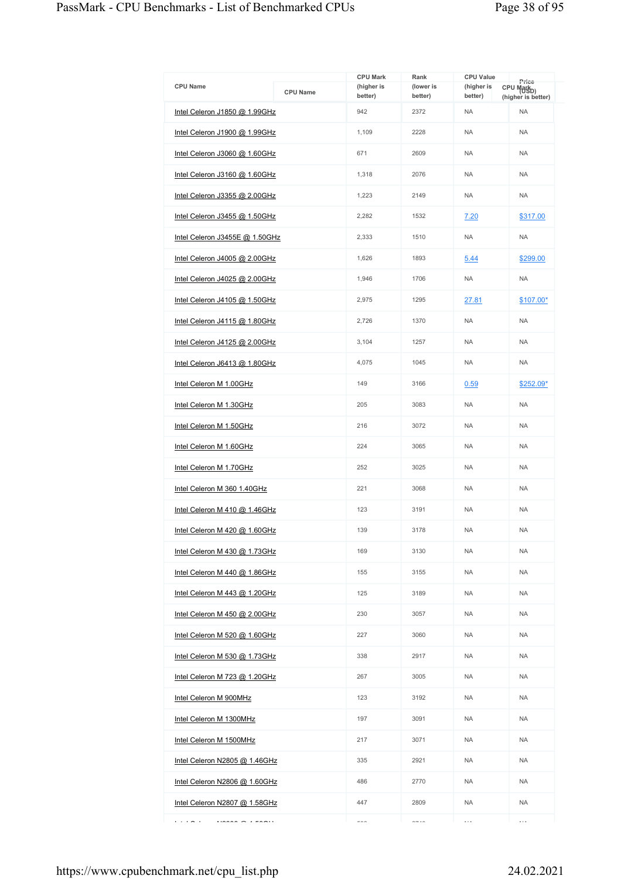| CPU Name | CPU Mark (higher is better) | Rank (lower is better) | CPU Value (higher is better) | Price (USD) |
|---|---|---|---|---|
| Intel Celeron J1850 @ 1.99GHz | 942 | 2372 | NA | NA |
| Intel Celeron J1900 @ 1.99GHz | 1,109 | 2228 | NA | NA |
| Intel Celeron J3060 @ 1.60GHz | 671 | 2609 | NA | NA |
| Intel Celeron J3160 @ 1.60GHz | 1,318 | 2076 | NA | NA |
| Intel Celeron J3355 @ 2.00GHz | 1,223 | 2149 | NA | NA |
| Intel Celeron J3455 @ 1.50GHz | 2,282 | 1532 | 7.20 | $317.00 |
| Intel Celeron J3455E @ 1.50GHz | 2,333 | 1510 | NA | NA |
| Intel Celeron J4005 @ 2.00GHz | 1,626 | 1893 | 5.44 | $299.00 |
| Intel Celeron J4025 @ 2.00GHz | 1,946 | 1706 | NA | NA |
| Intel Celeron J4105 @ 1.50GHz | 2,975 | 1295 | 27.81 | $107.00* |
| Intel Celeron J4115 @ 1.80GHz | 2,726 | 1370 | NA | NA |
| Intel Celeron J4125 @ 2.00GHz | 3,104 | 1257 | NA | NA |
| Intel Celeron J6413 @ 1.80GHz | 4,075 | 1045 | NA | NA |
| Intel Celeron M 1.00GHz | 149 | 3166 | 0.59 | $252.09* |
| Intel Celeron M 1.30GHz | 205 | 3083 | NA | NA |
| Intel Celeron M 1.50GHz | 216 | 3072 | NA | NA |
| Intel Celeron M 1.60GHz | 224 | 3065 | NA | NA |
| Intel Celeron M 1.70GHz | 252 | 3025 | NA | NA |
| Intel Celeron M 360 1.40GHz | 221 | 3068 | NA | NA |
| Intel Celeron M 410 @ 1.46GHz | 123 | 3191 | NA | NA |
| Intel Celeron M 420 @ 1.60GHz | 139 | 3178 | NA | NA |
| Intel Celeron M 430 @ 1.73GHz | 169 | 3130 | NA | NA |
| Intel Celeron M 440 @ 1.86GHz | 155 | 3155 | NA | NA |
| Intel Celeron M 443 @ 1.20GHz | 125 | 3189 | NA | NA |
| Intel Celeron M 450 @ 2.00GHz | 230 | 3057 | NA | NA |
| Intel Celeron M 520 @ 1.60GHz | 227 | 3060 | NA | NA |
| Intel Celeron M 530 @ 1.73GHz | 338 | 2917 | NA | NA |
| Intel Celeron M 723 @ 1.20GHz | 267 | 3005 | NA | NA |
| Intel Celeron M 900MHz | 123 | 3192 | NA | NA |
| Intel Celeron M 1300MHz | 197 | 3091 | NA | NA |
| Intel Celeron M 1500MHz | 217 | 3071 | NA | NA |
| Intel Celeron N2805 @ 1.46GHz | 335 | 2921 | NA | NA |
| Intel Celeron N2806 @ 1.60GHz | 486 | 2770 | NA | NA |
| Intel Celeron N2807 @ 1.58GHz | 447 | 2809 | NA | NA |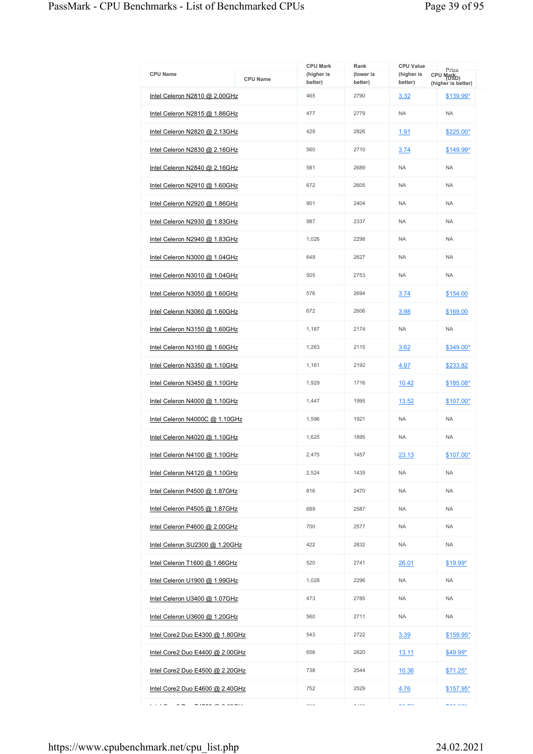| CPU Name | CPU Mark (higher is better) | Rank (lower is better) | CPU Value (higher is better) | Price (USD) |
|---|---|---|---|---|
| Intel Celeron N2810 @ 2.00GHz | 465 | 2790 | 3.32 | $139.99* |
| Intel Celeron N2815 @ 1.86GHz | 477 | 2779 | NA | NA |
| Intel Celeron N2820 @ 2.13GHz | 429 | 2826 | 1.91 | $225.00* |
| Intel Celeron N2830 @ 2.16GHz | 560 | 2710 | 3.74 | $149.99* |
| Intel Celeron N2840 @ 2.16GHz | 581 | 2689 | NA | NA |
| Intel Celeron N2910 @ 1.60GHz | 672 | 2605 | NA | NA |
| Intel Celeron N2920 @ 1.86GHz | 901 | 2404 | NA | NA |
| Intel Celeron N2930 @ 1.83GHz | 987 | 2337 | NA | NA |
| Intel Celeron N2940 @ 1.83GHz | 1,026 | 2298 | NA | NA |
| Intel Celeron N3000 @ 1.04GHz | 649 | 2627 | NA | NA |
| Intel Celeron N3010 @ 1.04GHz | 505 | 2753 | NA | NA |
| Intel Celeron N3050 @ 1.60GHz | 576 | 2694 | 3.74 | $154.00 |
| Intel Celeron N3060 @ 1.60GHz | 672 | 2606 | 3.98 | $169.00 |
| Intel Celeron N3150 @ 1.60GHz | 1,187 | 2174 | NA | NA |
| Intel Celeron N3160 @ 1.60GHz | 1,263 | 2115 | 3.62 | $349.00* |
| Intel Celeron N3350 @ 1.10GHz | 1,161 | 2192 | 4.97 | $233.82 |
| Intel Celeron N3450 @ 1.10GHz | 1,929 | 1716 | 10.42 | $185.08* |
| Intel Celeron N4000 @ 1.10GHz | 1,447 | 1995 | 13.52 | $107.00* |
| Intel Celeron N4000C @ 1.10GHz | 1,596 | 1921 | NA | NA |
| Intel Celeron N4020 @ 1.10GHz | 1,625 | 1895 | NA | NA |
| Intel Celeron N4100 @ 1.10GHz | 2,475 | 1457 | 23.13 | $107.00* |
| Intel Celeron N4120 @ 1.10GHz | 2,524 | 1435 | NA | NA |
| Intel Celeron P4500 @ 1.87GHz | 816 | 2470 | NA | NA |
| Intel Celeron P4505 @ 1.87GHz | 689 | 2587 | NA | NA |
| Intel Celeron P4600 @ 2.00GHz | 700 | 2577 | NA | NA |
| Intel Celeron SU2300 @ 1.20GHz | 422 | 2832 | NA | NA |
| Intel Celeron T1600 @ 1.66GHz | 520 | 2741 | 26.01 | $19.99* |
| Intel Celeron U1900 @ 1.99GHz | 1,028 | 2296 | NA | NA |
| Intel Celeron U3400 @ 1.07GHz | 473 | 2785 | NA | NA |
| Intel Celeron U3600 @ 1.20GHz | 560 | 2711 | NA | NA |
| Intel Core2 Duo E4300 @ 1.80GHz | 543 | 2722 | 3.39 | $159.95* |
| Intel Core2 Duo E4400 @ 2.00GHz | 656 | 2620 | 13.11 | $49.99* |
| Intel Core2 Duo E4500 @ 2.20GHz | 738 | 2544 | 10.36 | $71.25* |
| Intel Core2 Duo E4600 @ 2.40GHz | 752 | 2529 | 4.76 | $157.95* |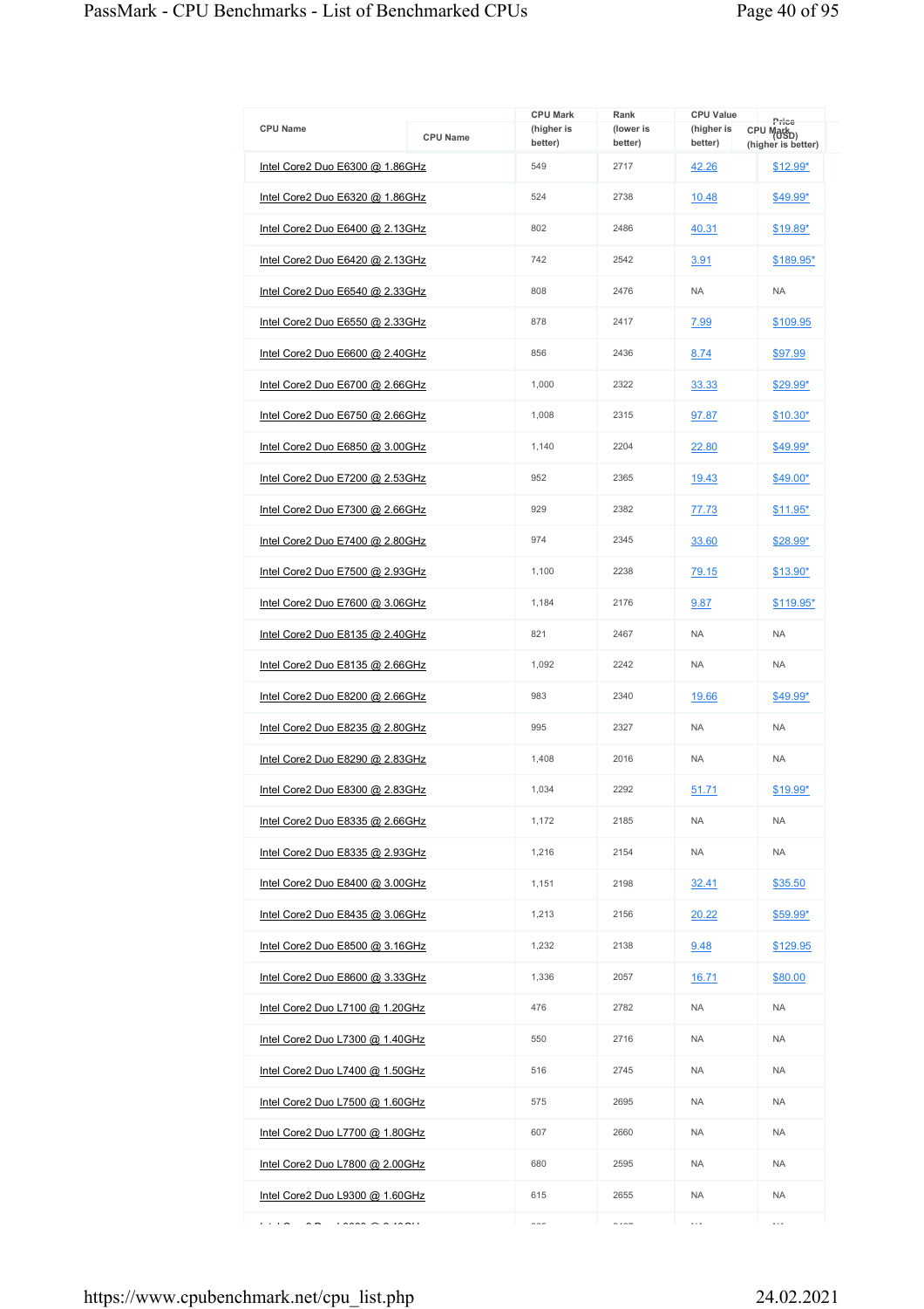| CPU Name | CPU Mark (higher is better) | Rank (lower is better) | CPU Value (higher is better) | Price (USD) |
|---|---|---|---|---|
| Intel Core2 Duo E6300 @ 1.86GHz | 549 | 2717 | 42.26 | $12.99* |
| Intel Core2 Duo E6320 @ 1.86GHz | 524 | 2738 | 10.48 | $49.99* |
| Intel Core2 Duo E6400 @ 2.13GHz | 802 | 2486 | 40.31 | $19.89* |
| Intel Core2 Duo E6420 @ 2.13GHz | 742 | 2542 | 3.91 | $189.95* |
| Intel Core2 Duo E6540 @ 2.33GHz | 808 | 2476 | NA | NA |
| Intel Core2 Duo E6550 @ 2.33GHz | 878 | 2417 | 7.99 | $109.95 |
| Intel Core2 Duo E6600 @ 2.40GHz | 856 | 2436 | 8.74 | $97.99 |
| Intel Core2 Duo E6700 @ 2.66GHz | 1,000 | 2322 | 33.33 | $29.99* |
| Intel Core2 Duo E6750 @ 2.66GHz | 1,008 | 2315 | 97.87 | $10.30* |
| Intel Core2 Duo E6850 @ 3.00GHz | 1,140 | 2204 | 22.80 | $49.99* |
| Intel Core2 Duo E7200 @ 2.53GHz | 952 | 2365 | 19.43 | $49.00* |
| Intel Core2 Duo E7300 @ 2.66GHz | 929 | 2382 | 77.73 | $11.95* |
| Intel Core2 Duo E7400 @ 2.80GHz | 974 | 2345 | 33.60 | $28.99* |
| Intel Core2 Duo E7500 @ 2.93GHz | 1,100 | 2238 | 79.15 | $13.90* |
| Intel Core2 Duo E7600 @ 3.06GHz | 1,184 | 2176 | 9.87 | $119.95* |
| Intel Core2 Duo E8135 @ 2.40GHz | 821 | 2467 | NA | NA |
| Intel Core2 Duo E8135 @ 2.66GHz | 1,092 | 2242 | NA | NA |
| Intel Core2 Duo E8200 @ 2.66GHz | 983 | 2340 | 19.66 | $49.99* |
| Intel Core2 Duo E8235 @ 2.80GHz | 995 | 2327 | NA | NA |
| Intel Core2 Duo E8290 @ 2.83GHz | 1,408 | 2016 | NA | NA |
| Intel Core2 Duo E8300 @ 2.83GHz | 1,034 | 2292 | 51.71 | $19.99* |
| Intel Core2 Duo E8335 @ 2.66GHz | 1,172 | 2185 | NA | NA |
| Intel Core2 Duo E8335 @ 2.93GHz | 1,216 | 2154 | NA | NA |
| Intel Core2 Duo E8400 @ 3.00GHz | 1,151 | 2198 | 32.41 | $35.50 |
| Intel Core2 Duo E8435 @ 3.06GHz | 1,213 | 2156 | 20.22 | $59.99* |
| Intel Core2 Duo E8500 @ 3.16GHz | 1,232 | 2138 | 9.48 | $129.95 |
| Intel Core2 Duo E8600 @ 3.33GHz | 1,336 | 2057 | 16.71 | $80.00 |
| Intel Core2 Duo L7100 @ 1.20GHz | 476 | 2782 | NA | NA |
| Intel Core2 Duo L7300 @ 1.40GHz | 550 | 2716 | NA | NA |
| Intel Core2 Duo L7400 @ 1.50GHz | 516 | 2745 | NA | NA |
| Intel Core2 Duo L7500 @ 1.60GHz | 575 | 2695 | NA | NA |
| Intel Core2 Duo L7700 @ 1.80GHz | 607 | 2660 | NA | NA |
| Intel Core2 Duo L7800 @ 2.00GHz | 680 | 2595 | NA | NA |
| Intel Core2 Duo L9300 @ 1.60GHz | 615 | 2655 | NA | NA |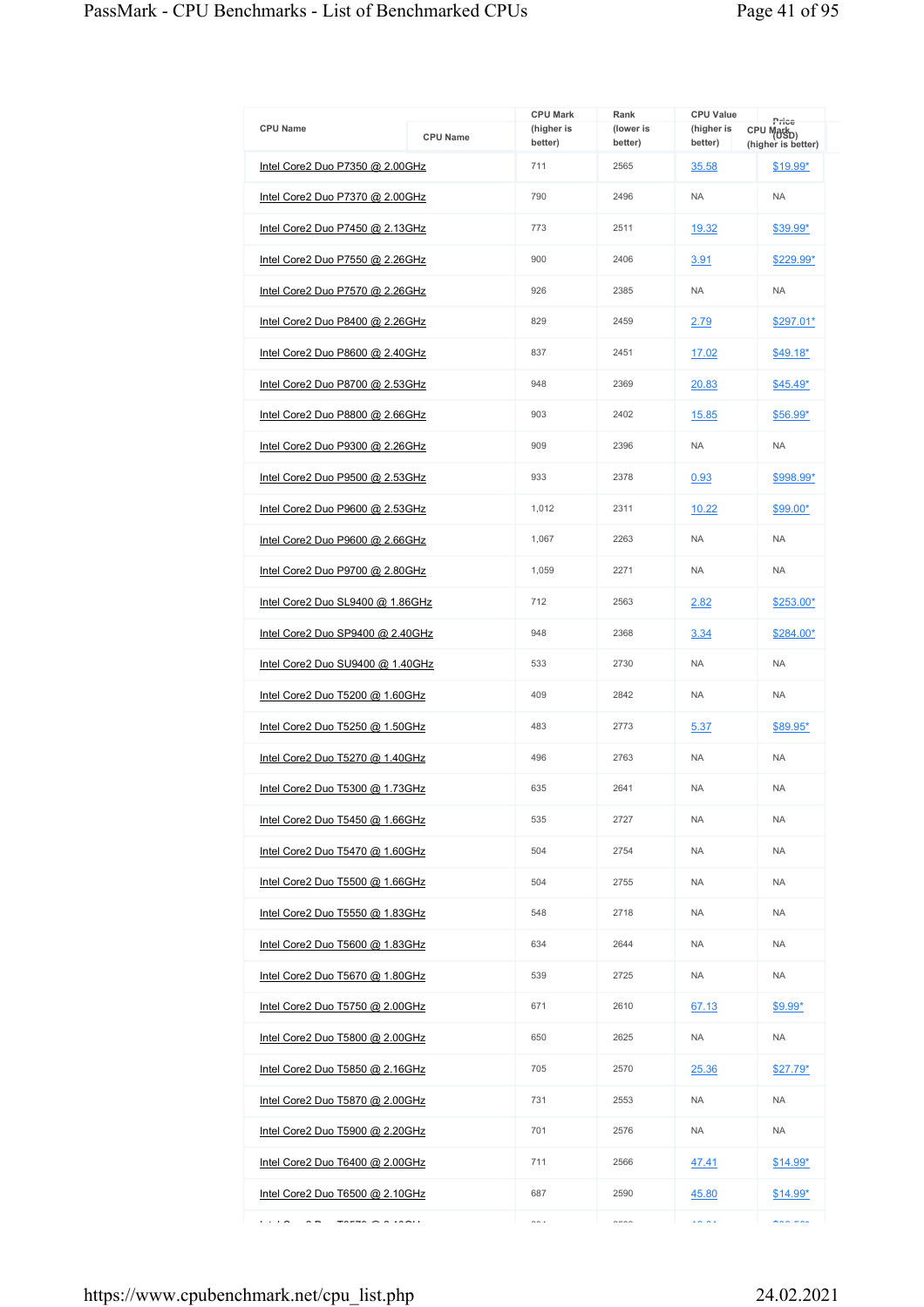| CPU Name | CPU Mark (higher is better) | Rank (lower is better) | CPU Value (higher is better) | Price (USD) |
|---|---|---|---|---|
| Intel Core2 Duo P7350 @ 2.00GHz | 711 | 2565 | 35.58 | $19.99* |
| Intel Core2 Duo P7370 @ 2.00GHz | 790 | 2496 | NA | NA |
| Intel Core2 Duo P7450 @ 2.13GHz | 773 | 2511 | 19.32 | $39.99* |
| Intel Core2 Duo P7550 @ 2.26GHz | 900 | 2406 | 3.91 | $229.99* |
| Intel Core2 Duo P7570 @ 2.26GHz | 926 | 2385 | NA | NA |
| Intel Core2 Duo P8400 @ 2.26GHz | 829 | 2459 | 2.79 | $297.01* |
| Intel Core2 Duo P8600 @ 2.40GHz | 837 | 2451 | 17.02 | $49.18* |
| Intel Core2 Duo P8700 @ 2.53GHz | 948 | 2369 | 20.83 | $45.49* |
| Intel Core2 Duo P8800 @ 2.66GHz | 903 | 2402 | 15.85 | $56.99* |
| Intel Core2 Duo P9300 @ 2.26GHz | 909 | 2396 | NA | NA |
| Intel Core2 Duo P9500 @ 2.53GHz | 933 | 2378 | 0.93 | $998.99* |
| Intel Core2 Duo P9600 @ 2.53GHz | 1,012 | 2311 | 10.22 | $99.00* |
| Intel Core2 Duo P9600 @ 2.66GHz | 1,067 | 2263 | NA | NA |
| Intel Core2 Duo P9700 @ 2.80GHz | 1,059 | 2271 | NA | NA |
| Intel Core2 Duo SL9400 @ 1.86GHz | 712 | 2563 | 2.82 | $253.00* |
| Intel Core2 Duo SP9400 @ 2.40GHz | 948 | 2368 | 3.34 | $284.00* |
| Intel Core2 Duo SU9400 @ 1.40GHz | 533 | 2730 | NA | NA |
| Intel Core2 Duo T5200 @ 1.60GHz | 409 | 2842 | NA | NA |
| Intel Core2 Duo T5250 @ 1.50GHz | 483 | 2773 | 5.37 | $89.95* |
| Intel Core2 Duo T5270 @ 1.40GHz | 496 | 2763 | NA | NA |
| Intel Core2 Duo T5300 @ 1.73GHz | 635 | 2641 | NA | NA |
| Intel Core2 Duo T5450 @ 1.66GHz | 535 | 2727 | NA | NA |
| Intel Core2 Duo T5470 @ 1.60GHz | 504 | 2754 | NA | NA |
| Intel Core2 Duo T5500 @ 1.66GHz | 504 | 2755 | NA | NA |
| Intel Core2 Duo T5550 @ 1.83GHz | 548 | 2718 | NA | NA |
| Intel Core2 Duo T5600 @ 1.83GHz | 634 | 2644 | NA | NA |
| Intel Core2 Duo T5670 @ 1.80GHz | 539 | 2725 | NA | NA |
| Intel Core2 Duo T5750 @ 2.00GHz | 671 | 2610 | 67.13 | $9.99* |
| Intel Core2 Duo T5800 @ 2.00GHz | 650 | 2625 | NA | NA |
| Intel Core2 Duo T5850 @ 2.16GHz | 705 | 2570 | 25.36 | $27.79* |
| Intel Core2 Duo T5870 @ 2.00GHz | 731 | 2553 | NA | NA |
| Intel Core2 Duo T5900 @ 2.20GHz | 701 | 2576 | NA | NA |
| Intel Core2 Duo T6400 @ 2.00GHz | 711 | 2566 | 47.41 | $14.99* |
| Intel Core2 Duo T6500 @ 2.10GHz | 687 | 2590 | 45.80 | $14.99* |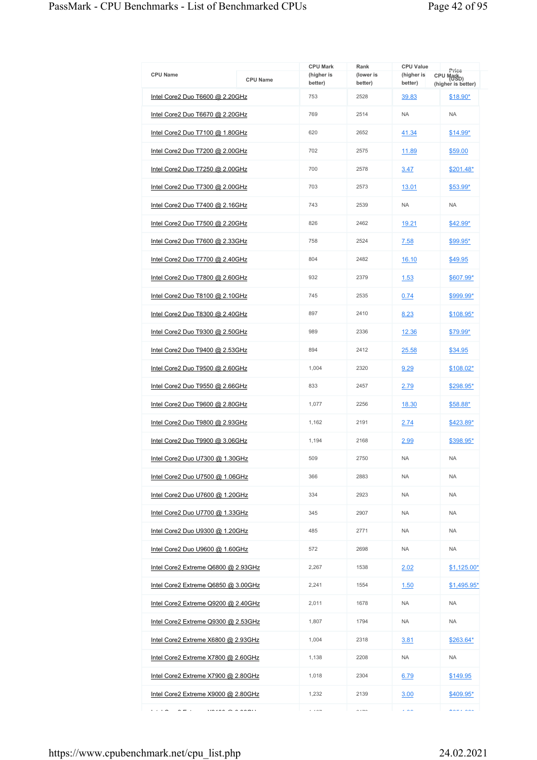| CPU Name | CPU Mark (higher is better) | Rank (lower is better) | CPU Value (higher is better) | Price (USD) |
|---|---|---|---|---|
| Intel Core2 Duo T6600 @ 2.20GHz | 753 | 2528 | 39.83 | $18.90* |
| Intel Core2 Duo T6670 @ 2.20GHz | 769 | 2514 | NA | NA |
| Intel Core2 Duo T7100 @ 1.80GHz | 620 | 2652 | 41.34 | $14.99* |
| Intel Core2 Duo T7200 @ 2.00GHz | 702 | 2575 | 11.89 | $59.00 |
| Intel Core2 Duo T7250 @ 2.00GHz | 700 | 2578 | 3.47 | $201.48* |
| Intel Core2 Duo T7300 @ 2.00GHz | 703 | 2573 | 13.01 | $53.99* |
| Intel Core2 Duo T7400 @ 2.16GHz | 743 | 2539 | NA | NA |
| Intel Core2 Duo T7500 @ 2.20GHz | 826 | 2462 | 19.21 | $42.99* |
| Intel Core2 Duo T7600 @ 2.33GHz | 758 | 2524 | 7.58 | $99.95* |
| Intel Core2 Duo T7700 @ 2.40GHz | 804 | 2482 | 16.10 | $49.95 |
| Intel Core2 Duo T7800 @ 2.60GHz | 932 | 2379 | 1.53 | $607.99* |
| Intel Core2 Duo T8100 @ 2.10GHz | 745 | 2535 | 0.74 | $999.99* |
| Intel Core2 Duo T8300 @ 2.40GHz | 897 | 2410 | 8.23 | $108.95* |
| Intel Core2 Duo T9300 @ 2.50GHz | 989 | 2336 | 12.36 | $79.99* |
| Intel Core2 Duo T9400 @ 2.53GHz | 894 | 2412 | 25.58 | $34.95 |
| Intel Core2 Duo T9500 @ 2.60GHz | 1,004 | 2320 | 9.29 | $108.02* |
| Intel Core2 Duo T9550 @ 2.66GHz | 833 | 2457 | 2.79 | $298.95* |
| Intel Core2 Duo T9600 @ 2.80GHz | 1,077 | 2256 | 18.30 | $58.88* |
| Intel Core2 Duo T9800 @ 2.93GHz | 1,162 | 2191 | 2.74 | $423.89* |
| Intel Core2 Duo T9900 @ 3.06GHz | 1,194 | 2168 | 2.99 | $398.95* |
| Intel Core2 Duo U7300 @ 1.30GHz | 509 | 2750 | NA | NA |
| Intel Core2 Duo U7500 @ 1.06GHz | 366 | 2883 | NA | NA |
| Intel Core2 Duo U7600 @ 1.20GHz | 334 | 2923 | NA | NA |
| Intel Core2 Duo U7700 @ 1.33GHz | 345 | 2907 | NA | NA |
| Intel Core2 Duo U9300 @ 1.20GHz | 485 | 2771 | NA | NA |
| Intel Core2 Duo U9600 @ 1.60GHz | 572 | 2698 | NA | NA |
| Intel Core2 Extreme Q6800 @ 2.93GHz | 2,267 | 1538 | 2.02 | $1,125.00* |
| Intel Core2 Extreme Q6850 @ 3.00GHz | 2,241 | 1554 | 1.50 | $1,495.95* |
| Intel Core2 Extreme Q9200 @ 2.40GHz | 2,011 | 1678 | NA | NA |
| Intel Core2 Extreme Q9300 @ 2.53GHz | 1,807 | 1794 | NA | NA |
| Intel Core2 Extreme X6800 @ 2.93GHz | 1,004 | 2318 | 3.81 | $263.64* |
| Intel Core2 Extreme X7800 @ 2.60GHz | 1,138 | 2208 | NA | NA |
| Intel Core2 Extreme X7900 @ 2.80GHz | 1,018 | 2304 | 6.79 | $149.95 |
| Intel Core2 Extreme X9000 @ 2.80GHz | 1,232 | 2139 | 3.00 | $409.95* |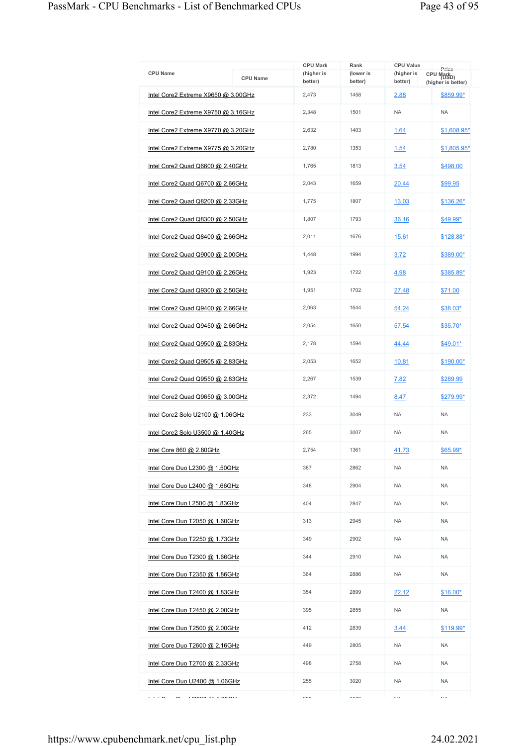| CPU Name | CPU Mark (higher is better) | Rank (lower is better) | CPU Value (higher is better) | Price (USD) |
|---|---|---|---|---|
| Intel Core2 Extreme X9650 @ 3.00GHz | 2,473 | 1458 | 2.88 | $859.99* |
| Intel Core2 Extreme X9750 @ 3.16GHz | 2,348 | 1501 | NA | NA |
| Intel Core2 Extreme X9770 @ 3.20GHz | 2,632 | 1403 | 1.64 | $1,608.95* |
| Intel Core2 Extreme X9775 @ 3.20GHz | 2,780 | 1353 | 1.54 | $1,805.95* |
| Intel Core2 Quad Q6600 @ 2.40GHz | 1,765 | 1813 | 3.54 | $498.00 |
| Intel Core2 Quad Q6700 @ 2.66GHz | 2,043 | 1659 | 20.44 | $99.95 |
| Intel Core2 Quad Q8200 @ 2.33GHz | 1,775 | 1807 | 13.03 | $136.26* |
| Intel Core2 Quad Q8300 @ 2.50GHz | 1,807 | 1793 | 36.16 | $49.99* |
| Intel Core2 Quad Q8400 @ 2.66GHz | 2,011 | 1676 | 15.61 | $128.88* |
| Intel Core2 Quad Q9000 @ 2.00GHz | 1,448 | 1994 | 3.72 | $389.00* |
| Intel Core2 Quad Q9100 @ 2.26GHz | 1,923 | 1722 | 4.98 | $385.89* |
| Intel Core2 Quad Q9300 @ 2.50GHz | 1,951 | 1702 | 27.48 | $71.00 |
| Intel Core2 Quad Q9400 @ 2.66GHz | 2,063 | 1644 | 54.24 | $38.03* |
| Intel Core2 Quad Q9450 @ 2.66GHz | 2,054 | 1650 | 57.54 | $35.70* |
| Intel Core2 Quad Q9500 @ 2.83GHz | 2,178 | 1594 | 44.44 | $49.01* |
| Intel Core2 Quad Q9505 @ 2.83GHz | 2,053 | 1652 | 10.81 | $190.00* |
| Intel Core2 Quad Q9550 @ 2.83GHz | 2,267 | 1539 | 7.82 | $289.99 |
| Intel Core2 Quad Q9650 @ 3.00GHz | 2,372 | 1494 | 8.47 | $279.99* |
| Intel Core2 Solo U2100 @ 1.06GHz | 233 | 3049 | NA | NA |
| Intel Core2 Solo U3500 @ 1.40GHz | 265 | 3007 | NA | NA |
| Intel Core 860 @ 2.80GHz | 2,754 | 1361 | 41.73 | $65.99* |
| Intel Core Duo L2300 @ 1.50GHz | 387 | 2862 | NA | NA |
| Intel Core Duo L2400 @ 1.66GHz | 348 | 2904 | NA | NA |
| Intel Core Duo L2500 @ 1.83GHz | 404 | 2847 | NA | NA |
| Intel Core Duo T2050 @ 1.60GHz | 313 | 2945 | NA | NA |
| Intel Core Duo T2250 @ 1.73GHz | 349 | 2902 | NA | NA |
| Intel Core Duo T2300 @ 1.66GHz | 344 | 2910 | NA | NA |
| Intel Core Duo T2350 @ 1.86GHz | 364 | 2886 | NA | NA |
| Intel Core Duo T2400 @ 1.83GHz | 354 | 2899 | 22.12 | $16.00* |
| Intel Core Duo T2450 @ 2.00GHz | 395 | 2855 | NA | NA |
| Intel Core Duo T2500 @ 2.00GHz | 412 | 2839 | 3.44 | $119.99* |
| Intel Core Duo T2600 @ 2.16GHz | 449 | 2805 | NA | NA |
| Intel Core Duo T2700 @ 2.33GHz | 498 | 2758 | NA | NA |
| Intel Core Duo U2400 @ 1.06GHz | 255 | 3020 | NA | NA |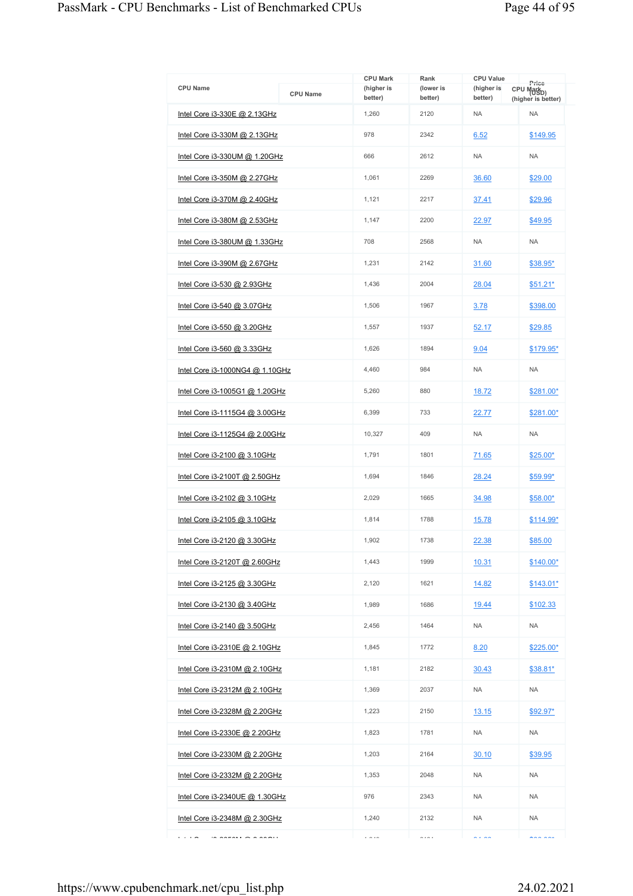| CPU Name | CPU Mark (higher is better) | Rank (lower is better) | CPU Value (higher is better) | Price (USD) |
|---|---|---|---|---|
| Intel Core i3-330E @ 2.13GHz | 1,260 | 2120 | NA | NA |
| Intel Core i3-330M @ 2.13GHz | 978 | 2342 | 6.52 | $149.95 |
| Intel Core i3-330UM @ 1.20GHz | 666 | 2612 | NA | NA |
| Intel Core i3-350M @ 2.27GHz | 1,061 | 2269 | 36.60 | $29.00 |
| Intel Core i3-370M @ 2.40GHz | 1,121 | 2217 | 37.41 | $29.96 |
| Intel Core i3-380M @ 2.53GHz | 1,147 | 2200 | 22.97 | $49.95 |
| Intel Core i3-380UM @ 1.33GHz | 708 | 2568 | NA | NA |
| Intel Core i3-390M @ 2.67GHz | 1,231 | 2142 | 31.60 | $38.95* |
| Intel Core i3-530 @ 2.93GHz | 1,436 | 2004 | 28.04 | $51.21* |
| Intel Core i3-540 @ 3.07GHz | 1,506 | 1967 | 3.78 | $398.00 |
| Intel Core i3-550 @ 3.20GHz | 1,557 | 1937 | 52.17 | $29.85 |
| Intel Core i3-560 @ 3.33GHz | 1,626 | 1894 | 9.04 | $179.95* |
| Intel Core i3-1000NG4 @ 1.10GHz | 4,460 | 984 | NA | NA |
| Intel Core i3-1005G1 @ 1.20GHz | 5,260 | 880 | 18.72 | $281.00* |
| Intel Core i3-1115G4 @ 3.00GHz | 6,399 | 733 | 22.77 | $281.00* |
| Intel Core i3-1125G4 @ 2.00GHz | 10,327 | 409 | NA | NA |
| Intel Core i3-2100 @ 3.10GHz | 1,791 | 1801 | 71.65 | $25.00* |
| Intel Core i3-2100T @ 2.50GHz | 1,694 | 1846 | 28.24 | $59.99* |
| Intel Core i3-2102 @ 3.10GHz | 2,029 | 1665 | 34.98 | $58.00* |
| Intel Core i3-2105 @ 3.10GHz | 1,814 | 1788 | 15.78 | $114.99* |
| Intel Core i3-2120 @ 3.30GHz | 1,902 | 1738 | 22.38 | $85.00 |
| Intel Core i3-2120T @ 2.60GHz | 1,443 | 1999 | 10.31 | $140.00* |
| Intel Core i3-2125 @ 3.30GHz | 2,120 | 1621 | 14.82 | $143.01* |
| Intel Core i3-2130 @ 3.40GHz | 1,989 | 1686 | 19.44 | $102.33 |
| Intel Core i3-2140 @ 3.50GHz | 2,456 | 1464 | NA | NA |
| Intel Core i3-2310E @ 2.10GHz | 1,845 | 1772 | 8.20 | $225.00* |
| Intel Core i3-2310M @ 2.10GHz | 1,181 | 2182 | 30.43 | $38.81* |
| Intel Core i3-2312M @ 2.10GHz | 1,369 | 2037 | NA | NA |
| Intel Core i3-2328M @ 2.20GHz | 1,223 | 2150 | 13.15 | $92.97* |
| Intel Core i3-2330E @ 2.20GHz | 1,823 | 1781 | NA | NA |
| Intel Core i3-2330M @ 2.20GHz | 1,203 | 2164 | 30.10 | $39.95 |
| Intel Core i3-2332M @ 2.20GHz | 1,353 | 2048 | NA | NA |
| Intel Core i3-2340UE @ 1.30GHz | 976 | 2343 | NA | NA |
| Intel Core i3-2348M @ 2.30GHz | 1,240 | 2132 | NA | NA |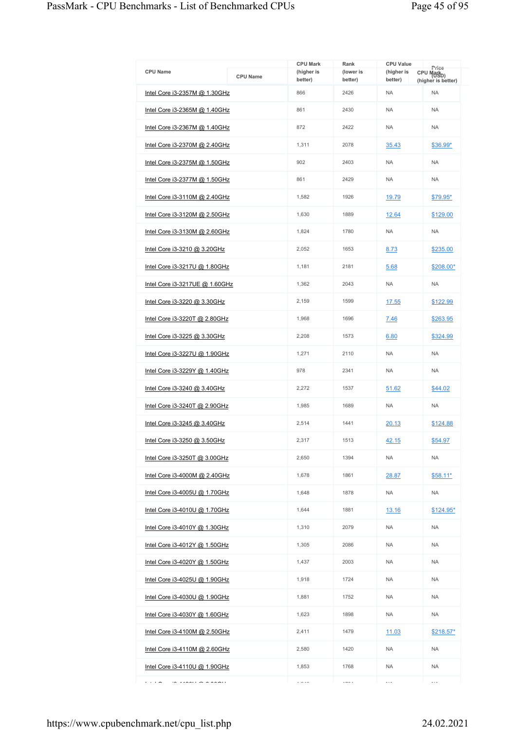| CPU Name | CPU Mark (higher is better) | Rank (lower is better) | CPU Value (higher is better) | Price (USD) |
|---|---|---|---|---|
| Intel Core i3-2357M @ 1.30GHz | 866 | 2426 | NA | NA |
| Intel Core i3-2365M @ 1.40GHz | 861 | 2430 | NA | NA |
| Intel Core i3-2367M @ 1.40GHz | 872 | 2422 | NA | NA |
| Intel Core i3-2370M @ 2.40GHz | 1,311 | 2078 | 35.43 | $36.99* |
| Intel Core i3-2375M @ 1.50GHz | 902 | 2403 | NA | NA |
| Intel Core i3-2377M @ 1.50GHz | 861 | 2429 | NA | NA |
| Intel Core i3-3110M @ 2.40GHz | 1,582 | 1926 | 19.79 | $79.95* |
| Intel Core i3-3120M @ 2.50GHz | 1,630 | 1889 | 12.64 | $129.00 |
| Intel Core i3-3130M @ 2.60GHz | 1,824 | 1780 | NA | NA |
| Intel Core i3-3210 @ 3.20GHz | 2,052 | 1653 | 8.73 | $235.00 |
| Intel Core i3-3217U @ 1.80GHz | 1,181 | 2181 | 5.68 | $208.00* |
| Intel Core i3-3217UE @ 1.60GHz | 1,362 | 2043 | NA | NA |
| Intel Core i3-3220 @ 3.30GHz | 2,159 | 1599 | 17.55 | $122.99 |
| Intel Core i3-3220T @ 2.80GHz | 1,968 | 1696 | 7.46 | $263.95 |
| Intel Core i3-3225 @ 3.30GHz | 2,208 | 1573 | 6.80 | $324.99 |
| Intel Core i3-3227U @ 1.90GHz | 1,271 | 2110 | NA | NA |
| Intel Core i3-3229Y @ 1.40GHz | 978 | 2341 | NA | NA |
| Intel Core i3-3240 @ 3.40GHz | 2,272 | 1537 | 51.62 | $44.02 |
| Intel Core i3-3240T @ 2.90GHz | 1,985 | 1689 | NA | NA |
| Intel Core i3-3245 @ 3.40GHz | 2,514 | 1441 | 20.13 | $124.88 |
| Intel Core i3-3250 @ 3.50GHz | 2,317 | 1513 | 42.15 | $54.97 |
| Intel Core i3-3250T @ 3.00GHz | 2,650 | 1394 | NA | NA |
| Intel Core i3-4000M @ 2.40GHz | 1,678 | 1861 | 28.87 | $58.11* |
| Intel Core i3-4005U @ 1.70GHz | 1,648 | 1878 | NA | NA |
| Intel Core i3-4010U @ 1.70GHz | 1,644 | 1881 | 13.16 | $124.95* |
| Intel Core i3-4010Y @ 1.30GHz | 1,310 | 2079 | NA | NA |
| Intel Core i3-4012Y @ 1.50GHz | 1,305 | 2086 | NA | NA |
| Intel Core i3-4020Y @ 1.50GHz | 1,437 | 2003 | NA | NA |
| Intel Core i3-4025U @ 1.90GHz | 1,918 | 1724 | NA | NA |
| Intel Core i3-4030U @ 1.90GHz | 1,881 | 1752 | NA | NA |
| Intel Core i3-4030Y @ 1.60GHz | 1,623 | 1898 | NA | NA |
| Intel Core i3-4100M @ 2.50GHz | 2,411 | 1479 | 11.03 | $218.57* |
| Intel Core i3-4110M @ 2.60GHz | 2,580 | 1420 | NA | NA |
| Intel Core i3-4110U @ 1.90GHz | 1,853 | 1768 | NA | NA |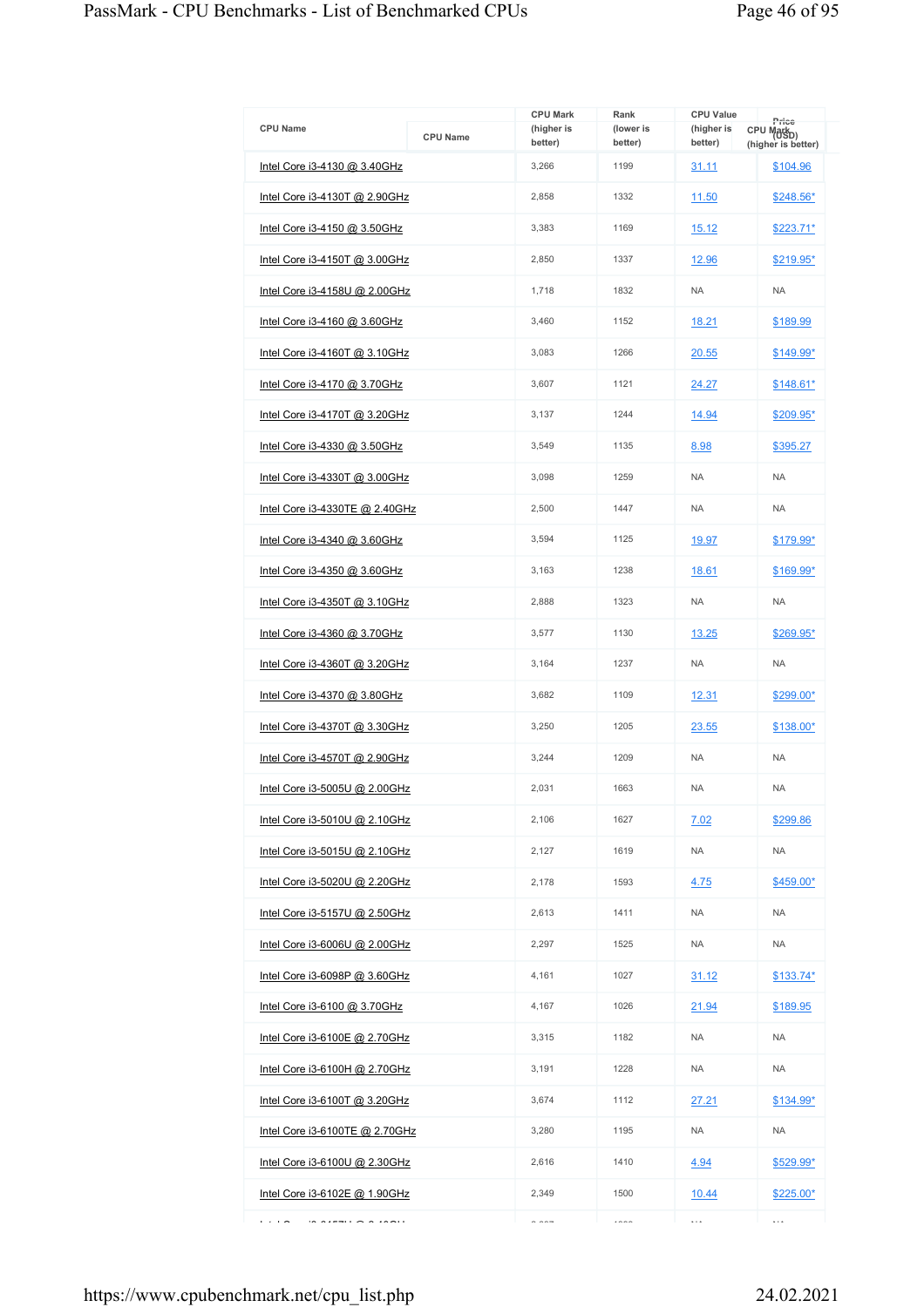| CPU Name | CPU Mark (higher is better) | Rank (lower is better) | CPU Value (higher is better) | Price (USD) |
|---|---|---|---|---|
| Intel Core i3-4130 @ 3.40GHz | 3,266 | 1199 | 31.11 | $104.96 |
| Intel Core i3-4130T @ 2.90GHz | 2,858 | 1332 | 11.50 | $248.56* |
| Intel Core i3-4150 @ 3.50GHz | 3,383 | 1169 | 15.12 | $223.71* |
| Intel Core i3-4150T @ 3.00GHz | 2,850 | 1337 | 12.96 | $219.95* |
| Intel Core i3-4158U @ 2.00GHz | 1,718 | 1832 | NA | NA |
| Intel Core i3-4160 @ 3.60GHz | 3,460 | 1152 | 18.21 | $189.99 |
| Intel Core i3-4160T @ 3.10GHz | 3,083 | 1266 | 20.55 | $149.99* |
| Intel Core i3-4170 @ 3.70GHz | 3,607 | 1121 | 24.27 | $148.61* |
| Intel Core i3-4170T @ 3.20GHz | 3,137 | 1244 | 14.94 | $209.95* |
| Intel Core i3-4330 @ 3.50GHz | 3,549 | 1135 | 8.98 | $395.27 |
| Intel Core i3-4330T @ 3.00GHz | 3,098 | 1259 | NA | NA |
| Intel Core i3-4330TE @ 2.40GHz | 2,500 | 1447 | NA | NA |
| Intel Core i3-4340 @ 3.60GHz | 3,594 | 1125 | 19.97 | $179.99* |
| Intel Core i3-4350 @ 3.60GHz | 3,163 | 1238 | 18.61 | $169.99* |
| Intel Core i3-4350T @ 3.10GHz | 2,888 | 1323 | NA | NA |
| Intel Core i3-4360 @ 3.70GHz | 3,577 | 1130 | 13.25 | $269.95* |
| Intel Core i3-4360T @ 3.20GHz | 3,164 | 1237 | NA | NA |
| Intel Core i3-4370 @ 3.80GHz | 3,682 | 1109 | 12.31 | $299.00* |
| Intel Core i3-4370T @ 3.30GHz | 3,250 | 1205 | 23.55 | $138.00* |
| Intel Core i3-4570T @ 2.90GHz | 3,244 | 1209 | NA | NA |
| Intel Core i3-5005U @ 2.00GHz | 2,031 | 1663 | NA | NA |
| Intel Core i3-5010U @ 2.10GHz | 2,106 | 1627 | 7.02 | $299.86 |
| Intel Core i3-5015U @ 2.10GHz | 2,127 | 1619 | NA | NA |
| Intel Core i3-5020U @ 2.20GHz | 2,178 | 1593 | 4.75 | $459.00* |
| Intel Core i3-5157U @ 2.50GHz | 2,613 | 1411 | NA | NA |
| Intel Core i3-6006U @ 2.00GHz | 2,297 | 1525 | NA | NA |
| Intel Core i3-6098P @ 3.60GHz | 4,161 | 1027 | 31.12 | $133.74* |
| Intel Core i3-6100 @ 3.70GHz | 4,167 | 1026 | 21.94 | $189.95 |
| Intel Core i3-6100E @ 2.70GHz | 3,315 | 1182 | NA | NA |
| Intel Core i3-6100H @ 2.70GHz | 3,191 | 1228 | NA | NA |
| Intel Core i3-6100T @ 3.20GHz | 3,674 | 1112 | 27.21 | $134.99* |
| Intel Core i3-6100TE @ 2.70GHz | 3,280 | 1195 | NA | NA |
| Intel Core i3-6100U @ 2.30GHz | 2,616 | 1410 | 4.94 | $529.99* |
| Intel Core i3-6102E @ 1.90GHz | 2,349 | 1500 | 10.44 | $225.00* |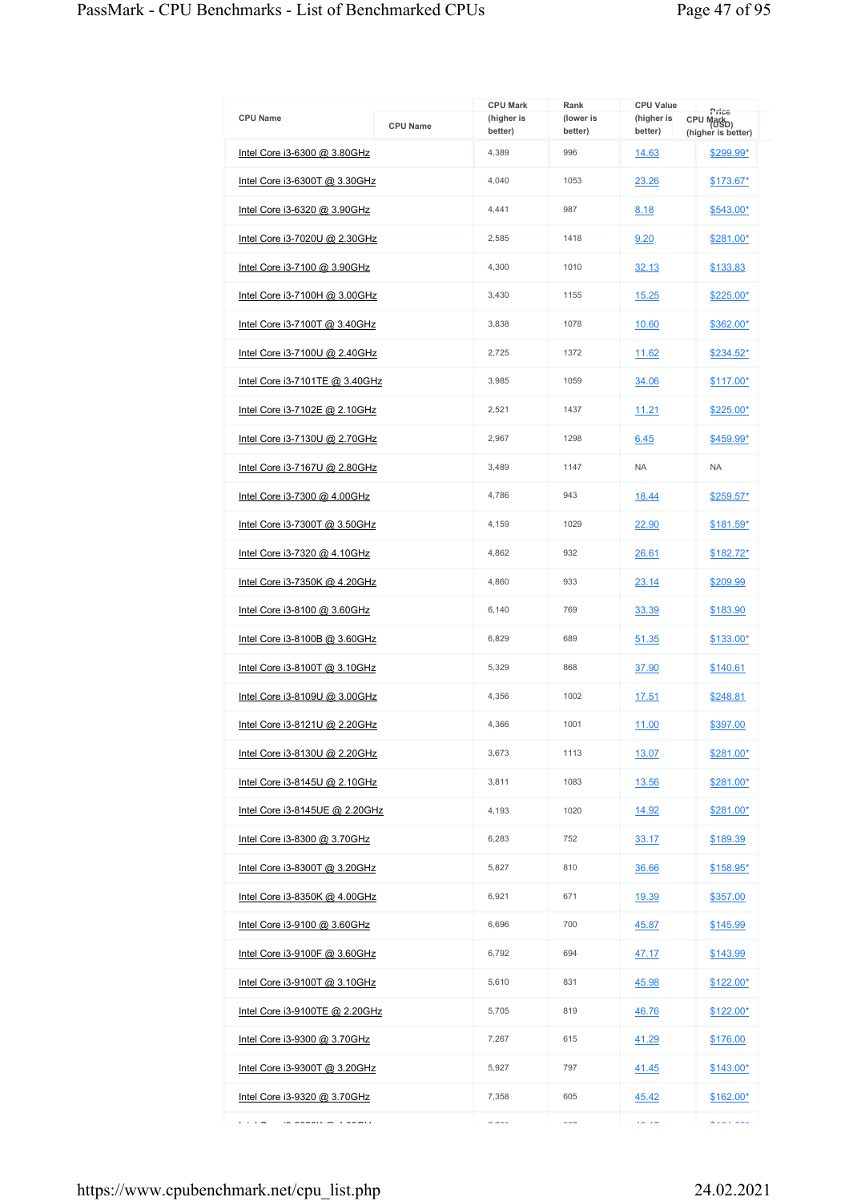| CPU Name | CPU Mark (higher is better) | Rank (lower is better) | CPU Value (higher is better) | Price (USD) |
|---|---|---|---|---|
| Intel Core i3-6300 @ 3.80GHz | 4,389 | 996 | 14.63 | $299.99* |
| Intel Core i3-6300T @ 3.30GHz | 4,040 | 1053 | 23.26 | $173.67* |
| Intel Core i3-6320 @ 3.90GHz | 4,441 | 987 | 8.18 | $543.00* |
| Intel Core i3-7020U @ 2.30GHz | 2,585 | 1418 | 9.20 | $281.00* |
| Intel Core i3-7100 @ 3.90GHz | 4,300 | 1010 | 32.13 | $133.83 |
| Intel Core i3-7100H @ 3.00GHz | 3,430 | 1155 | 15.25 | $225.00* |
| Intel Core i3-7100T @ 3.40GHz | 3,838 | 1078 | 10.60 | $362.00* |
| Intel Core i3-7100U @ 2.40GHz | 2,725 | 1372 | 11.62 | $234.52* |
| Intel Core i3-7101TE @ 3.40GHz | 3,985 | 1059 | 34.06 | $117.00* |
| Intel Core i3-7102E @ 2.10GHz | 2,521 | 1437 | 11.21 | $225.00* |
| Intel Core i3-7130U @ 2.70GHz | 2,967 | 1298 | 6.45 | $459.99* |
| Intel Core i3-7167U @ 2.80GHz | 3,489 | 1147 | NA | NA |
| Intel Core i3-7300 @ 4.00GHz | 4,786 | 943 | 18.44 | $259.57* |
| Intel Core i3-7300T @ 3.50GHz | 4,159 | 1029 | 22.90 | $181.59* |
| Intel Core i3-7320 @ 4.10GHz | 4,862 | 932 | 26.61 | $182.72* |
| Intel Core i3-7350K @ 4.20GHz | 4,860 | 933 | 23.14 | $209.99 |
| Intel Core i3-8100 @ 3.60GHz | 6,140 | 769 | 33.39 | $183.90 |
| Intel Core i3-8100B @ 3.60GHz | 6,829 | 689 | 51.35 | $133.00* |
| Intel Core i3-8100T @ 3.10GHz | 5,329 | 868 | 37.90 | $140.61 |
| Intel Core i3-8109U @ 3.00GHz | 4,356 | 1002 | 17.51 | $248.81 |
| Intel Core i3-8121U @ 2.20GHz | 4,366 | 1001 | 11.00 | $397.00 |
| Intel Core i3-8130U @ 2.20GHz | 3,673 | 1113 | 13.07 | $281.00* |
| Intel Core i3-8145U @ 2.10GHz | 3,811 | 1083 | 13.56 | $281.00* |
| Intel Core i3-8145UE @ 2.20GHz | 4,193 | 1020 | 14.92 | $281.00* |
| Intel Core i3-8300 @ 3.70GHz | 6,283 | 752 | 33.17 | $189.39 |
| Intel Core i3-8300T @ 3.20GHz | 5,827 | 810 | 36.66 | $158.95* |
| Intel Core i3-8350K @ 4.00GHz | 6,921 | 671 | 19.39 | $357.00 |
| Intel Core i3-9100 @ 3.60GHz | 6,696 | 700 | 45.87 | $145.99 |
| Intel Core i3-9100F @ 3.60GHz | 6,792 | 694 | 47.17 | $143.99 |
| Intel Core i3-9100T @ 3.10GHz | 5,610 | 831 | 45.98 | $122.00* |
| Intel Core i3-9100TE @ 2.20GHz | 5,705 | 819 | 46.76 | $122.00* |
| Intel Core i3-9300 @ 3.70GHz | 7,267 | 615 | 41.29 | $176.00 |
| Intel Core i3-9300T @ 3.20GHz | 5,927 | 797 | 41.45 | $143.00* |
| Intel Core i3-9320 @ 3.70GHz | 7,358 | 605 | 45.42 | $162.00* |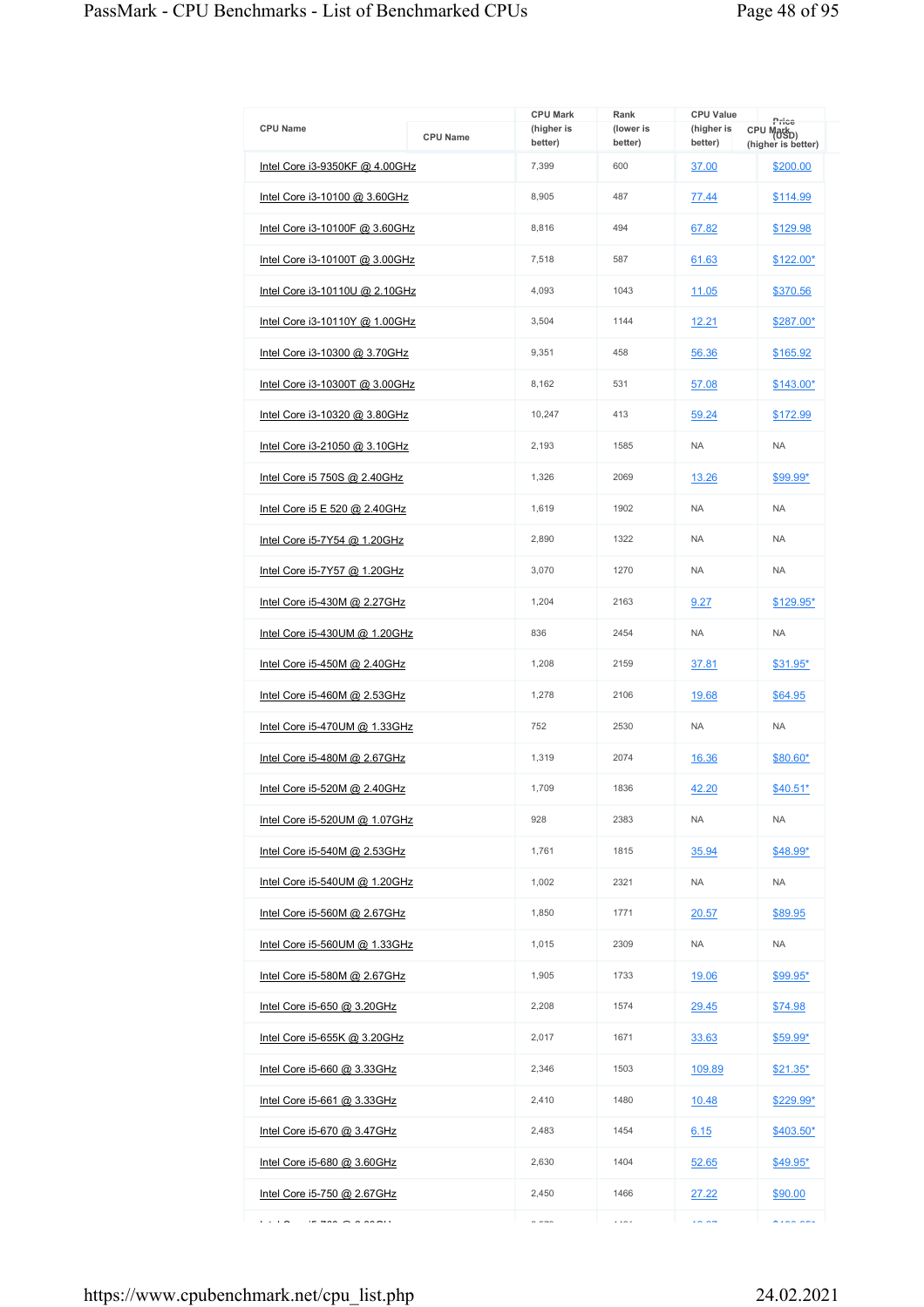| CPU Name | CPU Mark (higher is better) | Rank (lower is better) | CPU Value (higher is better) | Price (USD) |
|---|---|---|---|---|
| Intel Core i3-9350KF @ 4.00GHz | 7,399 | 600 | 37.00 | $200.00 |
| Intel Core i3-10100 @ 3.60GHz | 8,905 | 487 | 77.44 | $114.99 |
| Intel Core i3-10100F @ 3.60GHz | 8,816 | 494 | 67.82 | $129.98 |
| Intel Core i3-10100T @ 3.00GHz | 7,518 | 587 | 61.63 | $122.00* |
| Intel Core i3-10110U @ 2.10GHz | 4,093 | 1043 | 11.05 | $370.56 |
| Intel Core i3-10110Y @ 1.00GHz | 3,504 | 1144 | 12.21 | $287.00* |
| Intel Core i3-10300 @ 3.70GHz | 9,351 | 458 | 56.36 | $165.92 |
| Intel Core i3-10300T @ 3.00GHz | 8,162 | 531 | 57.08 | $143.00* |
| Intel Core i3-10320 @ 3.80GHz | 10,247 | 413 | 59.24 | $172.99 |
| Intel Core i3-21050 @ 3.10GHz | 2,193 | 1585 | NA | NA |
| Intel Core i5 750S @ 2.40GHz | 1,326 | 2069 | 13.26 | $99.99* |
| Intel Core i5 E 520 @ 2.40GHz | 1,619 | 1902 | NA | NA |
| Intel Core i5-7Y54 @ 1.20GHz | 2,890 | 1322 | NA | NA |
| Intel Core i5-7Y57 @ 1.20GHz | 3,070 | 1270 | NA | NA |
| Intel Core i5-430M @ 2.27GHz | 1,204 | 2163 | 9.27 | $129.95* |
| Intel Core i5-430UM @ 1.20GHz | 836 | 2454 | NA | NA |
| Intel Core i5-450M @ 2.40GHz | 1,208 | 2159 | 37.81 | $31.95* |
| Intel Core i5-460M @ 2.53GHz | 1,278 | 2106 | 19.68 | $64.95 |
| Intel Core i5-470UM @ 1.33GHz | 752 | 2530 | NA | NA |
| Intel Core i5-480M @ 2.67GHz | 1,319 | 2074 | 16.36 | $80.60* |
| Intel Core i5-520M @ 2.40GHz | 1,709 | 1836 | 42.20 | $40.51* |
| Intel Core i5-520UM @ 1.07GHz | 928 | 2383 | NA | NA |
| Intel Core i5-540M @ 2.53GHz | 1,761 | 1815 | 35.94 | $48.99* |
| Intel Core i5-540UM @ 1.20GHz | 1,002 | 2321 | NA | NA |
| Intel Core i5-560M @ 2.67GHz | 1,850 | 1771 | 20.57 | $89.95 |
| Intel Core i5-560UM @ 1.33GHz | 1,015 | 2309 | NA | NA |
| Intel Core i5-580M @ 2.67GHz | 1,905 | 1733 | 19.06 | $99.95* |
| Intel Core i5-650 @ 3.20GHz | 2,208 | 1574 | 29.45 | $74.98 |
| Intel Core i5-655K @ 3.20GHz | 2,017 | 1671 | 33.63 | $59.99* |
| Intel Core i5-660 @ 3.33GHz | 2,346 | 1503 | 109.89 | $21.35* |
| Intel Core i5-661 @ 3.33GHz | 2,410 | 1480 | 10.48 | $229.99* |
| Intel Core i5-670 @ 3.47GHz | 2,483 | 1454 | 6.15 | $403.50* |
| Intel Core i5-680 @ 3.60GHz | 2,630 | 1404 | 52.65 | $49.95* |
| Intel Core i5-750 @ 2.67GHz | 2,450 | 1466 | 27.22 | $90.00 |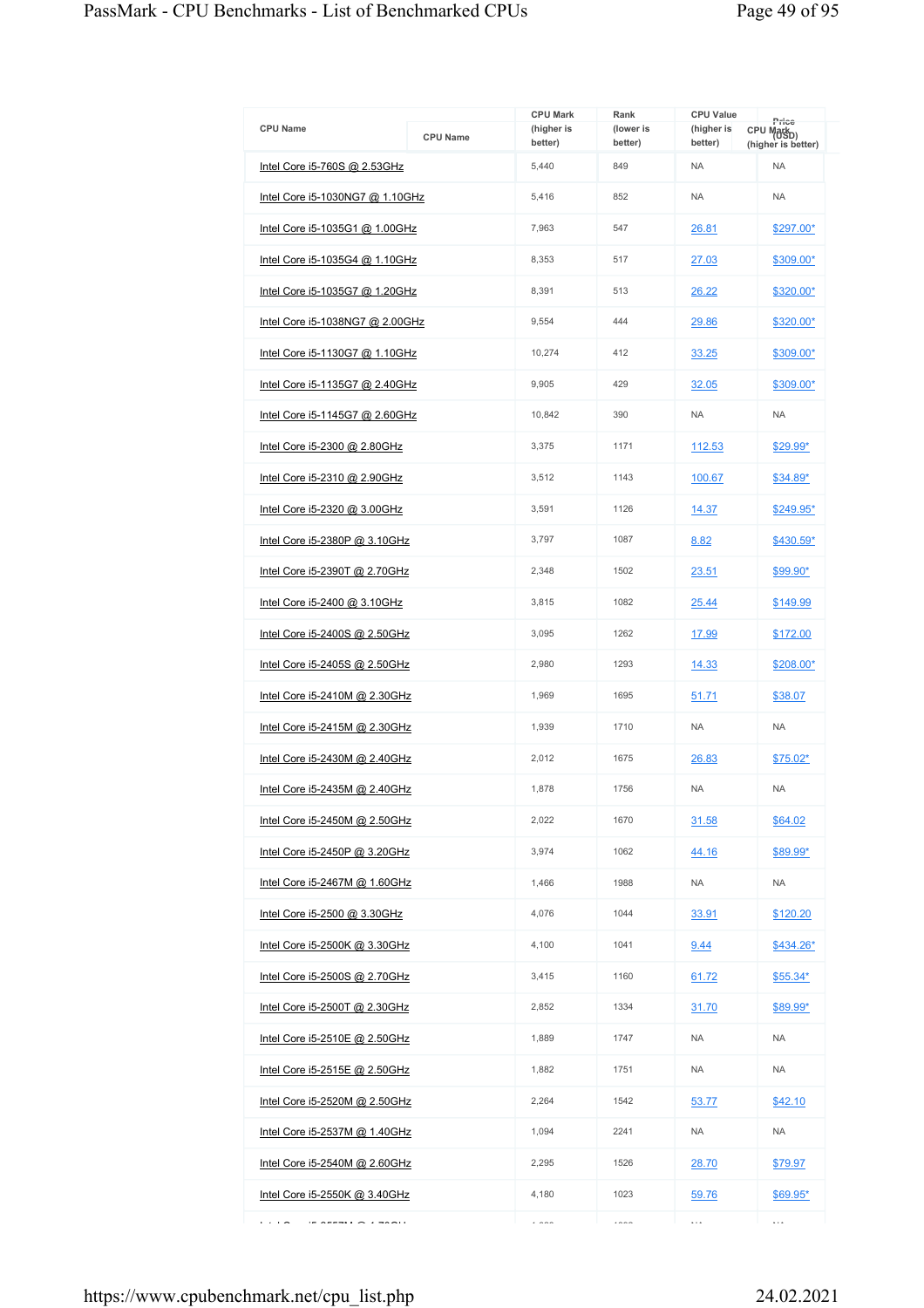| CPU Name | CPU Mark (higher is better) | Rank (lower is better) | CPU Value (higher is better) | Price (USD) |
|---|---|---|---|---|
| Intel Core i5-760S @ 2.53GHz | 5,440 | 849 | NA | NA |
| Intel Core i5-1030NG7 @ 1.10GHz | 5,416 | 852 | NA | NA |
| Intel Core i5-1035G1 @ 1.00GHz | 7,963 | 547 | 26.81 | $297.00* |
| Intel Core i5-1035G4 @ 1.10GHz | 8,353 | 517 | 27.03 | $309.00* |
| Intel Core i5-1035G7 @ 1.20GHz | 8,391 | 513 | 26.22 | $320.00* |
| Intel Core i5-1038NG7 @ 2.00GHz | 9,554 | 444 | 29.86 | $320.00* |
| Intel Core i5-1130G7 @ 1.10GHz | 10,274 | 412 | 33.25 | $309.00* |
| Intel Core i5-1135G7 @ 2.40GHz | 9,905 | 429 | 32.05 | $309.00* |
| Intel Core i5-1145G7 @ 2.60GHz | 10,842 | 390 | NA | NA |
| Intel Core i5-2300 @ 2.80GHz | 3,375 | 1171 | 112.53 | $29.99* |
| Intel Core i5-2310 @ 2.90GHz | 3,512 | 1143 | 100.67 | $34.89* |
| Intel Core i5-2320 @ 3.00GHz | 3,591 | 1126 | 14.37 | $249.95* |
| Intel Core i5-2380P @ 3.10GHz | 3,797 | 1087 | 8.82 | $430.59* |
| Intel Core i5-2390T @ 2.70GHz | 2,348 | 1502 | 23.51 | $99.90* |
| Intel Core i5-2400 @ 3.10GHz | 3,815 | 1082 | 25.44 | $149.99 |
| Intel Core i5-2400S @ 2.50GHz | 3,095 | 1262 | 17.99 | $172.00 |
| Intel Core i5-2405S @ 2.50GHz | 2,980 | 1293 | 14.33 | $208.00* |
| Intel Core i5-2410M @ 2.30GHz | 1,969 | 1695 | 51.71 | $38.07 |
| Intel Core i5-2415M @ 2.30GHz | 1,939 | 1710 | NA | NA |
| Intel Core i5-2430M @ 2.40GHz | 2,012 | 1675 | 26.83 | $75.02* |
| Intel Core i5-2435M @ 2.40GHz | 1,878 | 1756 | NA | NA |
| Intel Core i5-2450M @ 2.50GHz | 2,022 | 1670 | 31.58 | $64.02 |
| Intel Core i5-2450P @ 3.20GHz | 3,974 | 1062 | 44.16 | $89.99* |
| Intel Core i5-2467M @ 1.60GHz | 1,466 | 1988 | NA | NA |
| Intel Core i5-2500 @ 3.30GHz | 4,076 | 1044 | 33.91 | $120.20 |
| Intel Core i5-2500K @ 3.30GHz | 4,100 | 1041 | 9.44 | $434.26* |
| Intel Core i5-2500S @ 2.70GHz | 3,415 | 1160 | 61.72 | $55.34* |
| Intel Core i5-2500T @ 2.30GHz | 2,852 | 1334 | 31.70 | $89.99* |
| Intel Core i5-2510E @ 2.50GHz | 1,889 | 1747 | NA | NA |
| Intel Core i5-2515E @ 2.50GHz | 1,882 | 1751 | NA | NA |
| Intel Core i5-2520M @ 2.50GHz | 2,264 | 1542 | 53.77 | $42.10 |
| Intel Core i5-2537M @ 1.40GHz | 1,094 | 2241 | NA | NA |
| Intel Core i5-2540M @ 2.60GHz | 2,295 | 1526 | 28.70 | $79.97 |
| Intel Core i5-2550K @ 3.40GHz | 4,180 | 1023 | 59.76 | $69.95* |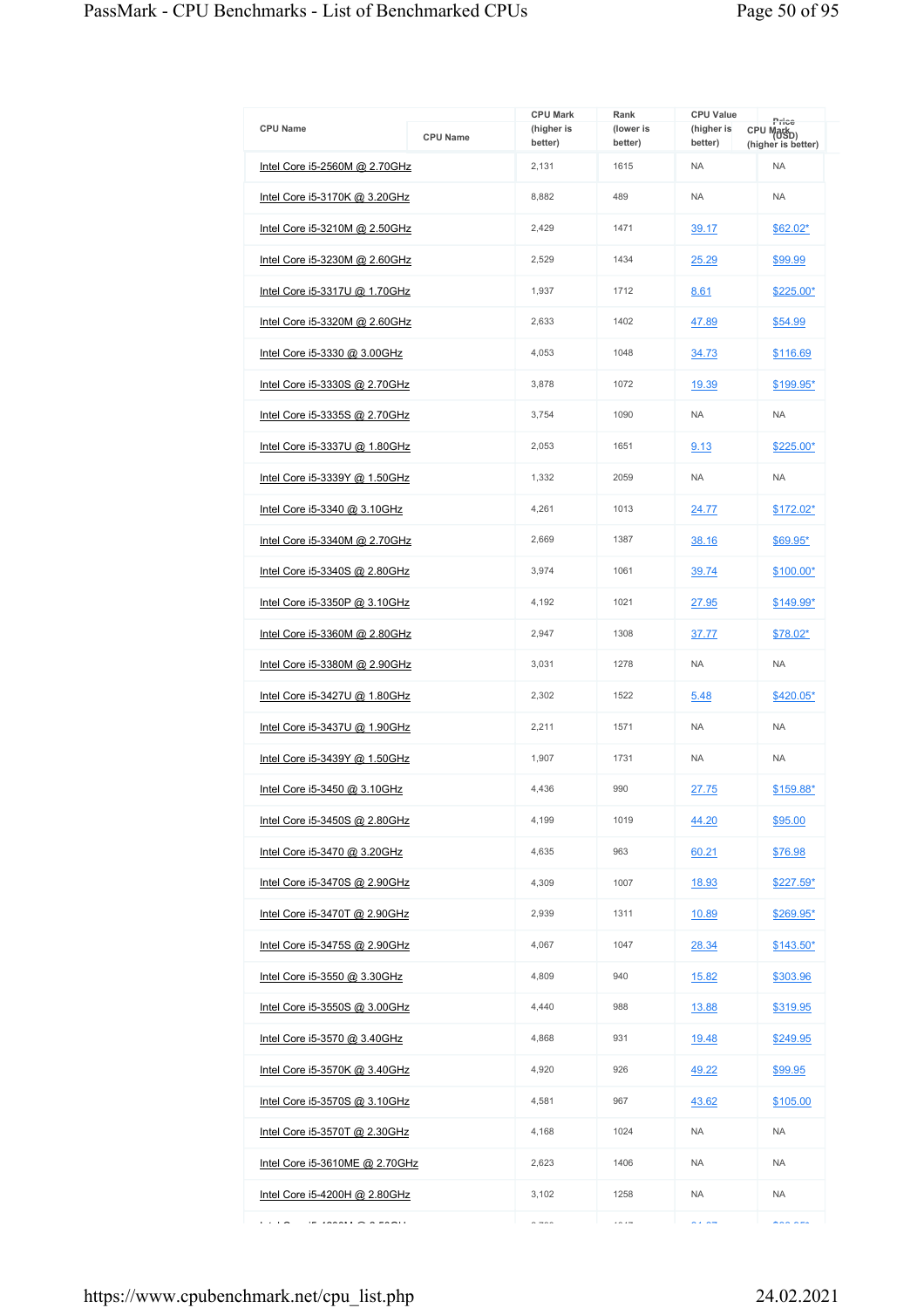| CPU Name | CPU Mark (higher is better) | Rank (lower is better) | CPU Value (higher is better) | Price (USD) |
|---|---|---|---|---|
| Intel Core i5-2560M @ 2.70GHz | 2,131 | 1615 | NA | NA |
| Intel Core i5-3170K @ 3.20GHz | 8,882 | 489 | NA | NA |
| Intel Core i5-3210M @ 2.50GHz | 2,429 | 1471 | 39.17 | $62.02* |
| Intel Core i5-3230M @ 2.60GHz | 2,529 | 1434 | 25.29 | $99.99 |
| Intel Core i5-3317U @ 1.70GHz | 1,937 | 1712 | 8.61 | $225.00* |
| Intel Core i5-3320M @ 2.60GHz | 2,633 | 1402 | 47.89 | $54.99 |
| Intel Core i5-3330 @ 3.00GHz | 4,053 | 1048 | 34.73 | $116.69 |
| Intel Core i5-3330S @ 2.70GHz | 3,878 | 1072 | 19.39 | $199.95* |
| Intel Core i5-3335S @ 2.70GHz | 3,754 | 1090 | NA | NA |
| Intel Core i5-3337U @ 1.80GHz | 2,053 | 1651 | 9.13 | $225.00* |
| Intel Core i5-3339Y @ 1.50GHz | 1,332 | 2059 | NA | NA |
| Intel Core i5-3340 @ 3.10GHz | 4,261 | 1013 | 24.77 | $172.02* |
| Intel Core i5-3340M @ 2.70GHz | 2,669 | 1387 | 38.16 | $69.95* |
| Intel Core i5-3340S @ 2.80GHz | 3,974 | 1061 | 39.74 | $100.00* |
| Intel Core i5-3350P @ 3.10GHz | 4,192 | 1021 | 27.95 | $149.99* |
| Intel Core i5-3360M @ 2.80GHz | 2,947 | 1308 | 37.77 | $78.02* |
| Intel Core i5-3380M @ 2.90GHz | 3,031 | 1278 | NA | NA |
| Intel Core i5-3427U @ 1.80GHz | 2,302 | 1522 | 5.48 | $420.05* |
| Intel Core i5-3437U @ 1.90GHz | 2,211 | 1571 | NA | NA |
| Intel Core i5-3439Y @ 1.50GHz | 1,907 | 1731 | NA | NA |
| Intel Core i5-3450 @ 3.10GHz | 4,436 | 990 | 27.75 | $159.88* |
| Intel Core i5-3450S @ 2.80GHz | 4,199 | 1019 | 44.20 | $95.00 |
| Intel Core i5-3470 @ 3.20GHz | 4,635 | 963 | 60.21 | $76.98 |
| Intel Core i5-3470S @ 2.90GHz | 4,309 | 1007 | 18.93 | $227.59* |
| Intel Core i5-3470T @ 2.90GHz | 2,939 | 1311 | 10.89 | $269.95* |
| Intel Core i5-3475S @ 2.90GHz | 4,067 | 1047 | 28.34 | $143.50* |
| Intel Core i5-3550 @ 3.30GHz | 4,809 | 940 | 15.82 | $303.96 |
| Intel Core i5-3550S @ 3.00GHz | 4,440 | 988 | 13.88 | $319.95 |
| Intel Core i5-3570 @ 3.40GHz | 4,868 | 931 | 19.48 | $249.95 |
| Intel Core i5-3570K @ 3.40GHz | 4,920 | 926 | 49.22 | $99.95 |
| Intel Core i5-3570S @ 3.10GHz | 4,581 | 967 | 43.62 | $105.00 |
| Intel Core i5-3570T @ 2.30GHz | 4,168 | 1024 | NA | NA |
| Intel Core i5-3610ME @ 2.70GHz | 2,623 | 1406 | NA | NA |
| Intel Core i5-4200H @ 2.80GHz | 3,102 | 1258 | NA | NA |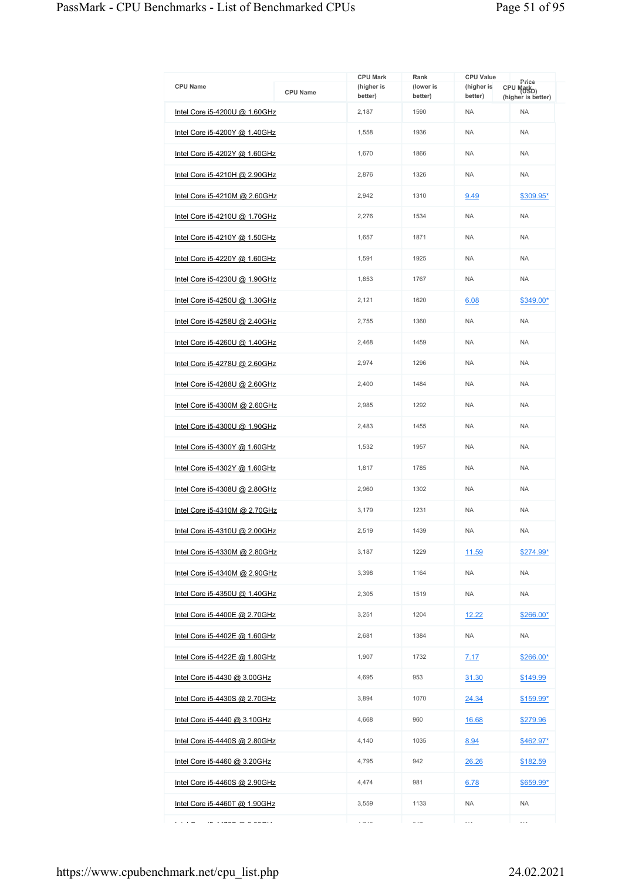| CPU Name | CPU Mark (higher is better) | Rank (lower is better) | CPU Value (higher is better) | Price (USD) |
|---|---|---|---|---|
| Intel Core i5-4200U @ 1.60GHz | 2,187 | 1590 | NA | NA |
| Intel Core i5-4200Y @ 1.40GHz | 1,558 | 1936 | NA | NA |
| Intel Core i5-4202Y @ 1.60GHz | 1,670 | 1866 | NA | NA |
| Intel Core i5-4210H @ 2.90GHz | 2,876 | 1326 | NA | NA |
| Intel Core i5-4210M @ 2.60GHz | 2,942 | 1310 | 9.49 | $309.95* |
| Intel Core i5-4210U @ 1.70GHz | 2,276 | 1534 | NA | NA |
| Intel Core i5-4210Y @ 1.50GHz | 1,657 | 1871 | NA | NA |
| Intel Core i5-4220Y @ 1.60GHz | 1,591 | 1925 | NA | NA |
| Intel Core i5-4230U @ 1.90GHz | 1,853 | 1767 | NA | NA |
| Intel Core i5-4250U @ 1.30GHz | 2,121 | 1620 | 6.08 | $349.00* |
| Intel Core i5-4258U @ 2.40GHz | 2,755 | 1360 | NA | NA |
| Intel Core i5-4260U @ 1.40GHz | 2,468 | 1459 | NA | NA |
| Intel Core i5-4278U @ 2.60GHz | 2,974 | 1296 | NA | NA |
| Intel Core i5-4288U @ 2.60GHz | 2,400 | 1484 | NA | NA |
| Intel Core i5-4300M @ 2.60GHz | 2,985 | 1292 | NA | NA |
| Intel Core i5-4300U @ 1.90GHz | 2,483 | 1455 | NA | NA |
| Intel Core i5-4300Y @ 1.60GHz | 1,532 | 1957 | NA | NA |
| Intel Core i5-4302Y @ 1.60GHz | 1,817 | 1785 | NA | NA |
| Intel Core i5-4308U @ 2.80GHz | 2,960 | 1302 | NA | NA |
| Intel Core i5-4310M @ 2.70GHz | 3,179 | 1231 | NA | NA |
| Intel Core i5-4310U @ 2.00GHz | 2,519 | 1439 | NA | NA |
| Intel Core i5-4330M @ 2.80GHz | 3,187 | 1229 | 11.59 | $274.99* |
| Intel Core i5-4340M @ 2.90GHz | 3,398 | 1164 | NA | NA |
| Intel Core i5-4350U @ 1.40GHz | 2,305 | 1519 | NA | NA |
| Intel Core i5-4400E @ 2.70GHz | 3,251 | 1204 | 12.22 | $266.00* |
| Intel Core i5-4402E @ 1.60GHz | 2,681 | 1384 | NA | NA |
| Intel Core i5-4422E @ 1.80GHz | 1,907 | 1732 | 7.17 | $266.00* |
| Intel Core i5-4430 @ 3.00GHz | 4,695 | 953 | 31.30 | $149.99 |
| Intel Core i5-4430S @ 2.70GHz | 3,894 | 1070 | 24.34 | $159.99* |
| Intel Core i5-4440 @ 3.10GHz | 4,668 | 960 | 16.68 | $279.96 |
| Intel Core i5-4440S @ 2.80GHz | 4,140 | 1035 | 8.94 | $462.97* |
| Intel Core i5-4460 @ 3.20GHz | 4,795 | 942 | 26.26 | $182.59 |
| Intel Core i5-4460S @ 2.90GHz | 4,474 | 981 | 6.78 | $659.99* |
| Intel Core i5-4460T @ 1.90GHz | 3,559 | 1133 | NA | NA |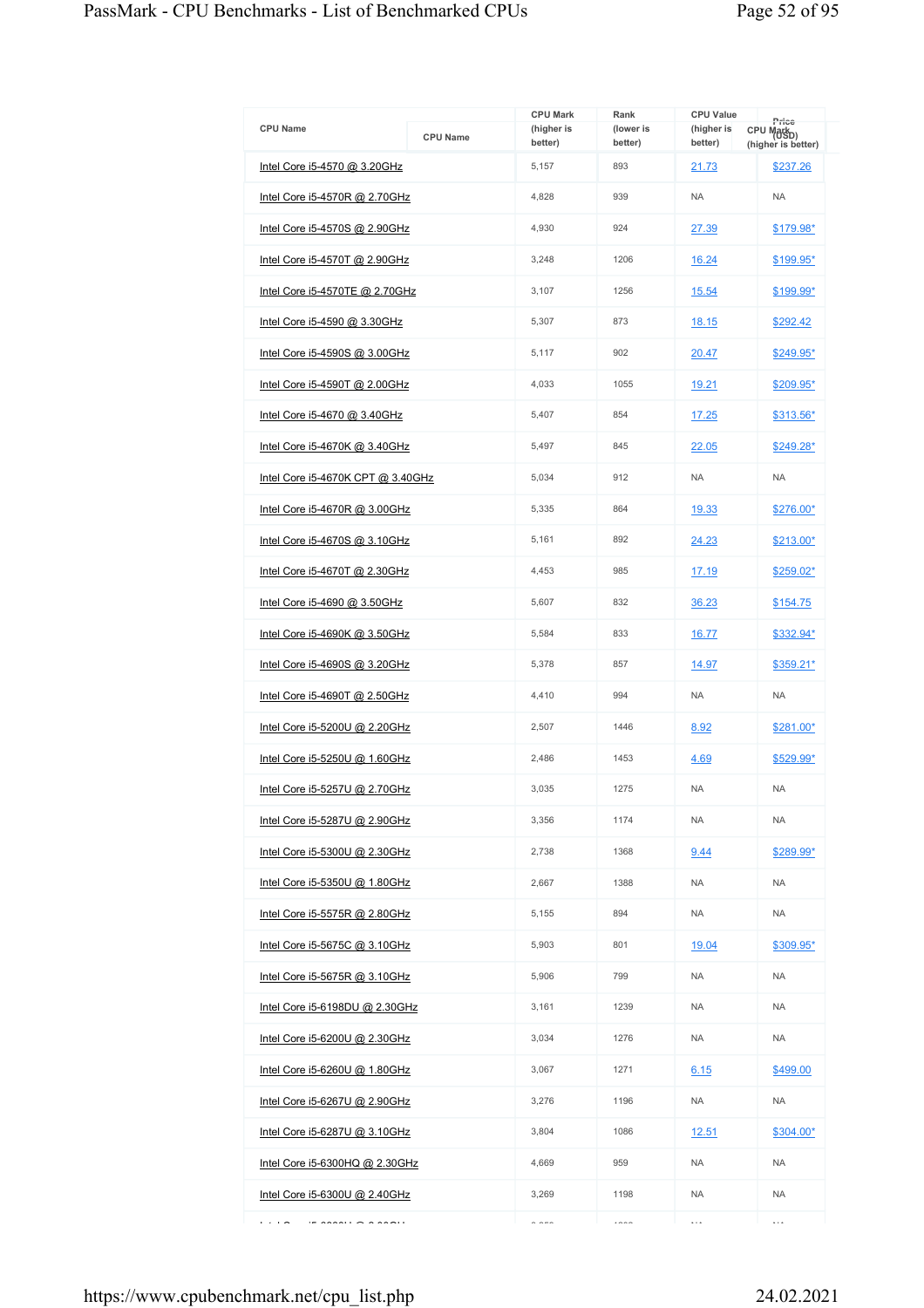| CPU Name | CPU Mark (higher is better) | Rank (lower is better) | CPU Value (higher is better) | Price (USD) |
|---|---|---|---|---|
| Intel Core i5-4570 @ 3.20GHz | 5,157 | 893 | 21.73 | $237.26 |
| Intel Core i5-4570R @ 2.70GHz | 4,828 | 939 | NA | NA |
| Intel Core i5-4570S @ 2.90GHz | 4,930 | 924 | 27.39 | $179.98* |
| Intel Core i5-4570T @ 2.90GHz | 3,248 | 1206 | 16.24 | $199.95* |
| Intel Core i5-4570TE @ 2.70GHz | 3,107 | 1256 | 15.54 | $199.99* |
| Intel Core i5-4590 @ 3.30GHz | 5,307 | 873 | 18.15 | $292.42 |
| Intel Core i5-4590S @ 3.00GHz | 5,117 | 902 | 20.47 | $249.95* |
| Intel Core i5-4590T @ 2.00GHz | 4,033 | 1055 | 19.21 | $209.95* |
| Intel Core i5-4670 @ 3.40GHz | 5,407 | 854 | 17.25 | $313.56* |
| Intel Core i5-4670K @ 3.40GHz | 5,497 | 845 | 22.05 | $249.28* |
| Intel Core i5-4670K CPT @ 3.40GHz | 5,034 | 912 | NA | NA |
| Intel Core i5-4670R @ 3.00GHz | 5,335 | 864 | 19.33 | $276.00* |
| Intel Core i5-4670S @ 3.10GHz | 5,161 | 892 | 24.23 | $213.00* |
| Intel Core i5-4670T @ 2.30GHz | 4,453 | 985 | 17.19 | $259.02* |
| Intel Core i5-4690 @ 3.50GHz | 5,607 | 832 | 36.23 | $154.75 |
| Intel Core i5-4690K @ 3.50GHz | 5,584 | 833 | 16.77 | $332.94* |
| Intel Core i5-4690S @ 3.20GHz | 5,378 | 857 | 14.97 | $359.21* |
| Intel Core i5-4690T @ 2.50GHz | 4,410 | 994 | NA | NA |
| Intel Core i5-5200U @ 2.20GHz | 2,507 | 1446 | 8.92 | $281.00* |
| Intel Core i5-5250U @ 1.60GHz | 2,486 | 1453 | 4.69 | $529.99* |
| Intel Core i5-5257U @ 2.70GHz | 3,035 | 1275 | NA | NA |
| Intel Core i5-5287U @ 2.90GHz | 3,356 | 1174 | NA | NA |
| Intel Core i5-5300U @ 2.30GHz | 2,738 | 1368 | 9.44 | $289.99* |
| Intel Core i5-5350U @ 1.80GHz | 2,667 | 1388 | NA | NA |
| Intel Core i5-5575R @ 2.80GHz | 5,155 | 894 | NA | NA |
| Intel Core i5-5675C @ 3.10GHz | 5,903 | 801 | 19.04 | $309.95* |
| Intel Core i5-5675R @ 3.10GHz | 5,906 | 799 | NA | NA |
| Intel Core i5-6198DU @ 2.30GHz | 3,161 | 1239 | NA | NA |
| Intel Core i5-6200U @ 2.30GHz | 3,034 | 1276 | NA | NA |
| Intel Core i5-6260U @ 1.80GHz | 3,067 | 1271 | 6.15 | $499.00 |
| Intel Core i5-6267U @ 2.90GHz | 3,276 | 1196 | NA | NA |
| Intel Core i5-6287U @ 3.10GHz | 3,804 | 1086 | 12.51 | $304.00* |
| Intel Core i5-6300HQ @ 2.30GHz | 4,669 | 959 | NA | NA |
| Intel Core i5-6300U @ 2.40GHz | 3,269 | 1198 | NA | NA |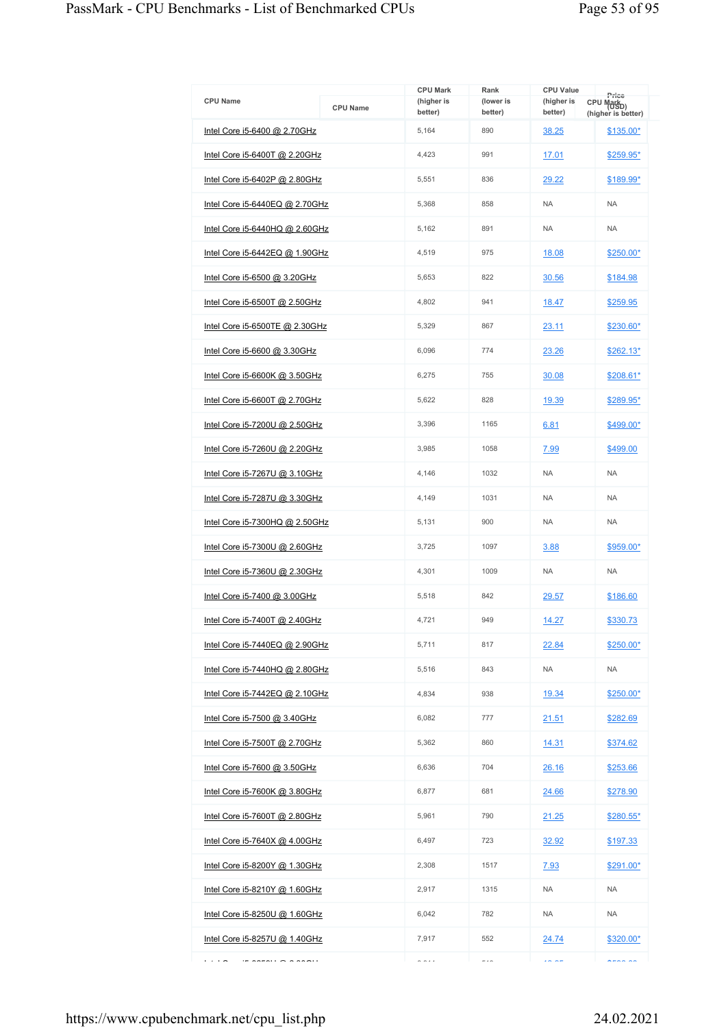| CPU Name | CPU Mark (higher is better) | Rank (lower is better) | CPU Value (higher is better) | Price (USD) |
|---|---|---|---|---|
| Intel Core i5-6400 @ 2.70GHz | 5,164 | 890 | 38.25 | $135.00* |
| Intel Core i5-6400T @ 2.20GHz | 4,423 | 991 | 17.01 | $259.95* |
| Intel Core i5-6402P @ 2.80GHz | 5,551 | 836 | 29.22 | $189.99* |
| Intel Core i5-6440EQ @ 2.70GHz | 5,368 | 858 | NA | NA |
| Intel Core i5-6440HQ @ 2.60GHz | 5,162 | 891 | NA | NA |
| Intel Core i5-6442EQ @ 1.90GHz | 4,519 | 975 | 18.08 | $250.00* |
| Intel Core i5-6500 @ 3.20GHz | 5,653 | 822 | 30.56 | $184.98 |
| Intel Core i5-6500T @ 2.50GHz | 4,802 | 941 | 18.47 | $259.95 |
| Intel Core i5-6500TE @ 2.30GHz | 5,329 | 867 | 23.11 | $230.60* |
| Intel Core i5-6600 @ 3.30GHz | 6,096 | 774 | 23.26 | $262.13* |
| Intel Core i5-6600K @ 3.50GHz | 6,275 | 755 | 30.08 | $208.61* |
| Intel Core i5-6600T @ 2.70GHz | 5,622 | 828 | 19.39 | $289.95* |
| Intel Core i5-7200U @ 2.50GHz | 3,396 | 1165 | 6.81 | $499.00* |
| Intel Core i5-7260U @ 2.20GHz | 3,985 | 1058 | 7.99 | $499.00 |
| Intel Core i5-7267U @ 3.10GHz | 4,146 | 1032 | NA | NA |
| Intel Core i5-7287U @ 3.30GHz | 4,149 | 1031 | NA | NA |
| Intel Core i5-7300HQ @ 2.50GHz | 5,131 | 900 | NA | NA |
| Intel Core i5-7300U @ 2.60GHz | 3,725 | 1097 | 3.88 | $959.00* |
| Intel Core i5-7360U @ 2.30GHz | 4,301 | 1009 | NA | NA |
| Intel Core i5-7400 @ 3.00GHz | 5,518 | 842 | 29.57 | $186.60 |
| Intel Core i5-7400T @ 2.40GHz | 4,721 | 949 | 14.27 | $330.73 |
| Intel Core i5-7440EQ @ 2.90GHz | 5,711 | 817 | 22.84 | $250.00* |
| Intel Core i5-7440HQ @ 2.80GHz | 5,516 | 843 | NA | NA |
| Intel Core i5-7442EQ @ 2.10GHz | 4,834 | 938 | 19.34 | $250.00* |
| Intel Core i5-7500 @ 3.40GHz | 6,082 | 777 | 21.51 | $282.69 |
| Intel Core i5-7500T @ 2.70GHz | 5,362 | 860 | 14.31 | $374.62 |
| Intel Core i5-7600 @ 3.50GHz | 6,636 | 704 | 26.16 | $253.66 |
| Intel Core i5-7600K @ 3.80GHz | 6,877 | 681 | 24.66 | $278.90 |
| Intel Core i5-7600T @ 2.80GHz | 5,961 | 790 | 21.25 | $280.55* |
| Intel Core i5-7640X @ 4.00GHz | 6,497 | 723 | 32.92 | $197.33 |
| Intel Core i5-8200Y @ 1.30GHz | 2,308 | 1517 | 7.93 | $291.00* |
| Intel Core i5-8210Y @ 1.60GHz | 2,917 | 1315 | NA | NA |
| Intel Core i5-8250U @ 1.60GHz | 6,042 | 782 | NA | NA |
| Intel Core i5-8257U @ 1.40GHz | 7,917 | 552 | 24.74 | $320.00* |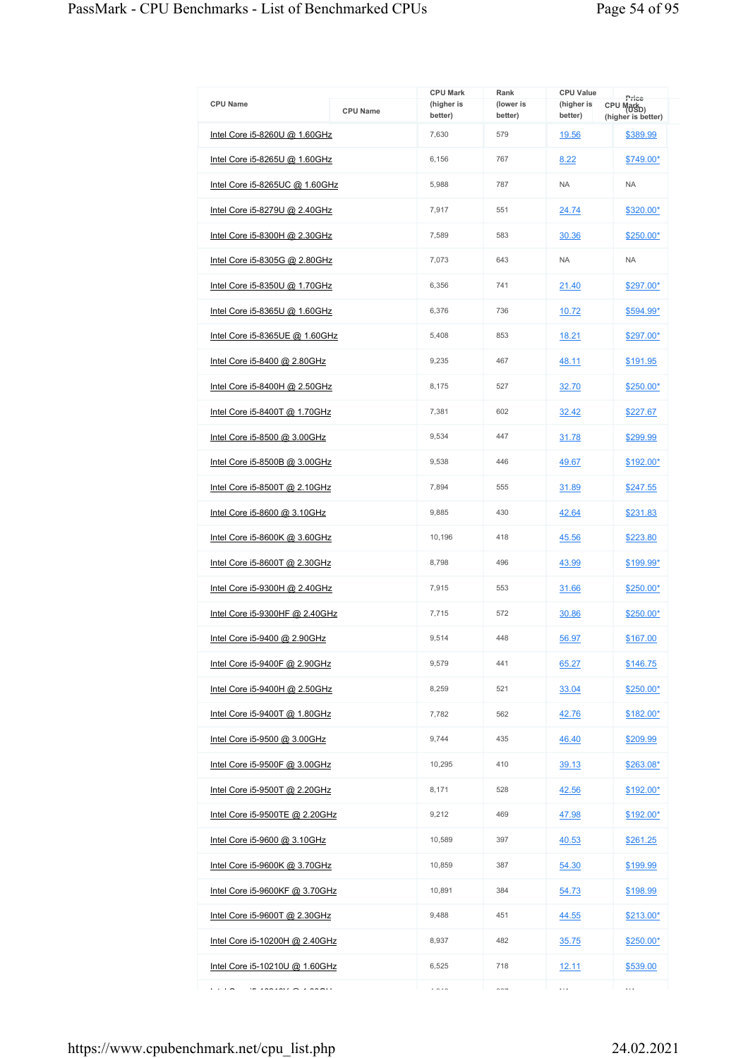| CPU Name | CPU Mark (higher is better) | Rank (lower is better) | CPU Value (higher is better) | Price (USD) |
|---|---|---|---|---|
| Intel Core i5-8260U @ 1.60GHz | 7,630 | 579 | 19.56 | $389.99 |
| Intel Core i5-8265U @ 1.60GHz | 6,156 | 767 | 8.22 | $749.00* |
| Intel Core i5-8265UC @ 1.60GHz | 5,988 | 787 | NA | NA |
| Intel Core i5-8279U @ 2.40GHz | 7,917 | 551 | 24.74 | $320.00* |
| Intel Core i5-8300H @ 2.30GHz | 7,589 | 583 | 30.36 | $250.00* |
| Intel Core i5-8305G @ 2.80GHz | 7,073 | 643 | NA | NA |
| Intel Core i5-8350U @ 1.70GHz | 6,356 | 741 | 21.40 | $297.00* |
| Intel Core i5-8365U @ 1.60GHz | 6,376 | 736 | 10.72 | $594.99* |
| Intel Core i5-8365UE @ 1.60GHz | 5,408 | 853 | 18.21 | $297.00* |
| Intel Core i5-8400 @ 2.80GHz | 9,235 | 467 | 48.11 | $191.95 |
| Intel Core i5-8400H @ 2.50GHz | 8,175 | 527 | 32.70 | $250.00* |
| Intel Core i5-8400T @ 1.70GHz | 7,381 | 602 | 32.42 | $227.67 |
| Intel Core i5-8500 @ 3.00GHz | 9,534 | 447 | 31.78 | $299.99 |
| Intel Core i5-8500B @ 3.00GHz | 9,538 | 446 | 49.67 | $192.00* |
| Intel Core i5-8500T @ 2.10GHz | 7,894 | 555 | 31.89 | $247.55 |
| Intel Core i5-8600 @ 3.10GHz | 9,885 | 430 | 42.64 | $231.83 |
| Intel Core i5-8600K @ 3.60GHz | 10,196 | 418 | 45.56 | $223.80 |
| Intel Core i5-8600T @ 2.30GHz | 8,798 | 496 | 43.99 | $199.99* |
| Intel Core i5-9300H @ 2.40GHz | 7,915 | 553 | 31.66 | $250.00* |
| Intel Core i5-9300HF @ 2.40GHz | 7,715 | 572 | 30.86 | $250.00* |
| Intel Core i5-9400 @ 2.90GHz | 9,514 | 448 | 56.97 | $167.00 |
| Intel Core i5-9400F @ 2.90GHz | 9,579 | 441 | 65.27 | $146.75 |
| Intel Core i5-9400H @ 2.50GHz | 8,259 | 521 | 33.04 | $250.00* |
| Intel Core i5-9400T @ 1.80GHz | 7,782 | 562 | 42.76 | $182.00* |
| Intel Core i5-9500 @ 3.00GHz | 9,744 | 435 | 46.40 | $209.99 |
| Intel Core i5-9500F @ 3.00GHz | 10,295 | 410 | 39.13 | $263.08* |
| Intel Core i5-9500T @ 2.20GHz | 8,171 | 528 | 42.56 | $192.00* |
| Intel Core i5-9500TE @ 2.20GHz | 9,212 | 469 | 47.98 | $192.00* |
| Intel Core i5-9600 @ 3.10GHz | 10,589 | 397 | 40.53 | $261.25 |
| Intel Core i5-9600K @ 3.70GHz | 10,859 | 387 | 54.30 | $199.99 |
| Intel Core i5-9600KF @ 3.70GHz | 10,891 | 384 | 54.73 | $198.99 |
| Intel Core i5-9600T @ 2.30GHz | 9,488 | 451 | 44.55 | $213.00* |
| Intel Core i5-10200H @ 2.40GHz | 8,937 | 482 | 35.75 | $250.00* |
| Intel Core i5-10210U @ 1.60GHz | 6,525 | 718 | 12.11 | $539.00 |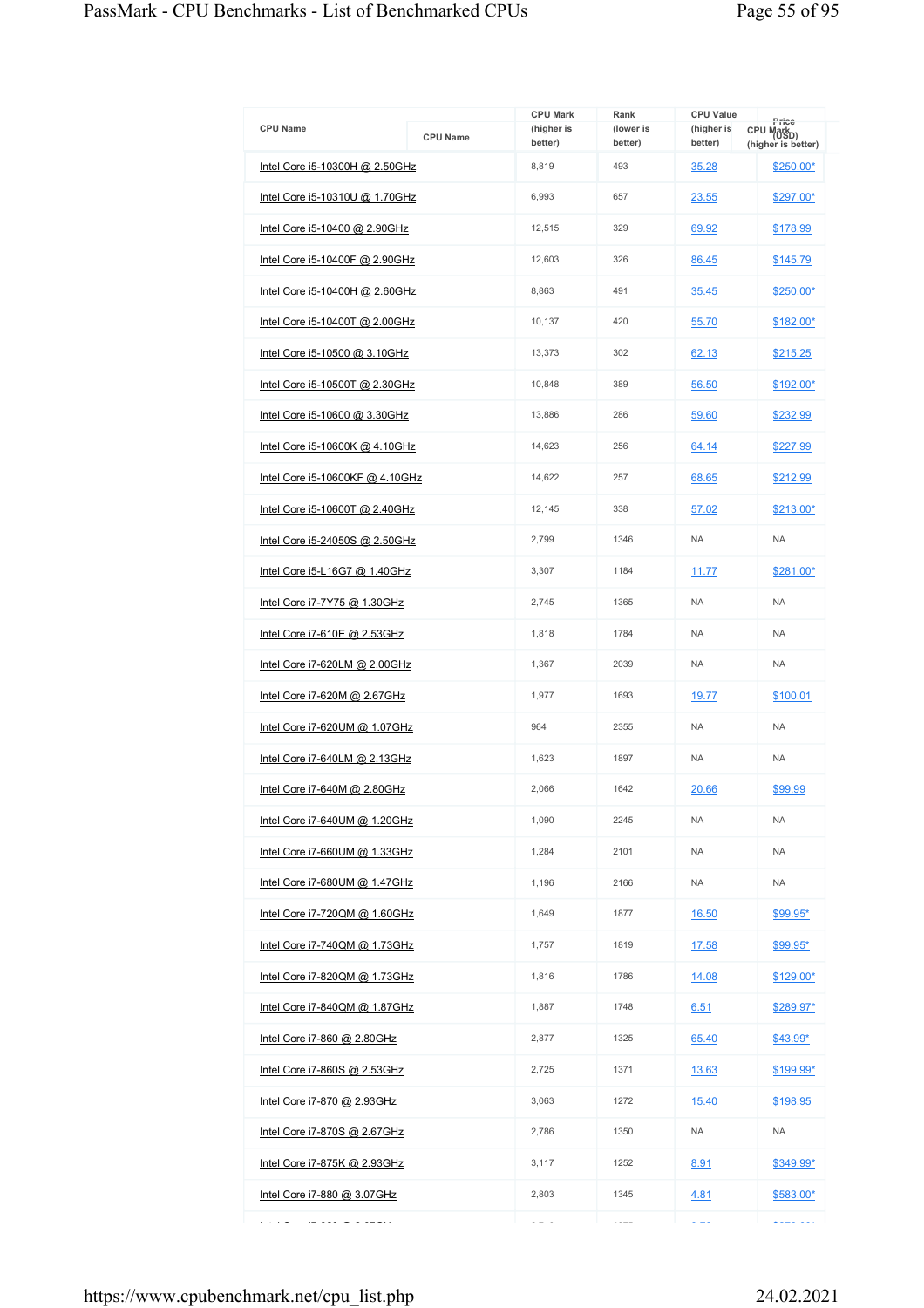| CPU Name | CPU Mark (higher is better) | Rank (lower is better) | CPU Value (higher is better) | Price (USD) |
|---|---|---|---|---|
| Intel Core i5-10300H @ 2.50GHz | 8,819 | 493 | 35.28 | $250.00* |
| Intel Core i5-10310U @ 1.70GHz | 6,993 | 657 | 23.55 | $297.00* |
| Intel Core i5-10400 @ 2.90GHz | 12,515 | 329 | 69.92 | $178.99 |
| Intel Core i5-10400F @ 2.90GHz | 12,603 | 326 | 86.45 | $145.79 |
| Intel Core i5-10400H @ 2.60GHz | 8,863 | 491 | 35.45 | $250.00* |
| Intel Core i5-10400T @ 2.00GHz | 10,137 | 420 | 55.70 | $182.00* |
| Intel Core i5-10500 @ 3.10GHz | 13,373 | 302 | 62.13 | $215.25 |
| Intel Core i5-10500T @ 2.30GHz | 10,848 | 389 | 56.50 | $192.00* |
| Intel Core i5-10600 @ 3.30GHz | 13,886 | 286 | 59.60 | $232.99 |
| Intel Core i5-10600K @ 4.10GHz | 14,623 | 256 | 64.14 | $227.99 |
| Intel Core i5-10600KF @ 4.10GHz | 14,622 | 257 | 68.65 | $212.99 |
| Intel Core i5-10600T @ 2.40GHz | 12,145 | 338 | 57.02 | $213.00* |
| Intel Core i5-24050S @ 2.50GHz | 2,799 | 1346 | NA | NA |
| Intel Core i5-L16G7 @ 1.40GHz | 3,307 | 1184 | 11.77 | $281.00* |
| Intel Core i7-7Y75 @ 1.30GHz | 2,745 | 1365 | NA | NA |
| Intel Core i7-610E @ 2.53GHz | 1,818 | 1784 | NA | NA |
| Intel Core i7-620LM @ 2.00GHz | 1,367 | 2039 | NA | NA |
| Intel Core i7-620M @ 2.67GHz | 1,977 | 1693 | 19.77 | $100.01 |
| Intel Core i7-620UM @ 1.07GHz | 964 | 2355 | NA | NA |
| Intel Core i7-640LM @ 2.13GHz | 1,623 | 1897 | NA | NA |
| Intel Core i7-640M @ 2.80GHz | 2,066 | 1642 | 20.66 | $99.99 |
| Intel Core i7-640UM @ 1.20GHz | 1,090 | 2245 | NA | NA |
| Intel Core i7-660UM @ 1.33GHz | 1,284 | 2101 | NA | NA |
| Intel Core i7-680UM @ 1.47GHz | 1,196 | 2166 | NA | NA |
| Intel Core i7-720QM @ 1.60GHz | 1,649 | 1877 | 16.50 | $99.95* |
| Intel Core i7-740QM @ 1.73GHz | 1,757 | 1819 | 17.58 | $99.95* |
| Intel Core i7-820QM @ 1.73GHz | 1,816 | 1786 | 14.08 | $129.00* |
| Intel Core i7-840QM @ 1.87GHz | 1,887 | 1748 | 6.51 | $289.97* |
| Intel Core i7-860 @ 2.80GHz | 2,877 | 1325 | 65.40 | $43.99* |
| Intel Core i7-860S @ 2.53GHz | 2,725 | 1371 | 13.63 | $199.99* |
| Intel Core i7-870 @ 2.93GHz | 3,063 | 1272 | 15.40 | $198.95 |
| Intel Core i7-870S @ 2.67GHz | 2,786 | 1350 | NA | NA |
| Intel Core i7-875K @ 2.93GHz | 3,117 | 1252 | 8.91 | $349.99* |
| Intel Core i7-880 @ 3.07GHz | 2,803 | 1345 | 4.81 | $583.00* |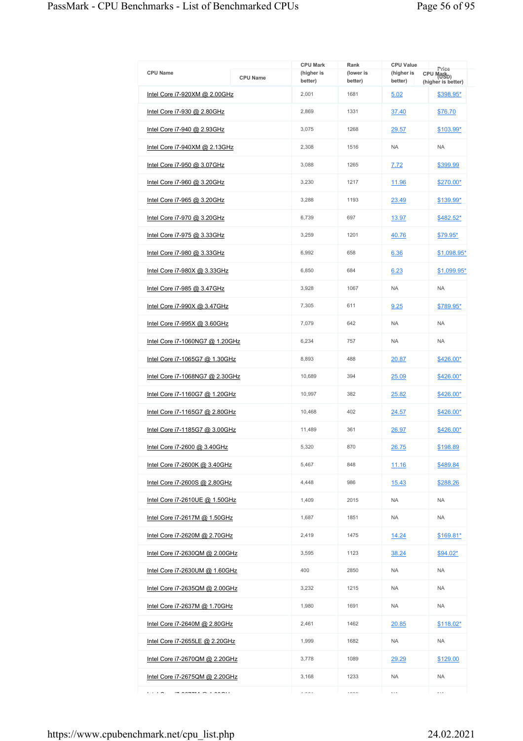| CPU Name | CPU Mark (higher is better) | Rank (lower is better) | CPU Value (higher is better) | Price (USD) |
|---|---|---|---|---|
| Intel Core i7-920XM @ 2.00GHz | 2,001 | 1681 | 5.02 | $398.95* |
| Intel Core i7-930 @ 2.80GHz | 2,869 | 1331 | 37.40 | $76.70 |
| Intel Core i7-940 @ 2.93GHz | 3,075 | 1268 | 29.57 | $103.99* |
| Intel Core i7-940XM @ 2.13GHz | 2,308 | 1516 | NA | NA |
| Intel Core i7-950 @ 3.07GHz | 3,088 | 1265 | 7.72 | $399.99 |
| Intel Core i7-960 @ 3.20GHz | 3,230 | 1217 | 11.96 | $270.00* |
| Intel Core i7-965 @ 3.20GHz | 3,288 | 1193 | 23.49 | $139.99* |
| Intel Core i7-970 @ 3.20GHz | 6,739 | 697 | 13.97 | $482.52* |
| Intel Core i7-975 @ 3.33GHz | 3,259 | 1201 | 40.76 | $79.95* |
| Intel Core i7-980 @ 3.33GHz | 6,992 | 658 | 6.36 | $1,098.95* |
| Intel Core i7-980X @ 3.33GHz | 6,850 | 684 | 6.23 | $1,099.95* |
| Intel Core i7-985 @ 3.47GHz | 3,928 | 1067 | NA | NA |
| Intel Core i7-990X @ 3.47GHz | 7,305 | 611 | 9.25 | $789.95* |
| Intel Core i7-995X @ 3.60GHz | 7,079 | 642 | NA | NA |
| Intel Core i7-1060NG7 @ 1.20GHz | 6,234 | 757 | NA | NA |
| Intel Core i7-1065G7 @ 1.30GHz | 8,893 | 488 | 20.87 | $426.00* |
| Intel Core i7-1068NG7 @ 2.30GHz | 10,689 | 394 | 25.09 | $426.00* |
| Intel Core i7-1160G7 @ 1.20GHz | 10,997 | 382 | 25.82 | $426.00* |
| Intel Core i7-1165G7 @ 2.80GHz | 10,468 | 402 | 24.57 | $426.00* |
| Intel Core i7-1185G7 @ 3.00GHz | 11,489 | 361 | 26.97 | $426.00* |
| Intel Core i7-2600 @ 3.40GHz | 5,320 | 870 | 26.75 | $198.89 |
| Intel Core i7-2600K @ 3.40GHz | 5,467 | 848 | 11.16 | $489.84 |
| Intel Core i7-2600S @ 2.80GHz | 4,448 | 986 | 15.43 | $288.26 |
| Intel Core i7-2610UE @ 1.50GHz | 1,409 | 2015 | NA | NA |
| Intel Core i7-2617M @ 1.50GHz | 1,687 | 1851 | NA | NA |
| Intel Core i7-2620M @ 2.70GHz | 2,419 | 1475 | 14.24 | $169.81* |
| Intel Core i7-2630QM @ 2.00GHz | 3,595 | 1123 | 38.24 | $94.02* |
| Intel Core i7-2630UM @ 1.60GHz | 400 | 2850 | NA | NA |
| Intel Core i7-2635QM @ 2.00GHz | 3,232 | 1215 | NA | NA |
| Intel Core i7-2637M @ 1.70GHz | 1,980 | 1691 | NA | NA |
| Intel Core i7-2640M @ 2.80GHz | 2,461 | 1462 | 20.85 | $118.02* |
| Intel Core i7-2655LE @ 2.20GHz | 1,999 | 1682 | NA | NA |
| Intel Core i7-2670QM @ 2.20GHz | 3,778 | 1089 | 29.29 | $129.00 |
| Intel Core i7-2675QM @ 2.20GHz | 3,168 | 1233 | NA | NA |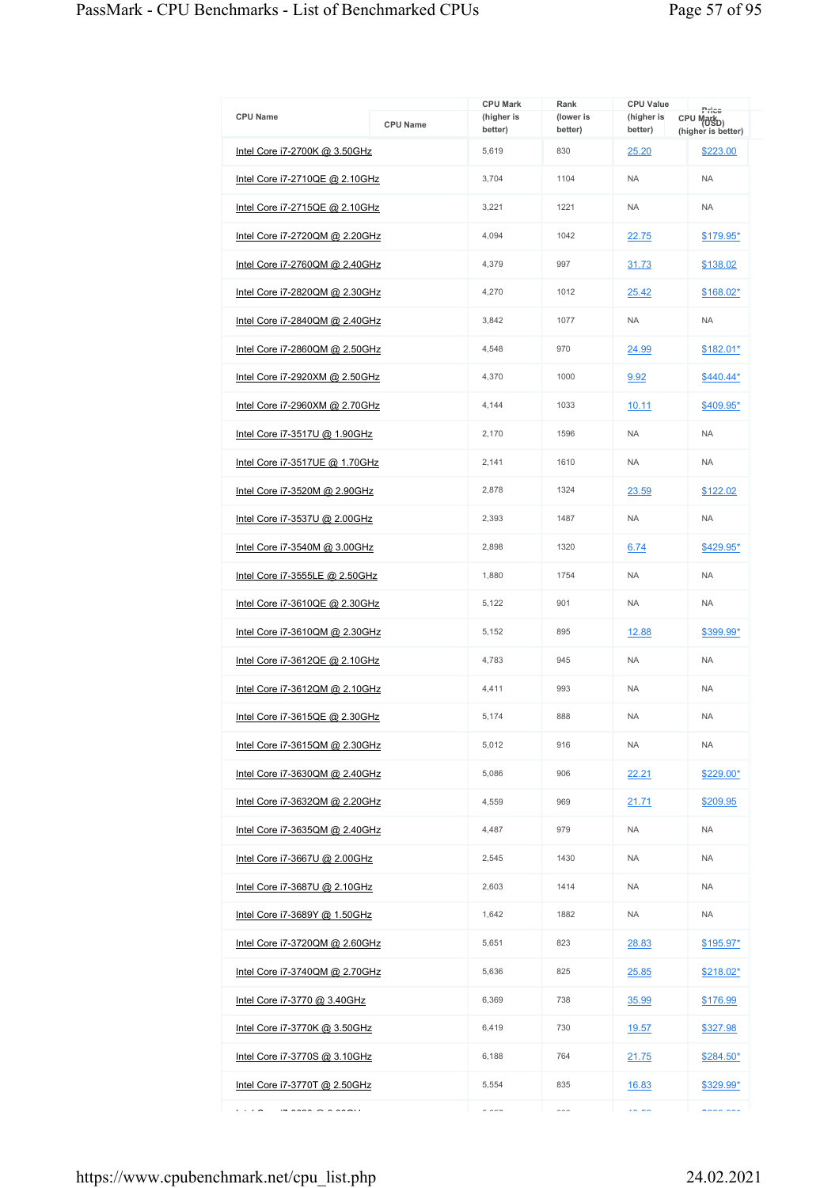| CPU Name | CPU Mark (higher is better) | Rank (lower is better) | CPU Value (higher is better) | Price (USD) |
|---|---|---|---|---|
| Intel Core i7-2700K @ 3.50GHz | 5,619 | 830 | 25.20 | $223.00 |
| Intel Core i7-2710QE @ 2.10GHz | 3,704 | 1104 | NA | NA |
| Intel Core i7-2715QE @ 2.10GHz | 3,221 | 1221 | NA | NA |
| Intel Core i7-2720QM @ 2.20GHz | 4,094 | 1042 | 22.75 | $179.95* |
| Intel Core i7-2760QM @ 2.40GHz | 4,379 | 997 | 31.73 | $138.02 |
| Intel Core i7-2820QM @ 2.30GHz | 4,270 | 1012 | 25.42 | $168.02* |
| Intel Core i7-2840QM @ 2.40GHz | 3,842 | 1077 | NA | NA |
| Intel Core i7-2860QM @ 2.50GHz | 4,548 | 970 | 24.99 | $182.01* |
| Intel Core i7-2920XM @ 2.50GHz | 4,370 | 1000 | 9.92 | $440.44* |
| Intel Core i7-2960XM @ 2.70GHz | 4,144 | 1033 | 10.11 | $409.95* |
| Intel Core i7-3517U @ 1.90GHz | 2,170 | 1596 | NA | NA |
| Intel Core i7-3517UE @ 1.70GHz | 2,141 | 1610 | NA | NA |
| Intel Core i7-3520M @ 2.90GHz | 2,878 | 1324 | 23.59 | $122.02 |
| Intel Core i7-3537U @ 2.00GHz | 2,393 | 1487 | NA | NA |
| Intel Core i7-3540M @ 3.00GHz | 2,898 | 1320 | 6.74 | $429.95* |
| Intel Core i7-3555LE @ 2.50GHz | 1,880 | 1754 | NA | NA |
| Intel Core i7-3610QE @ 2.30GHz | 5,122 | 901 | NA | NA |
| Intel Core i7-3610QM @ 2.30GHz | 5,152 | 895 | 12.88 | $399.99* |
| Intel Core i7-3612QE @ 2.10GHz | 4,783 | 945 | NA | NA |
| Intel Core i7-3612QM @ 2.10GHz | 4,411 | 993 | NA | NA |
| Intel Core i7-3615QE @ 2.30GHz | 5,174 | 888 | NA | NA |
| Intel Core i7-3615QM @ 2.30GHz | 5,012 | 916 | NA | NA |
| Intel Core i7-3630QM @ 2.40GHz | 5,086 | 906 | 22.21 | $229.00* |
| Intel Core i7-3632QM @ 2.20GHz | 4,559 | 969 | 21.71 | $209.95 |
| Intel Core i7-3635QM @ 2.40GHz | 4,487 | 979 | NA | NA |
| Intel Core i7-3667U @ 2.00GHz | 2,545 | 1430 | NA | NA |
| Intel Core i7-3687U @ 2.10GHz | 2,603 | 1414 | NA | NA |
| Intel Core i7-3689Y @ 1.50GHz | 1,642 | 1882 | NA | NA |
| Intel Core i7-3720QM @ 2.60GHz | 5,651 | 823 | 28.83 | $195.97* |
| Intel Core i7-3740QM @ 2.70GHz | 5,636 | 825 | 25.85 | $218.02* |
| Intel Core i7-3770 @ 3.40GHz | 6,369 | 738 | 35.99 | $176.99 |
| Intel Core i7-3770K @ 3.50GHz | 6,419 | 730 | 19.57 | $327.98 |
| Intel Core i7-3770S @ 3.10GHz | 6,188 | 764 | 21.75 | $284.50* |
| Intel Core i7-3770T @ 2.50GHz | 5,554 | 835 | 16.83 | $329.99* |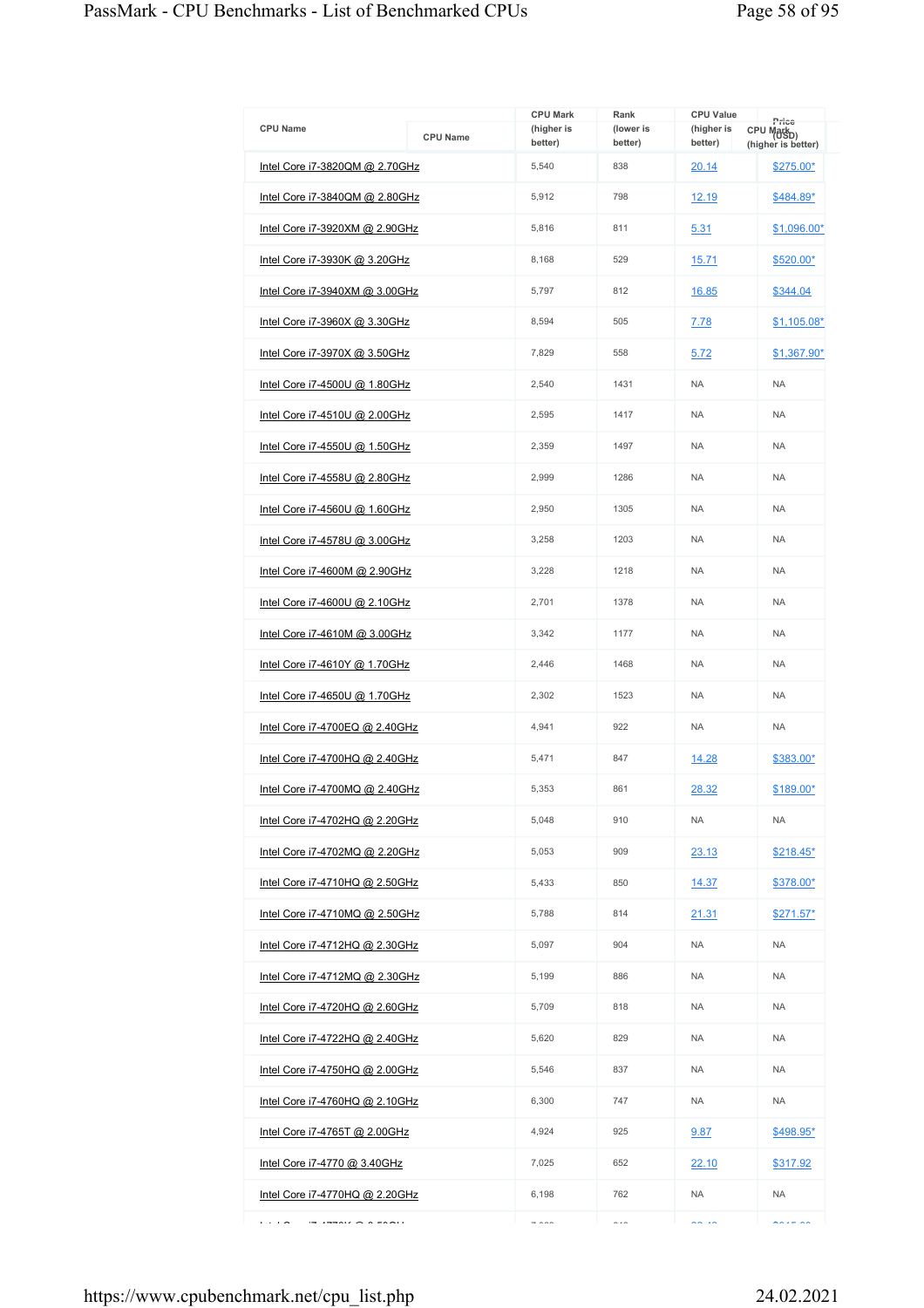| CPU Name | CPU Mark (higher is better) | Rank (lower is better) | CPU Value (higher is better) | Price (USD) |
|---|---|---|---|---|
| Intel Core i7-3820QM @ 2.70GHz | 5,540 | 838 | 20.14 | $275.00* |
| Intel Core i7-3840QM @ 2.80GHz | 5,912 | 798 | 12.19 | $484.89* |
| Intel Core i7-3920XM @ 2.90GHz | 5,816 | 811 | 5.31 | $1,096.00* |
| Intel Core i7-3930K @ 3.20GHz | 8,168 | 529 | 15.71 | $520.00* |
| Intel Core i7-3940XM @ 3.00GHz | 5,797 | 812 | 16.85 | $344.04 |
| Intel Core i7-3960X @ 3.30GHz | 8,594 | 505 | 7.78 | $1,105.08* |
| Intel Core i7-3970X @ 3.50GHz | 7,829 | 558 | 5.72 | $1,367.90* |
| Intel Core i7-4500U @ 1.80GHz | 2,540 | 1431 | NA | NA |
| Intel Core i7-4510U @ 2.00GHz | 2,595 | 1417 | NA | NA |
| Intel Core i7-4550U @ 1.50GHz | 2,359 | 1497 | NA | NA |
| Intel Core i7-4558U @ 2.80GHz | 2,999 | 1286 | NA | NA |
| Intel Core i7-4560U @ 1.60GHz | 2,950 | 1305 | NA | NA |
| Intel Core i7-4578U @ 3.00GHz | 3,258 | 1203 | NA | NA |
| Intel Core i7-4600M @ 2.90GHz | 3,228 | 1218 | NA | NA |
| Intel Core i7-4600U @ 2.10GHz | 2,701 | 1378 | NA | NA |
| Intel Core i7-4610M @ 3.00GHz | 3,342 | 1177 | NA | NA |
| Intel Core i7-4610Y @ 1.70GHz | 2,446 | 1468 | NA | NA |
| Intel Core i7-4650U @ 1.70GHz | 2,302 | 1523 | NA | NA |
| Intel Core i7-4700EQ @ 2.40GHz | 4,941 | 922 | NA | NA |
| Intel Core i7-4700HQ @ 2.40GHz | 5,471 | 847 | 14.28 | $383.00* |
| Intel Core i7-4700MQ @ 2.40GHz | 5,353 | 861 | 28.32 | $189.00* |
| Intel Core i7-4702HQ @ 2.20GHz | 5,048 | 910 | NA | NA |
| Intel Core i7-4702MQ @ 2.20GHz | 5,053 | 909 | 23.13 | $218.45* |
| Intel Core i7-4710HQ @ 2.50GHz | 5,433 | 850 | 14.37 | $378.00* |
| Intel Core i7-4710MQ @ 2.50GHz | 5,788 | 814 | 21.31 | $271.57* |
| Intel Core i7-4712HQ @ 2.30GHz | 5,097 | 904 | NA | NA |
| Intel Core i7-4712MQ @ 2.30GHz | 5,199 | 886 | NA | NA |
| Intel Core i7-4720HQ @ 2.60GHz | 5,709 | 818 | NA | NA |
| Intel Core i7-4722HQ @ 2.40GHz | 5,620 | 829 | NA | NA |
| Intel Core i7-4750HQ @ 2.00GHz | 5,546 | 837 | NA | NA |
| Intel Core i7-4760HQ @ 2.10GHz | 6,300 | 747 | NA | NA |
| Intel Core i7-4765T @ 2.00GHz | 4,924 | 925 | 9.87 | $498.95* |
| Intel Core i7-4770 @ 3.40GHz | 7,025 | 652 | 22.10 | $317.92 |
| Intel Core i7-4770HQ @ 2.20GHz | 6,198 | 762 | NA | NA |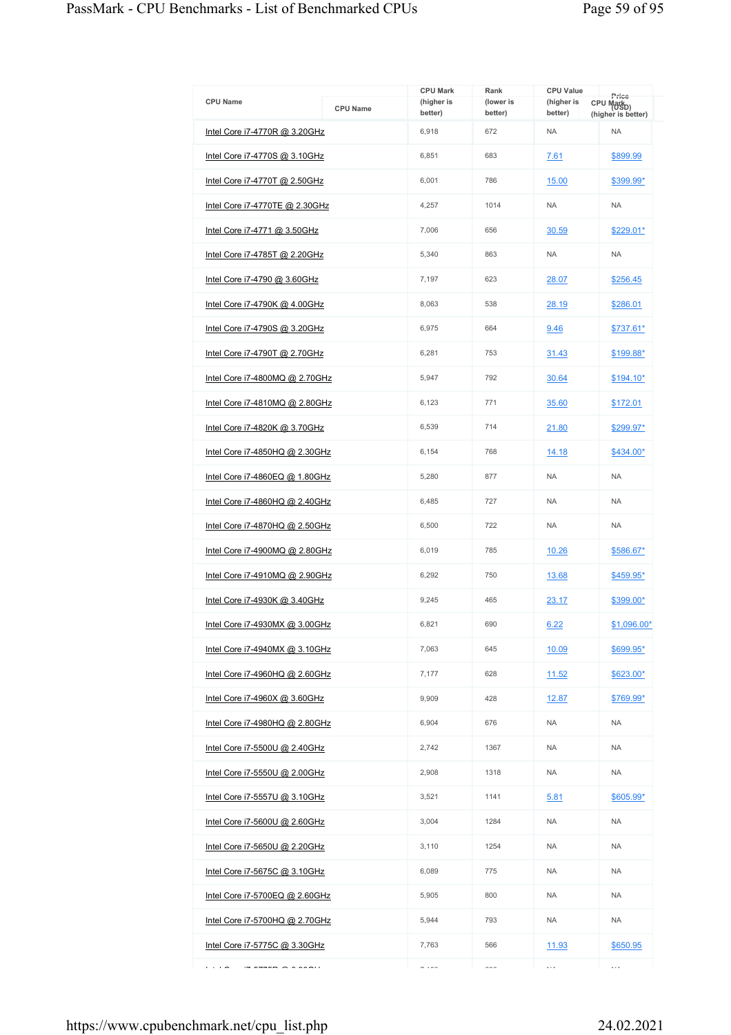| CPU Name | CPU Mark (higher is better) | Rank (lower is better) | CPU Value (higher is better) | Price (USD) |
|---|---|---|---|---|
| Intel Core i7-4770R @ 3.20GHz | 6,918 | 672 | NA | NA |
| Intel Core i7-4770S @ 3.10GHz | 6,851 | 683 | 7.61 | $899.99 |
| Intel Core i7-4770T @ 2.50GHz | 6,001 | 786 | 15.00 | $399.99* |
| Intel Core i7-4770TE @ 2.30GHz | 4,257 | 1014 | NA | NA |
| Intel Core i7-4771 @ 3.50GHz | 7,006 | 656 | 30.59 | $229.01* |
| Intel Core i7-4785T @ 2.20GHz | 5,340 | 863 | NA | NA |
| Intel Core i7-4790 @ 3.60GHz | 7,197 | 623 | 28.07 | $256.45 |
| Intel Core i7-4790K @ 4.00GHz | 8,063 | 538 | 28.19 | $286.01 |
| Intel Core i7-4790S @ 3.20GHz | 6,975 | 664 | 9.46 | $737.61* |
| Intel Core i7-4790T @ 2.70GHz | 6,281 | 753 | 31.43 | $199.88* |
| Intel Core i7-4800MQ @ 2.70GHz | 5,947 | 792 | 30.64 | $194.10* |
| Intel Core i7-4810MQ @ 2.80GHz | 6,123 | 771 | 35.60 | $172.01 |
| Intel Core i7-4820K @ 3.70GHz | 6,539 | 714 | 21.80 | $299.97* |
| Intel Core i7-4850HQ @ 2.30GHz | 6,154 | 768 | 14.18 | $434.00* |
| Intel Core i7-4860EQ @ 1.80GHz | 5,280 | 877 | NA | NA |
| Intel Core i7-4860HQ @ 2.40GHz | 6,485 | 727 | NA | NA |
| Intel Core i7-4870HQ @ 2.50GHz | 6,500 | 722 | NA | NA |
| Intel Core i7-4900MQ @ 2.80GHz | 6,019 | 785 | 10.26 | $586.67* |
| Intel Core i7-4910MQ @ 2.90GHz | 6,292 | 750 | 13.68 | $459.95* |
| Intel Core i7-4930K @ 3.40GHz | 9,245 | 465 | 23.17 | $399.00* |
| Intel Core i7-4930MX @ 3.00GHz | 6,821 | 690 | 6.22 | $1,096.00* |
| Intel Core i7-4940MX @ 3.10GHz | 7,063 | 645 | 10.09 | $699.95* |
| Intel Core i7-4960HQ @ 2.60GHz | 7,177 | 628 | 11.52 | $623.00* |
| Intel Core i7-4960X @ 3.60GHz | 9,909 | 428 | 12.87 | $769.99* |
| Intel Core i7-4980HQ @ 2.80GHz | 6,904 | 676 | NA | NA |
| Intel Core i7-5500U @ 2.40GHz | 2,742 | 1367 | NA | NA |
| Intel Core i7-5550U @ 2.00GHz | 2,908 | 1318 | NA | NA |
| Intel Core i7-5557U @ 3.10GHz | 3,521 | 1141 | 5.81 | $605.99* |
| Intel Core i7-5600U @ 2.60GHz | 3,004 | 1284 | NA | NA |
| Intel Core i7-5650U @ 2.20GHz | 3,110 | 1254 | NA | NA |
| Intel Core i7-5675C @ 3.10GHz | 6,089 | 775 | NA | NA |
| Intel Core i7-5700EQ @ 2.60GHz | 5,905 | 800 | NA | NA |
| Intel Core i7-5700HQ @ 2.70GHz | 5,944 | 793 | NA | NA |
| Intel Core i7-5775C @ 3.30GHz | 7,763 | 566 | 11.93 | $650.95 |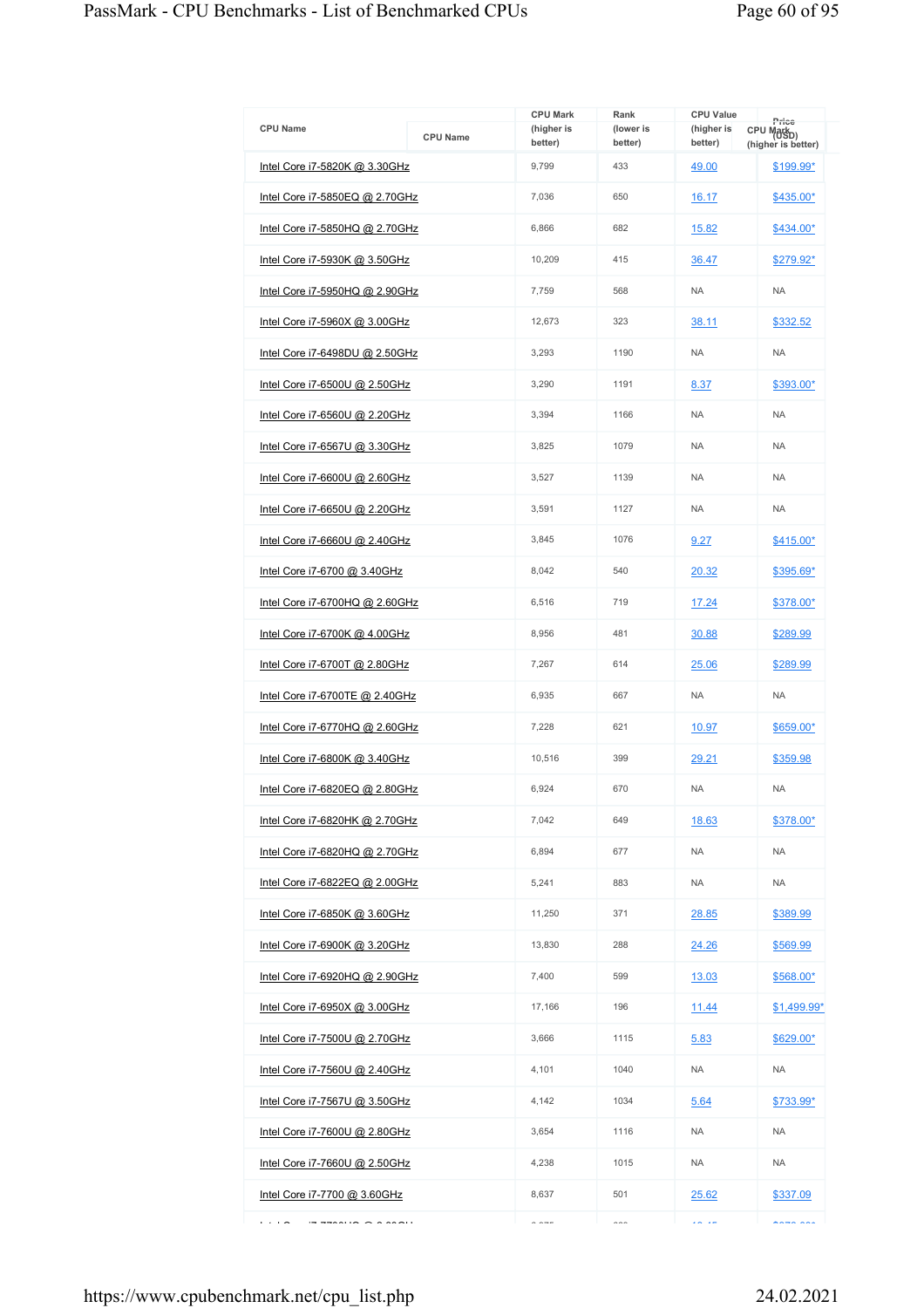| CPU Name | CPU Mark (higher is better) | Rank (lower is better) | CPU Value (higher is better) | Price (USD) |
|---|---|---|---|---|
| Intel Core i7-5820K @ 3.30GHz | 9,799 | 433 | 49.00 | $199.99* |
| Intel Core i7-5850EQ @ 2.70GHz | 7,036 | 650 | 16.17 | $435.00* |
| Intel Core i7-5850HQ @ 2.70GHz | 6,866 | 682 | 15.82 | $434.00* |
| Intel Core i7-5930K @ 3.50GHz | 10,209 | 415 | 36.47 | $279.92* |
| Intel Core i7-5950HQ @ 2.90GHz | 7,759 | 568 | NA | NA |
| Intel Core i7-5960X @ 3.00GHz | 12,673 | 323 | 38.11 | $332.52 |
| Intel Core i7-6498DU @ 2.50GHz | 3,293 | 1190 | NA | NA |
| Intel Core i7-6500U @ 2.50GHz | 3,290 | 1191 | 8.37 | $393.00* |
| Intel Core i7-6560U @ 2.20GHz | 3,394 | 1166 | NA | NA |
| Intel Core i7-6567U @ 3.30GHz | 3,825 | 1079 | NA | NA |
| Intel Core i7-6600U @ 2.60GHz | 3,527 | 1139 | NA | NA |
| Intel Core i7-6650U @ 2.20GHz | 3,591 | 1127 | NA | NA |
| Intel Core i7-6660U @ 2.40GHz | 3,845 | 1076 | 9.27 | $415.00* |
| Intel Core i7-6700 @ 3.40GHz | 8,042 | 540 | 20.32 | $395.69* |
| Intel Core i7-6700HQ @ 2.60GHz | 6,516 | 719 | 17.24 | $378.00* |
| Intel Core i7-6700K @ 4.00GHz | 8,956 | 481 | 30.88 | $289.99 |
| Intel Core i7-6700T @ 2.80GHz | 7,267 | 614 | 25.06 | $289.99 |
| Intel Core i7-6700TE @ 2.40GHz | 6,935 | 667 | NA | NA |
| Intel Core i7-6770HQ @ 2.60GHz | 7,228 | 621 | 10.97 | $659.00* |
| Intel Core i7-6800K @ 3.40GHz | 10,516 | 399 | 29.21 | $359.98 |
| Intel Core i7-6820EQ @ 2.80GHz | 6,924 | 670 | NA | NA |
| Intel Core i7-6820HK @ 2.70GHz | 7,042 | 649 | 18.63 | $378.00* |
| Intel Core i7-6820HQ @ 2.70GHz | 6,894 | 677 | NA | NA |
| Intel Core i7-6822EQ @ 2.00GHz | 5,241 | 883 | NA | NA |
| Intel Core i7-6850K @ 3.60GHz | 11,250 | 371 | 28.85 | $389.99 |
| Intel Core i7-6900K @ 3.20GHz | 13,830 | 288 | 24.26 | $569.99 |
| Intel Core i7-6920HQ @ 2.90GHz | 7,400 | 599 | 13.03 | $568.00* |
| Intel Core i7-6950X @ 3.00GHz | 17,166 | 196 | 11.44 | $1,499.99* |
| Intel Core i7-7500U @ 2.70GHz | 3,666 | 1115 | 5.83 | $629.00* |
| Intel Core i7-7560U @ 2.40GHz | 4,101 | 1040 | NA | NA |
| Intel Core i7-7567U @ 3.50GHz | 4,142 | 1034 | 5.64 | $733.99* |
| Intel Core i7-7600U @ 2.80GHz | 3,654 | 1116 | NA | NA |
| Intel Core i7-7660U @ 2.50GHz | 4,238 | 1015 | NA | NA |
| Intel Core i7-7700 @ 3.60GHz | 8,637 | 501 | 25.62 | $337.09 |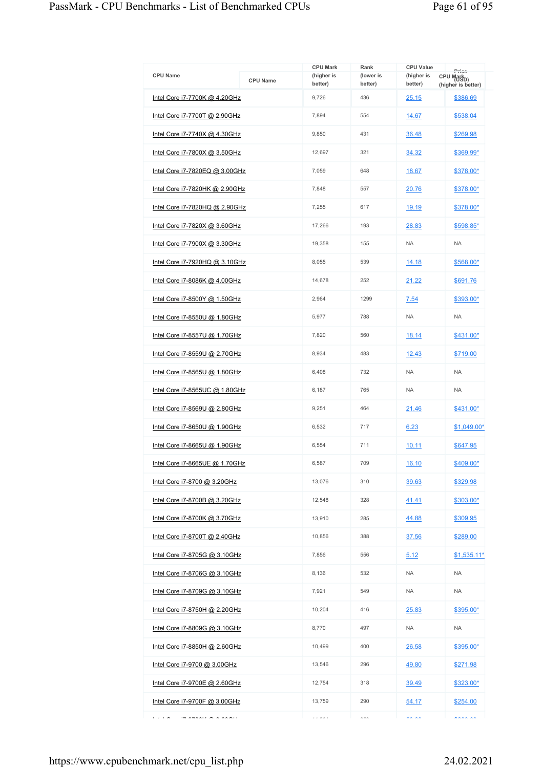| CPU Name | CPU Mark (higher is better) | Rank (lower is better) | CPU Value (higher is better) | Price (USD) |
|---|---|---|---|---|
| Intel Core i7-7700K @ 4.20GHz | 9,726 | 436 | 25.15 | $386.69 |
| Intel Core i7-7700T @ 2.90GHz | 7,894 | 554 | 14.67 | $538.04 |
| Intel Core i7-7740X @ 4.30GHz | 9,850 | 431 | 36.48 | $269.98 |
| Intel Core i7-7800X @ 3.50GHz | 12,697 | 321 | 34.32 | $369.99* |
| Intel Core i7-7820EQ @ 3.00GHz | 7,059 | 648 | 18.67 | $378.00* |
| Intel Core i7-7820HK @ 2.90GHz | 7,848 | 557 | 20.76 | $378.00* |
| Intel Core i7-7820HQ @ 2.90GHz | 7,255 | 617 | 19.19 | $378.00* |
| Intel Core i7-7820X @ 3.60GHz | 17,266 | 193 | 28.83 | $598.85* |
| Intel Core i7-7900X @ 3.30GHz | 19,358 | 155 | NA | NA |
| Intel Core i7-7920HQ @ 3.10GHz | 8,055 | 539 | 14.18 | $568.00* |
| Intel Core i7-8086K @ 4.00GHz | 14,678 | 252 | 21.22 | $691.76 |
| Intel Core i7-8500Y @ 1.50GHz | 2,964 | 1299 | 7.54 | $393.00* |
| Intel Core i7-8550U @ 1.80GHz | 5,977 | 788 | NA | NA |
| Intel Core i7-8557U @ 1.70GHz | 7,820 | 560 | 18.14 | $431.00* |
| Intel Core i7-8559U @ 2.70GHz | 8,934 | 483 | 12.43 | $719.00 |
| Intel Core i7-8565U @ 1.80GHz | 6,408 | 732 | NA | NA |
| Intel Core i7-8565UC @ 1.80GHz | 6,187 | 765 | NA | NA |
| Intel Core i7-8569U @ 2.80GHz | 9,251 | 464 | 21.46 | $431.00* |
| Intel Core i7-8650U @ 1.90GHz | 6,532 | 717 | 6.23 | $1,049.00* |
| Intel Core i7-8665U @ 1.90GHz | 6,554 | 711 | 10.11 | $647.95 |
| Intel Core i7-8665UE @ 1.70GHz | 6,587 | 709 | 16.10 | $409.00* |
| Intel Core i7-8700 @ 3.20GHz | 13,076 | 310 | 39.63 | $329.98 |
| Intel Core i7-8700B @ 3.20GHz | 12,548 | 328 | 41.41 | $303.00* |
| Intel Core i7-8700K @ 3.70GHz | 13,910 | 285 | 44.88 | $309.95 |
| Intel Core i7-8700T @ 2.40GHz | 10,856 | 388 | 37.56 | $289.00 |
| Intel Core i7-8705G @ 3.10GHz | 7,856 | 556 | 5.12 | $1,535.11* |
| Intel Core i7-8706G @ 3.10GHz | 8,136 | 532 | NA | NA |
| Intel Core i7-8709G @ 3.10GHz | 7,921 | 549 | NA | NA |
| Intel Core i7-8750H @ 2.20GHz | 10,204 | 416 | 25.83 | $395.00* |
| Intel Core i7-8809G @ 3.10GHz | 8,770 | 497 | NA | NA |
| Intel Core i7-8850H @ 2.60GHz | 10,499 | 400 | 26.58 | $395.00* |
| Intel Core i7-9700 @ 3.00GHz | 13,546 | 296 | 49.80 | $271.98 |
| Intel Core i7-9700E @ 2.60GHz | 12,754 | 318 | 39.49 | $323.00* |
| Intel Core i7-9700F @ 3.00GHz | 13,759 | 290 | 54.17 | $254.00 |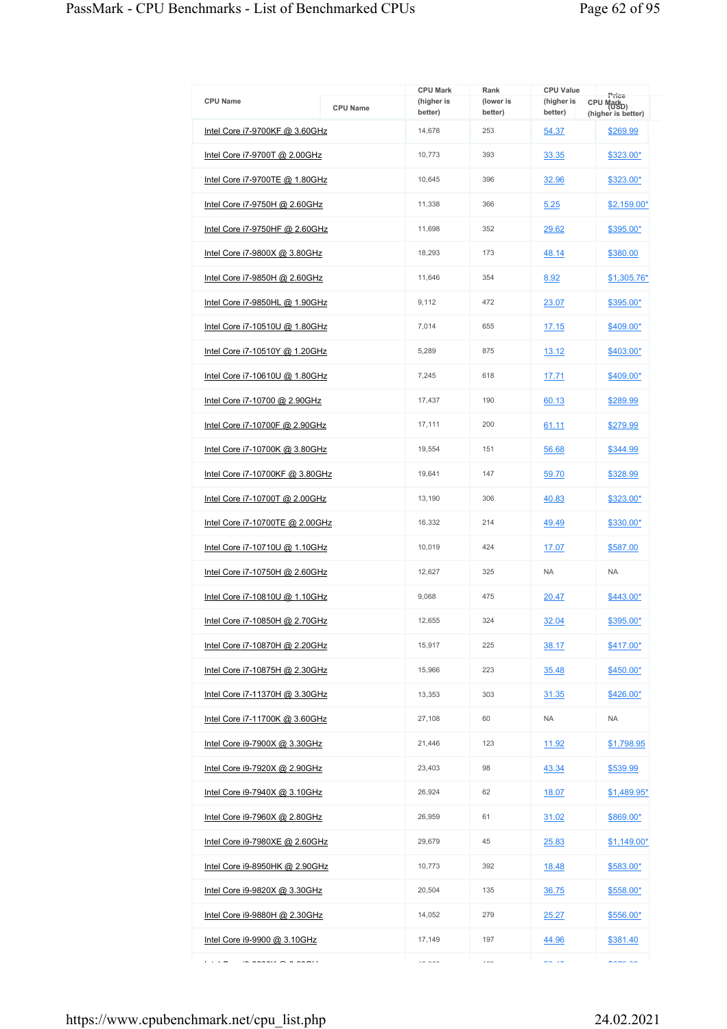| CPU Name | CPU Mark (higher is better) | Rank (lower is better) | CPU Value (higher is better) | Price (USD) |
|---|---|---|---|---|
| Intel Core i7-9700KF @ 3.60GHz | 14,678 | 253 | 54.37 | $269.99 |
| Intel Core i7-9700T @ 2.00GHz | 10,773 | 393 | 33.35 | $323.00* |
| Intel Core i7-9700TE @ 1.80GHz | 10,645 | 396 | 32.96 | $323.00* |
| Intel Core i7-9750H @ 2.60GHz | 11,338 | 366 | 5.25 | $2,159.00* |
| Intel Core i7-9750HF @ 2.60GHz | 11,698 | 352 | 29.62 | $395.00* |
| Intel Core i7-9800X @ 3.80GHz | 18,293 | 173 | 48.14 | $380.00 |
| Intel Core i7-9850H @ 2.60GHz | 11,646 | 354 | 8.92 | $1,305.76* |
| Intel Core i7-9850HL @ 1.90GHz | 9,112 | 472 | 23.07 | $395.00* |
| Intel Core i7-10510U @ 1.80GHz | 7,014 | 655 | 17.15 | $409.00* |
| Intel Core i7-10510Y @ 1.20GHz | 5,289 | 875 | 13.12 | $403.00* |
| Intel Core i7-10610U @ 1.80GHz | 7,245 | 618 | 17.71 | $409.00* |
| Intel Core i7-10700 @ 2.90GHz | 17,437 | 190 | 60.13 | $289.99 |
| Intel Core i7-10700F @ 2.90GHz | 17,111 | 200 | 61.11 | $279.99 |
| Intel Core i7-10700K @ 3.80GHz | 19,554 | 151 | 56.68 | $344.99 |
| Intel Core i7-10700KF @ 3.80GHz | 19,641 | 147 | 59.70 | $328.99 |
| Intel Core i7-10700T @ 2.00GHz | 13,190 | 306 | 40.83 | $323.00* |
| Intel Core i7-10700TE @ 2.00GHz | 16,332 | 214 | 49.49 | $330.00* |
| Intel Core i7-10710U @ 1.10GHz | 10,019 | 424 | 17.07 | $587.00 |
| Intel Core i7-10750H @ 2.60GHz | 12,627 | 325 | NA | NA |
| Intel Core i7-10810U @ 1.10GHz | 9,068 | 475 | 20.47 | $443.00* |
| Intel Core i7-10850H @ 2.70GHz | 12,655 | 324 | 32.04 | $395.00* |
| Intel Core i7-10870H @ 2.20GHz | 15,917 | 225 | 38.17 | $417.00* |
| Intel Core i7-10875H @ 2.30GHz | 15,966 | 223 | 35.48 | $450.00* |
| Intel Core i7-11370H @ 3.30GHz | 13,353 | 303 | 31.35 | $426.00* |
| Intel Core i7-11700K @ 3.60GHz | 27,108 | 60 | NA | NA |
| Intel Core i9-7900X @ 3.30GHz | 21,446 | 123 | 11.92 | $1,798.95 |
| Intel Core i9-7920X @ 2.90GHz | 23,403 | 98 | 43.34 | $539.99 |
| Intel Core i9-7940X @ 3.10GHz | 26,924 | 62 | 18.07 | $1,489.95* |
| Intel Core i9-7960X @ 2.80GHz | 26,959 | 61 | 31.02 | $869.00* |
| Intel Core i9-7980XE @ 2.60GHz | 29,679 | 45 | 25.83 | $1,149.00* |
| Intel Core i9-8950HK @ 2.90GHz | 10,773 | 392 | 18.48 | $583.00* |
| Intel Core i9-9820X @ 3.30GHz | 20,504 | 135 | 36.75 | $558.00* |
| Intel Core i9-9880H @ 2.30GHz | 14,052 | 279 | 25.27 | $556.00* |
| Intel Core i9-9900 @ 3.10GHz | 17,149 | 197 | 44.96 | $381.40 |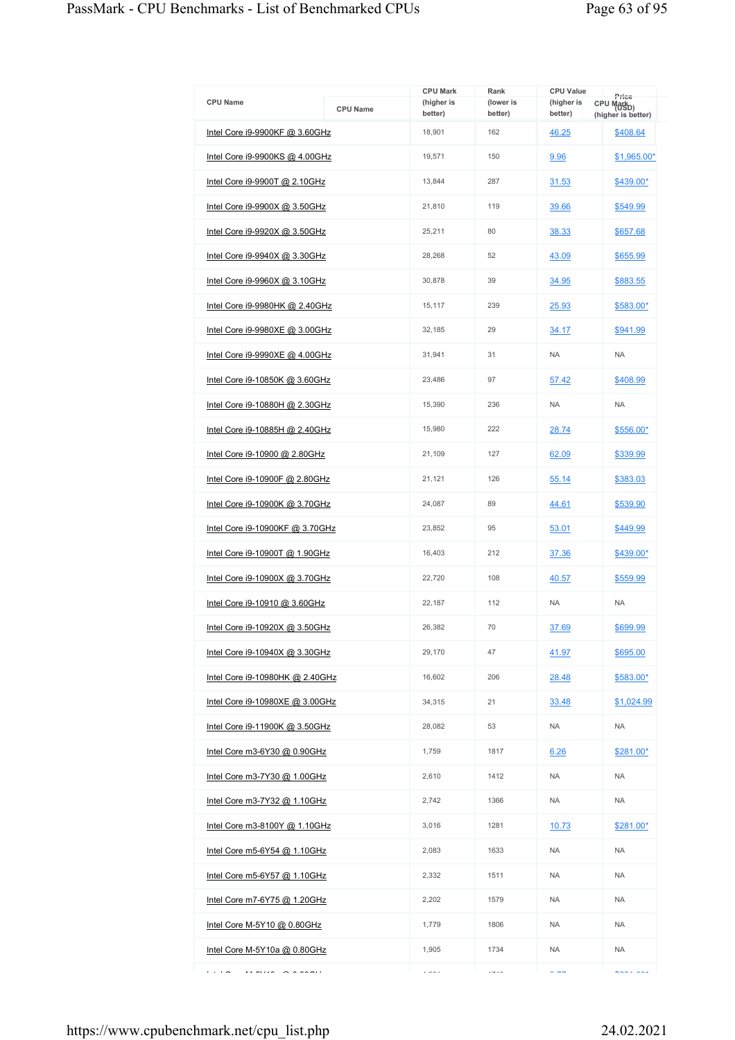| CPU Name | CPU Mark (higher is better) | Rank (lower is better) | CPU Value (higher is better) | Price (USD) |
|---|---|---|---|---|
| Intel Core i9-9900KF @ 3.60GHz | 18,901 | 162 | 46.25 | $408.64 |
| Intel Core i9-9900KS @ 4.00GHz | 19,571 | 150 | 9.96 | $1,965.00* |
| Intel Core i9-9900T @ 2.10GHz | 13,844 | 287 | 31.53 | $439.00* |
| Intel Core i9-9900X @ 3.50GHz | 21,810 | 119 | 39.66 | $549.99 |
| Intel Core i9-9920X @ 3.50GHz | 25,211 | 80 | 38.33 | $657.68 |
| Intel Core i9-9940X @ 3.30GHz | 28,268 | 52 | 43.09 | $655.99 |
| Intel Core i9-9960X @ 3.10GHz | 30,878 | 39 | 34.95 | $883.55 |
| Intel Core i9-9980HK @ 2.40GHz | 15,117 | 239 | 25.93 | $583.00* |
| Intel Core i9-9980XE @ 3.00GHz | 32,185 | 29 | 34.17 | $941.99 |
| Intel Core i9-9990XE @ 4.00GHz | 31,941 | 31 | NA | NA |
| Intel Core i9-10850K @ 3.60GHz | 23,486 | 97 | 57.42 | $408.99 |
| Intel Core i9-10880H @ 2.30GHz | 15,390 | 236 | NA | NA |
| Intel Core i9-10885H @ 2.40GHz | 15,980 | 222 | 28.74 | $556.00* |
| Intel Core i9-10900 @ 2.80GHz | 21,109 | 127 | 62.09 | $339.99 |
| Intel Core i9-10900F @ 2.80GHz | 21,121 | 126 | 55.14 | $383.03 |
| Intel Core i9-10900K @ 3.70GHz | 24,087 | 89 | 44.61 | $539.90 |
| Intel Core i9-10900KF @ 3.70GHz | 23,852 | 95 | 53.01 | $449.99 |
| Intel Core i9-10900T @ 1.90GHz | 16,403 | 212 | 37.36 | $439.00* |
| Intel Core i9-10900X @ 3.70GHz | 22,720 | 108 | 40.57 | $559.99 |
| Intel Core i9-10910 @ 3.60GHz | 22,187 | 112 | NA | NA |
| Intel Core i9-10920X @ 3.50GHz | 26,382 | 70 | 37.69 | $699.99 |
| Intel Core i9-10940X @ 3.30GHz | 29,170 | 47 | 41.97 | $695.00 |
| Intel Core i9-10980HK @ 2.40GHz | 16,602 | 206 | 28.48 | $583.00* |
| Intel Core i9-10980XE @ 3.00GHz | 34,315 | 21 | 33.48 | $1,024.99 |
| Intel Core i9-11900K @ 3.50GHz | 28,082 | 53 | NA | NA |
| Intel Core m3-6Y30 @ 0.90GHz | 1,759 | 1817 | 6.26 | $281.00* |
| Intel Core m3-7Y30 @ 1.00GHz | 2,610 | 1412 | NA | NA |
| Intel Core m3-7Y32 @ 1.10GHz | 2,742 | 1366 | NA | NA |
| Intel Core m3-8100Y @ 1.10GHz | 3,016 | 1281 | 10.73 | $281.00* |
| Intel Core m5-6Y54 @ 1.10GHz | 2,083 | 1633 | NA | NA |
| Intel Core m5-6Y57 @ 1.10GHz | 2,332 | 1511 | NA | NA |
| Intel Core m7-6Y75 @ 1.20GHz | 2,202 | 1579 | NA | NA |
| Intel Core M-5Y10 @ 0.80GHz | 1,779 | 1806 | NA | NA |
| Intel Core M-5Y10a @ 0.80GHz | 1,905 | 1734 | NA | NA |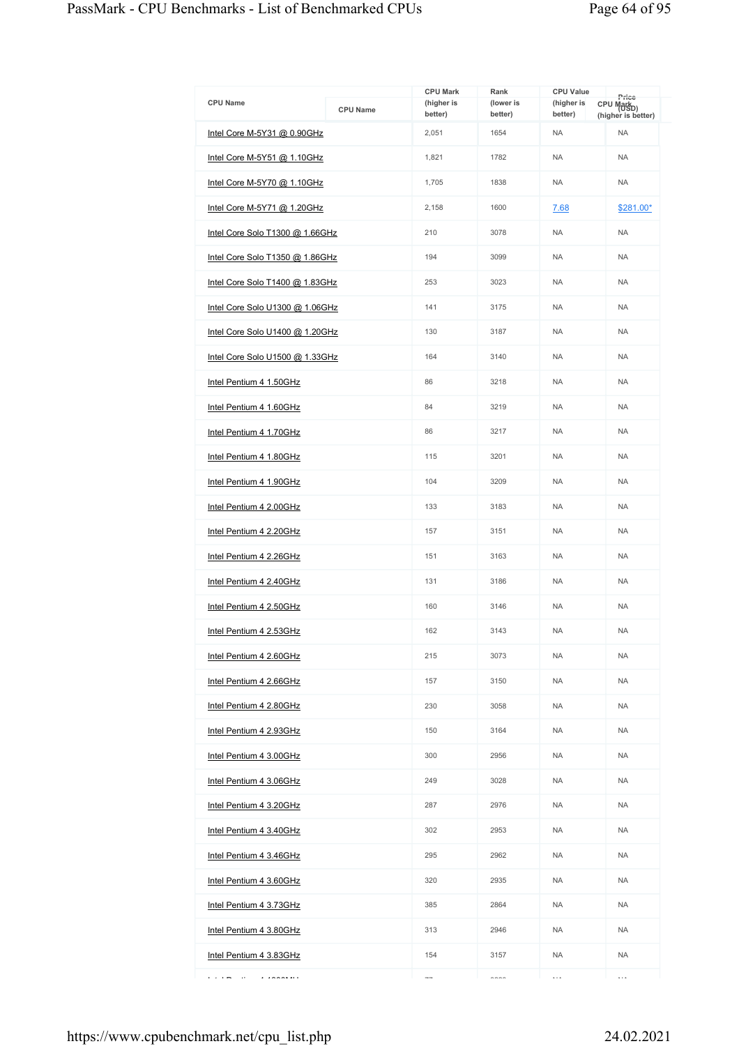| CPU Name | CPU Mark (higher is better) | Rank (lower is better) | CPU Value (higher is better) | Price (USD) |
|---|---|---|---|---|
| Intel Core M-5Y31 @ 0.90GHz | 2,051 | 1654 | NA | NA |
| Intel Core M-5Y51 @ 1.10GHz | 1,821 | 1782 | NA | NA |
| Intel Core M-5Y70 @ 1.10GHz | 1,705 | 1838 | NA | NA |
| Intel Core M-5Y71 @ 1.20GHz | 2,158 | 1600 | 7.68 | $281.00* |
| Intel Core Solo T1300 @ 1.66GHz | 210 | 3078 | NA | NA |
| Intel Core Solo T1350 @ 1.86GHz | 194 | 3099 | NA | NA |
| Intel Core Solo T1400 @ 1.83GHz | 253 | 3023 | NA | NA |
| Intel Core Solo U1300 @ 1.06GHz | 141 | 3175 | NA | NA |
| Intel Core Solo U1400 @ 1.20GHz | 130 | 3187 | NA | NA |
| Intel Core Solo U1500 @ 1.33GHz | 164 | 3140 | NA | NA |
| Intel Pentium 4 1.50GHz | 86 | 3218 | NA | NA |
| Intel Pentium 4 1.60GHz | 84 | 3219 | NA | NA |
| Intel Pentium 4 1.70GHz | 86 | 3217 | NA | NA |
| Intel Pentium 4 1.80GHz | 115 | 3201 | NA | NA |
| Intel Pentium 4 1.90GHz | 104 | 3209 | NA | NA |
| Intel Pentium 4 2.00GHz | 133 | 3183 | NA | NA |
| Intel Pentium 4 2.20GHz | 157 | 3151 | NA | NA |
| Intel Pentium 4 2.26GHz | 151 | 3163 | NA | NA |
| Intel Pentium 4 2.40GHz | 131 | 3186 | NA | NA |
| Intel Pentium 4 2.50GHz | 160 | 3146 | NA | NA |
| Intel Pentium 4 2.53GHz | 162 | 3143 | NA | NA |
| Intel Pentium 4 2.60GHz | 215 | 3073 | NA | NA |
| Intel Pentium 4 2.66GHz | 157 | 3150 | NA | NA |
| Intel Pentium 4 2.80GHz | 230 | 3058 | NA | NA |
| Intel Pentium 4 2.93GHz | 150 | 3164 | NA | NA |
| Intel Pentium 4 3.00GHz | 300 | 2956 | NA | NA |
| Intel Pentium 4 3.06GHz | 249 | 3028 | NA | NA |
| Intel Pentium 4 3.20GHz | 287 | 2976 | NA | NA |
| Intel Pentium 4 3.40GHz | 302 | 2953 | NA | NA |
| Intel Pentium 4 3.46GHz | 295 | 2962 | NA | NA |
| Intel Pentium 4 3.60GHz | 320 | 2935 | NA | NA |
| Intel Pentium 4 3.73GHz | 385 | 2864 | NA | NA |
| Intel Pentium 4 3.80GHz | 313 | 2946 | NA | NA |
| Intel Pentium 4 3.83GHz | 154 | 3157 | NA | NA |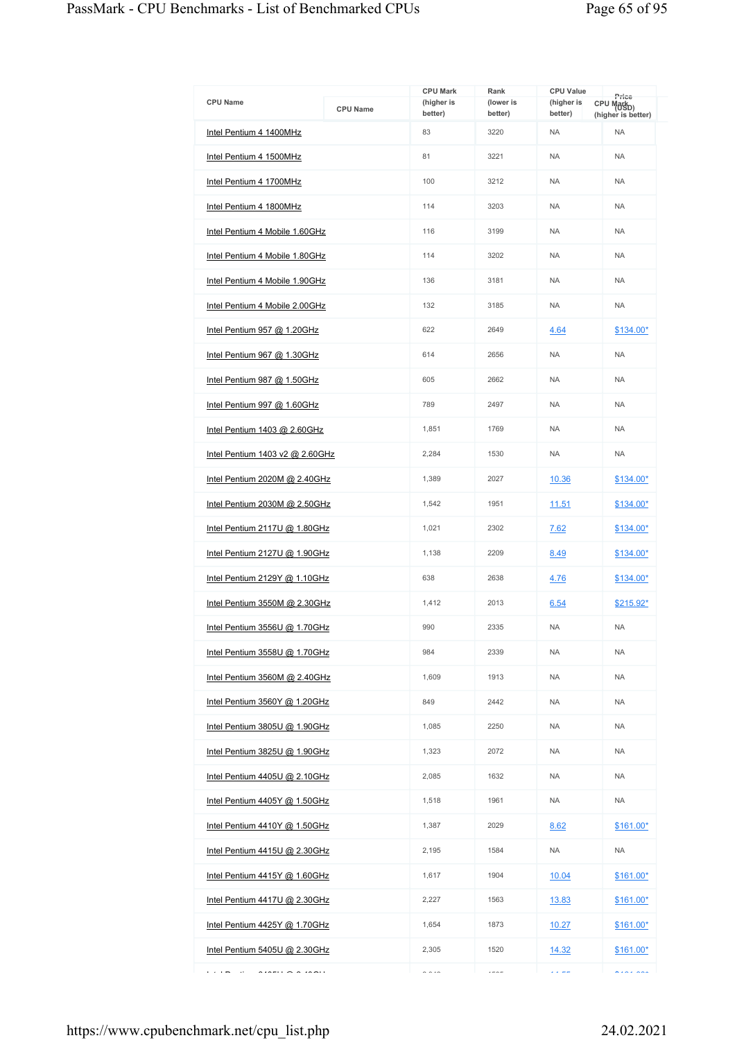| CPU Name | CPU Mark (higher is better) | Rank (lower is better) | CPU Value (higher is better) | Price (USD) |
|---|---|---|---|---|
| Intel Pentium 4 1400MHz | 83 | 3220 | NA | NA |
| Intel Pentium 4 1500MHz | 81 | 3221 | NA | NA |
| Intel Pentium 4 1700MHz | 100 | 3212 | NA | NA |
| Intel Pentium 4 1800MHz | 114 | 3203 | NA | NA |
| Intel Pentium 4 Mobile 1.60GHz | 116 | 3199 | NA | NA |
| Intel Pentium 4 Mobile 1.80GHz | 114 | 3202 | NA | NA |
| Intel Pentium 4 Mobile 1.90GHz | 136 | 3181 | NA | NA |
| Intel Pentium 4 Mobile 2.00GHz | 132 | 3185 | NA | NA |
| Intel Pentium 957 @ 1.20GHz | 622 | 2649 | 4.64 | $134.00* |
| Intel Pentium 967 @ 1.30GHz | 614 | 2656 | NA | NA |
| Intel Pentium 987 @ 1.50GHz | 605 | 2662 | NA | NA |
| Intel Pentium 997 @ 1.60GHz | 789 | 2497 | NA | NA |
| Intel Pentium 1403 @ 2.60GHz | 1,851 | 1769 | NA | NA |
| Intel Pentium 1403 v2 @ 2.60GHz | 2,284 | 1530 | NA | NA |
| Intel Pentium 2020M @ 2.40GHz | 1,389 | 2027 | 10.36 | $134.00* |
| Intel Pentium 2030M @ 2.50GHz | 1,542 | 1951 | 11.51 | $134.00* |
| Intel Pentium 2117U @ 1.80GHz | 1,021 | 2302 | 7.62 | $134.00* |
| Intel Pentium 2127U @ 1.90GHz | 1,138 | 2209 | 8.49 | $134.00* |
| Intel Pentium 2129Y @ 1.10GHz | 638 | 2638 | 4.76 | $134.00* |
| Intel Pentium 3550M @ 2.30GHz | 1,412 | 2013 | 6.54 | $215.92* |
| Intel Pentium 3556U @ 1.70GHz | 990 | 2335 | NA | NA |
| Intel Pentium 3558U @ 1.70GHz | 984 | 2339 | NA | NA |
| Intel Pentium 3560M @ 2.40GHz | 1,609 | 1913 | NA | NA |
| Intel Pentium 3560Y @ 1.20GHz | 849 | 2442 | NA | NA |
| Intel Pentium 3805U @ 1.90GHz | 1,085 | 2250 | NA | NA |
| Intel Pentium 3825U @ 1.90GHz | 1,323 | 2072 | NA | NA |
| Intel Pentium 4405U @ 2.10GHz | 2,085 | 1632 | NA | NA |
| Intel Pentium 4405Y @ 1.50GHz | 1,518 | 1961 | NA | NA |
| Intel Pentium 4410Y @ 1.50GHz | 1,387 | 2029 | 8.62 | $161.00* |
| Intel Pentium 4415U @ 2.30GHz | 2,195 | 1584 | NA | NA |
| Intel Pentium 4415Y @ 1.60GHz | 1,617 | 1904 | 10.04 | $161.00* |
| Intel Pentium 4417U @ 2.30GHz | 2,227 | 1563 | 13.83 | $161.00* |
| Intel Pentium 4425Y @ 1.70GHz | 1,654 | 1873 | 10.27 | $161.00* |
| Intel Pentium 5405U @ 2.30GHz | 2,305 | 1520 | 14.32 | $161.00* |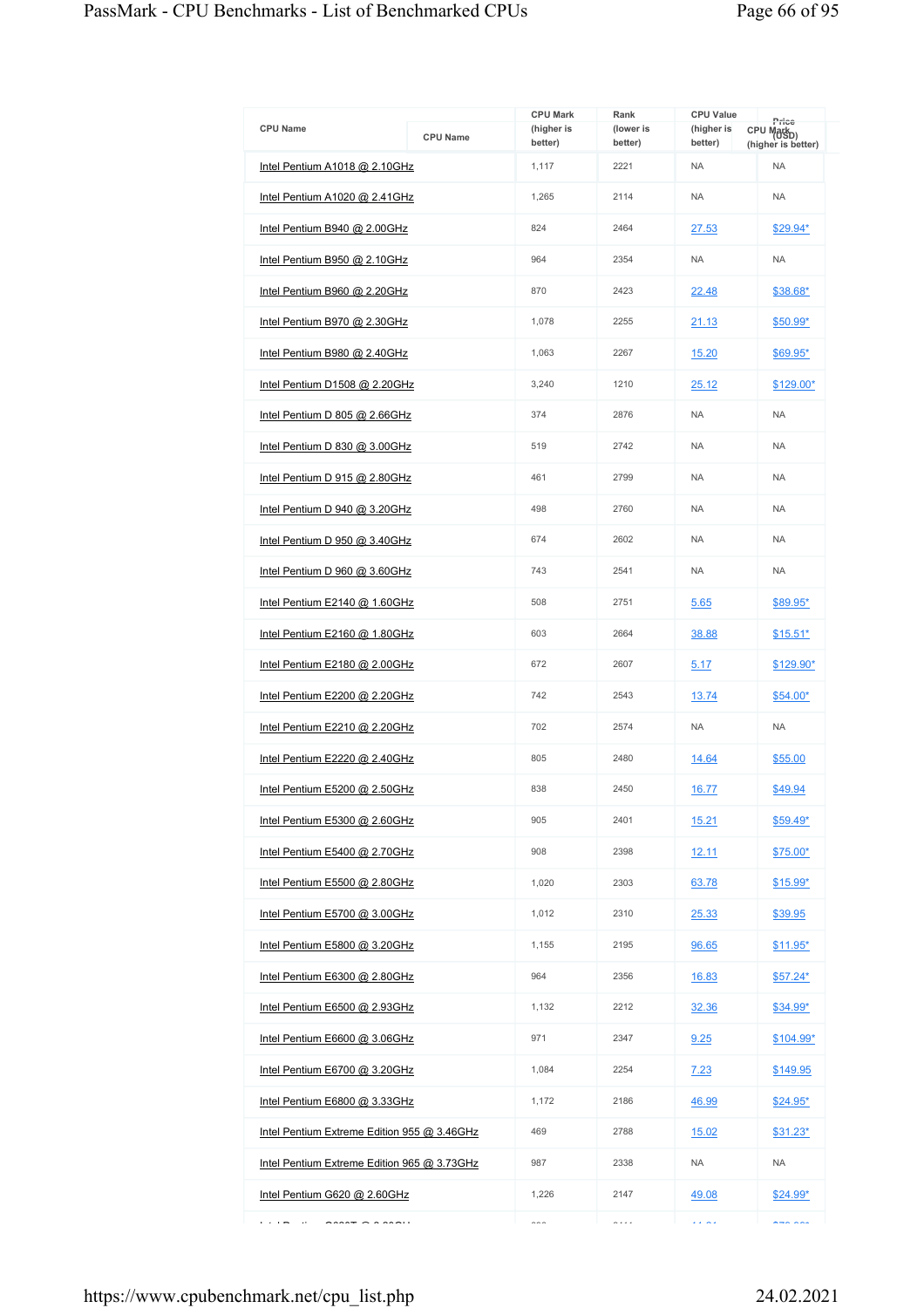| CPU Name | CPU Mark (higher is better) | Rank (lower is better) | CPU Value (higher is better) | Price (USD) |
|---|---|---|---|---|
| Intel Pentium A1018 @ 2.10GHz | 1,117 | 2221 | NA | NA |
| Intel Pentium A1020 @ 2.41GHz | 1,265 | 2114 | NA | NA |
| Intel Pentium B940 @ 2.00GHz | 824 | 2464 | 27.53 | $29.94* |
| Intel Pentium B950 @ 2.10GHz | 964 | 2354 | NA | NA |
| Intel Pentium B960 @ 2.20GHz | 870 | 2423 | 22.48 | $38.68* |
| Intel Pentium B970 @ 2.30GHz | 1,078 | 2255 | 21.13 | $50.99* |
| Intel Pentium B980 @ 2.40GHz | 1,063 | 2267 | 15.20 | $69.95* |
| Intel Pentium D1508 @ 2.20GHz | 3,240 | 1210 | 25.12 | $129.00* |
| Intel Pentium D 805 @ 2.66GHz | 374 | 2876 | NA | NA |
| Intel Pentium D 830 @ 3.00GHz | 519 | 2742 | NA | NA |
| Intel Pentium D 915 @ 2.80GHz | 461 | 2799 | NA | NA |
| Intel Pentium D 940 @ 3.20GHz | 498 | 2760 | NA | NA |
| Intel Pentium D 950 @ 3.40GHz | 674 | 2602 | NA | NA |
| Intel Pentium D 960 @ 3.60GHz | 743 | 2541 | NA | NA |
| Intel Pentium E2140 @ 1.60GHz | 508 | 2751 | 5.65 | $89.95* |
| Intel Pentium E2160 @ 1.80GHz | 603 | 2664 | 38.88 | $15.51* |
| Intel Pentium E2180 @ 2.00GHz | 672 | 2607 | 5.17 | $129.90* |
| Intel Pentium E2200 @ 2.20GHz | 742 | 2543 | 13.74 | $54.00* |
| Intel Pentium E2210 @ 2.20GHz | 702 | 2574 | NA | NA |
| Intel Pentium E2220 @ 2.40GHz | 805 | 2480 | 14.64 | $55.00 |
| Intel Pentium E5200 @ 2.50GHz | 838 | 2450 | 16.77 | $49.94 |
| Intel Pentium E5300 @ 2.60GHz | 905 | 2401 | 15.21 | $59.49* |
| Intel Pentium E5400 @ 2.70GHz | 908 | 2398 | 12.11 | $75.00* |
| Intel Pentium E5500 @ 2.80GHz | 1,020 | 2303 | 63.78 | $15.99* |
| Intel Pentium E5700 @ 3.00GHz | 1,012 | 2310 | 25.33 | $39.95 |
| Intel Pentium E5800 @ 3.20GHz | 1,155 | 2195 | 96.65 | $11.95* |
| Intel Pentium E6300 @ 2.80GHz | 964 | 2356 | 16.83 | $57.24* |
| Intel Pentium E6500 @ 2.93GHz | 1,132 | 2212 | 32.36 | $34.99* |
| Intel Pentium E6600 @ 3.06GHz | 971 | 2347 | 9.25 | $104.99* |
| Intel Pentium E6700 @ 3.20GHz | 1,084 | 2254 | 7.23 | $149.95 |
| Intel Pentium E6800 @ 3.33GHz | 1,172 | 2186 | 46.99 | $24.95* |
| Intel Pentium Extreme Edition 955 @ 3.46GHz | 469 | 2788 | 15.02 | $31.23* |
| Intel Pentium Extreme Edition 965 @ 3.73GHz | 987 | 2338 | NA | NA |
| Intel Pentium G620 @ 2.60GHz | 1,226 | 2147 | 49.08 | $24.99* |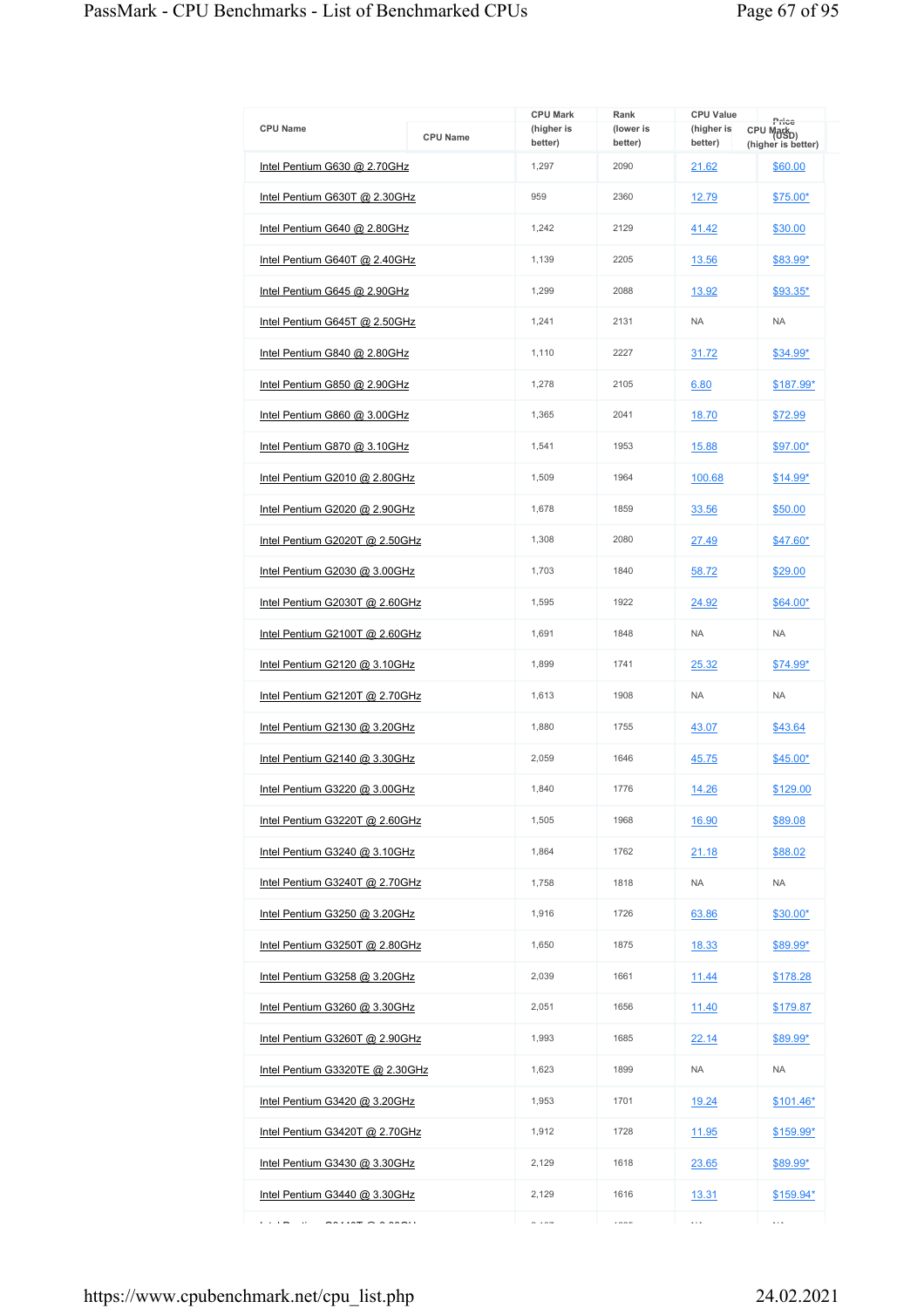| CPU Name | CPU Mark (higher is better) | Rank (lower is better) | CPU Value (higher is better) | Price (USD) |
|---|---|---|---|---|
| Intel Pentium G630 @ 2.70GHz | 1,297 | 2090 | 21.62 | $60.00 |
| Intel Pentium G630T @ 2.30GHz | 959 | 2360 | 12.79 | $75.00* |
| Intel Pentium G640 @ 2.80GHz | 1,242 | 2129 | 41.42 | $30.00 |
| Intel Pentium G640T @ 2.40GHz | 1,139 | 2205 | 13.56 | $83.99* |
| Intel Pentium G645 @ 2.90GHz | 1,299 | 2088 | 13.92 | $93.35* |
| Intel Pentium G645T @ 2.50GHz | 1,241 | 2131 | NA | NA |
| Intel Pentium G840 @ 2.80GHz | 1,110 | 2227 | 31.72 | $34.99* |
| Intel Pentium G850 @ 2.90GHz | 1,278 | 2105 | 6.80 | $187.99* |
| Intel Pentium G860 @ 3.00GHz | 1,365 | 2041 | 18.70 | $72.99 |
| Intel Pentium G870 @ 3.10GHz | 1,541 | 1953 | 15.88 | $97.00* |
| Intel Pentium G2010 @ 2.80GHz | 1,509 | 1964 | 100.68 | $14.99* |
| Intel Pentium G2020 @ 2.90GHz | 1,678 | 1859 | 33.56 | $50.00 |
| Intel Pentium G2020T @ 2.50GHz | 1,308 | 2080 | 27.49 | $47.60* |
| Intel Pentium G2030 @ 3.00GHz | 1,703 | 1840 | 58.72 | $29.00 |
| Intel Pentium G2030T @ 2.60GHz | 1,595 | 1922 | 24.92 | $64.00* |
| Intel Pentium G2100T @ 2.60GHz | 1,691 | 1848 | NA | NA |
| Intel Pentium G2120 @ 3.10GHz | 1,899 | 1741 | 25.32 | $74.99* |
| Intel Pentium G2120T @ 2.70GHz | 1,613 | 1908 | NA | NA |
| Intel Pentium G2130 @ 3.20GHz | 1,880 | 1755 | 43.07 | $43.64 |
| Intel Pentium G2140 @ 3.30GHz | 2,059 | 1646 | 45.75 | $45.00* |
| Intel Pentium G3220 @ 3.00GHz | 1,840 | 1776 | 14.26 | $129.00 |
| Intel Pentium G3220T @ 2.60GHz | 1,505 | 1968 | 16.90 | $89.08 |
| Intel Pentium G3240 @ 3.10GHz | 1,864 | 1762 | 21.18 | $88.02 |
| Intel Pentium G3240T @ 2.70GHz | 1,758 | 1818 | NA | NA |
| Intel Pentium G3250 @ 3.20GHz | 1,916 | 1726 | 63.86 | $30.00* |
| Intel Pentium G3250T @ 2.80GHz | 1,650 | 1875 | 18.33 | $89.99* |
| Intel Pentium G3258 @ 3.20GHz | 2,039 | 1661 | 11.44 | $178.28 |
| Intel Pentium G3260 @ 3.30GHz | 2,051 | 1656 | 11.40 | $179.87 |
| Intel Pentium G3260T @ 2.90GHz | 1,993 | 1685 | 22.14 | $89.99* |
| Intel Pentium G3320TE @ 2.30GHz | 1,623 | 1899 | NA | NA |
| Intel Pentium G3420 @ 3.20GHz | 1,953 | 1701 | 19.24 | $101.46* |
| Intel Pentium G3420T @ 2.70GHz | 1,912 | 1728 | 11.95 | $159.99* |
| Intel Pentium G3430 @ 3.30GHz | 2,129 | 1618 | 23.65 | $89.99* |
| Intel Pentium G3440 @ 3.30GHz | 2,129 | 1616 | 13.31 | $159.94* |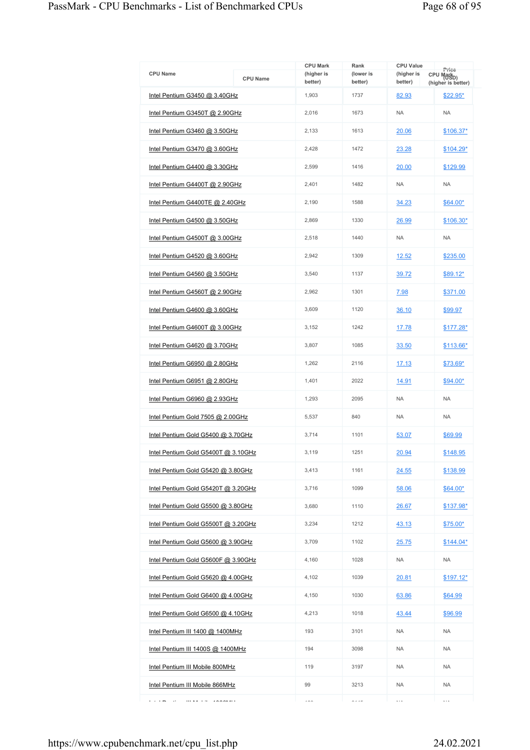| CPU Name | CPU Mark (higher is better) | Rank (lower is better) | CPU Value (higher is better) | Price (USD) |
|---|---|---|---|---|
| Intel Pentium G3450 @ 3.40GHz | 1,903 | 1737 | 82.93 | $22.95* |
| Intel Pentium G3450T @ 2.90GHz | 2,016 | 1673 | NA | NA |
| Intel Pentium G3460 @ 3.50GHz | 2,133 | 1613 | 20.06 | $106.37* |
| Intel Pentium G3470 @ 3.60GHz | 2,428 | 1472 | 23.28 | $104.29* |
| Intel Pentium G4400 @ 3.30GHz | 2,599 | 1416 | 20.00 | $129.99 |
| Intel Pentium G4400T @ 2.90GHz | 2,401 | 1482 | NA | NA |
| Intel Pentium G4400TE @ 2.40GHz | 2,190 | 1588 | 34.23 | $64.00* |
| Intel Pentium G4500 @ 3.50GHz | 2,869 | 1330 | 26.99 | $106.30* |
| Intel Pentium G4500T @ 3.00GHz | 2,518 | 1440 | NA | NA |
| Intel Pentium G4520 @ 3.60GHz | 2,942 | 1309 | 12.52 | $235.00 |
| Intel Pentium G4560 @ 3.50GHz | 3,540 | 1137 | 39.72 | $89.12* |
| Intel Pentium G4560T @ 2.90GHz | 2,962 | 1301 | 7.98 | $371.00 |
| Intel Pentium G4600 @ 3.60GHz | 3,609 | 1120 | 36.10 | $99.97 |
| Intel Pentium G4600T @ 3.00GHz | 3,152 | 1242 | 17.78 | $177.28* |
| Intel Pentium G4620 @ 3.70GHz | 3,807 | 1085 | 33.50 | $113.66* |
| Intel Pentium G6950 @ 2.80GHz | 1,262 | 2116 | 17.13 | $73.69* |
| Intel Pentium G6951 @ 2.80GHz | 1,401 | 2022 | 14.91 | $94.00* |
| Intel Pentium G6960 @ 2.93GHz | 1,293 | 2095 | NA | NA |
| Intel Pentium Gold 7505 @ 2.00GHz | 5,537 | 840 | NA | NA |
| Intel Pentium Gold G5400 @ 3.70GHz | 3,714 | 1101 | 53.07 | $69.99 |
| Intel Pentium Gold G5400T @ 3.10GHz | 3,119 | 1251 | 20.94 | $148.95 |
| Intel Pentium Gold G5420 @ 3.80GHz | 3,413 | 1161 | 24.55 | $138.99 |
| Intel Pentium Gold G5420T @ 3.20GHz | 3,716 | 1099 | 58.06 | $64.00* |
| Intel Pentium Gold G5500 @ 3.80GHz | 3,680 | 1110 | 26.67 | $137.98* |
| Intel Pentium Gold G5500T @ 3.20GHz | 3,234 | 1212 | 43.13 | $75.00* |
| Intel Pentium Gold G5600 @ 3.90GHz | 3,709 | 1102 | 25.75 | $144.04* |
| Intel Pentium Gold G5600F @ 3.90GHz | 4,160 | 1028 | NA | NA |
| Intel Pentium Gold G5620 @ 4.00GHz | 4,102 | 1039 | 20.81 | $197.12* |
| Intel Pentium Gold G6400 @ 4.00GHz | 4,150 | 1030 | 63.86 | $64.99 |
| Intel Pentium Gold G6500 @ 4.10GHz | 4,213 | 1018 | 43.44 | $96.99 |
| Intel Pentium III 1400 @ 1400MHz | 193 | 3101 | NA | NA |
| Intel Pentium III 1400S @ 1400MHz | 194 | 3098 | NA | NA |
| Intel Pentium III Mobile 800MHz | 119 | 3197 | NA | NA |
| Intel Pentium III Mobile 866MHz | 99 | 3213 | NA | NA |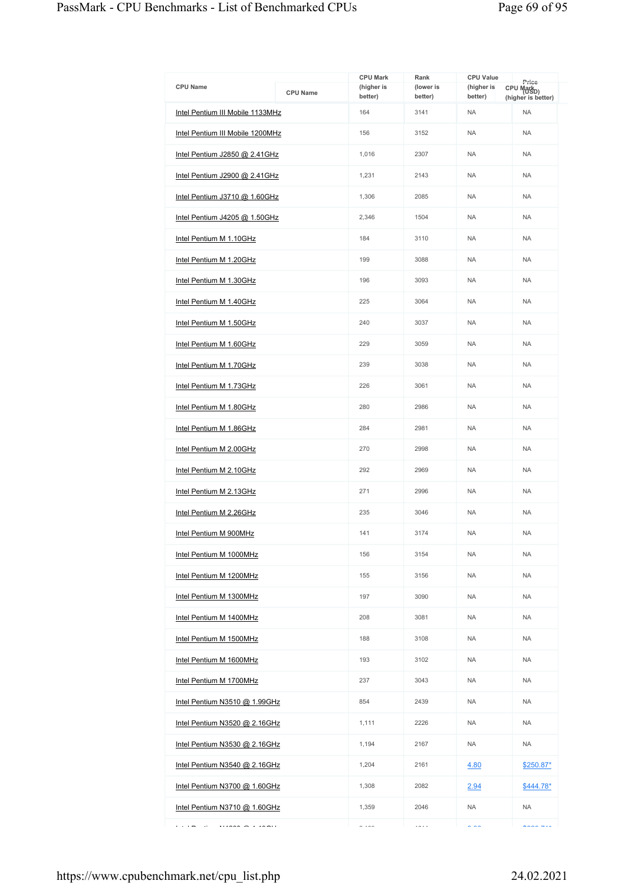| CPU Name | CPU Mark (higher is better) | Rank (lower is better) | CPU Value (higher is better) | Price (USD) |
|---|---|---|---|---|
| Intel Pentium III Mobile 1133MHz | 164 | 3141 | NA | NA |
| Intel Pentium III Mobile 1200MHz | 156 | 3152 | NA | NA |
| Intel Pentium J2850 @ 2.41GHz | 1,016 | 2307 | NA | NA |
| Intel Pentium J2900 @ 2.41GHz | 1,231 | 2143 | NA | NA |
| Intel Pentium J3710 @ 1.60GHz | 1,306 | 2085 | NA | NA |
| Intel Pentium J4205 @ 1.50GHz | 2,346 | 1504 | NA | NA |
| Intel Pentium M 1.10GHz | 184 | 3110 | NA | NA |
| Intel Pentium M 1.20GHz | 199 | 3088 | NA | NA |
| Intel Pentium M 1.30GHz | 196 | 3093 | NA | NA |
| Intel Pentium M 1.40GHz | 225 | 3064 | NA | NA |
| Intel Pentium M 1.50GHz | 240 | 3037 | NA | NA |
| Intel Pentium M 1.60GHz | 229 | 3059 | NA | NA |
| Intel Pentium M 1.70GHz | 239 | 3038 | NA | NA |
| Intel Pentium M 1.73GHz | 226 | 3061 | NA | NA |
| Intel Pentium M 1.80GHz | 280 | 2986 | NA | NA |
| Intel Pentium M 1.86GHz | 284 | 2981 | NA | NA |
| Intel Pentium M 2.00GHz | 270 | 2998 | NA | NA |
| Intel Pentium M 2.10GHz | 292 | 2969 | NA | NA |
| Intel Pentium M 2.13GHz | 271 | 2996 | NA | NA |
| Intel Pentium M 2.26GHz | 235 | 3046 | NA | NA |
| Intel Pentium M 900MHz | 141 | 3174 | NA | NA |
| Intel Pentium M 1000MHz | 156 | 3154 | NA | NA |
| Intel Pentium M 1200MHz | 155 | 3156 | NA | NA |
| Intel Pentium M 1300MHz | 197 | 3090 | NA | NA |
| Intel Pentium M 1400MHz | 208 | 3081 | NA | NA |
| Intel Pentium M 1500MHz | 188 | 3108 | NA | NA |
| Intel Pentium M 1600MHz | 193 | 3102 | NA | NA |
| Intel Pentium M 1700MHz | 237 | 3043 | NA | NA |
| Intel Pentium N3510 @ 1.99GHz | 854 | 2439 | NA | NA |
| Intel Pentium N3520 @ 2.16GHz | 1,111 | 2226 | NA | NA |
| Intel Pentium N3530 @ 2.16GHz | 1,194 | 2167 | NA | NA |
| Intel Pentium N3540 @ 2.16GHz | 1,204 | 2161 | 4.80 | $250.87* |
| Intel Pentium N3700 @ 1.60GHz | 1,308 | 2082 | 2.94 | $444.78* |
| Intel Pentium N3710 @ 1.60GHz | 1,359 | 2046 | NA | NA |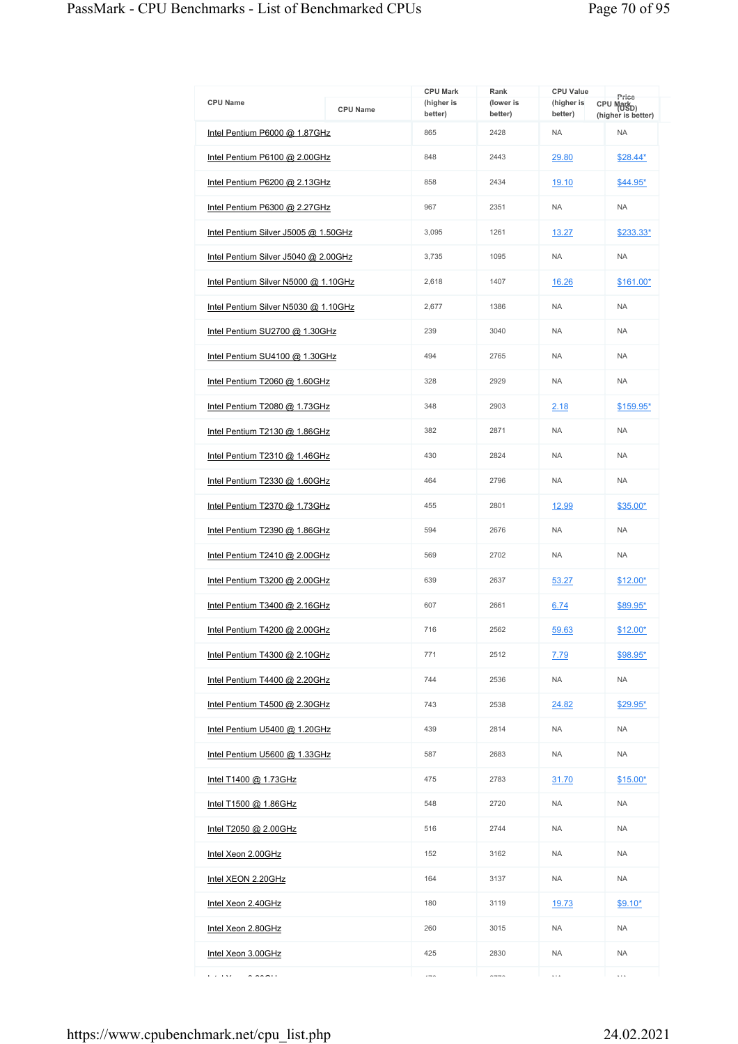| CPU Name | CPU Mark (higher is better) | Rank (lower is better) | CPU Value (higher is better) | Price (USD) |
|---|---|---|---|---|
| Intel Pentium P6000 @ 1.87GHz | 865 | 2428 | NA | NA |
| Intel Pentium P6100 @ 2.00GHz | 848 | 2443 | 29.80 | $28.44* |
| Intel Pentium P6200 @ 2.13GHz | 858 | 2434 | 19.10 | $44.95* |
| Intel Pentium P6300 @ 2.27GHz | 967 | 2351 | NA | NA |
| Intel Pentium Silver J5005 @ 1.50GHz | 3,095 | 1261 | 13.27 | $233.33* |
| Intel Pentium Silver J5040 @ 2.00GHz | 3,735 | 1095 | NA | NA |
| Intel Pentium Silver N5000 @ 1.10GHz | 2,618 | 1407 | 16.26 | $161.00* |
| Intel Pentium Silver N5030 @ 1.10GHz | 2,677 | 1386 | NA | NA |
| Intel Pentium SU2700 @ 1.30GHz | 239 | 3040 | NA | NA |
| Intel Pentium SU4100 @ 1.30GHz | 494 | 2765 | NA | NA |
| Intel Pentium T2060 @ 1.60GHz | 328 | 2929 | NA | NA |
| Intel Pentium T2080 @ 1.73GHz | 348 | 2903 | 2.18 | $159.95* |
| Intel Pentium T2130 @ 1.86GHz | 382 | 2871 | NA | NA |
| Intel Pentium T2310 @ 1.46GHz | 430 | 2824 | NA | NA |
| Intel Pentium T2330 @ 1.60GHz | 464 | 2796 | NA | NA |
| Intel Pentium T2370 @ 1.73GHz | 455 | 2801 | 12.99 | $35.00* |
| Intel Pentium T2390 @ 1.86GHz | 594 | 2676 | NA | NA |
| Intel Pentium T2410 @ 2.00GHz | 569 | 2702 | NA | NA |
| Intel Pentium T3200 @ 2.00GHz | 639 | 2637 | 53.27 | $12.00* |
| Intel Pentium T3400 @ 2.16GHz | 607 | 2661 | 6.74 | $89.95* |
| Intel Pentium T4200 @ 2.00GHz | 716 | 2562 | 59.63 | $12.00* |
| Intel Pentium T4300 @ 2.10GHz | 771 | 2512 | 7.79 | $98.95* |
| Intel Pentium T4400 @ 2.20GHz | 744 | 2536 | NA | NA |
| Intel Pentium T4500 @ 2.30GHz | 743 | 2538 | 24.82 | $29.95* |
| Intel Pentium U5400 @ 1.20GHz | 439 | 2814 | NA | NA |
| Intel Pentium U5600 @ 1.33GHz | 587 | 2683 | NA | NA |
| Intel T1400 @ 1.73GHz | 475 | 2783 | 31.70 | $15.00* |
| Intel T1500 @ 1.86GHz | 548 | 2720 | NA | NA |
| Intel T2050 @ 2.00GHz | 516 | 2744 | NA | NA |
| Intel Xeon 2.00GHz | 152 | 3162 | NA | NA |
| Intel XEON 2.20GHz | 164 | 3137 | NA | NA |
| Intel Xeon 2.40GHz | 180 | 3119 | 19.73 | $9.10* |
| Intel Xeon 2.80GHz | 260 | 3015 | NA | NA |
| Intel Xeon 3.00GHz | 425 | 2830 | NA | NA |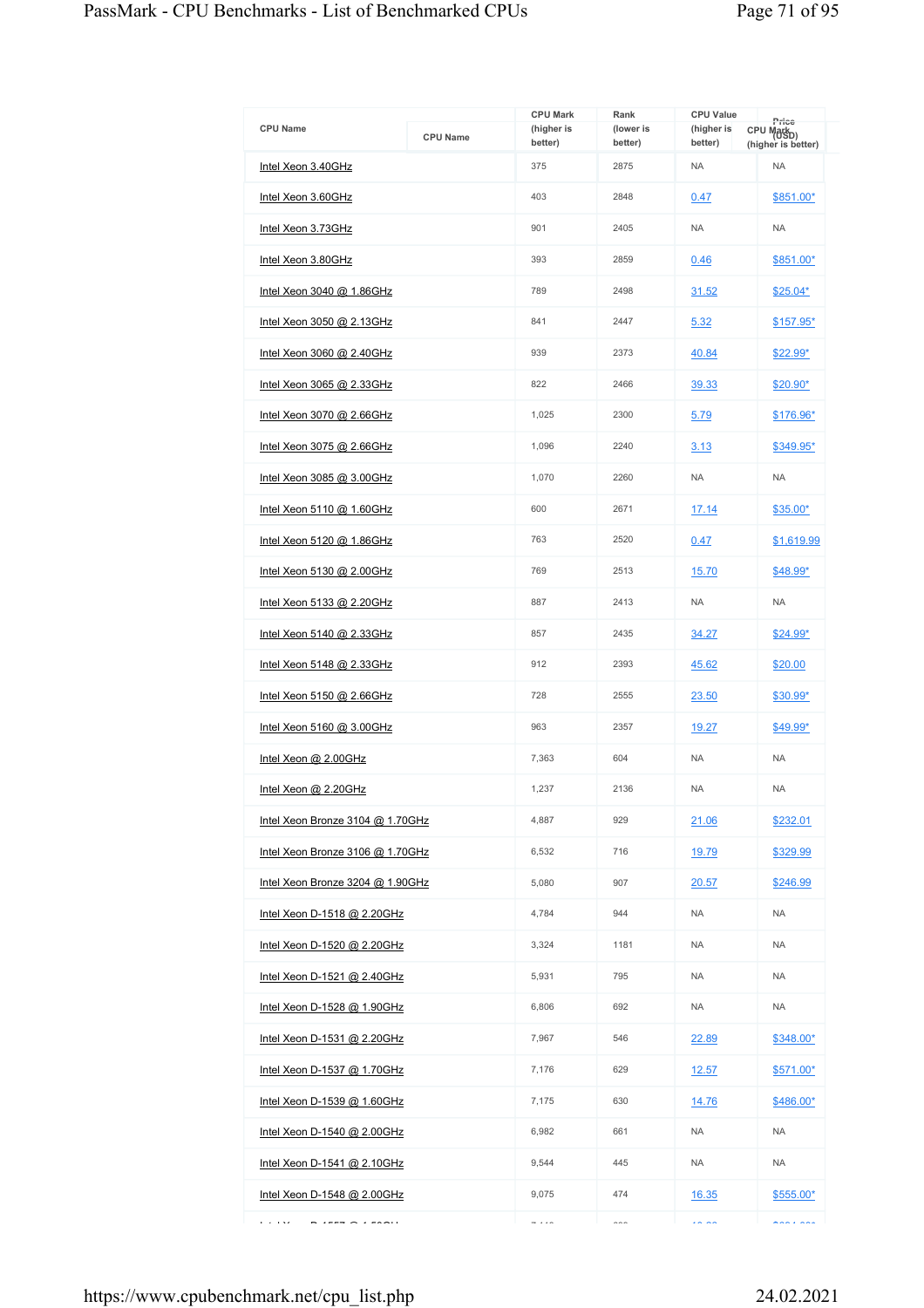| CPU Name | CPU Mark (higher is better) | Rank (lower is better) | CPU Value (higher is better) | Price (USD) |
|---|---|---|---|---|
| Intel Xeon 3.40GHz | 375 | 2875 | NA | NA |
| Intel Xeon 3.60GHz | 403 | 2848 | 0.47 | $851.00* |
| Intel Xeon 3.73GHz | 901 | 2405 | NA | NA |
| Intel Xeon 3.80GHz | 393 | 2859 | 0.46 | $851.00* |
| Intel Xeon 3040 @ 1.86GHz | 789 | 2498 | 31.52 | $25.04* |
| Intel Xeon 3050 @ 2.13GHz | 841 | 2447 | 5.32 | $157.95* |
| Intel Xeon 3060 @ 2.40GHz | 939 | 2373 | 40.84 | $22.99* |
| Intel Xeon 3065 @ 2.33GHz | 822 | 2466 | 39.33 | $20.90* |
| Intel Xeon 3070 @ 2.66GHz | 1,025 | 2300 | 5.79 | $176.96* |
| Intel Xeon 3075 @ 2.66GHz | 1,096 | 2240 | 3.13 | $349.95* |
| Intel Xeon 3085 @ 3.00GHz | 1,070 | 2260 | NA | NA |
| Intel Xeon 5110 @ 1.60GHz | 600 | 2671 | 17.14 | $35.00* |
| Intel Xeon 5120 @ 1.86GHz | 763 | 2520 | 0.47 | $1,619.99 |
| Intel Xeon 5130 @ 2.00GHz | 769 | 2513 | 15.70 | $48.99* |
| Intel Xeon 5133 @ 2.20GHz | 887 | 2413 | NA | NA |
| Intel Xeon 5140 @ 2.33GHz | 857 | 2435 | 34.27 | $24.99* |
| Intel Xeon 5148 @ 2.33GHz | 912 | 2393 | 45.62 | $20.00 |
| Intel Xeon 5150 @ 2.66GHz | 728 | 2555 | 23.50 | $30.99* |
| Intel Xeon 5160 @ 3.00GHz | 963 | 2357 | 19.27 | $49.99* |
| Intel Xeon @ 2.00GHz | 7,363 | 604 | NA | NA |
| Intel Xeon @ 2.20GHz | 1,237 | 2136 | NA | NA |
| Intel Xeon Bronze 3104 @ 1.70GHz | 4,887 | 929 | 21.06 | $232.01 |
| Intel Xeon Bronze 3106 @ 1.70GHz | 6,532 | 716 | 19.79 | $329.99 |
| Intel Xeon Bronze 3204 @ 1.90GHz | 5,080 | 907 | 20.57 | $246.99 |
| Intel Xeon D-1518 @ 2.20GHz | 4,784 | 944 | NA | NA |
| Intel Xeon D-1520 @ 2.20GHz | 3,324 | 1181 | NA | NA |
| Intel Xeon D-1521 @ 2.40GHz | 5,931 | 795 | NA | NA |
| Intel Xeon D-1528 @ 1.90GHz | 6,806 | 692 | NA | NA |
| Intel Xeon D-1531 @ 2.20GHz | 7,967 | 546 | 22.89 | $348.00* |
| Intel Xeon D-1537 @ 1.70GHz | 7,176 | 629 | 12.57 | $571.00* |
| Intel Xeon D-1539 @ 1.60GHz | 7,175 | 630 | 14.76 | $486.00* |
| Intel Xeon D-1540 @ 2.00GHz | 6,982 | 661 | NA | NA |
| Intel Xeon D-1541 @ 2.10GHz | 9,544 | 445 | NA | NA |
| Intel Xeon D-1548 @ 2.00GHz | 9,075 | 474 | 16.35 | $555.00* |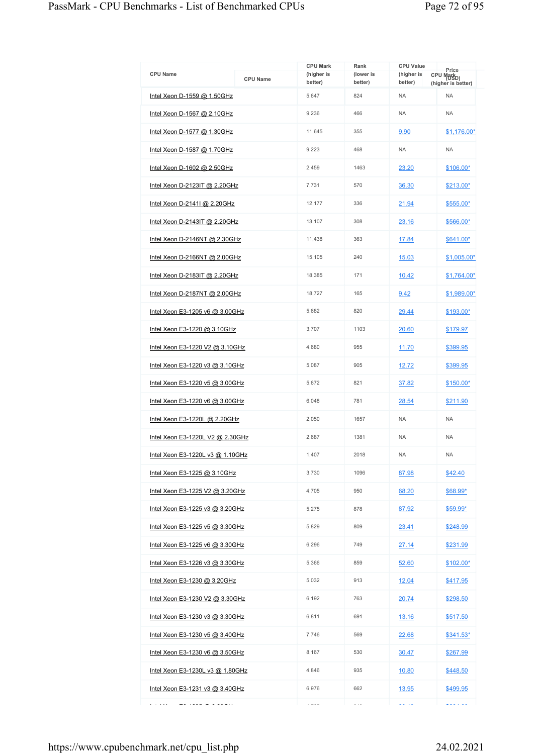| CPU Name | CPU Mark (higher is better) | Rank (lower is better) | CPU Value (higher is better) | Price (USD) |
|---|---|---|---|---|
| Intel Xeon D-1559 @ 1.50GHz | 5,647 | 824 | NA | NA |
| Intel Xeon D-1567 @ 2.10GHz | 9,236 | 466 | NA | NA |
| Intel Xeon D-1577 @ 1.30GHz | 11,645 | 355 | 9.90 | $1,176.00* |
| Intel Xeon D-1587 @ 1.70GHz | 9,223 | 468 | NA | NA |
| Intel Xeon D-1602 @ 2.50GHz | 2,459 | 1463 | 23.20 | $106.00* |
| Intel Xeon D-2123IT @ 2.20GHz | 7,731 | 570 | 36.30 | $213.00* |
| Intel Xeon D-2141I @ 2.20GHz | 12,177 | 336 | 21.94 | $555.00* |
| Intel Xeon D-2143IT @ 2.20GHz | 13,107 | 308 | 23.16 | $566.00* |
| Intel Xeon D-2146NT @ 2.30GHz | 11,438 | 363 | 17.84 | $641.00* |
| Intel Xeon D-2166NT @ 2.00GHz | 15,105 | 240 | 15.03 | $1,005.00* |
| Intel Xeon D-2183IT @ 2.20GHz | 18,385 | 171 | 10.42 | $1,764.00* |
| Intel Xeon D-2187NT @ 2.00GHz | 18,727 | 165 | 9.42 | $1,989.00* |
| Intel Xeon E3-1205 v6 @ 3.00GHz | 5,682 | 820 | 29.44 | $193.00* |
| Intel Xeon E3-1220 @ 3.10GHz | 3,707 | 1103 | 20.60 | $179.97 |
| Intel Xeon E3-1220 V2 @ 3.10GHz | 4,680 | 955 | 11.70 | $399.95 |
| Intel Xeon E3-1220 v3 @ 3.10GHz | 5,087 | 905 | 12.72 | $399.95 |
| Intel Xeon E3-1220 v5 @ 3.00GHz | 5,672 | 821 | 37.82 | $150.00* |
| Intel Xeon E3-1220 v6 @ 3.00GHz | 6,048 | 781 | 28.54 | $211.90 |
| Intel Xeon E3-1220L @ 2.20GHz | 2,050 | 1657 | NA | NA |
| Intel Xeon E3-1220L V2 @ 2.30GHz | 2,687 | 1381 | NA | NA |
| Intel Xeon E3-1220L v3 @ 1.10GHz | 1,407 | 2018 | NA | NA |
| Intel Xeon E3-1225 @ 3.10GHz | 3,730 | 1096 | 87.98 | $42.40 |
| Intel Xeon E3-1225 V2 @ 3.20GHz | 4,705 | 950 | 68.20 | $68.99* |
| Intel Xeon E3-1225 v3 @ 3.20GHz | 5,275 | 878 | 87.92 | $59.99* |
| Intel Xeon E3-1225 v5 @ 3.30GHz | 5,829 | 809 | 23.41 | $248.99 |
| Intel Xeon E3-1225 v6 @ 3.30GHz | 6,296 | 749 | 27.14 | $231.99 |
| Intel Xeon E3-1226 v3 @ 3.30GHz | 5,366 | 859 | 52.60 | $102.00* |
| Intel Xeon E3-1230 @ 3.20GHz | 5,032 | 913 | 12.04 | $417.95 |
| Intel Xeon E3-1230 V2 @ 3.30GHz | 6,192 | 763 | 20.74 | $298.50 |
| Intel Xeon E3-1230 v3 @ 3.30GHz | 6,811 | 691 | 13.16 | $517.50 |
| Intel Xeon E3-1230 v5 @ 3.40GHz | 7,746 | 569 | 22.68 | $341.53* |
| Intel Xeon E3-1230 v6 @ 3.50GHz | 8,167 | 530 | 30.47 | $267.99 |
| Intel Xeon E3-1230L v3 @ 1.80GHz | 4,846 | 935 | 10.80 | $448.50 |
| Intel Xeon E3-1231 v3 @ 3.40GHz | 6,976 | 662 | 13.95 | $499.95 |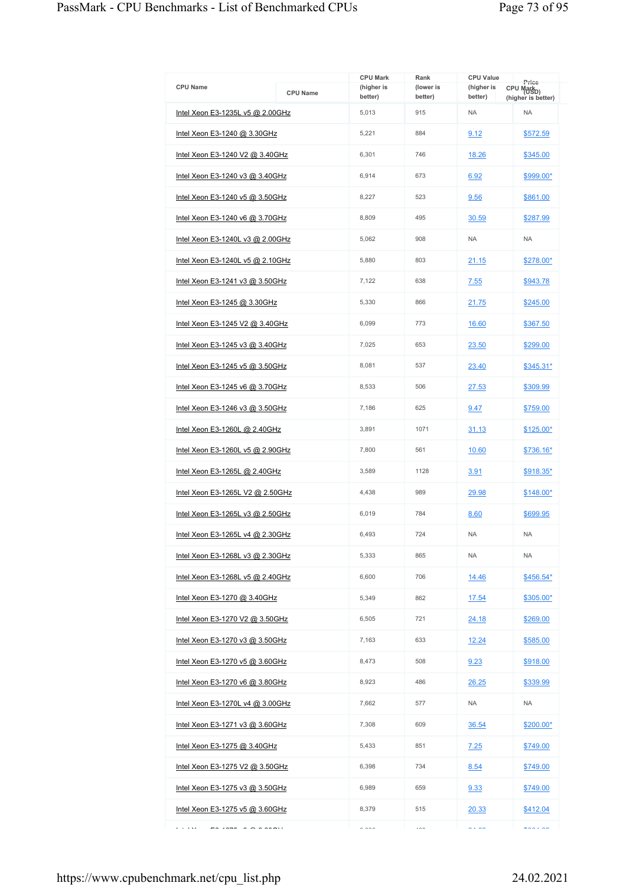| CPU Name | CPU Mark (higher is better) | Rank (lower is better) | CPU Value (higher is better) | Price (USD) |
|---|---|---|---|---|
| Intel Xeon E3-1235L v5 @ 2.00GHz | 5,013 | 915 | NA | NA |
| Intel Xeon E3-1240 @ 3.30GHz | 5,221 | 884 | 9.12 | $572.59 |
| Intel Xeon E3-1240 V2 @ 3.40GHz | 6,301 | 746 | 18.26 | $345.00 |
| Intel Xeon E3-1240 v3 @ 3.40GHz | 6,914 | 673 | 6.92 | $999.00* |
| Intel Xeon E3-1240 v5 @ 3.50GHz | 8,227 | 523 | 9.56 | $861.00 |
| Intel Xeon E3-1240 v6 @ 3.70GHz | 8,809 | 495 | 30.59 | $287.99 |
| Intel Xeon E3-1240L v3 @ 2.00GHz | 5,062 | 908 | NA | NA |
| Intel Xeon E3-1240L v5 @ 2.10GHz | 5,880 | 803 | 21.15 | $278.00* |
| Intel Xeon E3-1241 v3 @ 3.50GHz | 7,122 | 638 | 7.55 | $943.78 |
| Intel Xeon E3-1245 @ 3.30GHz | 5,330 | 866 | 21.75 | $245.00 |
| Intel Xeon E3-1245 V2 @ 3.40GHz | 6,099 | 773 | 16.60 | $367.50 |
| Intel Xeon E3-1245 v3 @ 3.40GHz | 7,025 | 653 | 23.50 | $299.00 |
| Intel Xeon E3-1245 v5 @ 3.50GHz | 8,081 | 537 | 23.40 | $345.31* |
| Intel Xeon E3-1245 v6 @ 3.70GHz | 8,533 | 506 | 27.53 | $309.99 |
| Intel Xeon E3-1246 v3 @ 3.50GHz | 7,186 | 625 | 9.47 | $759.00 |
| Intel Xeon E3-1260L @ 2.40GHz | 3,891 | 1071 | 31.13 | $125.00* |
| Intel Xeon E3-1260L v5 @ 2.90GHz | 7,800 | 561 | 10.60 | $736.16* |
| Intel Xeon E3-1265L @ 2.40GHz | 3,589 | 1128 | 3.91 | $918.35* |
| Intel Xeon E3-1265L V2 @ 2.50GHz | 4,438 | 989 | 29.98 | $148.00* |
| Intel Xeon E3-1265L v3 @ 2.50GHz | 6,019 | 784 | 8.60 | $699.95 |
| Intel Xeon E3-1265L v4 @ 2.30GHz | 6,493 | 724 | NA | NA |
| Intel Xeon E3-1268L v3 @ 2.30GHz | 5,333 | 865 | NA | NA |
| Intel Xeon E3-1268L v5 @ 2.40GHz | 6,600 | 706 | 14.46 | $456.54* |
| Intel Xeon E3-1270 @ 3.40GHz | 5,349 | 862 | 17.54 | $305.00* |
| Intel Xeon E3-1270 V2 @ 3.50GHz | 6,505 | 721 | 24.18 | $269.00 |
| Intel Xeon E3-1270 v3 @ 3.50GHz | 7,163 | 633 | 12.24 | $585.00 |
| Intel Xeon E3-1270 v5 @ 3.60GHz | 8,473 | 508 | 9.23 | $918.00 |
| Intel Xeon E3-1270 v6 @ 3.80GHz | 8,923 | 486 | 26.25 | $339.99 |
| Intel Xeon E3-1270L v4 @ 3.00GHz | 7,662 | 577 | NA | NA |
| Intel Xeon E3-1271 v3 @ 3.60GHz | 7,308 | 609 | 36.54 | $200.00* |
| Intel Xeon E3-1275 @ 3.40GHz | 5,433 | 851 | 7.25 | $749.00 |
| Intel Xeon E3-1275 V2 @ 3.50GHz | 6,398 | 734 | 8.54 | $749.00 |
| Intel Xeon E3-1275 v3 @ 3.50GHz | 6,989 | 659 | 9.33 | $749.00 |
| Intel Xeon E3-1275 v5 @ 3.60GHz | 8,379 | 515 | 20.33 | $412.04 |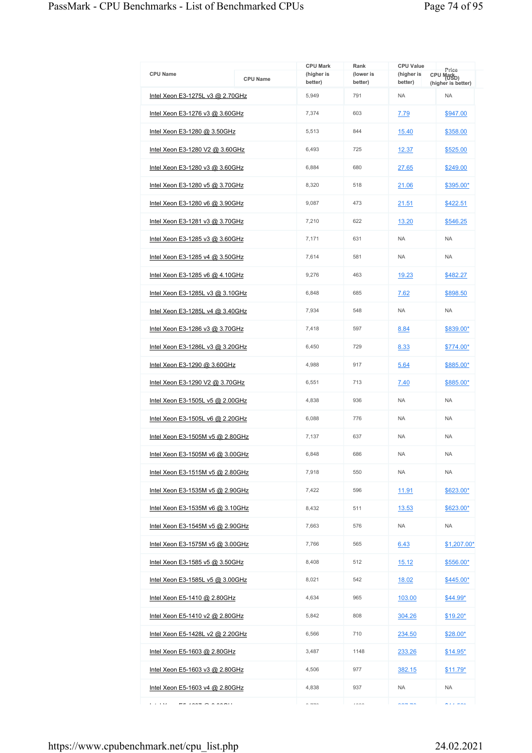| CPU Name | CPU Mark (higher is better) | Rank (lower is better) | CPU Value (higher is better) | Price (USD) |
|---|---|---|---|---|
| Intel Xeon E3-1275L v3 @ 2.70GHz | 5,949 | 791 | NA | NA |
| Intel Xeon E3-1276 v3 @ 3.60GHz | 7,374 | 603 | 7.79 | $947.00 |
| Intel Xeon E3-1280 @ 3.50GHz | 5,513 | 844 | 15.40 | $358.00 |
| Intel Xeon E3-1280 V2 @ 3.60GHz | 6,493 | 725 | 12.37 | $525.00 |
| Intel Xeon E3-1280 v3 @ 3.60GHz | 6,884 | 680 | 27.65 | $249.00 |
| Intel Xeon E3-1280 v5 @ 3.70GHz | 8,320 | 518 | 21.06 | $395.00* |
| Intel Xeon E3-1280 v6 @ 3.90GHz | 9,087 | 473 | 21.51 | $422.51 |
| Intel Xeon E3-1281 v3 @ 3.70GHz | 7,210 | 622 | 13.20 | $546.25 |
| Intel Xeon E3-1285 v3 @ 3.60GHz | 7,171 | 631 | NA | NA |
| Intel Xeon E3-1285 v4 @ 3.50GHz | 7,614 | 581 | NA | NA |
| Intel Xeon E3-1285 v6 @ 4.10GHz | 9,276 | 463 | 19.23 | $482.27 |
| Intel Xeon E3-1285L v3 @ 3.10GHz | 6,848 | 685 | 7.62 | $898.50 |
| Intel Xeon E3-1285L v4 @ 3.40GHz | 7,934 | 548 | NA | NA |
| Intel Xeon E3-1286 v3 @ 3.70GHz | 7,418 | 597 | 8.84 | $839.00* |
| Intel Xeon E3-1286L v3 @ 3.20GHz | 6,450 | 729 | 8.33 | $774.00* |
| Intel Xeon E3-1290 @ 3.60GHz | 4,988 | 917 | 5.64 | $885.00* |
| Intel Xeon E3-1290 V2 @ 3.70GHz | 6,551 | 713 | 7.40 | $885.00* |
| Intel Xeon E3-1505L v5 @ 2.00GHz | 4,838 | 936 | NA | NA |
| Intel Xeon E3-1505L v6 @ 2.20GHz | 6,088 | 776 | NA | NA |
| Intel Xeon E3-1505M v5 @ 2.80GHz | 7,137 | 637 | NA | NA |
| Intel Xeon E3-1505M v6 @ 3.00GHz | 6,848 | 686 | NA | NA |
| Intel Xeon E3-1515M v5 @ 2.80GHz | 7,918 | 550 | NA | NA |
| Intel Xeon E3-1535M v5 @ 2.90GHz | 7,422 | 596 | 11.91 | $623.00* |
| Intel Xeon E3-1535M v6 @ 3.10GHz | 8,432 | 511 | 13.53 | $623.00* |
| Intel Xeon E3-1545M v5 @ 2.90GHz | 7,663 | 576 | NA | NA |
| Intel Xeon E3-1575M v5 @ 3.00GHz | 7,766 | 565 | 6.43 | $1,207.00* |
| Intel Xeon E3-1585 v5 @ 3.50GHz | 8,408 | 512 | 15.12 | $556.00* |
| Intel Xeon E3-1585L v5 @ 3.00GHz | 8,021 | 542 | 18.02 | $445.00* |
| Intel Xeon E5-1410 @ 2.80GHz | 4,634 | 965 | 103.00 | $44.99* |
| Intel Xeon E5-1410 v2 @ 2.80GHz | 5,842 | 808 | 304.26 | $19.20* |
| Intel Xeon E5-1428L v2 @ 2.20GHz | 6,566 | 710 | 234.50 | $28.00* |
| Intel Xeon E5-1603 @ 2.80GHz | 3,487 | 1148 | 233.26 | $14.95* |
| Intel Xeon E5-1603 v3 @ 2.80GHz | 4,506 | 977 | 382.15 | $11.79* |
| Intel Xeon E5-1603 v4 @ 2.80GHz | 4,838 | 937 | NA | NA |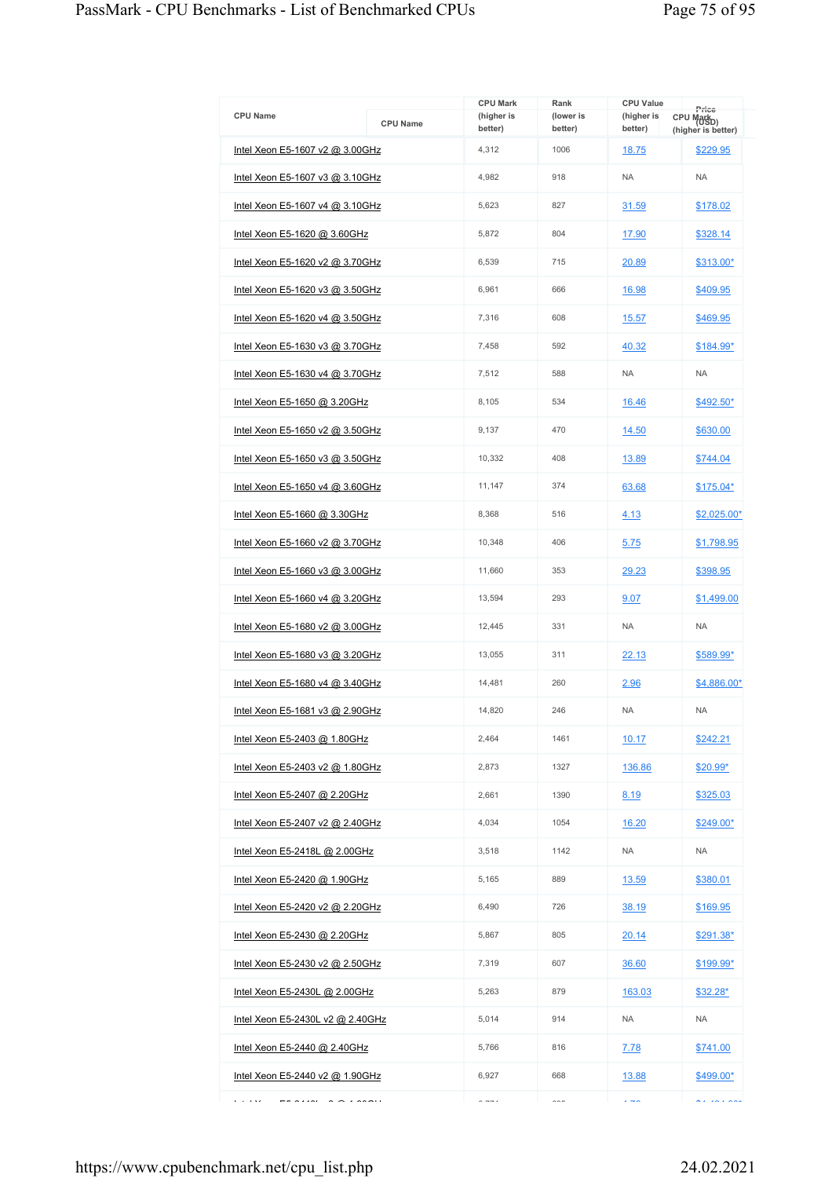| CPU Name | CPU Mark (higher is better) | Rank (lower is better) | CPU Value (higher is better) | Price (USD) |
|---|---|---|---|---|
| Intel Xeon E5-1607 v2 @ 3.00GHz | 4,312 | 1006 | 18.75 | $229.95 |
| Intel Xeon E5-1607 v3 @ 3.10GHz | 4,982 | 918 | NA | NA |
| Intel Xeon E5-1607 v4 @ 3.10GHz | 5,623 | 827 | 31.59 | $178.02 |
| Intel Xeon E5-1620 @ 3.60GHz | 5,872 | 804 | 17.90 | $328.14 |
| Intel Xeon E5-1620 v2 @ 3.70GHz | 6,539 | 715 | 20.89 | $313.00* |
| Intel Xeon E5-1620 v3 @ 3.50GHz | 6,961 | 666 | 16.98 | $409.95 |
| Intel Xeon E5-1620 v4 @ 3.50GHz | 7,316 | 608 | 15.57 | $469.95 |
| Intel Xeon E5-1630 v3 @ 3.70GHz | 7,458 | 592 | 40.32 | $184.99* |
| Intel Xeon E5-1630 v4 @ 3.70GHz | 7,512 | 588 | NA | NA |
| Intel Xeon E5-1650 @ 3.20GHz | 8,105 | 534 | 16.46 | $492.50* |
| Intel Xeon E5-1650 v2 @ 3.50GHz | 9,137 | 470 | 14.50 | $630.00 |
| Intel Xeon E5-1650 v3 @ 3.50GHz | 10,332 | 408 | 13.89 | $744.04 |
| Intel Xeon E5-1650 v4 @ 3.60GHz | 11,147 | 374 | 63.68 | $175.04* |
| Intel Xeon E5-1660 @ 3.30GHz | 8,368 | 516 | 4.13 | $2,025.00* |
| Intel Xeon E5-1660 v2 @ 3.70GHz | 10,348 | 406 | 5.75 | $1,798.95 |
| Intel Xeon E5-1660 v3 @ 3.00GHz | 11,660 | 353 | 29.23 | $398.95 |
| Intel Xeon E5-1660 v4 @ 3.20GHz | 13,594 | 293 | 9.07 | $1,499.00 |
| Intel Xeon E5-1680 v2 @ 3.00GHz | 12,445 | 331 | NA | NA |
| Intel Xeon E5-1680 v3 @ 3.20GHz | 13,055 | 311 | 22.13 | $589.99* |
| Intel Xeon E5-1680 v4 @ 3.40GHz | 14,481 | 260 | 2.96 | $4,886.00* |
| Intel Xeon E5-1681 v3 @ 2.90GHz | 14,820 | 246 | NA | NA |
| Intel Xeon E5-2403 @ 1.80GHz | 2,464 | 1461 | 10.17 | $242.21 |
| Intel Xeon E5-2403 v2 @ 1.80GHz | 2,873 | 1327 | 136.86 | $20.99* |
| Intel Xeon E5-2407 @ 2.20GHz | 2,661 | 1390 | 8.19 | $325.03 |
| Intel Xeon E5-2407 v2 @ 2.40GHz | 4,034 | 1054 | 16.20 | $249.00* |
| Intel Xeon E5-2418L @ 2.00GHz | 3,518 | 1142 | NA | NA |
| Intel Xeon E5-2420 @ 1.90GHz | 5,165 | 889 | 13.59 | $380.01 |
| Intel Xeon E5-2420 v2 @ 2.20GHz | 6,490 | 726 | 38.19 | $169.95 |
| Intel Xeon E5-2430 @ 2.20GHz | 5,867 | 805 | 20.14 | $291.38* |
| Intel Xeon E5-2430 v2 @ 2.50GHz | 7,319 | 607 | 36.60 | $199.99* |
| Intel Xeon E5-2430L @ 2.00GHz | 5,263 | 879 | 163.03 | $32.28* |
| Intel Xeon E5-2430L v2 @ 2.40GHz | 5,014 | 914 | NA | NA |
| Intel Xeon E5-2440 @ 2.40GHz | 5,766 | 816 | 7.78 | $741.00 |
| Intel Xeon E5-2440 v2 @ 1.90GHz | 6,927 | 668 | 13.88 | $499.00* |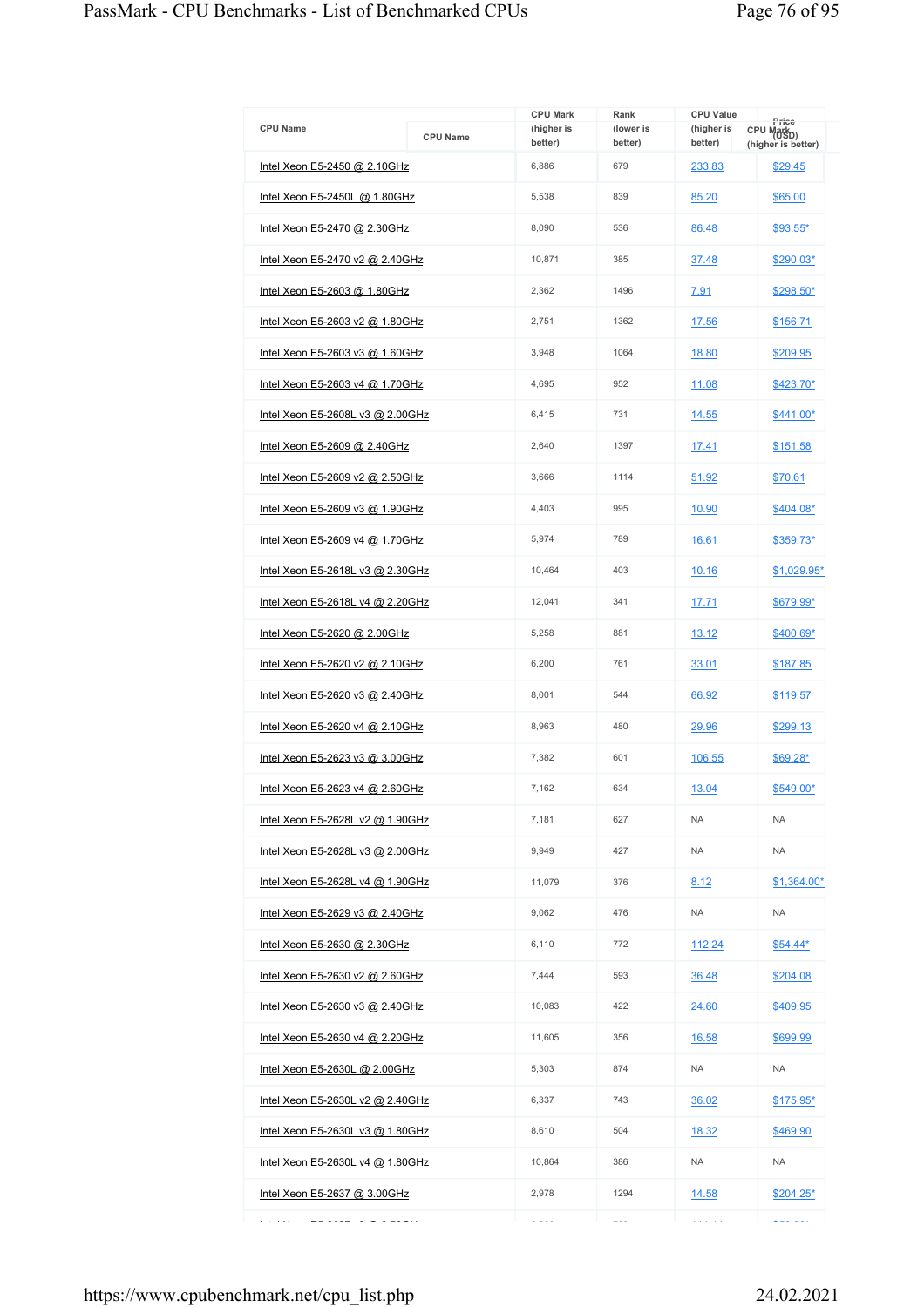| CPU Name | CPU Mark (higher is better) | Rank (lower is better) | CPU Value (higher is better) | Price (USD) |
|---|---|---|---|---|
| Intel Xeon E5-2450 @ 2.10GHz | 6,886 | 679 | 233.83 | $29.45 |
| Intel Xeon E5-2450L @ 1.80GHz | 5,538 | 839 | 85.20 | $65.00 |
| Intel Xeon E5-2470 @ 2.30GHz | 8,090 | 536 | 86.48 | $93.55* |
| Intel Xeon E5-2470 v2 @ 2.40GHz | 10,871 | 385 | 37.48 | $290.03* |
| Intel Xeon E5-2603 @ 1.80GHz | 2,362 | 1496 | 7.91 | $298.50* |
| Intel Xeon E5-2603 v2 @ 1.80GHz | 2,751 | 1362 | 17.56 | $156.71 |
| Intel Xeon E5-2603 v3 @ 1.60GHz | 3,948 | 1064 | 18.80 | $209.95 |
| Intel Xeon E5-2603 v4 @ 1.70GHz | 4,695 | 952 | 11.08 | $423.70* |
| Intel Xeon E5-2608L v3 @ 2.00GHz | 6,415 | 731 | 14.55 | $441.00* |
| Intel Xeon E5-2609 @ 2.40GHz | 2,640 | 1397 | 17.41 | $151.58 |
| Intel Xeon E5-2609 v2 @ 2.50GHz | 3,666 | 1114 | 51.92 | $70.61 |
| Intel Xeon E5-2609 v3 @ 1.90GHz | 4,403 | 995 | 10.90 | $404.08* |
| Intel Xeon E5-2609 v4 @ 1.70GHz | 5,974 | 789 | 16.61 | $359.73* |
| Intel Xeon E5-2618L v3 @ 2.30GHz | 10,464 | 403 | 10.16 | $1,029.95* |
| Intel Xeon E5-2618L v4 @ 2.20GHz | 12,041 | 341 | 17.71 | $679.99* |
| Intel Xeon E5-2620 @ 2.00GHz | 5,258 | 881 | 13.12 | $400.69* |
| Intel Xeon E5-2620 v2 @ 2.10GHz | 6,200 | 761 | 33.01 | $187.85 |
| Intel Xeon E5-2620 v3 @ 2.40GHz | 8,001 | 544 | 66.92 | $119.57 |
| Intel Xeon E5-2620 v4 @ 2.10GHz | 8,963 | 480 | 29.96 | $299.13 |
| Intel Xeon E5-2623 v3 @ 3.00GHz | 7,382 | 601 | 106.55 | $69.28* |
| Intel Xeon E5-2623 v4 @ 2.60GHz | 7,162 | 634 | 13.04 | $549.00* |
| Intel Xeon E5-2628L v2 @ 1.90GHz | 7,181 | 627 | NA | NA |
| Intel Xeon E5-2628L v3 @ 2.00GHz | 9,949 | 427 | NA | NA |
| Intel Xeon E5-2628L v4 @ 1.90GHz | 11,079 | 376 | 8.12 | $1,364.00* |
| Intel Xeon E5-2629 v3 @ 2.40GHz | 9,062 | 476 | NA | NA |
| Intel Xeon E5-2630 @ 2.30GHz | 6,110 | 772 | 112.24 | $54.44* |
| Intel Xeon E5-2630 v2 @ 2.60GHz | 7,444 | 593 | 36.48 | $204.08 |
| Intel Xeon E5-2630 v3 @ 2.40GHz | 10,083 | 422 | 24.60 | $409.95 |
| Intel Xeon E5-2630 v4 @ 2.20GHz | 11,605 | 356 | 16.58 | $699.99 |
| Intel Xeon E5-2630L @ 2.00GHz | 5,303 | 874 | NA | NA |
| Intel Xeon E5-2630L v2 @ 2.40GHz | 6,337 | 743 | 36.02 | $175.95* |
| Intel Xeon E5-2630L v3 @ 1.80GHz | 8,610 | 504 | 18.32 | $469.90 |
| Intel Xeon E5-2630L v4 @ 1.80GHz | 10,864 | 386 | NA | NA |
| Intel Xeon E5-2637 @ 3.00GHz | 2,978 | 1294 | 14.58 | $204.25* |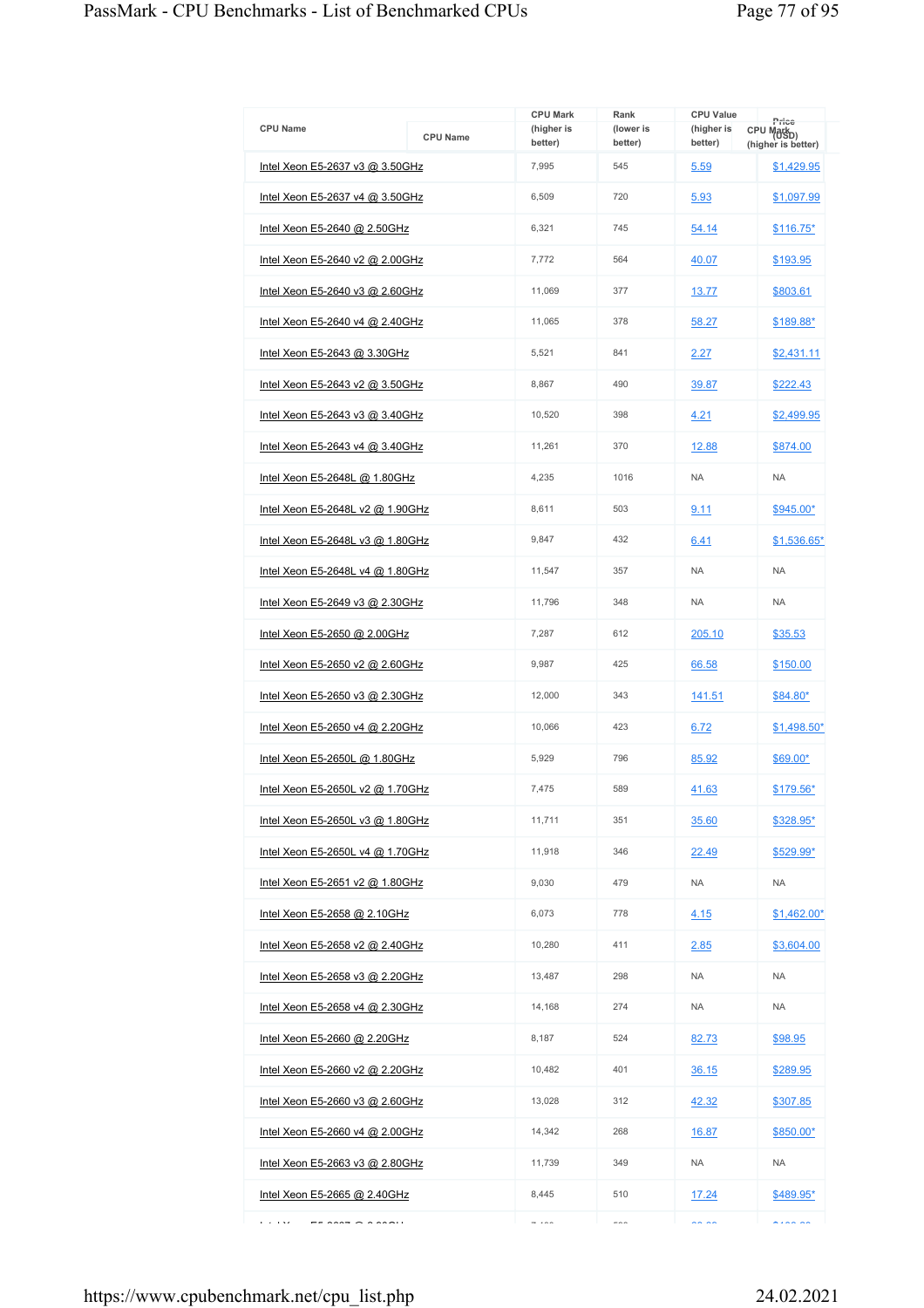| CPU Name | CPU Mark (higher is better) | Rank (lower is better) | CPU Value (higher is better) | Price (USD) |
|---|---|---|---|---|
| Intel Xeon E5-2637 v3 @ 3.50GHz | 7,995 | 545 | 5.59 | $1,429.95 |
| Intel Xeon E5-2637 v4 @ 3.50GHz | 6,509 | 720 | 5.93 | $1,097.99 |
| Intel Xeon E5-2640 @ 2.50GHz | 6,321 | 745 | 54.14 | $116.75* |
| Intel Xeon E5-2640 v2 @ 2.00GHz | 7,772 | 564 | 40.07 | $193.95 |
| Intel Xeon E5-2640 v3 @ 2.60GHz | 11,069 | 377 | 13.77 | $803.61 |
| Intel Xeon E5-2640 v4 @ 2.40GHz | 11,065 | 378 | 58.27 | $189.88* |
| Intel Xeon E5-2643 @ 3.30GHz | 5,521 | 841 | 2.27 | $2,431.11 |
| Intel Xeon E5-2643 v2 @ 3.50GHz | 8,867 | 490 | 39.87 | $222.43 |
| Intel Xeon E5-2643 v3 @ 3.40GHz | 10,520 | 398 | 4.21 | $2,499.95 |
| Intel Xeon E5-2643 v4 @ 3.40GHz | 11,261 | 370 | 12.88 | $874.00 |
| Intel Xeon E5-2648L @ 1.80GHz | 4,235 | 1016 | NA | NA |
| Intel Xeon E5-2648L v2 @ 1.90GHz | 8,611 | 503 | 9.11 | $945.00* |
| Intel Xeon E5-2648L v3 @ 1.80GHz | 9,847 | 432 | 6.41 | $1,536.65* |
| Intel Xeon E5-2648L v4 @ 1.80GHz | 11,547 | 357 | NA | NA |
| Intel Xeon E5-2649 v3 @ 2.30GHz | 11,796 | 348 | NA | NA |
| Intel Xeon E5-2650 @ 2.00GHz | 7,287 | 612 | 205.10 | $35.53 |
| Intel Xeon E5-2650 v2 @ 2.60GHz | 9,987 | 425 | 66.58 | $150.00 |
| Intel Xeon E5-2650 v3 @ 2.30GHz | 12,000 | 343 | 141.51 | $84.80* |
| Intel Xeon E5-2650 v4 @ 2.20GHz | 10,066 | 423 | 6.72 | $1,498.50* |
| Intel Xeon E5-2650L @ 1.80GHz | 5,929 | 796 | 85.92 | $69.00* |
| Intel Xeon E5-2650L v2 @ 1.70GHz | 7,475 | 589 | 41.63 | $179.56* |
| Intel Xeon E5-2650L v3 @ 1.80GHz | 11,711 | 351 | 35.60 | $328.95* |
| Intel Xeon E5-2650L v4 @ 1.70GHz | 11,918 | 346 | 22.49 | $529.99* |
| Intel Xeon E5-2651 v2 @ 1.80GHz | 9,030 | 479 | NA | NA |
| Intel Xeon E5-2658 @ 2.10GHz | 6,073 | 778 | 4.15 | $1,462.00* |
| Intel Xeon E5-2658 v2 @ 2.40GHz | 10,280 | 411 | 2.85 | $3,604.00 |
| Intel Xeon E5-2658 v3 @ 2.20GHz | 13,487 | 298 | NA | NA |
| Intel Xeon E5-2658 v4 @ 2.30GHz | 14,168 | 274 | NA | NA |
| Intel Xeon E5-2660 @ 2.20GHz | 8,187 | 524 | 82.73 | $98.95 |
| Intel Xeon E5-2660 v2 @ 2.20GHz | 10,482 | 401 | 36.15 | $289.95 |
| Intel Xeon E5-2660 v3 @ 2.60GHz | 13,028 | 312 | 42.32 | $307.85 |
| Intel Xeon E5-2660 v4 @ 2.00GHz | 14,342 | 268 | 16.87 | $850.00* |
| Intel Xeon E5-2663 v3 @ 2.80GHz | 11,739 | 349 | NA | NA |
| Intel Xeon E5-2665 @ 2.40GHz | 8,445 | 510 | 17.24 | $489.95* |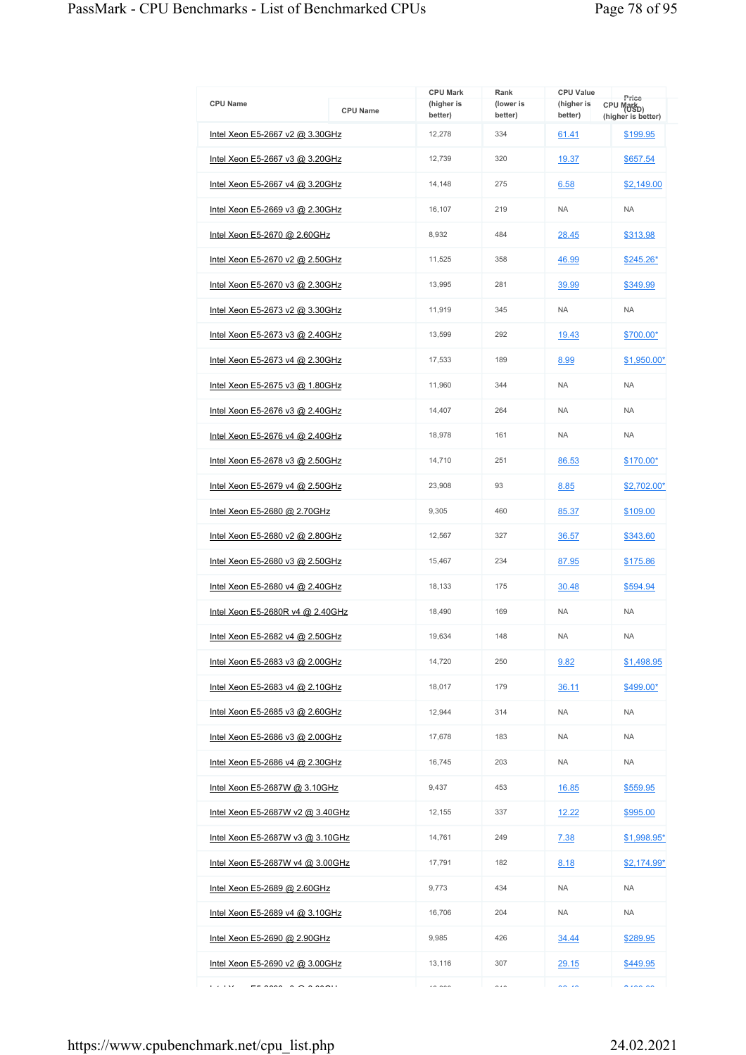| CPU Name | CPU Mark (higher is better) | Rank (lower is better) | CPU Value (higher is better) | Price (USD) |
|---|---|---|---|---|
| Intel Xeon E5-2667 v2 @ 3.30GHz | 12,278 | 334 | 61.41 | $199.95 |
| Intel Xeon E5-2667 v3 @ 3.20GHz | 12,739 | 320 | 19.37 | $657.54 |
| Intel Xeon E5-2667 v4 @ 3.20GHz | 14,148 | 275 | 6.58 | $2,149.00 |
| Intel Xeon E5-2669 v3 @ 2.30GHz | 16,107 | 219 | NA | NA |
| Intel Xeon E5-2670 @ 2.60GHz | 8,932 | 484 | 28.45 | $313.98 |
| Intel Xeon E5-2670 v2 @ 2.50GHz | 11,525 | 358 | 46.99 | $245.26* |
| Intel Xeon E5-2670 v3 @ 2.30GHz | 13,995 | 281 | 39.99 | $349.99 |
| Intel Xeon E5-2673 v2 @ 3.30GHz | 11,919 | 345 | NA | NA |
| Intel Xeon E5-2673 v3 @ 2.40GHz | 13,599 | 292 | 19.43 | $700.00* |
| Intel Xeon E5-2673 v4 @ 2.30GHz | 17,533 | 189 | 8.99 | $1,950.00* |
| Intel Xeon E5-2675 v3 @ 1.80GHz | 11,960 | 344 | NA | NA |
| Intel Xeon E5-2676 v3 @ 2.40GHz | 14,407 | 264 | NA | NA |
| Intel Xeon E5-2676 v4 @ 2.40GHz | 18,978 | 161 | NA | NA |
| Intel Xeon E5-2678 v3 @ 2.50GHz | 14,710 | 251 | 86.53 | $170.00* |
| Intel Xeon E5-2679 v4 @ 2.50GHz | 23,908 | 93 | 8.85 | $2,702.00* |
| Intel Xeon E5-2680 @ 2.70GHz | 9,305 | 460 | 85.37 | $109.00 |
| Intel Xeon E5-2680 v2 @ 2.80GHz | 12,567 | 327 | 36.57 | $343.60 |
| Intel Xeon E5-2680 v3 @ 2.50GHz | 15,467 | 234 | 87.95 | $175.86 |
| Intel Xeon E5-2680 v4 @ 2.40GHz | 18,133 | 175 | 30.48 | $594.94 |
| Intel Xeon E5-2680R v4 @ 2.40GHz | 18,490 | 169 | NA | NA |
| Intel Xeon E5-2682 v4 @ 2.50GHz | 19,634 | 148 | NA | NA |
| Intel Xeon E5-2683 v3 @ 2.00GHz | 14,720 | 250 | 9.82 | $1,498.95 |
| Intel Xeon E5-2683 v4 @ 2.10GHz | 18,017 | 179 | 36.11 | $499.00* |
| Intel Xeon E5-2685 v3 @ 2.60GHz | 12,944 | 314 | NA | NA |
| Intel Xeon E5-2686 v3 @ 2.00GHz | 17,678 | 183 | NA | NA |
| Intel Xeon E5-2686 v4 @ 2.30GHz | 16,745 | 203 | NA | NA |
| Intel Xeon E5-2687W @ 3.10GHz | 9,437 | 453 | 16.85 | $559.95 |
| Intel Xeon E5-2687W v2 @ 3.40GHz | 12,155 | 337 | 12.22 | $995.00 |
| Intel Xeon E5-2687W v3 @ 3.10GHz | 14,761 | 249 | 7.38 | $1,998.95* |
| Intel Xeon E5-2687W v4 @ 3.00GHz | 17,791 | 182 | 8.18 | $2,174.99* |
| Intel Xeon E5-2689 @ 2.60GHz | 9,773 | 434 | NA | NA |
| Intel Xeon E5-2689 v4 @ 3.10GHz | 16,706 | 204 | NA | NA |
| Intel Xeon E5-2690 @ 2.90GHz | 9,985 | 426 | 34.44 | $289.95 |
| Intel Xeon E5-2690 v2 @ 3.00GHz | 13,116 | 307 | 29.15 | $449.95 |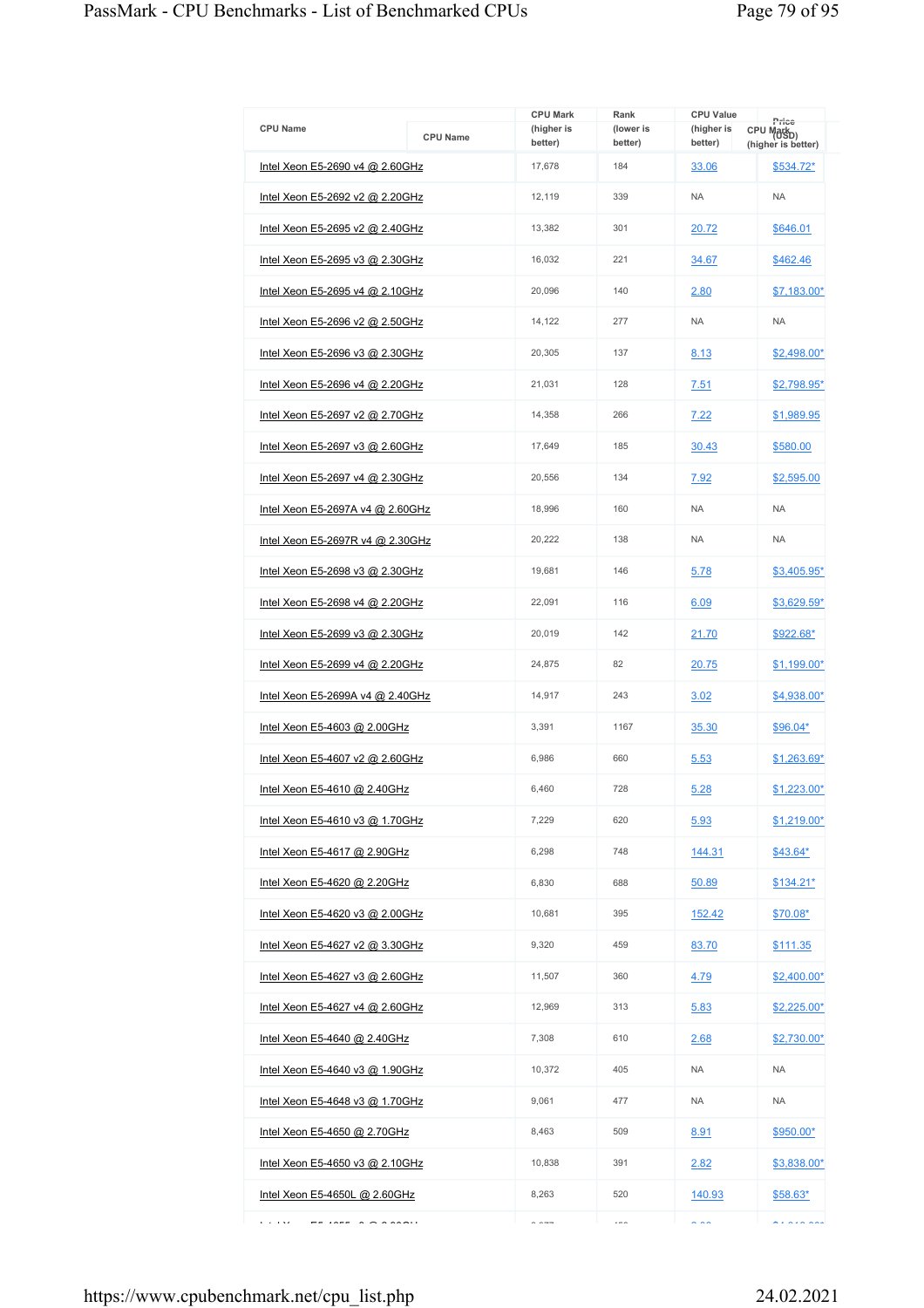| CPU Name | CPU Mark (higher is better) | Rank (lower is better) | CPU Value (higher is better) | Price (USD) |
|---|---|---|---|---|
| Intel Xeon E5-2690 v4 @ 2.60GHz | 17,678 | 184 | 33.06 | $534.72* |
| Intel Xeon E5-2692 v2 @ 2.20GHz | 12,119 | 339 | NA | NA |
| Intel Xeon E5-2695 v2 @ 2.40GHz | 13,382 | 301 | 20.72 | $646.01 |
| Intel Xeon E5-2695 v3 @ 2.30GHz | 16,032 | 221 | 34.67 | $462.46 |
| Intel Xeon E5-2695 v4 @ 2.10GHz | 20,096 | 140 | 2.80 | $7,183.00* |
| Intel Xeon E5-2696 v2 @ 2.50GHz | 14,122 | 277 | NA | NA |
| Intel Xeon E5-2696 v3 @ 2.30GHz | 20,305 | 137 | 8.13 | $2,498.00* |
| Intel Xeon E5-2696 v4 @ 2.20GHz | 21,031 | 128 | 7.51 | $2,798.95* |
| Intel Xeon E5-2697 v2 @ 2.70GHz | 14,358 | 266 | 7.22 | $1,989.95 |
| Intel Xeon E5-2697 v3 @ 2.60GHz | 17,649 | 185 | 30.43 | $580.00 |
| Intel Xeon E5-2697 v4 @ 2.30GHz | 20,556 | 134 | 7.92 | $2,595.00 |
| Intel Xeon E5-2697A v4 @ 2.60GHz | 18,996 | 160 | NA | NA |
| Intel Xeon E5-2697R v4 @ 2.30GHz | 20,222 | 138 | NA | NA |
| Intel Xeon E5-2698 v3 @ 2.30GHz | 19,681 | 146 | 5.78 | $3,405.95* |
| Intel Xeon E5-2698 v4 @ 2.20GHz | 22,091 | 116 | 6.09 | $3,629.59* |
| Intel Xeon E5-2699 v3 @ 2.30GHz | 20,019 | 142 | 21.70 | $922.68* |
| Intel Xeon E5-2699 v4 @ 2.20GHz | 24,875 | 82 | 20.75 | $1,199.00* |
| Intel Xeon E5-2699A v4 @ 2.40GHz | 14,917 | 243 | 3.02 | $4,938.00* |
| Intel Xeon E5-4603 @ 2.00GHz | 3,391 | 1167 | 35.30 | $96.04* |
| Intel Xeon E5-4607 v2 @ 2.60GHz | 6,986 | 660 | 5.53 | $1,263.69* |
| Intel Xeon E5-4610 @ 2.40GHz | 6,460 | 728 | 5.28 | $1,223.00* |
| Intel Xeon E5-4610 v3 @ 1.70GHz | 7,229 | 620 | 5.93 | $1,219.00* |
| Intel Xeon E5-4617 @ 2.90GHz | 6,298 | 748 | 144.31 | $43.64* |
| Intel Xeon E5-4620 @ 2.20GHz | 6,830 | 688 | 50.89 | $134.21* |
| Intel Xeon E5-4620 v3 @ 2.00GHz | 10,681 | 395 | 152.42 | $70.08* |
| Intel Xeon E5-4627 v2 @ 3.30GHz | 9,320 | 459 | 83.70 | $111.35 |
| Intel Xeon E5-4627 v3 @ 2.60GHz | 11,507 | 360 | 4.79 | $2,400.00* |
| Intel Xeon E5-4627 v4 @ 2.60GHz | 12,969 | 313 | 5.83 | $2,225.00* |
| Intel Xeon E5-4640 @ 2.40GHz | 7,308 | 610 | 2.68 | $2,730.00* |
| Intel Xeon E5-4640 v3 @ 1.90GHz | 10,372 | 405 | NA | NA |
| Intel Xeon E5-4648 v3 @ 1.70GHz | 9,061 | 477 | NA | NA |
| Intel Xeon E5-4650 @ 2.70GHz | 8,463 | 509 | 8.91 | $950.00* |
| Intel Xeon E5-4650 v3 @ 2.10GHz | 10,838 | 391 | 2.82 | $3,838.00* |
| Intel Xeon E5-4650L @ 2.60GHz | 8,263 | 520 | 140.93 | $58.63* |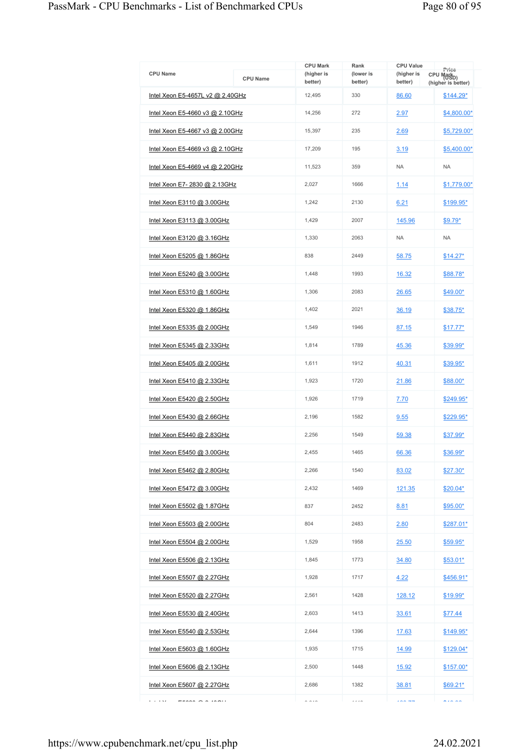| CPU Name | CPU Mark (higher is better) | Rank (lower is better) | CPU Value (higher is better) | Price (USD) |
|---|---|---|---|---|
| Intel Xeon E5-4657L v2 @ 2.40GHz | 12,495 | 330 | 86.60 | $144.29* |
| Intel Xeon E5-4660 v3 @ 2.10GHz | 14,256 | 272 | 2.97 | $4,800.00* |
| Intel Xeon E5-4667 v3 @ 2.00GHz | 15,397 | 235 | 2.69 | $5,729.00* |
| Intel Xeon E5-4669 v3 @ 2.10GHz | 17,209 | 195 | 3.19 | $5,400.00* |
| Intel Xeon E5-4669 v4 @ 2.20GHz | 11,523 | 359 | NA | NA |
| Intel Xeon E7- 2830 @ 2.13GHz | 2,027 | 1666 | 1.14 | $1,779.00* |
| Intel Xeon E3110 @ 3.00GHz | 1,242 | 2130 | 6.21 | $199.95* |
| Intel Xeon E3113 @ 3.00GHz | 1,429 | 2007 | 145.96 | $9.79* |
| Intel Xeon E3120 @ 3.16GHz | 1,330 | 2063 | NA | NA |
| Intel Xeon E5205 @ 1.86GHz | 838 | 2449 | 58.75 | $14.27* |
| Intel Xeon E5240 @ 3.00GHz | 1,448 | 1993 | 16.32 | $88.78* |
| Intel Xeon E5310 @ 1.60GHz | 1,306 | 2083 | 26.65 | $49.00* |
| Intel Xeon E5320 @ 1.86GHz | 1,402 | 2021 | 36.19 | $38.75* |
| Intel Xeon E5335 @ 2.00GHz | 1,549 | 1946 | 87.15 | $17.77* |
| Intel Xeon E5345 @ 2.33GHz | 1,814 | 1789 | 45.36 | $39.99* |
| Intel Xeon E5405 @ 2.00GHz | 1,611 | 1912 | 40.31 | $39.95* |
| Intel Xeon E5410 @ 2.33GHz | 1,923 | 1720 | 21.86 | $88.00* |
| Intel Xeon E5420 @ 2.50GHz | 1,926 | 1719 | 7.70 | $249.95* |
| Intel Xeon E5430 @ 2.66GHz | 2,196 | 1582 | 9.55 | $229.95* |
| Intel Xeon E5440 @ 2.83GHz | 2,256 | 1549 | 59.38 | $37.99* |
| Intel Xeon E5450 @ 3.00GHz | 2,455 | 1465 | 66.36 | $36.99* |
| Intel Xeon E5462 @ 2.80GHz | 2,266 | 1540 | 83.02 | $27.30* |
| Intel Xeon E5472 @ 3.00GHz | 2,432 | 1469 | 121.35 | $20.04* |
| Intel Xeon E5502 @ 1.87GHz | 837 | 2452 | 8.81 | $95.00* |
| Intel Xeon E5503 @ 2.00GHz | 804 | 2483 | 2.80 | $287.01* |
| Intel Xeon E5504 @ 2.00GHz | 1,529 | 1958 | 25.50 | $59.95* |
| Intel Xeon E5506 @ 2.13GHz | 1,845 | 1773 | 34.80 | $53.01* |
| Intel Xeon E5507 @ 2.27GHz | 1,928 | 1717 | 4.22 | $456.91* |
| Intel Xeon E5520 @ 2.27GHz | 2,561 | 1428 | 128.12 | $19.99* |
| Intel Xeon E5530 @ 2.40GHz | 2,603 | 1413 | 33.61 | $77.44 |
| Intel Xeon E5540 @ 2.53GHz | 2,644 | 1396 | 17.63 | $149.95* |
| Intel Xeon E5603 @ 1.60GHz | 1,935 | 1715 | 14.99 | $129.04* |
| Intel Xeon E5606 @ 2.13GHz | 2,500 | 1448 | 15.92 | $157.00* |
| Intel Xeon E5607 @ 2.27GHz | 2,686 | 1382 | 38.81 | $69.21* |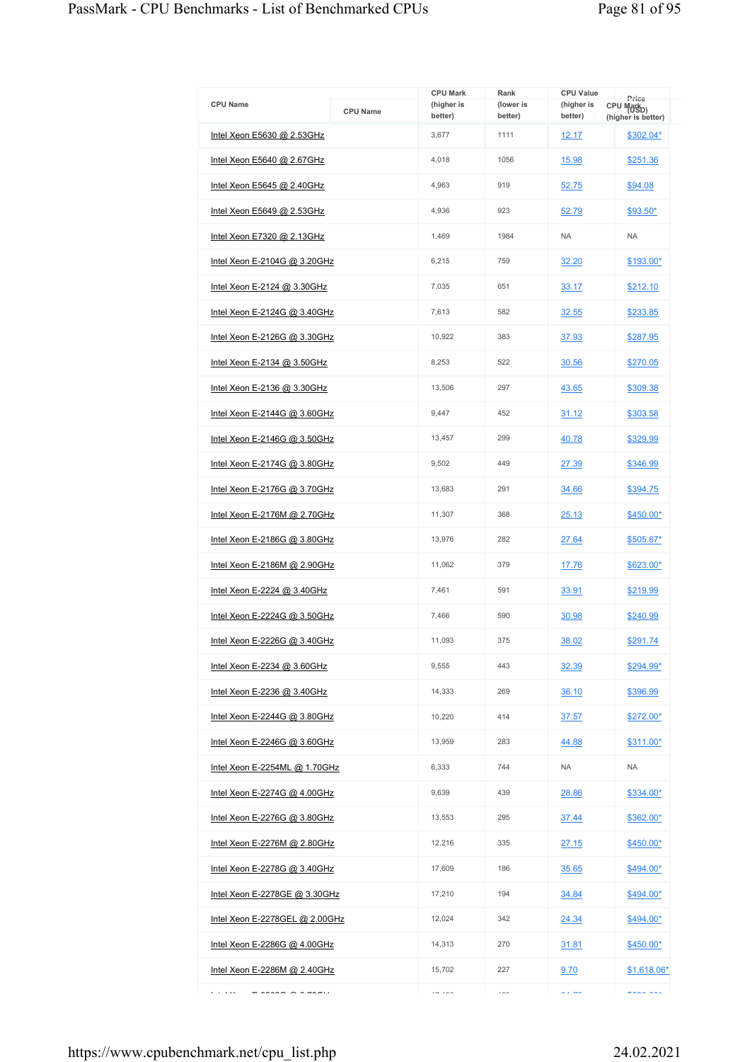| CPU Name | CPU Mark (higher is better) | Rank (lower is better) | CPU Value (higher is better) | Price (USD) |
|---|---|---|---|---|
| Intel Xeon E5630 @ 2.53GHz | 3,677 | 1111 | 12.17 | $302.04* |
| Intel Xeon E5640 @ 2.67GHz | 4,018 | 1056 | 15.98 | $251.36 |
| Intel Xeon E5645 @ 2.40GHz | 4,963 | 919 | 52.75 | $94.08 |
| Intel Xeon E5649 @ 2.53GHz | 4,936 | 923 | 52.79 | $93.50* |
| Intel Xeon E7320 @ 2.13GHz | 1,469 | 1984 | NA | NA |
| Intel Xeon E-2104G @ 3.20GHz | 6,215 | 759 | 32.20 | $193.00* |
| Intel Xeon E-2124 @ 3.30GHz | 7,035 | 651 | 33.17 | $212.10 |
| Intel Xeon E-2124G @ 3.40GHz | 7,613 | 582 | 32.55 | $233.85 |
| Intel Xeon E-2126G @ 3.30GHz | 10,922 | 383 | 37.93 | $287.95 |
| Intel Xeon E-2134 @ 3.50GHz | 8,253 | 522 | 30.56 | $270.05 |
| Intel Xeon E-2136 @ 3.30GHz | 13,506 | 297 | 43.65 | $309.38 |
| Intel Xeon E-2144G @ 3.60GHz | 9,447 | 452 | 31.12 | $303.58 |
| Intel Xeon E-2146G @ 3.50GHz | 13,457 | 299 | 40.78 | $329.99 |
| Intel Xeon E-2174G @ 3.80GHz | 9,502 | 449 | 27.39 | $346.99 |
| Intel Xeon E-2176G @ 3.70GHz | 13,683 | 291 | 34.66 | $394.75 |
| Intel Xeon E-2176M @ 2.70GHz | 11,307 | 368 | 25.13 | $450.00* |
| Intel Xeon E-2186G @ 3.80GHz | 13,976 | 282 | 27.64 | $505.67* |
| Intel Xeon E-2186M @ 2.90GHz | 11,062 | 379 | 17.76 | $623.00* |
| Intel Xeon E-2224 @ 3.40GHz | 7,461 | 591 | 33.91 | $219.99 |
| Intel Xeon E-2224G @ 3.50GHz | 7,466 | 590 | 30.98 | $240.99 |
| Intel Xeon E-2226G @ 3.40GHz | 11,093 | 375 | 38.02 | $291.74 |
| Intel Xeon E-2234 @ 3.60GHz | 9,555 | 443 | 32.39 | $294.99* |
| Intel Xeon E-2236 @ 3.40GHz | 14,333 | 269 | 36.10 | $396.99 |
| Intel Xeon E-2244G @ 3.80GHz | 10,220 | 414 | 37.57 | $272.00* |
| Intel Xeon E-2246G @ 3.60GHz | 13,959 | 283 | 44.88 | $311.00* |
| Intel Xeon E-2254ML @ 1.70GHz | 6,333 | 744 | NA | NA |
| Intel Xeon E-2274G @ 4.00GHz | 9,639 | 439 | 28.86 | $334.00* |
| Intel Xeon E-2276G @ 3.80GHz | 13,553 | 295 | 37.44 | $362.00* |
| Intel Xeon E-2276M @ 2.80GHz | 12,216 | 335 | 27.15 | $450.00* |
| Intel Xeon E-2278G @ 3.40GHz | 17,609 | 186 | 35.65 | $494.00* |
| Intel Xeon E-2278GE @ 3.30GHz | 17,210 | 194 | 34.84 | $494.00* |
| Intel Xeon E-2278GEL @ 2.00GHz | 12,024 | 342 | 24.34 | $494.00* |
| Intel Xeon E-2286G @ 4.00GHz | 14,313 | 270 | 31.81 | $450.00* |
| Intel Xeon E-2286M @ 2.40GHz | 15,702 | 227 | 9.70 | $1,618.06* |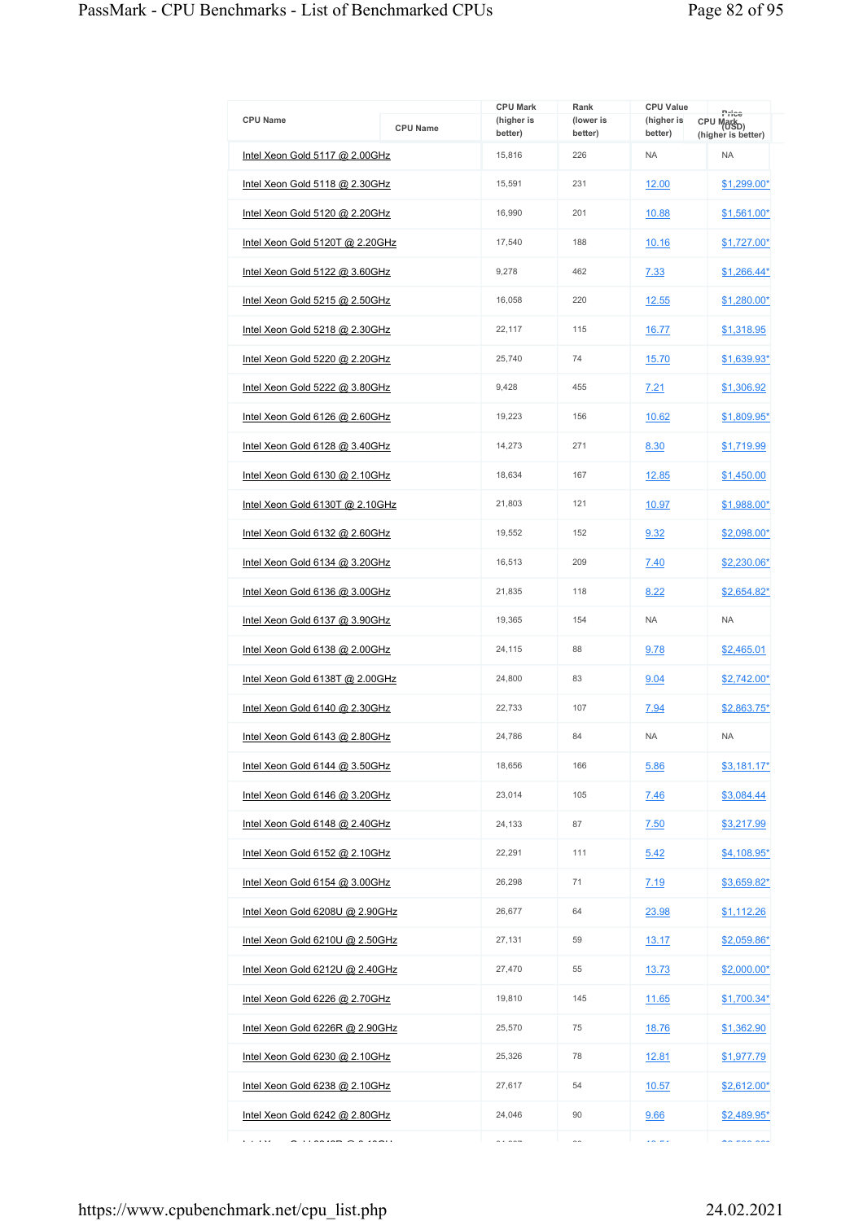| CPU Name | CPU Mark (higher is better) | Rank (lower is better) | CPU Value (higher is better) | Price (USD) |
|---|---|---|---|---|
| Intel Xeon Gold 5117 @ 2.00GHz | 15,816 | 226 | NA | NA |
| Intel Xeon Gold 5118 @ 2.30GHz | 15,591 | 231 | 12.00 | $1,299.00* |
| Intel Xeon Gold 5120 @ 2.20GHz | 16,990 | 201 | 10.88 | $1,561.00* |
| Intel Xeon Gold 5120T @ 2.20GHz | 17,540 | 188 | 10.16 | $1,727.00* |
| Intel Xeon Gold 5122 @ 3.60GHz | 9,278 | 462 | 7.33 | $1,266.44* |
| Intel Xeon Gold 5215 @ 2.50GHz | 16,058 | 220 | 12.55 | $1,280.00* |
| Intel Xeon Gold 5218 @ 2.30GHz | 22,117 | 115 | 16.77 | $1,318.95 |
| Intel Xeon Gold 5220 @ 2.20GHz | 25,740 | 74 | 15.70 | $1,639.93* |
| Intel Xeon Gold 5222 @ 3.80GHz | 9,428 | 455 | 7.21 | $1,306.92 |
| Intel Xeon Gold 6126 @ 2.60GHz | 19,223 | 156 | 10.62 | $1,809.95* |
| Intel Xeon Gold 6128 @ 3.40GHz | 14,273 | 271 | 8.30 | $1,719.99 |
| Intel Xeon Gold 6130 @ 2.10GHz | 18,634 | 167 | 12.85 | $1,450.00 |
| Intel Xeon Gold 6130T @ 2.10GHz | 21,803 | 121 | 10.97 | $1,988.00* |
| Intel Xeon Gold 6132 @ 2.60GHz | 19,552 | 152 | 9.32 | $2,098.00* |
| Intel Xeon Gold 6134 @ 3.20GHz | 16,513 | 209 | 7.40 | $2,230.06* |
| Intel Xeon Gold 6136 @ 3.00GHz | 21,835 | 118 | 8.22 | $2,654.82* |
| Intel Xeon Gold 6137 @ 3.90GHz | 19,365 | 154 | NA | NA |
| Intel Xeon Gold 6138 @ 2.00GHz | 24,115 | 88 | 9.78 | $2,465.01 |
| Intel Xeon Gold 6138T @ 2.00GHz | 24,800 | 83 | 9.04 | $2,742.00* |
| Intel Xeon Gold 6140 @ 2.30GHz | 22,733 | 107 | 7.94 | $2,863.75* |
| Intel Xeon Gold 6143 @ 2.80GHz | 24,786 | 84 | NA | NA |
| Intel Xeon Gold 6144 @ 3.50GHz | 18,656 | 166 | 5.86 | $3,181.17* |
| Intel Xeon Gold 6146 @ 3.20GHz | 23,014 | 105 | 7.46 | $3,084.44 |
| Intel Xeon Gold 6148 @ 2.40GHz | 24,133 | 87 | 7.50 | $3,217.99 |
| Intel Xeon Gold 6152 @ 2.10GHz | 22,291 | 111 | 5.42 | $4,108.95* |
| Intel Xeon Gold 6154 @ 3.00GHz | 26,298 | 71 | 7.19 | $3,659.82* |
| Intel Xeon Gold 6208U @ 2.90GHz | 26,677 | 64 | 23.98 | $1,112.26 |
| Intel Xeon Gold 6210U @ 2.50GHz | 27,131 | 59 | 13.17 | $2,059.86* |
| Intel Xeon Gold 6212U @ 2.40GHz | 27,470 | 55 | 13.73 | $2,000.00* |
| Intel Xeon Gold 6226 @ 2.70GHz | 19,810 | 145 | 11.65 | $1,700.34* |
| Intel Xeon Gold 6226R @ 2.90GHz | 25,570 | 75 | 18.76 | $1,362.90 |
| Intel Xeon Gold 6230 @ 2.10GHz | 25,326 | 78 | 12.81 | $1,977.79 |
| Intel Xeon Gold 6238 @ 2.10GHz | 27,617 | 54 | 10.57 | $2,612.00* |
| Intel Xeon Gold 6242 @ 2.80GHz | 24,046 | 90 | 9.66 | $2,489.95* |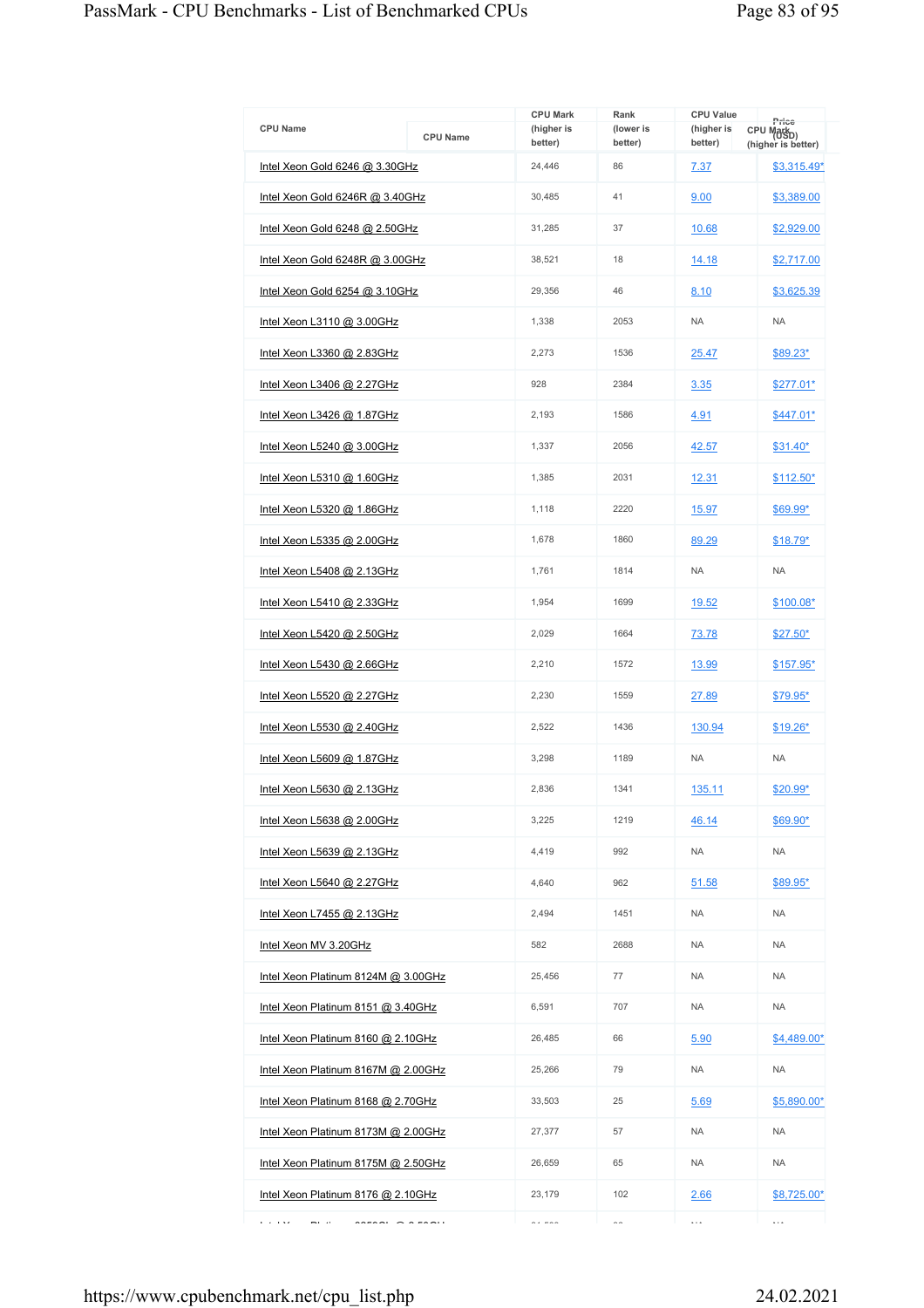| CPU Name | CPU Mark (higher is better) | Rank (lower is better) | CPU Value (higher is better) | Price (USD) |
|---|---|---|---|---|
| Intel Xeon Gold 6246 @ 3.30GHz | 24,446 | 86 | 7.37 | $3,315.49* |
| Intel Xeon Gold 6246R @ 3.40GHz | 30,485 | 41 | 9.00 | $3,389.00 |
| Intel Xeon Gold 6248 @ 2.50GHz | 31,285 | 37 | 10.68 | $2,929.00 |
| Intel Xeon Gold 6248R @ 3.00GHz | 38,521 | 18 | 14.18 | $2,717.00 |
| Intel Xeon Gold 6254 @ 3.10GHz | 29,356 | 46 | 8.10 | $3,625.39 |
| Intel Xeon L3110 @ 3.00GHz | 1,338 | 2053 | NA | NA |
| Intel Xeon L3360 @ 2.83GHz | 2,273 | 1536 | 25.47 | $89.23* |
| Intel Xeon L3406 @ 2.27GHz | 928 | 2384 | 3.35 | $277.01* |
| Intel Xeon L3426 @ 1.87GHz | 2,193 | 1586 | 4.91 | $447.01* |
| Intel Xeon L5240 @ 3.00GHz | 1,337 | 2056 | 42.57 | $31.40* |
| Intel Xeon L5310 @ 1.60GHz | 1,385 | 2031 | 12.31 | $112.50* |
| Intel Xeon L5320 @ 1.86GHz | 1,118 | 2220 | 15.97 | $69.99* |
| Intel Xeon L5335 @ 2.00GHz | 1,678 | 1860 | 89.29 | $18.79* |
| Intel Xeon L5408 @ 2.13GHz | 1,761 | 1814 | NA | NA |
| Intel Xeon L5410 @ 2.33GHz | 1,954 | 1699 | 19.52 | $100.08* |
| Intel Xeon L5420 @ 2.50GHz | 2,029 | 1664 | 73.78 | $27.50* |
| Intel Xeon L5430 @ 2.66GHz | 2,210 | 1572 | 13.99 | $157.95* |
| Intel Xeon L5520 @ 2.27GHz | 2,230 | 1559 | 27.89 | $79.95* |
| Intel Xeon L5530 @ 2.40GHz | 2,522 | 1436 | 130.94 | $19.26* |
| Intel Xeon L5609 @ 1.87GHz | 3,298 | 1189 | NA | NA |
| Intel Xeon L5630 @ 2.13GHz | 2,836 | 1341 | 135.11 | $20.99* |
| Intel Xeon L5638 @ 2.00GHz | 3,225 | 1219 | 46.14 | $69.90* |
| Intel Xeon L5639 @ 2.13GHz | 4,419 | 992 | NA | NA |
| Intel Xeon L5640 @ 2.27GHz | 4,640 | 962 | 51.58 | $89.95* |
| Intel Xeon L7455 @ 2.13GHz | 2,494 | 1451 | NA | NA |
| Intel Xeon MV 3.20GHz | 582 | 2688 | NA | NA |
| Intel Xeon Platinum 8124M @ 3.00GHz | 25,456 | 77 | NA | NA |
| Intel Xeon Platinum 8151 @ 3.40GHz | 6,591 | 707 | NA | NA |
| Intel Xeon Platinum 8160 @ 2.10GHz | 26,485 | 66 | 5.90 | $4,489.00* |
| Intel Xeon Platinum 8167M @ 2.00GHz | 25,266 | 79 | NA | NA |
| Intel Xeon Platinum 8168 @ 2.70GHz | 33,503 | 25 | 5.69 | $5,890.00* |
| Intel Xeon Platinum 8173M @ 2.00GHz | 27,377 | 57 | NA | NA |
| Intel Xeon Platinum 8175M @ 2.50GHz | 26,659 | 65 | NA | NA |
| Intel Xeon Platinum 8176 @ 2.10GHz | 23,179 | 102 | 2.66 | $8,725.00* |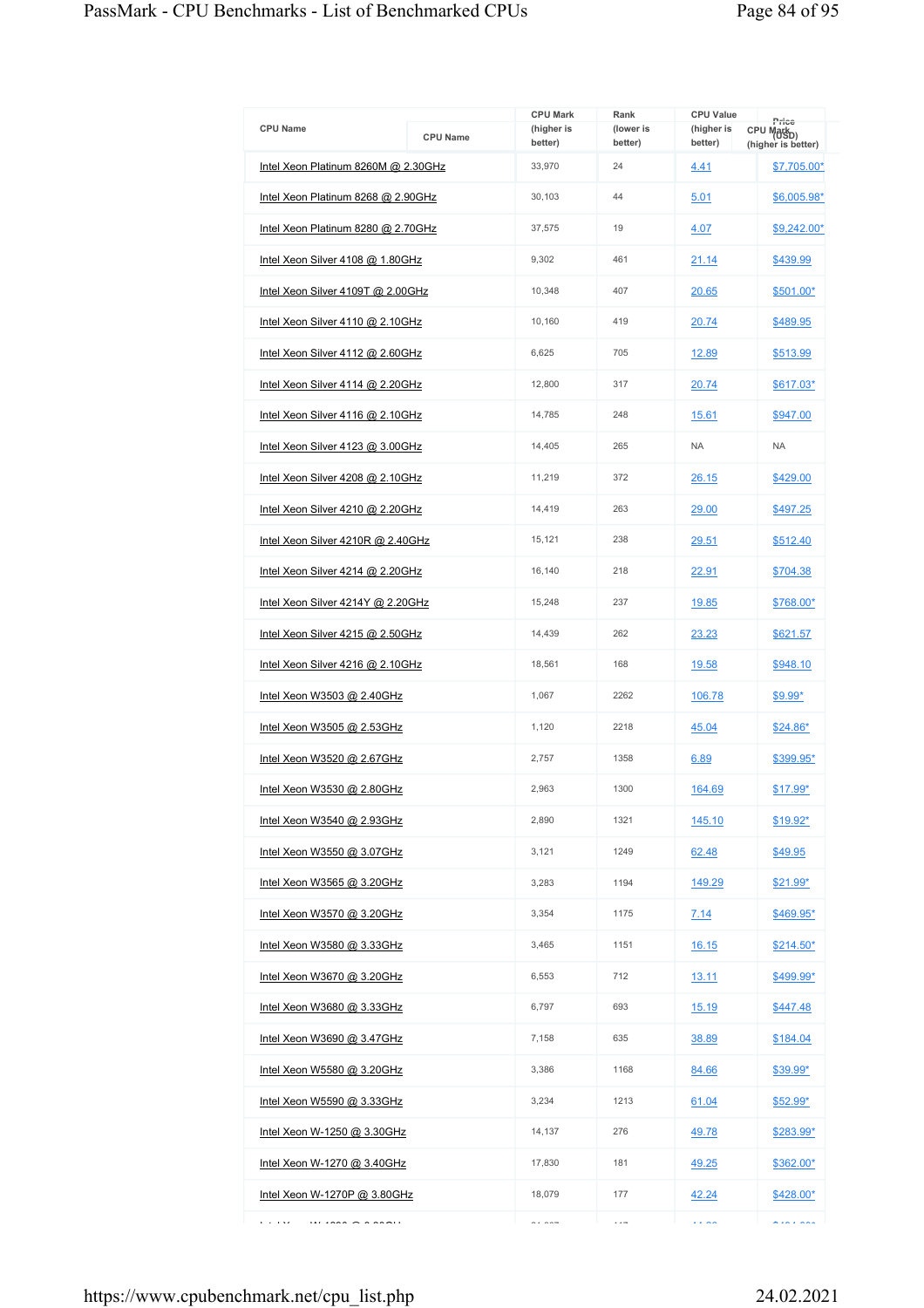| CPU Name | CPU Mark (higher is better) | Rank (lower is better) | CPU Value (higher is better) | Price (USD) |
|---|---|---|---|---|
| Intel Xeon Platinum 8260M @ 2.30GHz | 33,970 | 24 | 4.41 | $7,705.00* |
| Intel Xeon Platinum 8268 @ 2.90GHz | 30,103 | 44 | 5.01 | $6,005.98* |
| Intel Xeon Platinum 8280 @ 2.70GHz | 37,575 | 19 | 4.07 | $9,242.00* |
| Intel Xeon Silver 4108 @ 1.80GHz | 9,302 | 461 | 21.14 | $439.99 |
| Intel Xeon Silver 4109T @ 2.00GHz | 10,348 | 407 | 20.65 | $501.00* |
| Intel Xeon Silver 4110 @ 2.10GHz | 10,160 | 419 | 20.74 | $489.95 |
| Intel Xeon Silver 4112 @ 2.60GHz | 6,625 | 705 | 12.89 | $513.99 |
| Intel Xeon Silver 4114 @ 2.20GHz | 12,800 | 317 | 20.74 | $617.03* |
| Intel Xeon Silver 4116 @ 2.10GHz | 14,785 | 248 | 15.61 | $947.00 |
| Intel Xeon Silver 4123 @ 3.00GHz | 14,405 | 265 | NA | NA |
| Intel Xeon Silver 4208 @ 2.10GHz | 11,219 | 372 | 26.15 | $429.00 |
| Intel Xeon Silver 4210 @ 2.20GHz | 14,419 | 263 | 29.00 | $497.25 |
| Intel Xeon Silver 4210R @ 2.40GHz | 15,121 | 238 | 29.51 | $512.40 |
| Intel Xeon Silver 4214 @ 2.20GHz | 16,140 | 218 | 22.91 | $704.38 |
| Intel Xeon Silver 4214Y @ 2.20GHz | 15,248 | 237 | 19.85 | $768.00* |
| Intel Xeon Silver 4215 @ 2.50GHz | 14,439 | 262 | 23.23 | $621.57 |
| Intel Xeon Silver 4216 @ 2.10GHz | 18,561 | 168 | 19.58 | $948.10 |
| Intel Xeon W3503 @ 2.40GHz | 1,067 | 2262 | 106.78 | $9.99* |
| Intel Xeon W3505 @ 2.53GHz | 1,120 | 2218 | 45.04 | $24.86* |
| Intel Xeon W3520 @ 2.67GHz | 2,757 | 1358 | 6.89 | $399.95* |
| Intel Xeon W3530 @ 2.80GHz | 2,963 | 1300 | 164.69 | $17.99* |
| Intel Xeon W3540 @ 2.93GHz | 2,890 | 1321 | 145.10 | $19.92* |
| Intel Xeon W3550 @ 3.07GHz | 3,121 | 1249 | 62.48 | $49.95 |
| Intel Xeon W3565 @ 3.20GHz | 3,283 | 1194 | 149.29 | $21.99* |
| Intel Xeon W3570 @ 3.20GHz | 3,354 | 1175 | 7.14 | $469.95* |
| Intel Xeon W3580 @ 3.33GHz | 3,465 | 1151 | 16.15 | $214.50* |
| Intel Xeon W3670 @ 3.20GHz | 6,553 | 712 | 13.11 | $499.99* |
| Intel Xeon W3680 @ 3.33GHz | 6,797 | 693 | 15.19 | $447.48 |
| Intel Xeon W3690 @ 3.47GHz | 7,158 | 635 | 38.89 | $184.04 |
| Intel Xeon W5580 @ 3.20GHz | 3,386 | 1168 | 84.66 | $39.99* |
| Intel Xeon W5590 @ 3.33GHz | 3,234 | 1213 | 61.04 | $52.99* |
| Intel Xeon W-1250 @ 3.30GHz | 14,137 | 276 | 49.78 | $283.99* |
| Intel Xeon W-1270 @ 3.40GHz | 17,830 | 181 | 49.25 | $362.00* |
| Intel Xeon W-1270P @ 3.80GHz | 18,079 | 177 | 42.24 | $428.00* |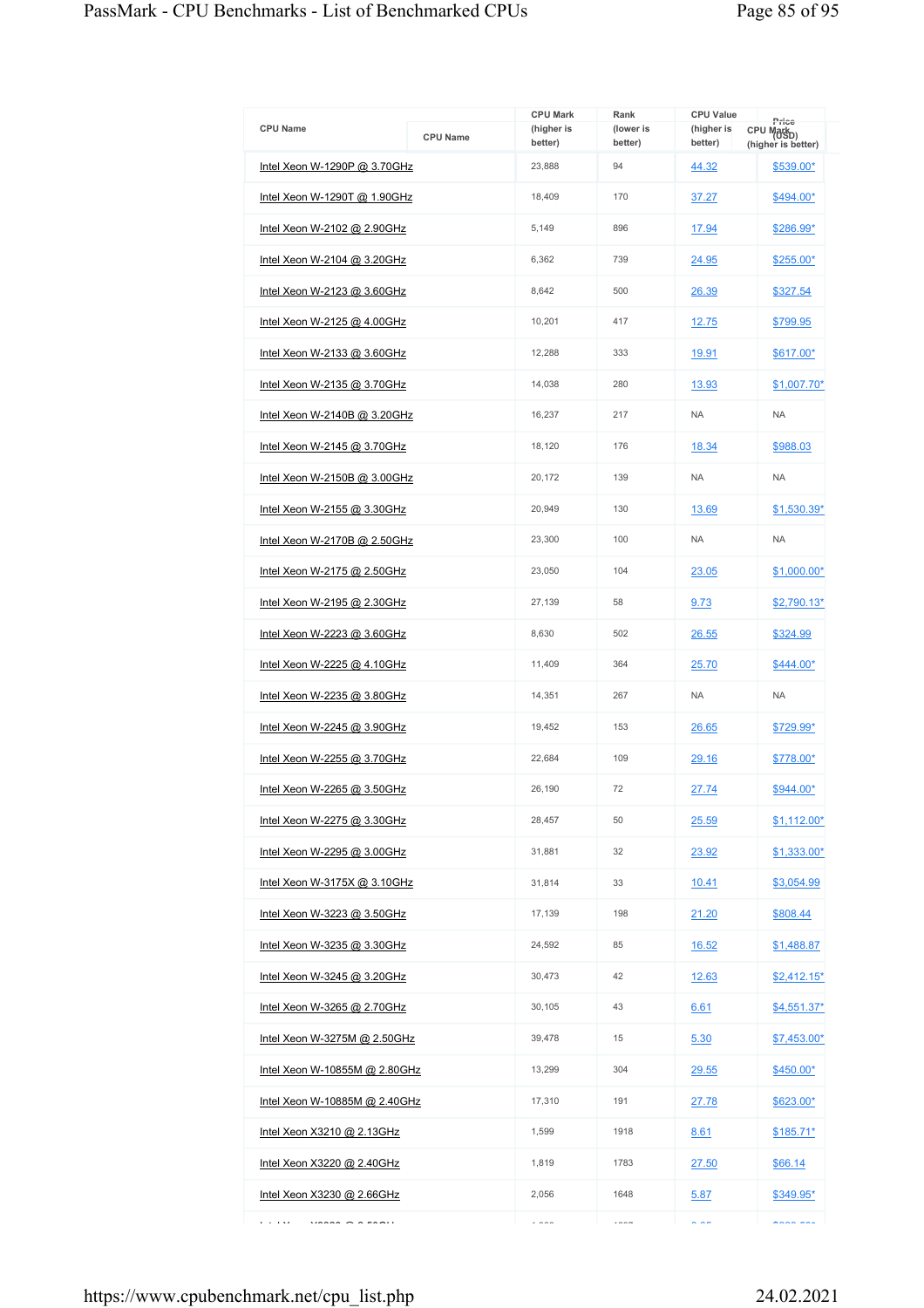| CPU Name | CPU Mark (higher is better) | Rank (lower is better) | CPU Value (higher is better) | Price (USD) |
|---|---|---|---|---|
| Intel Xeon W-1290P @ 3.70GHz | 23,888 | 94 | 44.32 | $539.00* |
| Intel Xeon W-1290T @ 1.90GHz | 18,409 | 170 | 37.27 | $494.00* |
| Intel Xeon W-2102 @ 2.90GHz | 5,149 | 896 | 17.94 | $286.99* |
| Intel Xeon W-2104 @ 3.20GHz | 6,362 | 739 | 24.95 | $255.00* |
| Intel Xeon W-2123 @ 3.60GHz | 8,642 | 500 | 26.39 | $327.54 |
| Intel Xeon W-2125 @ 4.00GHz | 10,201 | 417 | 12.75 | $799.95 |
| Intel Xeon W-2133 @ 3.60GHz | 12,288 | 333 | 19.91 | $617.00* |
| Intel Xeon W-2135 @ 3.70GHz | 14,038 | 280 | 13.93 | $1,007.70* |
| Intel Xeon W-2140B @ 3.20GHz | 16,237 | 217 | NA | NA |
| Intel Xeon W-2145 @ 3.70GHz | 18,120 | 176 | 18.34 | $988.03 |
| Intel Xeon W-2150B @ 3.00GHz | 20,172 | 139 | NA | NA |
| Intel Xeon W-2155 @ 3.30GHz | 20,949 | 130 | 13.69 | $1,530.39* |
| Intel Xeon W-2170B @ 2.50GHz | 23,300 | 100 | NA | NA |
| Intel Xeon W-2175 @ 2.50GHz | 23,050 | 104 | 23.05 | $1,000.00* |
| Intel Xeon W-2195 @ 2.30GHz | 27,139 | 58 | 9.73 | $2,790.13* |
| Intel Xeon W-2223 @ 3.60GHz | 8,630 | 502 | 26.55 | $324.99 |
| Intel Xeon W-2225 @ 4.10GHz | 11,409 | 364 | 25.70 | $444.00* |
| Intel Xeon W-2235 @ 3.80GHz | 14,351 | 267 | NA | NA |
| Intel Xeon W-2245 @ 3.90GHz | 19,452 | 153 | 26.65 | $729.99* |
| Intel Xeon W-2255 @ 3.70GHz | 22,684 | 109 | 29.16 | $778.00* |
| Intel Xeon W-2265 @ 3.50GHz | 26,190 | 72 | 27.74 | $944.00* |
| Intel Xeon W-2275 @ 3.30GHz | 28,457 | 50 | 25.59 | $1,112.00* |
| Intel Xeon W-2295 @ 3.00GHz | 31,881 | 32 | 23.92 | $1,333.00* |
| Intel Xeon W-3175X @ 3.10GHz | 31,814 | 33 | 10.41 | $3,054.99 |
| Intel Xeon W-3223 @ 3.50GHz | 17,139 | 198 | 21.20 | $808.44 |
| Intel Xeon W-3235 @ 3.30GHz | 24,592 | 85 | 16.52 | $1,488.87 |
| Intel Xeon W-3245 @ 3.20GHz | 30,473 | 42 | 12.63 | $2,412.15* |
| Intel Xeon W-3265 @ 2.70GHz | 30,105 | 43 | 6.61 | $4,551.37* |
| Intel Xeon W-3275M @ 2.50GHz | 39,478 | 15 | 5.30 | $7,453.00* |
| Intel Xeon W-10855M @ 2.80GHz | 13,299 | 304 | 29.55 | $450.00* |
| Intel Xeon W-10885M @ 2.40GHz | 17,310 | 191 | 27.78 | $623.00* |
| Intel Xeon X3210 @ 2.13GHz | 1,599 | 1918 | 8.61 | $185.71* |
| Intel Xeon X3220 @ 2.40GHz | 1,819 | 1783 | 27.50 | $66.14 |
| Intel Xeon X3230 @ 2.66GHz | 2,056 | 1648 | 5.87 | $349.95* |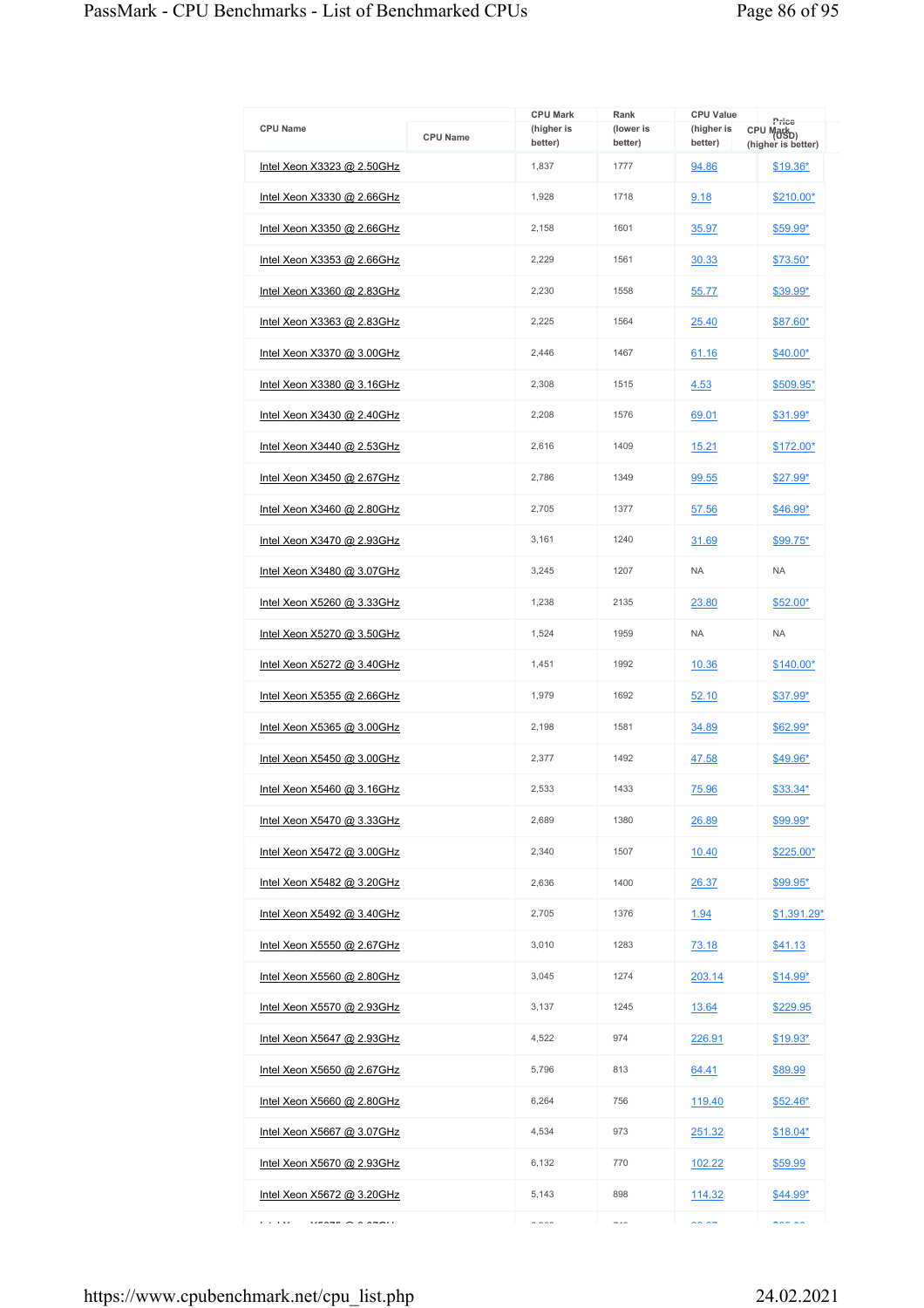| CPU Name | CPU Mark (higher is better) | Rank (lower is better) | CPU Value (higher is better) | Price (USD) |
|---|---|---|---|---|
| Intel Xeon X3323 @ 2.50GHz | 1,837 | 1777 | 94.86 | $19.36* |
| Intel Xeon X3330 @ 2.66GHz | 1,928 | 1718 | 9.18 | $210.00* |
| Intel Xeon X3350 @ 2.66GHz | 2,158 | 1601 | 35.97 | $59.99* |
| Intel Xeon X3353 @ 2.66GHz | 2,229 | 1561 | 30.33 | $73.50* |
| Intel Xeon X3360 @ 2.83GHz | 2,230 | 1558 | 55.77 | $39.99* |
| Intel Xeon X3363 @ 2.83GHz | 2,225 | 1564 | 25.40 | $87.60* |
| Intel Xeon X3370 @ 3.00GHz | 2,446 | 1467 | 61.16 | $40.00* |
| Intel Xeon X3380 @ 3.16GHz | 2,308 | 1515 | 4.53 | $509.95* |
| Intel Xeon X3430 @ 2.40GHz | 2,208 | 1576 | 69.01 | $31.99* |
| Intel Xeon X3440 @ 2.53GHz | 2,616 | 1409 | 15.21 | $172.00* |
| Intel Xeon X3450 @ 2.67GHz | 2,786 | 1349 | 99.55 | $27.99* |
| Intel Xeon X3460 @ 2.80GHz | 2,705 | 1377 | 57.56 | $46.99* |
| Intel Xeon X3470 @ 2.93GHz | 3,161 | 1240 | 31.69 | $99.75* |
| Intel Xeon X3480 @ 3.07GHz | 3,245 | 1207 | NA | NA |
| Intel Xeon X5260 @ 3.33GHz | 1,238 | 2135 | 23.80 | $52.00* |
| Intel Xeon X5270 @ 3.50GHz | 1,524 | 1959 | NA | NA |
| Intel Xeon X5272 @ 3.40GHz | 1,451 | 1992 | 10.36 | $140.00* |
| Intel Xeon X5355 @ 2.66GHz | 1,979 | 1692 | 52.10 | $37.99* |
| Intel Xeon X5365 @ 3.00GHz | 2,198 | 1581 | 34.89 | $62.99* |
| Intel Xeon X5450 @ 3.00GHz | 2,377 | 1492 | 47.58 | $49.96* |
| Intel Xeon X5460 @ 3.16GHz | 2,533 | 1433 | 75.96 | $33.34* |
| Intel Xeon X5470 @ 3.33GHz | 2,689 | 1380 | 26.89 | $99.99* |
| Intel Xeon X5472 @ 3.00GHz | 2,340 | 1507 | 10.40 | $225.00* |
| Intel Xeon X5482 @ 3.20GHz | 2,636 | 1400 | 26.37 | $99.95* |
| Intel Xeon X5492 @ 3.40GHz | 2,705 | 1376 | 1.94 | $1,391.29* |
| Intel Xeon X5550 @ 2.67GHz | 3,010 | 1283 | 73.18 | $41.13 |
| Intel Xeon X5560 @ 2.80GHz | 3,045 | 1274 | 203.14 | $14.99* |
| Intel Xeon X5570 @ 2.93GHz | 3,137 | 1245 | 13.64 | $229.95 |
| Intel Xeon X5647 @ 2.93GHz | 4,522 | 974 | 226.91 | $19.93* |
| Intel Xeon X5650 @ 2.67GHz | 5,796 | 813 | 64.41 | $89.99 |
| Intel Xeon X5660 @ 2.80GHz | 6,264 | 756 | 119.40 | $52.46* |
| Intel Xeon X5667 @ 3.07GHz | 4,534 | 973 | 251.32 | $18.04* |
| Intel Xeon X5670 @ 2.93GHz | 6,132 | 770 | 102.22 | $59.99 |
| Intel Xeon X5672 @ 3.20GHz | 5,143 | 898 | 114.32 | $44.99* |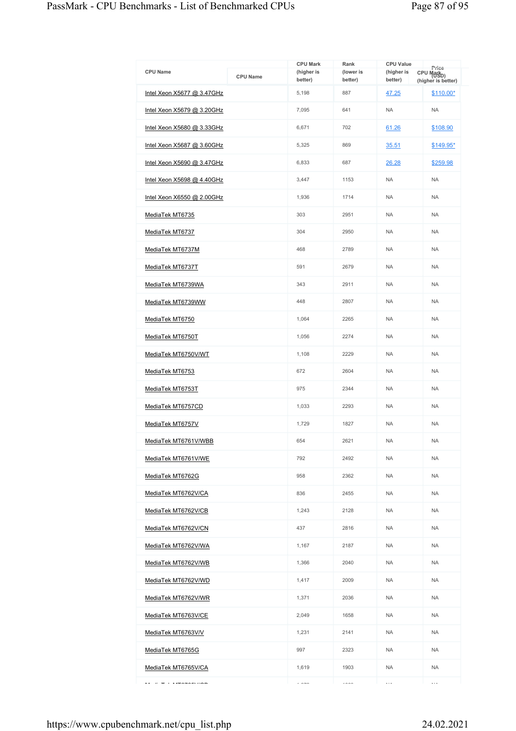| CPU Name | CPU Mark (higher is better) | Rank (lower is better) | CPU Value (higher is better) | Price (USD) |
|---|---|---|---|---|
| Intel Xeon X5677 @ 3.47GHz | 5,198 | 887 | 47.25 | $110.00* |
| Intel Xeon X5679 @ 3.20GHz | 7,095 | 641 | NA | NA |
| Intel Xeon X5680 @ 3.33GHz | 6,671 | 702 | 61.26 | $108.90 |
| Intel Xeon X5687 @ 3.60GHz | 5,325 | 869 | 35.51 | $149.95* |
| Intel Xeon X5690 @ 3.47GHz | 6,833 | 687 | 26.28 | $259.98 |
| Intel Xeon X5698 @ 4.40GHz | 3,447 | 1153 | NA | NA |
| Intel Xeon X6550 @ 2.00GHz | 1,936 | 1714 | NA | NA |
| MediaTek MT6735 | 303 | 2951 | NA | NA |
| MediaTek MT6737 | 304 | 2950 | NA | NA |
| MediaTek MT6737M | 468 | 2789 | NA | NA |
| MediaTek MT6737T | 591 | 2679 | NA | NA |
| MediaTek MT6739WA | 343 | 2911 | NA | NA |
| MediaTek MT6739WW | 448 | 2807 | NA | NA |
| MediaTek MT6750 | 1,064 | 2265 | NA | NA |
| MediaTek MT6750T | 1,056 | 2274 | NA | NA |
| MediaTek MT6750V/WT | 1,108 | 2229 | NA | NA |
| MediaTek MT6753 | 672 | 2604 | NA | NA |
| MediaTek MT6753T | 975 | 2344 | NA | NA |
| MediaTek MT6757CD | 1,033 | 2293 | NA | NA |
| MediaTek MT6757V | 1,729 | 1827 | NA | NA |
| MediaTek MT6761V/WBB | 654 | 2621 | NA | NA |
| MediaTek MT6761V/WE | 792 | 2492 | NA | NA |
| MediaTek MT6762G | 958 | 2362 | NA | NA |
| MediaTek MT6762V/CA | 836 | 2455 | NA | NA |
| MediaTek MT6762V/CB | 1,243 | 2128 | NA | NA |
| MediaTek MT6762V/CN | 437 | 2816 | NA | NA |
| MediaTek MT6762V/WA | 1,167 | 2187 | NA | NA |
| MediaTek MT6762V/WB | 1,366 | 2040 | NA | NA |
| MediaTek MT6762V/WD | 1,417 | 2009 | NA | NA |
| MediaTek MT6762V/WR | 1,371 | 2036 | NA | NA |
| MediaTek MT6763V/CE | 2,049 | 1658 | NA | NA |
| MediaTek MT6763V/V | 1,231 | 2141 | NA | NA |
| MediaTek MT6765G | 997 | 2323 | NA | NA |
| MediaTek MT6765V/CA | 1,619 | 1903 | NA | NA |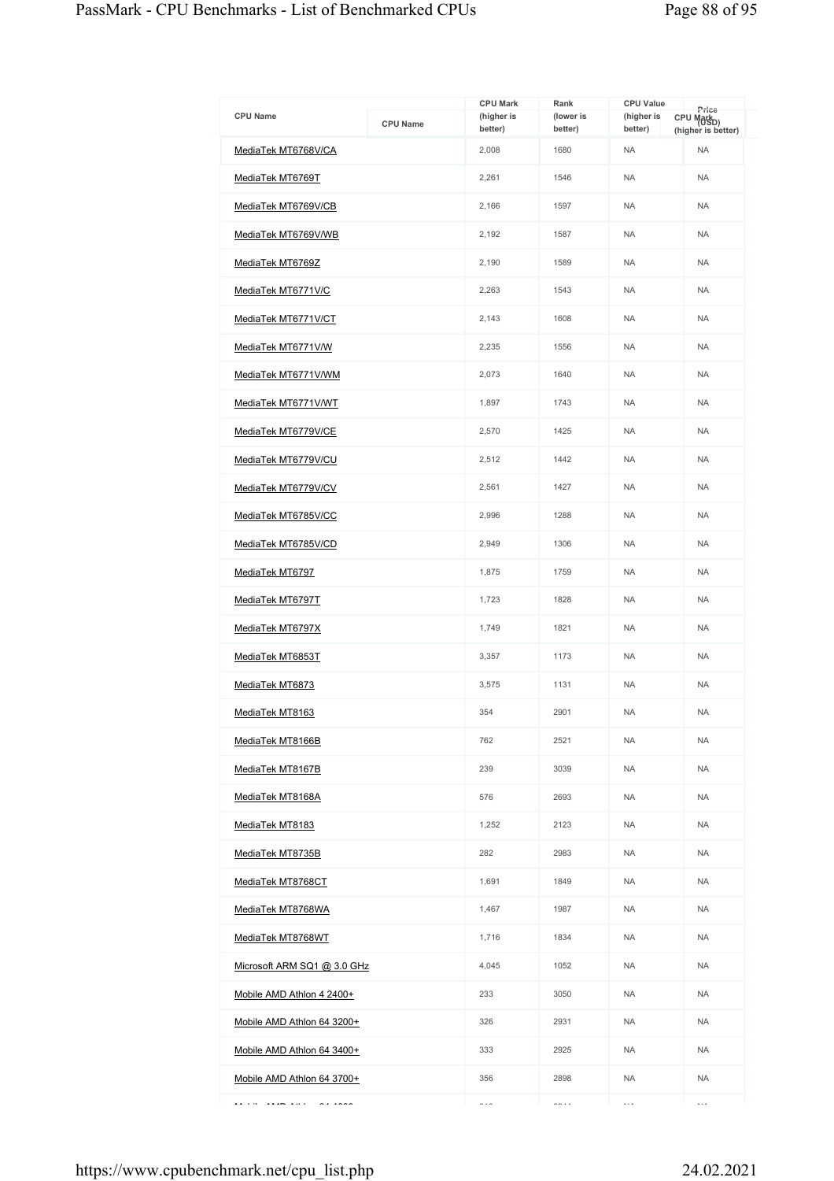| CPU Name | CPU Mark (higher is better) | Rank (lower is better) | CPU Value (higher is better) | Price (USD) |
|---|---|---|---|---|
| MediaTek MT6768V/CA | 2,008 | 1680 | NA | NA |
| MediaTek MT6769T | 2,261 | 1546 | NA | NA |
| MediaTek MT6769V/CB | 2,166 | 1597 | NA | NA |
| MediaTek MT6769V/WB | 2,192 | 1587 | NA | NA |
| MediaTek MT6769Z | 2,190 | 1589 | NA | NA |
| MediaTek MT6771V/C | 2,263 | 1543 | NA | NA |
| MediaTek MT6771V/CT | 2,143 | 1608 | NA | NA |
| MediaTek MT6771V/W | 2,235 | 1556 | NA | NA |
| MediaTek MT6771V/WM | 2,073 | 1640 | NA | NA |
| MediaTek MT6771V/WT | 1,897 | 1743 | NA | NA |
| MediaTek MT6779V/CE | 2,570 | 1425 | NA | NA |
| MediaTek MT6779V/CU | 2,512 | 1442 | NA | NA |
| MediaTek MT6779V/CV | 2,561 | 1427 | NA | NA |
| MediaTek MT6785V/CC | 2,996 | 1288 | NA | NA |
| MediaTek MT6785V/CD | 2,949 | 1306 | NA | NA |
| MediaTek MT6797 | 1,875 | 1759 | NA | NA |
| MediaTek MT6797T | 1,723 | 1828 | NA | NA |
| MediaTek MT6797X | 1,749 | 1821 | NA | NA |
| MediaTek MT6853T | 3,357 | 1173 | NA | NA |
| MediaTek MT6873 | 3,575 | 1131 | NA | NA |
| MediaTek MT8163 | 354 | 2901 | NA | NA |
| MediaTek MT8166B | 762 | 2521 | NA | NA |
| MediaTek MT8167B | 239 | 3039 | NA | NA |
| MediaTek MT8168A | 576 | 2693 | NA | NA |
| MediaTek MT8183 | 1,252 | 2123 | NA | NA |
| MediaTek MT8735B | 282 | 2983 | NA | NA |
| MediaTek MT8768CT | 1,691 | 1849 | NA | NA |
| MediaTek MT8768WA | 1,467 | 1987 | NA | NA |
| MediaTek MT8768WT | 1,716 | 1834 | NA | NA |
| Microsoft ARM SQ1 @ 3.0 GHz | 4,045 | 1052 | NA | NA |
| Mobile AMD Athlon 4 2400+ | 233 | 3050 | NA | NA |
| Mobile AMD Athlon 64 3200+ | 326 | 2931 | NA | NA |
| Mobile AMD Athlon 64 3400+ | 333 | 2925 | NA | NA |
| Mobile AMD Athlon 64 3700+ | 356 | 2898 | NA | NA |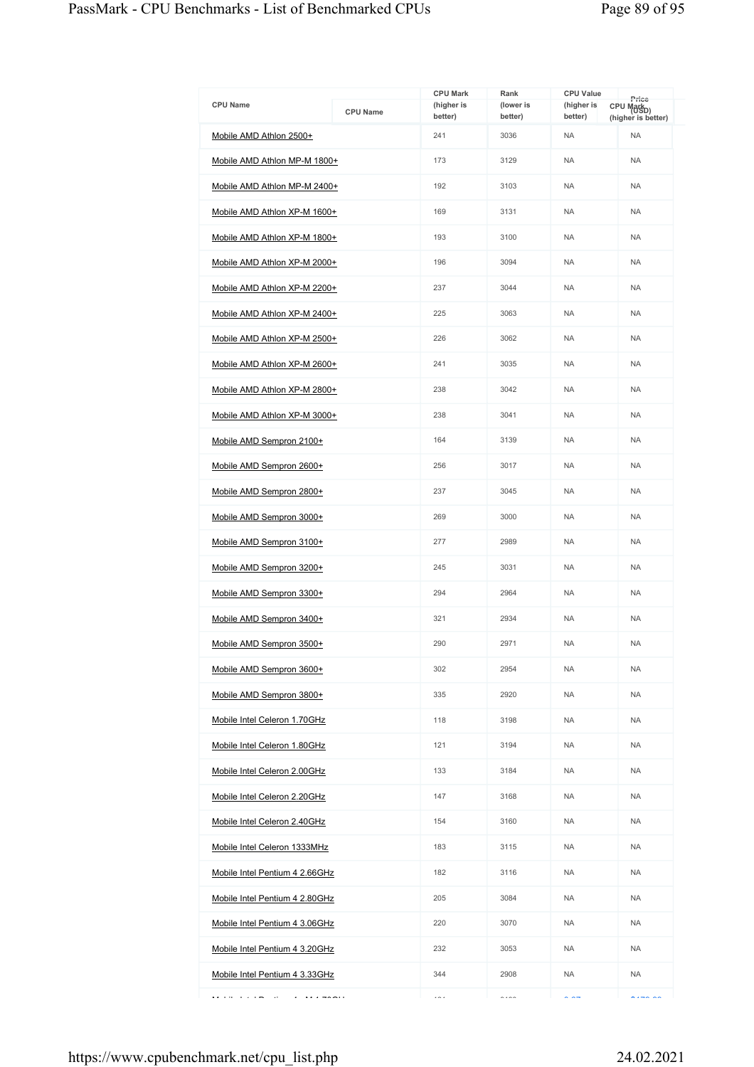| CPU Name | CPU Mark (higher is better) | Rank (lower is better) | CPU Value (higher is better) | Price (USD) |
|---|---|---|---|---|
| Mobile AMD Athlon 2500+ | 241 | 3036 | NA | NA |
| Mobile AMD Athlon MP-M 1800+ | 173 | 3129 | NA | NA |
| Mobile AMD Athlon MP-M 2400+ | 192 | 3103 | NA | NA |
| Mobile AMD Athlon XP-M 1600+ | 169 | 3131 | NA | NA |
| Mobile AMD Athlon XP-M 1800+ | 193 | 3100 | NA | NA |
| Mobile AMD Athlon XP-M 2000+ | 196 | 3094 | NA | NA |
| Mobile AMD Athlon XP-M 2200+ | 237 | 3044 | NA | NA |
| Mobile AMD Athlon XP-M 2400+ | 225 | 3063 | NA | NA |
| Mobile AMD Athlon XP-M 2500+ | 226 | 3062 | NA | NA |
| Mobile AMD Athlon XP-M 2600+ | 241 | 3035 | NA | NA |
| Mobile AMD Athlon XP-M 2800+ | 238 | 3042 | NA | NA |
| Mobile AMD Athlon XP-M 3000+ | 238 | 3041 | NA | NA |
| Mobile AMD Sempron 2100+ | 164 | 3139 | NA | NA |
| Mobile AMD Sempron 2600+ | 256 | 3017 | NA | NA |
| Mobile AMD Sempron 2800+ | 237 | 3045 | NA | NA |
| Mobile AMD Sempron 3000+ | 269 | 3000 | NA | NA |
| Mobile AMD Sempron 3100+ | 277 | 2989 | NA | NA |
| Mobile AMD Sempron 3200+ | 245 | 3031 | NA | NA |
| Mobile AMD Sempron 3300+ | 294 | 2964 | NA | NA |
| Mobile AMD Sempron 3400+ | 321 | 2934 | NA | NA |
| Mobile AMD Sempron 3500+ | 290 | 2971 | NA | NA |
| Mobile AMD Sempron 3600+ | 302 | 2954 | NA | NA |
| Mobile AMD Sempron 3800+ | 335 | 2920 | NA | NA |
| Mobile Intel Celeron 1.70GHz | 118 | 3198 | NA | NA |
| Mobile Intel Celeron 1.80GHz | 121 | 3194 | NA | NA |
| Mobile Intel Celeron 2.00GHz | 133 | 3184 | NA | NA |
| Mobile Intel Celeron 2.20GHz | 147 | 3168 | NA | NA |
| Mobile Intel Celeron 2.40GHz | 154 | 3160 | NA | NA |
| Mobile Intel Celeron 1333MHz | 183 | 3115 | NA | NA |
| Mobile Intel Pentium 4 2.66GHz | 182 | 3116 | NA | NA |
| Mobile Intel Pentium 4 2.80GHz | 205 | 3084 | NA | NA |
| Mobile Intel Pentium 4 3.06GHz | 220 | 3070 | NA | NA |
| Mobile Intel Pentium 4 3.20GHz | 232 | 3053 | NA | NA |
| Mobile Intel Pentium 4 3.33GHz | 344 | 2908 | NA | NA |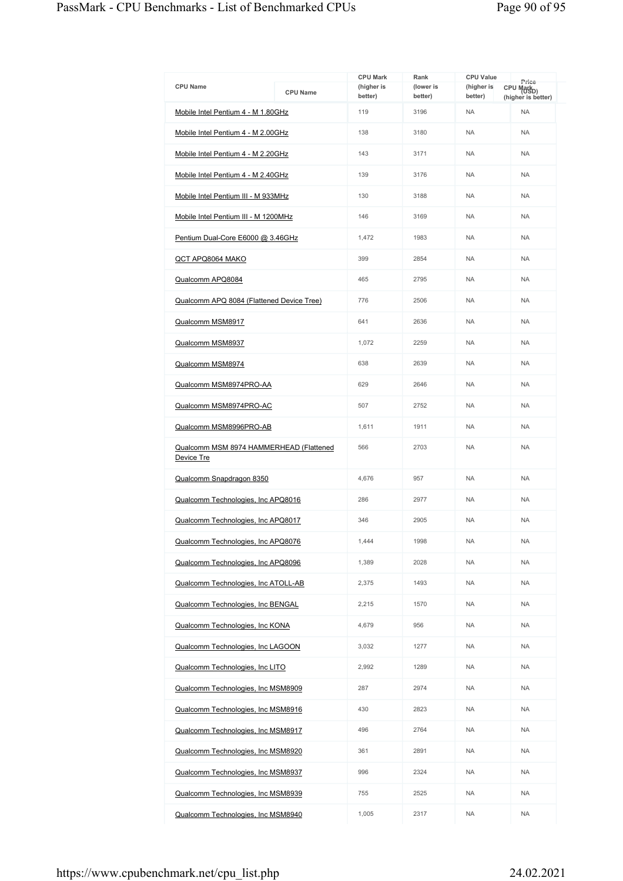| CPU Name | CPU Mark (higher is better) | Rank (lower is better) | CPU Value (higher is better) | Price (USD) |
|---|---|---|---|---|
| Mobile Intel Pentium 4 - M 1.80GHz | 119 | 3196 | NA | NA |
| Mobile Intel Pentium 4 - M 2.00GHz | 138 | 3180 | NA | NA |
| Mobile Intel Pentium 4 - M 2.20GHz | 143 | 3171 | NA | NA |
| Mobile Intel Pentium 4 - M 2.40GHz | 139 | 3176 | NA | NA |
| Mobile Intel Pentium III - M 933MHz | 130 | 3188 | NA | NA |
| Mobile Intel Pentium III - M 1200MHz | 146 | 3169 | NA | NA |
| Pentium Dual-Core E6000 @ 3.46GHz | 1,472 | 1983 | NA | NA |
| QCT APQ8064 MAKO | 399 | 2854 | NA | NA |
| Qualcomm APQ8084 | 465 | 2795 | NA | NA |
| Qualcomm APQ 8084 (Flattened Device Tree) | 776 | 2506 | NA | NA |
| Qualcomm MSM8917 | 641 | 2636 | NA | NA |
| Qualcomm MSM8937 | 1,072 | 2259 | NA | NA |
| Qualcomm MSM8974 | 638 | 2639 | NA | NA |
| Qualcomm MSM8974PRO-AA | 629 | 2646 | NA | NA |
| Qualcomm MSM8974PRO-AC | 507 | 2752 | NA | NA |
| Qualcomm MSM8996PRO-AB | 1,611 | 1911 | NA | NA |
| Qualcomm MSM 8974 HAMMERHEAD (Flattened Device Tre | 566 | 2703 | NA | NA |
| Qualcomm Snapdragon 8350 | 4,676 | 957 | NA | NA |
| Qualcomm Technologies, Inc APQ8016 | 286 | 2977 | NA | NA |
| Qualcomm Technologies, Inc APQ8017 | 346 | 2905 | NA | NA |
| Qualcomm Technologies, Inc APQ8076 | 1,444 | 1998 | NA | NA |
| Qualcomm Technologies, Inc APQ8096 | 1,389 | 2028 | NA | NA |
| Qualcomm Technologies, Inc ATOLL-AB | 2,375 | 1493 | NA | NA |
| Qualcomm Technologies, Inc BENGAL | 2,215 | 1570 | NA | NA |
| Qualcomm Technologies, Inc KONA | 4,679 | 956 | NA | NA |
| Qualcomm Technologies, Inc LAGOON | 3,032 | 1277 | NA | NA |
| Qualcomm Technologies, Inc LITO | 2,992 | 1289 | NA | NA |
| Qualcomm Technologies, Inc MSM8909 | 287 | 2974 | NA | NA |
| Qualcomm Technologies, Inc MSM8916 | 430 | 2823 | NA | NA |
| Qualcomm Technologies, Inc MSM8917 | 496 | 2764 | NA | NA |
| Qualcomm Technologies, Inc MSM8920 | 361 | 2891 | NA | NA |
| Qualcomm Technologies, Inc MSM8937 | 996 | 2324 | NA | NA |
| Qualcomm Technologies, Inc MSM8939 | 755 | 2525 | NA | NA |
| Qualcomm Technologies, Inc MSM8940 | 1,005 | 2317 | NA | NA |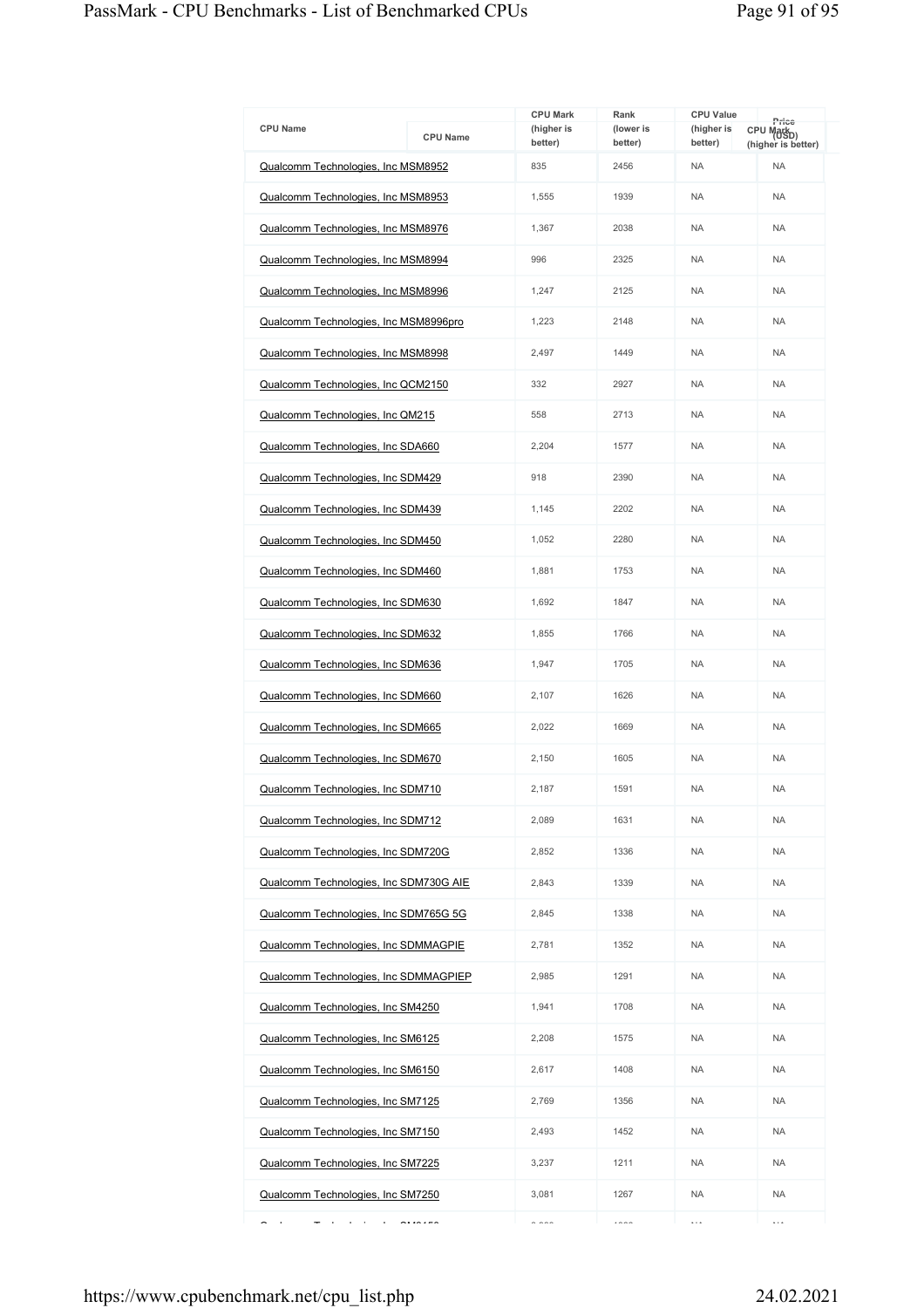| CPU Name | CPU Mark (higher is better) | Rank (lower is better) | CPU Value (higher is better) | Price (USD) |
|---|---|---|---|---|
| Qualcomm Technologies, Inc MSM8952 | 835 | 2456 | NA | NA |
| Qualcomm Technologies, Inc MSM8953 | 1,555 | 1939 | NA | NA |
| Qualcomm Technologies, Inc MSM8976 | 1,367 | 2038 | NA | NA |
| Qualcomm Technologies, Inc MSM8994 | 996 | 2325 | NA | NA |
| Qualcomm Technologies, Inc MSM8996 | 1,247 | 2125 | NA | NA |
| Qualcomm Technologies, Inc MSM8996pro | 1,223 | 2148 | NA | NA |
| Qualcomm Technologies, Inc MSM8998 | 2,497 | 1449 | NA | NA |
| Qualcomm Technologies, Inc QCM2150 | 332 | 2927 | NA | NA |
| Qualcomm Technologies, Inc QM215 | 558 | 2713 | NA | NA |
| Qualcomm Technologies, Inc SDA660 | 2,204 | 1577 | NA | NA |
| Qualcomm Technologies, Inc SDM429 | 918 | 2390 | NA | NA |
| Qualcomm Technologies, Inc SDM439 | 1,145 | 2202 | NA | NA |
| Qualcomm Technologies, Inc SDM450 | 1,052 | 2280 | NA | NA |
| Qualcomm Technologies, Inc SDM460 | 1,881 | 1753 | NA | NA |
| Qualcomm Technologies, Inc SDM630 | 1,692 | 1847 | NA | NA |
| Qualcomm Technologies, Inc SDM632 | 1,855 | 1766 | NA | NA |
| Qualcomm Technologies, Inc SDM636 | 1,947 | 1705 | NA | NA |
| Qualcomm Technologies, Inc SDM660 | 2,107 | 1626 | NA | NA |
| Qualcomm Technologies, Inc SDM665 | 2,022 | 1669 | NA | NA |
| Qualcomm Technologies, Inc SDM670 | 2,150 | 1605 | NA | NA |
| Qualcomm Technologies, Inc SDM710 | 2,187 | 1591 | NA | NA |
| Qualcomm Technologies, Inc SDM712 | 2,089 | 1631 | NA | NA |
| Qualcomm Technologies, Inc SDM720G | 2,852 | 1336 | NA | NA |
| Qualcomm Technologies, Inc SDM730G AIE | 2,843 | 1339 | NA | NA |
| Qualcomm Technologies, Inc SDM765G 5G | 2,845 | 1338 | NA | NA |
| Qualcomm Technologies, Inc SDMMAGPIE | 2,781 | 1352 | NA | NA |
| Qualcomm Technologies, Inc SDMMAGPIEP | 2,985 | 1291 | NA | NA |
| Qualcomm Technologies, Inc SM4250 | 1,941 | 1708 | NA | NA |
| Qualcomm Technologies, Inc SM6125 | 2,208 | 1575 | NA | NA |
| Qualcomm Technologies, Inc SM6150 | 2,617 | 1408 | NA | NA |
| Qualcomm Technologies, Inc SM7125 | 2,769 | 1356 | NA | NA |
| Qualcomm Technologies, Inc SM7150 | 2,493 | 1452 | NA | NA |
| Qualcomm Technologies, Inc SM7225 | 3,237 | 1211 | NA | NA |
| Qualcomm Technologies, Inc SM7250 | 3,081 | 1267 | NA | NA |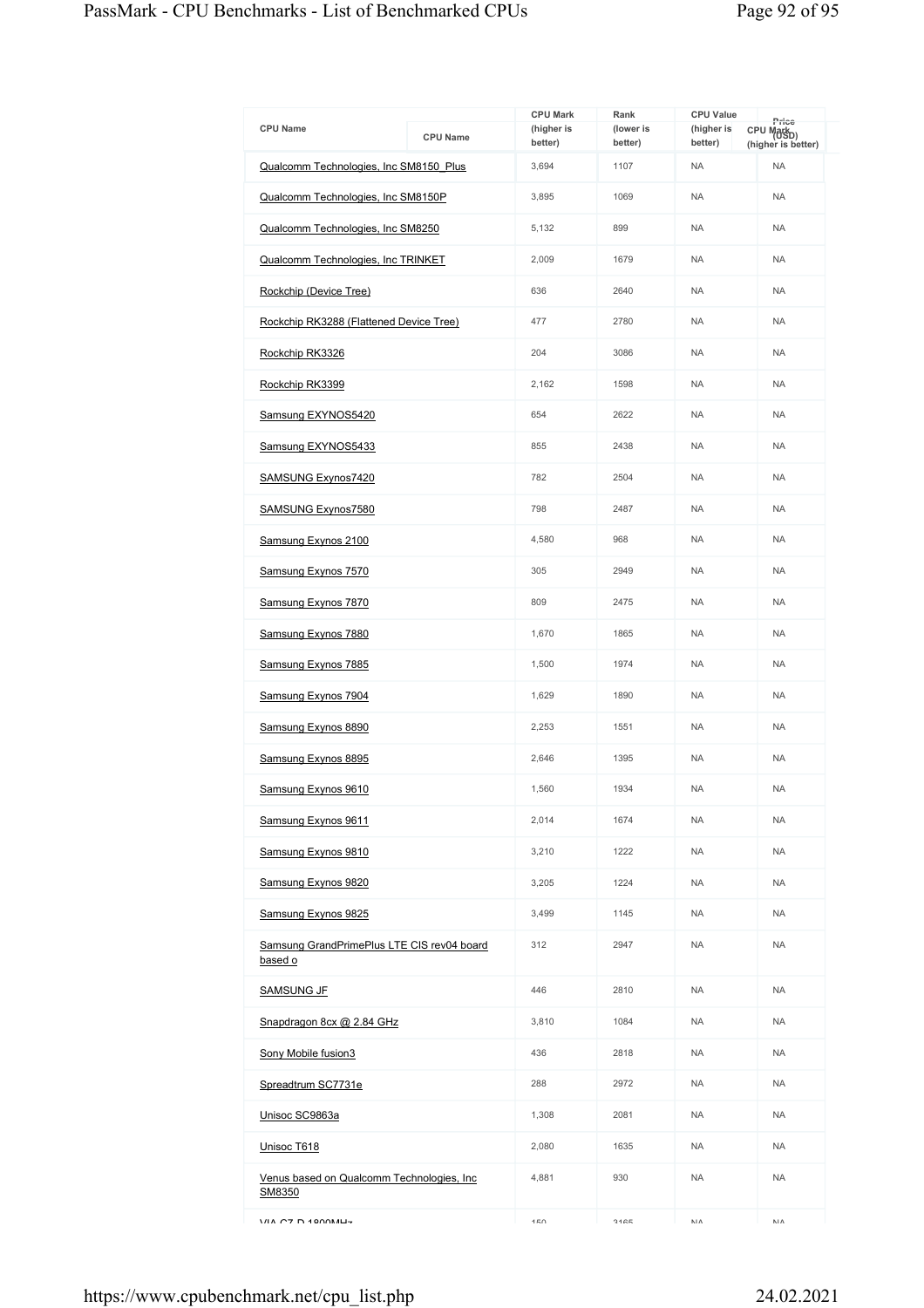| CPU Name | CPU Mark (higher is better) | Rank (lower is better) | CPU Value (higher is better) | Price (USD) |
|---|---|---|---|---|
| Qualcomm Technologies, Inc SM8150_Plus | 3,694 | 1107 | NA | NA |
| Qualcomm Technologies, Inc SM8150P | 3,895 | 1069 | NA | NA |
| Qualcomm Technologies, Inc SM8250 | 5,132 | 899 | NA | NA |
| Qualcomm Technologies, Inc TRINKET | 2,009 | 1679 | NA | NA |
| Rockchip (Device Tree) | 636 | 2640 | NA | NA |
| Rockchip RK3288 (Flattened Device Tree) | 477 | 2780 | NA | NA |
| Rockchip RK3326 | 204 | 3086 | NA | NA |
| Rockchip RK3399 | 2,162 | 1598 | NA | NA |
| Samsung EXYNOS5420 | 654 | 2622 | NA | NA |
| Samsung EXYNOS5433 | 855 | 2438 | NA | NA |
| SAMSUNG Exynos7420 | 782 | 2504 | NA | NA |
| SAMSUNG Exynos7580 | 798 | 2487 | NA | NA |
| Samsung Exynos 2100 | 4,580 | 968 | NA | NA |
| Samsung Exynos 7570 | 305 | 2949 | NA | NA |
| Samsung Exynos 7870 | 809 | 2475 | NA | NA |
| Samsung Exynos 7880 | 1,670 | 1865 | NA | NA |
| Samsung Exynos 7885 | 1,500 | 1974 | NA | NA |
| Samsung Exynos 7904 | 1,629 | 1890 | NA | NA |
| Samsung Exynos 8890 | 2,253 | 1551 | NA | NA |
| Samsung Exynos 8895 | 2,646 | 1395 | NA | NA |
| Samsung Exynos 9610 | 1,560 | 1934 | NA | NA |
| Samsung Exynos 9611 | 2,014 | 1674 | NA | NA |
| Samsung Exynos 9810 | 3,210 | 1222 | NA | NA |
| Samsung Exynos 9820 | 3,205 | 1224 | NA | NA |
| Samsung Exynos 9825 | 3,499 | 1145 | NA | NA |
| Samsung GrandPrimePlus LTE CIS rev04 board based o | 312 | 2947 | NA | NA |
| SAMSUNG JF | 446 | 2810 | NA | NA |
| Snapdragon 8cx @ 2.84 GHz | 3,810 | 1084 | NA | NA |
| Sony Mobile fusion3 | 436 | 2818 | NA | NA |
| Spreadtrum SC7731e | 288 | 2972 | NA | NA |
| Unisoc SC9863a | 1,308 | 2081 | NA | NA |
| Unisoc T618 | 2,080 | 1635 | NA | NA |
| Venus based on Qualcomm Technologies, Inc SM8350 | 4,881 | 930 | NA | NA |
| VIA C7-D 1800MHz | 150 | 3165 | NA | NA |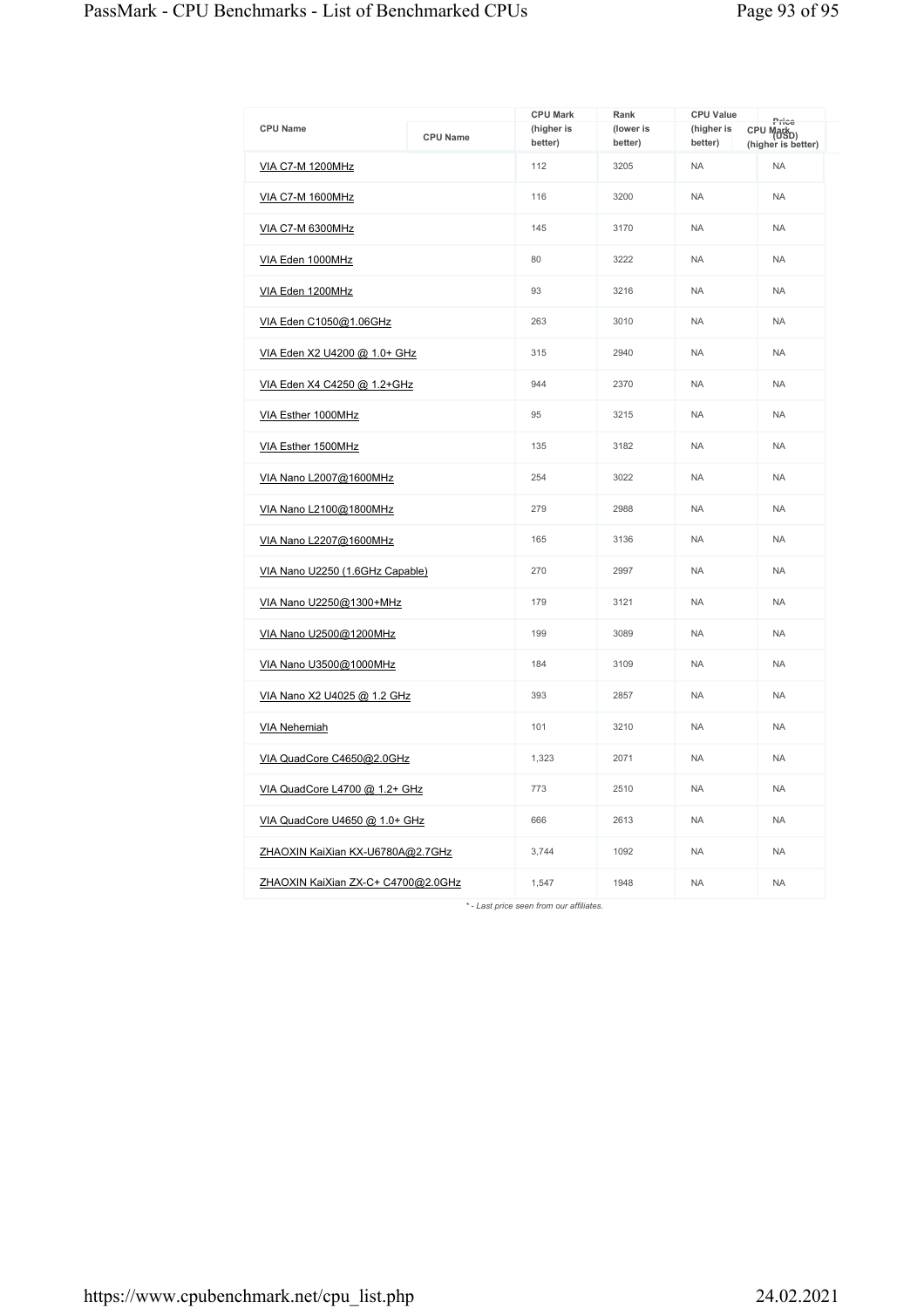| CPU Name | CPU Mark (higher is better) | Rank (lower is better) | CPU Value (higher is better) | Price (USD) |
|---|---|---|---|---|
| VIA C7-M 1200MHz | 112 | 3205 | NA | NA |
| VIA C7-M 1600MHz | 116 | 3200 | NA | NA |
| VIA C7-M 6300MHz | 145 | 3170 | NA | NA |
| VIA Eden 1000MHz | 80 | 3222 | NA | NA |
| VIA Eden 1200MHz | 93 | 3216 | NA | NA |
| VIA Eden C1050@1.06GHz | 263 | 3010 | NA | NA |
| VIA Eden X2 U4200 @ 1.0+ GHz | 315 | 2940 | NA | NA |
| VIA Eden X4 C4250 @ 1.2+GHz | 944 | 2370 | NA | NA |
| VIA Esther 1000MHz | 95 | 3215 | NA | NA |
| VIA Esther 1500MHz | 135 | 3182 | NA | NA |
| VIA Nano L2007@1600MHz | 254 | 3022 | NA | NA |
| VIA Nano L2100@1800MHz | 279 | 2988 | NA | NA |
| VIA Nano L2207@1600MHz | 165 | 3136 | NA | NA |
| VIA Nano U2250 (1.6GHz Capable) | 270 | 2997 | NA | NA |
| VIA Nano U2250@1300+MHz | 179 | 3121 | NA | NA |
| VIA Nano U2500@1200MHz | 199 | 3089 | NA | NA |
| VIA Nano U3500@1000MHz | 184 | 3109 | NA | NA |
| VIA Nano X2 U4025 @ 1.2 GHz | 393 | 2857 | NA | NA |
| VIA Nehemiah | 101 | 3210 | NA | NA |
| VIA QuadCore C4650@2.0GHz | 1,323 | 2071 | NA | NA |
| VIA QuadCore L4700 @ 1.2+ GHz | 773 | 2510 | NA | NA |
| VIA QuadCore U4650 @ 1.0+ GHz | 666 | 2613 | NA | NA |
| ZHAOXIN KaiXian KX-U6780A@2.7GHz | 3,744 | 1092 | NA | NA |
| ZHAOXIN KaiXian ZX-C+ C4700@2.0GHz | 1,547 | 1948 | NA | NA |

*\* - Last price seen from our affiliates.*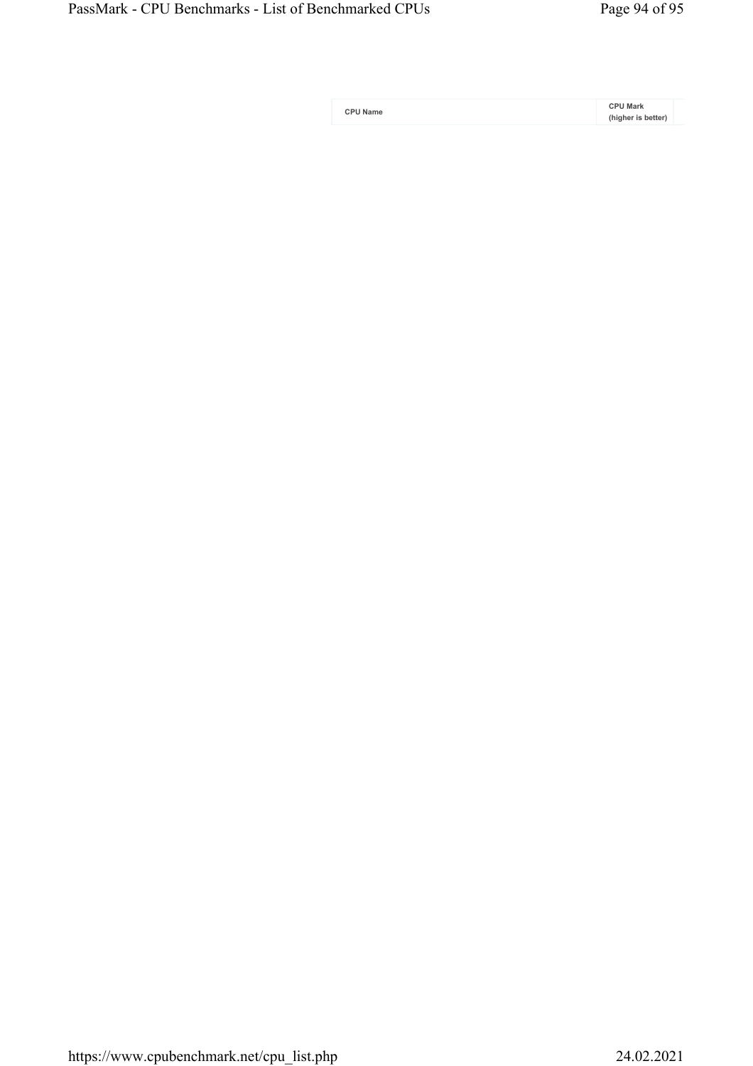| CPU Name | CPU Mark (higher is better) |
|---|---|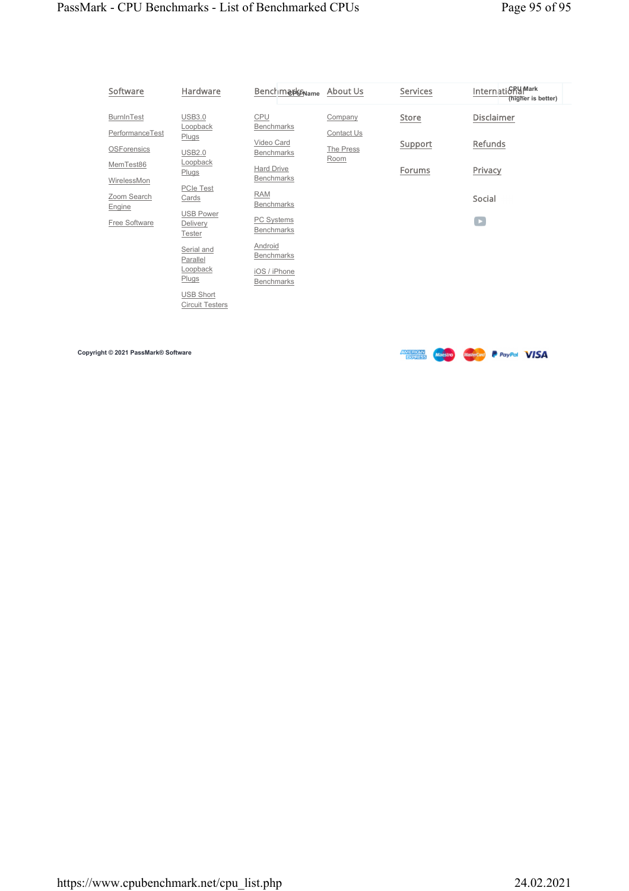| CPU Name | CPU Mark (higher is better) |
|---|---|

**Software**

- BurnInTest
- PerformanceTest
- OSForensics
- MemTest86
- WirelessMon
- Zoom Search Engine
- Free Software

**Hardware**

- USB3.0 Loopback Plugs
- USB2.0 Loopback Plugs
- PCIe Test Cards
- USB Power Delivery Tester
- Serial and Parallel Loopback Plugs
- USB Short Circuit Testers

**Benchmarks**

- CPU Benchmarks
- Video Card Benchmarks
- Hard Drive Benchmarks
- RAM Benchmarks
- PC Systems Benchmarks
- Android Benchmarks
- iOS / iPhone Benchmarks

**About Us**

- Company
- Contact Us
- The Press Room

**Services**

- Store
- Support
- Forums

**International**

- Disclaimer
- Refunds
- Privacy

Social

**Copyright © 2021 PassMark® Software**